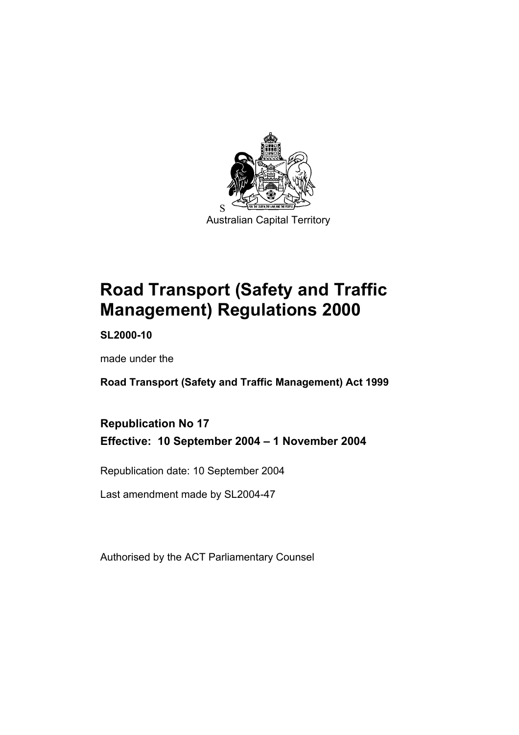Australian Capital Territory

# Road Transport (Safety and Traffic Management) Regulations 2000

**SL2000-10**

made under the

**Road Transport (Safety and Traffic Management) Act 1999**

## Republication No 17
## Effective: 10 September 2004 – 1 November 2004

Republication date: 10 September 2004

Last amendment made by SL2004-47

Authorised by the ACT Parliamentary Counsel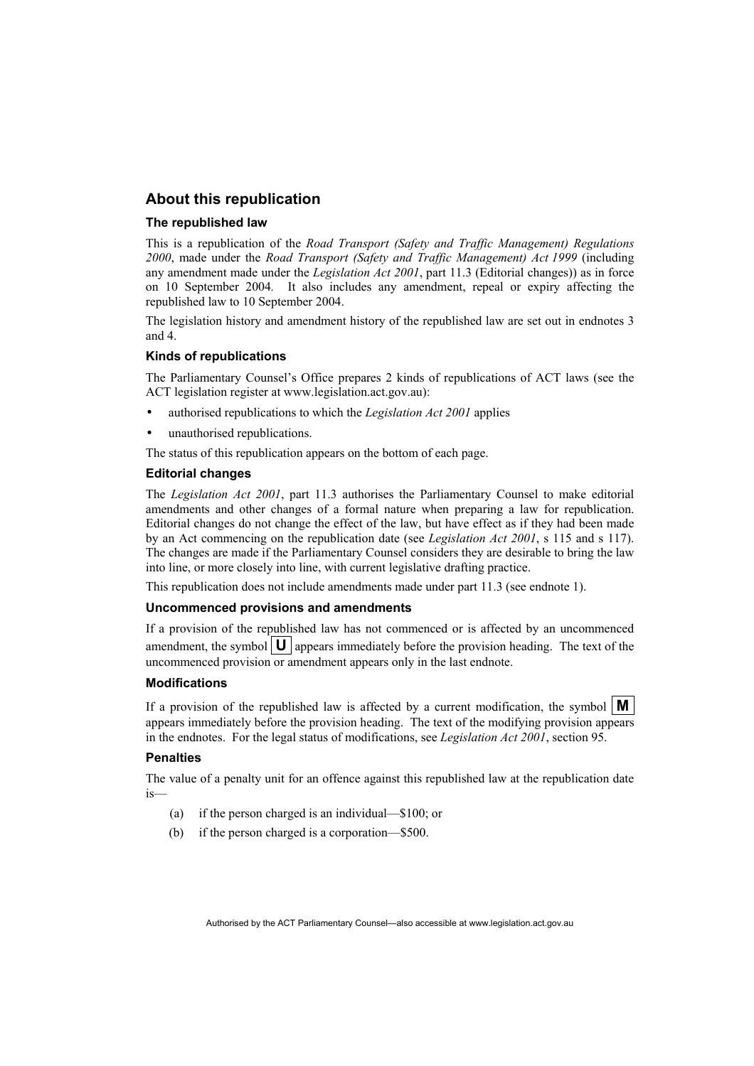## About this republication

### The republished law

This is a republication of the *Road Transport (Safety and Traffic Management) Regulations 2000*, made under the *Road Transport (Safety and Traffic Management) Act 1999* (including any amendment made under the *Legislation Act 2001*, part 11.3 (Editorial changes)) as in force on 10 September 2004*.* It also includes any amendment, repeal or expiry affecting the republished law to 10 September 2004.

The legislation history and amendment history of the republished law are set out in endnotes 3 and 4.

### Kinds of republications

The Parliamentary Counsel's Office prepares 2 kinds of republications of ACT laws (see the ACT legislation register at www.legislation.act.gov.au):

- authorised republications to which the *Legislation Act 2001* applies
- unauthorised republications.

The status of this republication appears on the bottom of each page.

### Editorial changes

The *Legislation Act 2001*, part 11.3 authorises the Parliamentary Counsel to make editorial amendments and other changes of a formal nature when preparing a law for republication. Editorial changes do not change the effect of the law, but have effect as if they had been made by an Act commencing on the republication date (see *Legislation Act 2001*, s 115 and s 117). The changes are made if the Parliamentary Counsel considers they are desirable to bring the law into line, or more closely into line, with current legislative drafting practice.

This republication does not include amendments made under part 11.3 (see endnote 1).

### Uncommenced provisions and amendments

If a provision of the republished law has not commenced or is affected by an uncommenced amendment, the symbol **U** appears immediately before the provision heading. The text of the uncommenced provision or amendment appears only in the last endnote.

### Modifications

If a provision of the republished law is affected by a current modification, the symbol **M** appears immediately before the provision heading. The text of the modifying provision appears in the endnotes. For the legal status of modifications, see *Legislation Act 2001*, section 95.

### Penalties

The value of a penalty unit for an offence against this republished law at the republication date is—

(a) if the person charged is an individual—$100; or

(b) if the person charged is a corporation—$500.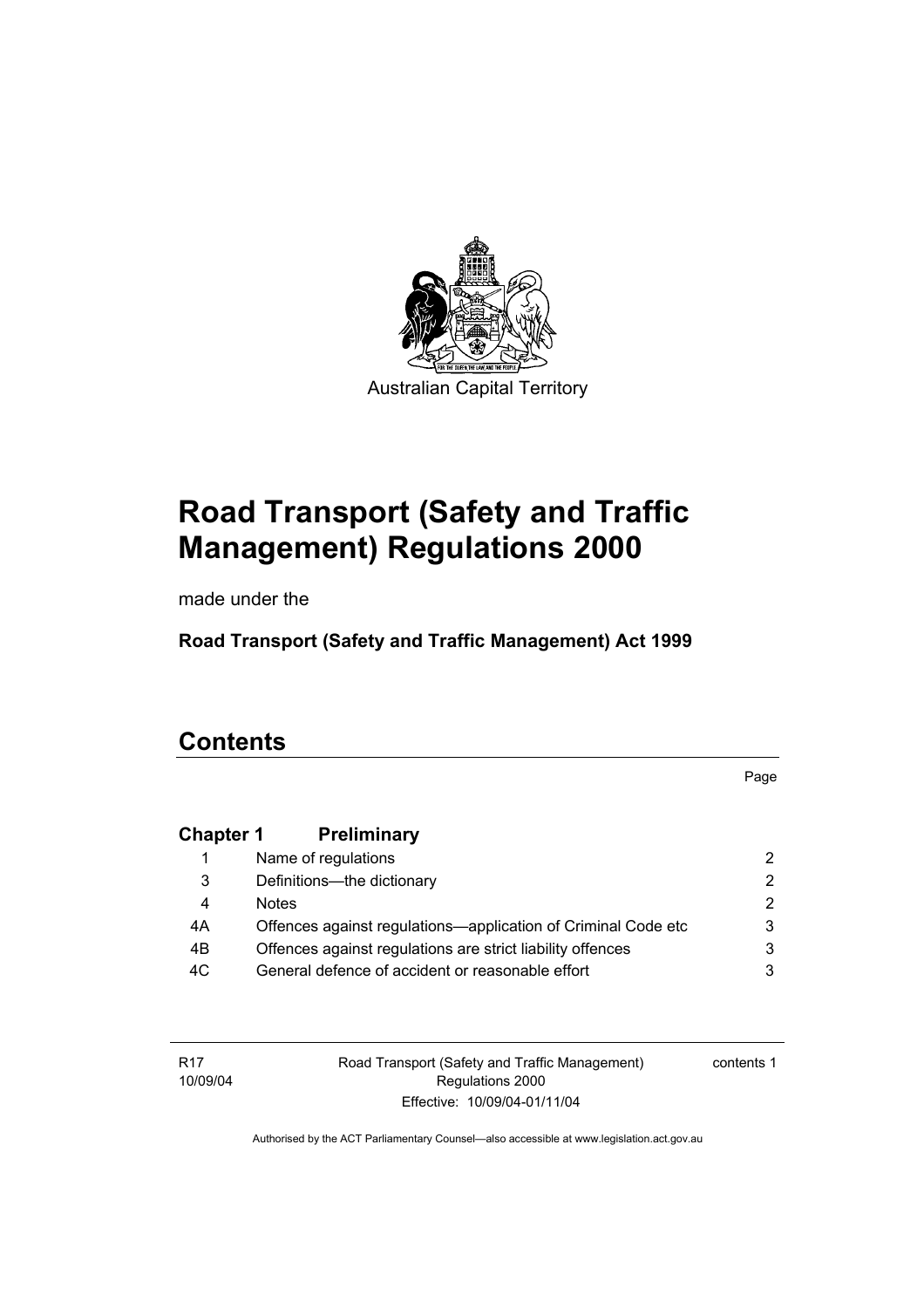Australian Capital Territory

# Road Transport (Safety and Traffic Management) Regulations 2000

made under the

**Road Transport (Safety and Traffic Management) Act 1999**

# Contents

Page

| | | |
|---|---|---|
| **Chapter 1** | **Preliminary** | |
| 1 | Name of regulations | 2 |
| 3 | Definitions—the dictionary | 2 |
| 4 | Notes | 2 |
| 4A | Offences against regulations—application of Criminal Code etc | 3 |
| 4B | Offences against regulations are strict liability offences | 3 |
| 4C | General defence of accident or reasonable effort | 3 |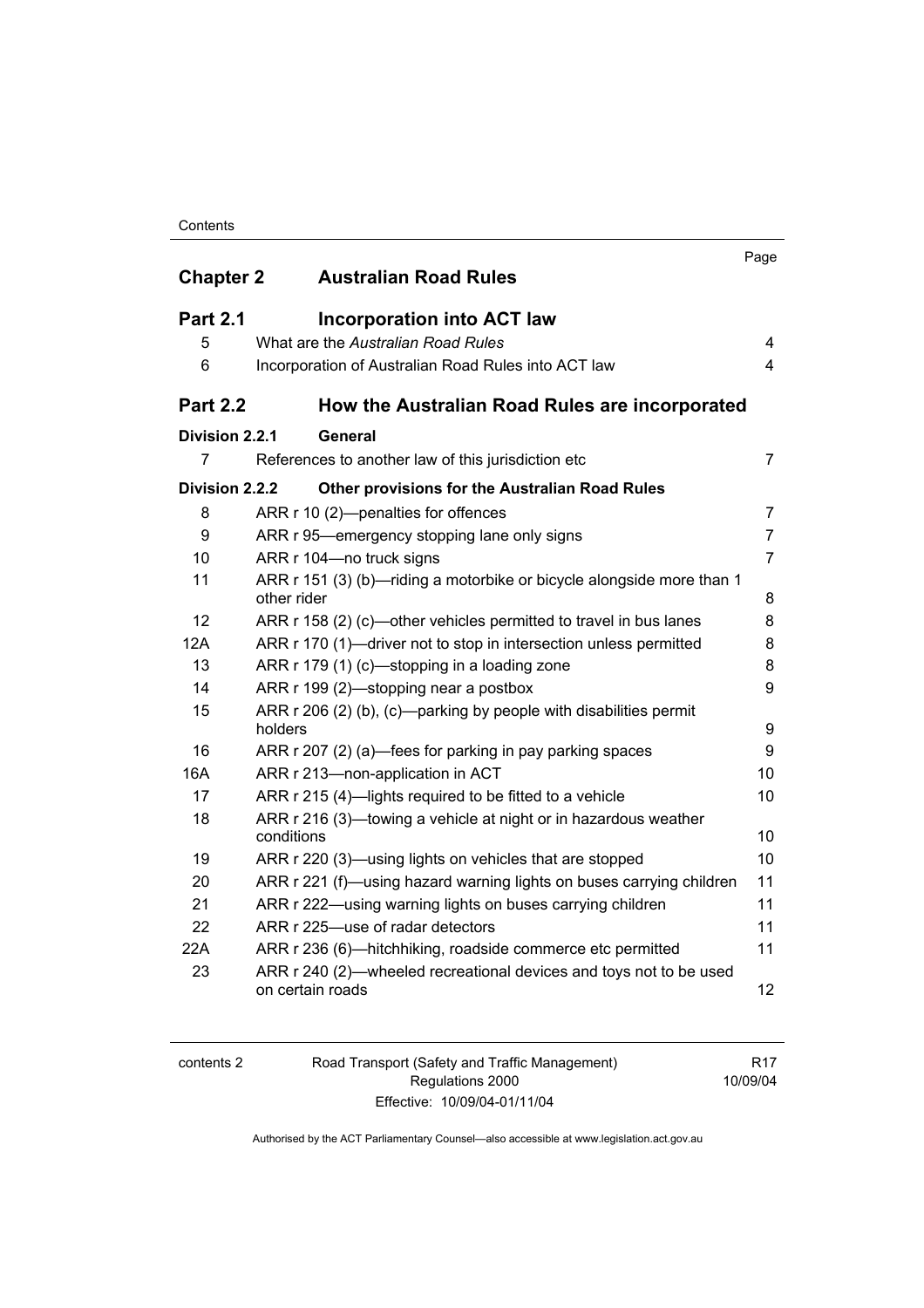| | | Page |
|---|---|---|
| **Chapter 2** | **Australian Road Rules** | |
| **Part 2.1** | **Incorporation into ACT law** | |
| 5 | What are the *Australian Road Rules* | 4 |
| 6 | Incorporation of Australian Road Rules into ACT law | 4 |
| **Part 2.2** | **How the Australian Road Rules are incorporated** | |
| **Division 2.2.1** | **General** | |
| 7 | References to another law of this jurisdiction etc | 7 |
| **Division 2.2.2** | **Other provisions for the Australian Road Rules** | |
| 8 | ARR r 10 (2)—penalties for offences | 7 |
| 9 | ARR r 95—emergency stopping lane only signs | 7 |
| 10 | ARR r 104—no truck signs | 7 |
| 11 | ARR r 151 (3) (b)—riding a motorbike or bicycle alongside more than 1 other rider | 8 |
| 12 | ARR r 158 (2) (c)—other vehicles permitted to travel in bus lanes | 8 |
| 12A | ARR r 170 (1)—driver not to stop in intersection unless permitted | 8 |
| 13 | ARR r 179 (1) (c)—stopping in a loading zone | 8 |
| 14 | ARR r 199 (2)—stopping near a postbox | 9 |
| 15 | ARR r 206 (2) (b), (c)—parking by people with disabilities permit holders | 9 |
| 16 | ARR r 207 (2) (a)—fees for parking in pay parking spaces | 9 |
| 16A | ARR r 213—non-application in ACT | 10 |
| 17 | ARR r 215 (4)—lights required to be fitted to a vehicle | 10 |
| 18 | ARR r 216 (3)—towing a vehicle at night or in hazardous weather conditions | 10 |
| 19 | ARR r 220 (3)—using lights on vehicles that are stopped | 10 |
| 20 | ARR r 221 (f)—using hazard warning lights on buses carrying children | 11 |
| 21 | ARR r 222—using warning lights on buses carrying children | 11 |
| 22 | ARR r 225—use of radar detectors | 11 |
| 22A | ARR r 236 (6)—hitchhiking, roadside commerce etc permitted | 11 |
| 23 | ARR r 240 (2)—wheeled recreational devices and toys not to be used on certain roads | 12 |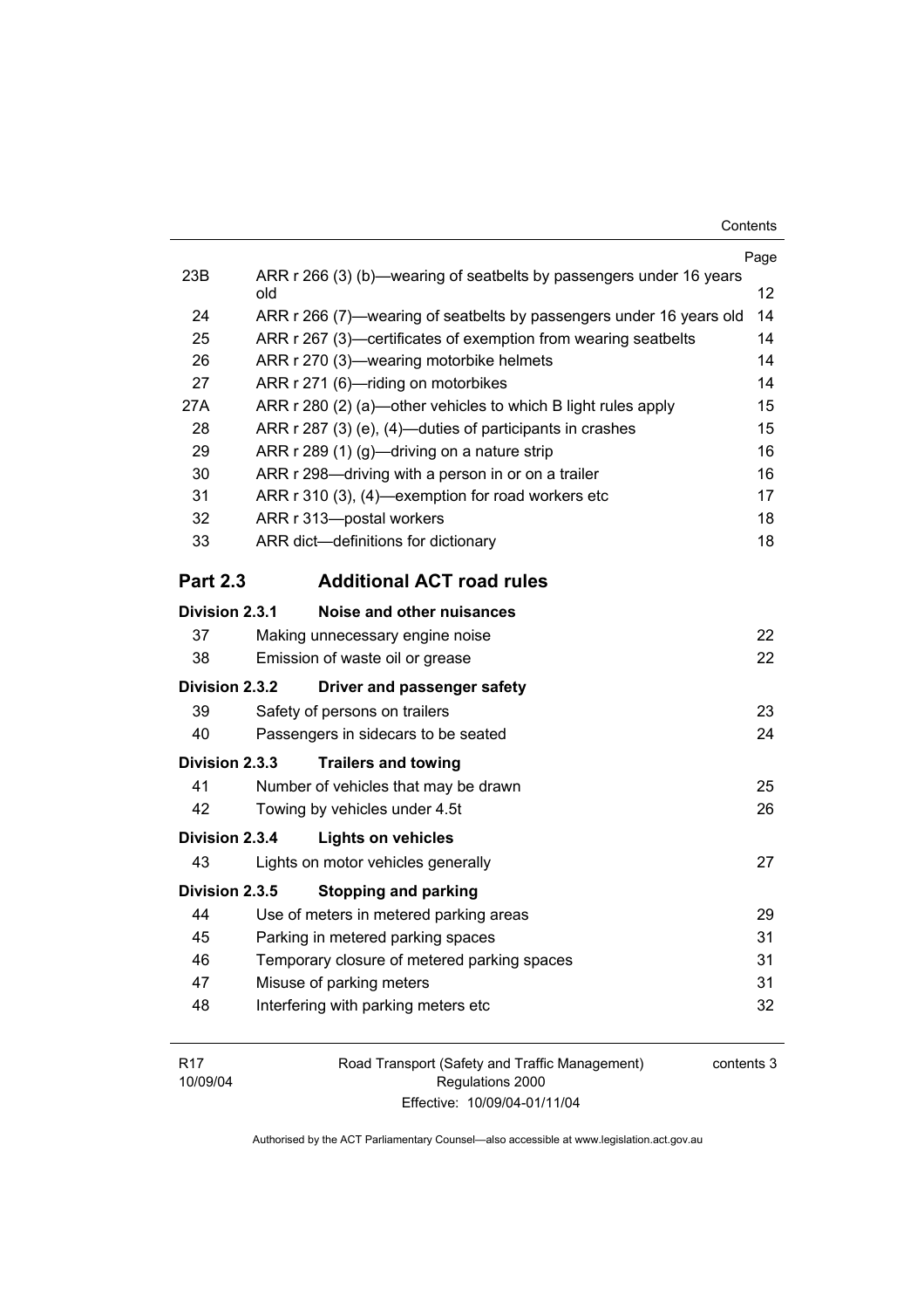| | | Page |
|---|---|---|
| 23B | ARR r 266 (3) (b)—wearing of seatbelts by passengers under 16 years old | 12 |
| 24 | ARR r 266 (7)—wearing of seatbelts by passengers under 16 years old | 14 |
| 25 | ARR r 267 (3)—certificates of exemption from wearing seatbelts | 14 |
| 26 | ARR r 270 (3)—wearing motorbike helmets | 14 |
| 27 | ARR r 271 (6)—riding on motorbikes | 14 |
| 27A | ARR r 280 (2) (a)—other vehicles to which B light rules apply | 15 |
| 28 | ARR r 287 (3) (e), (4)—duties of participants in crashes | 15 |
| 29 | ARR r 289 (1) (g)—driving on a nature strip | 16 |
| 30 | ARR r 298—driving with a person in or on a trailer | 16 |
| 31 | ARR r 310 (3), (4)—exemption for road workers etc | 17 |
| 32 | ARR r 313—postal workers | 18 |
| 33 | ARR dict—definitions for dictionary | 18 |

## Part 2.3 Additional ACT road rules

**Division 2.3.1 Noise and other nuisances**

| | | |
|---|---|---|
| 37 | Making unnecessary engine noise | 22 |
| 38 | Emission of waste oil or grease | 22 |

**Division 2.3.2 Driver and passenger safety**

| | | |
|---|---|---|
| 39 | Safety of persons on trailers | 23 |
| 40 | Passengers in sidecars to be seated | 24 |

**Division 2.3.3 Trailers and towing**

| | | |
|---|---|---|
| 41 | Number of vehicles that may be drawn | 25 |
| 42 | Towing by vehicles under 4.5t | 26 |

**Division 2.3.4 Lights on vehicles**

| | | |
|---|---|---|
| 43 | Lights on motor vehicles generally | 27 |

**Division 2.3.5 Stopping and parking**

| | | |
|---|---|---|
| 44 | Use of meters in metered parking areas | 29 |
| 45 | Parking in metered parking spaces | 31 |
| 46 | Temporary closure of metered parking spaces | 31 |
| 47 | Misuse of parking meters | 31 |
| 48 | Interfering with parking meters etc | 32 |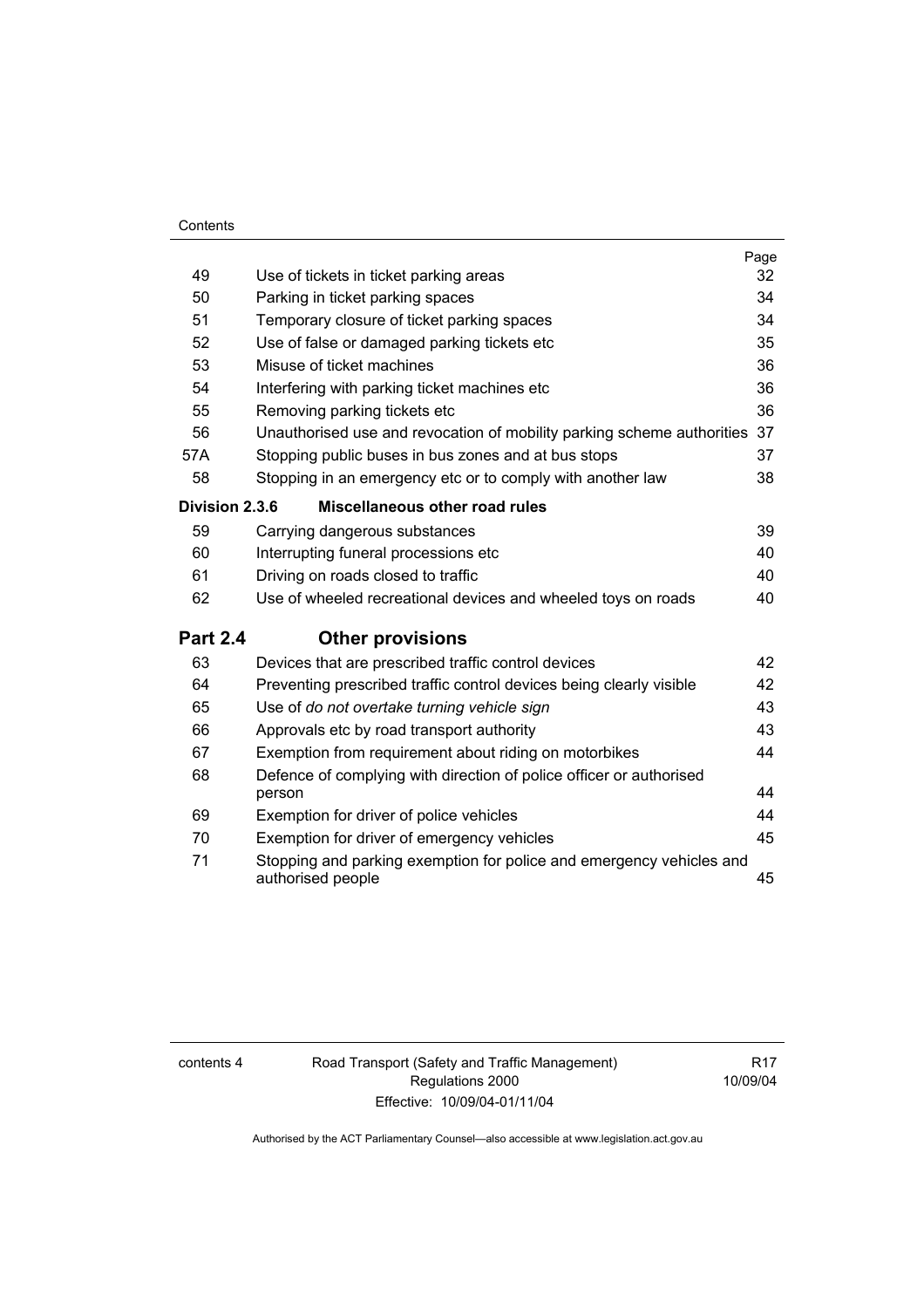| | | Page |
|---|---|---|
| 49 | Use of tickets in ticket parking areas | 32 |
| 50 | Parking in ticket parking spaces | 34 |
| 51 | Temporary closure of ticket parking spaces | 34 |
| 52 | Use of false or damaged parking tickets etc | 35 |
| 53 | Misuse of ticket machines | 36 |
| 54 | Interfering with parking ticket machines etc | 36 |
| 55 | Removing parking tickets etc | 36 |
| 56 | Unauthorised use and revocation of mobility parking scheme authorities | 37 |
| 57A | Stopping public buses in bus zones and at bus stops | 37 |
| 58 | Stopping in an emergency etc or to comply with another law | 38 |
| **Division 2.3.6** | **Miscellaneous other road rules** | |
| 59 | Carrying dangerous substances | 39 |
| 60 | Interrupting funeral processions etc | 40 |
| 61 | Driving on roads closed to traffic | 40 |
| 62 | Use of wheeled recreational devices and wheeled toys on roads | 40 |
| **Part 2.4** | **Other provisions** | |
| 63 | Devices that are prescribed traffic control devices | 42 |
| 64 | Preventing prescribed traffic control devices being clearly visible | 42 |
| 65 | Use of *do not overtake turning vehicle sign* | 43 |
| 66 | Approvals etc by road transport authority | 43 |
| 67 | Exemption from requirement about riding on motorbikes | 44 |
| 68 | Defence of complying with direction of police officer or authorised person | 44 |
| 69 | Exemption for driver of police vehicles | 44 |
| 70 | Exemption for driver of emergency vehicles | 45 |
| 71 | Stopping and parking exemption for police and emergency vehicles and authorised people | 45 |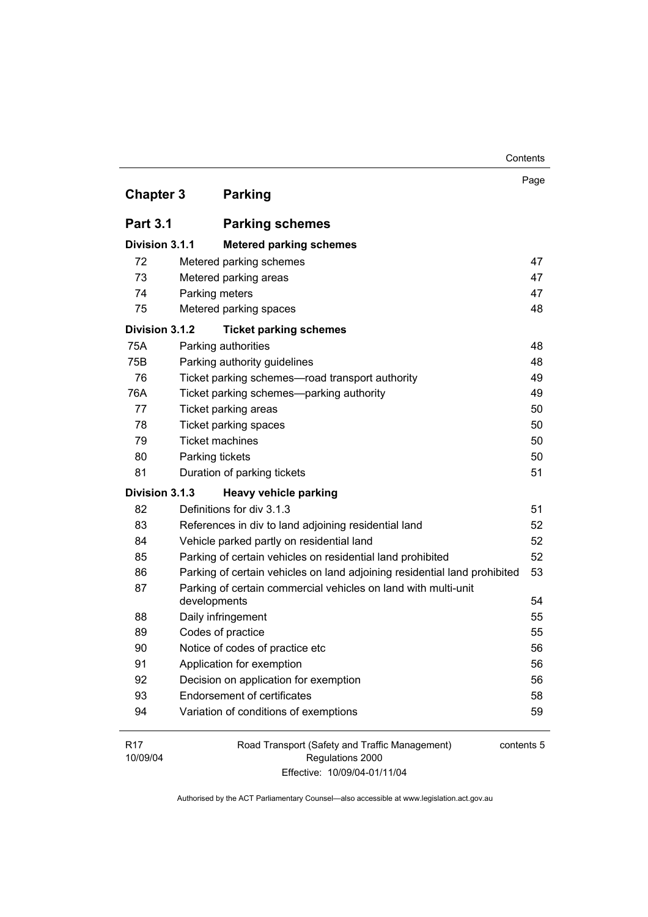## Chapter 3 Parking

### Part 3.1 Parking schemes

#### Division 3.1.1 Metered parking schemes

| | | Page |
|---|---|---|
| 72 | Metered parking schemes | 47 |
| 73 | Metered parking areas | 47 |
| 74 | Parking meters | 47 |
| 75 | Metered parking spaces | 48 |

#### Division 3.1.2 Ticket parking schemes

| | | |
|---|---|---|
| 75A | Parking authorities | 48 |
| 75B | Parking authority guidelines | 48 |
| 76 | Ticket parking schemes—road transport authority | 49 |
| 76A | Ticket parking schemes—parking authority | 49 |
| 77 | Ticket parking areas | 50 |
| 78 | Ticket parking spaces | 50 |
| 79 | Ticket machines | 50 |
| 80 | Parking tickets | 50 |
| 81 | Duration of parking tickets | 51 |

#### Division 3.1.3 Heavy vehicle parking

| | | |
|---|---|---|
| 82 | Definitions for div 3.1.3 | 51 |
| 83 | References in div to land adjoining residential land | 52 |
| 84 | Vehicle parked partly on residential land | 52 |
| 85 | Parking of certain vehicles on residential land prohibited | 52 |
| 86 | Parking of certain vehicles on land adjoining residential land prohibited | 53 |
| 87 | Parking of certain commercial vehicles on land with multi-unit developments | 54 |
| 88 | Daily infringement | 55 |
| 89 | Codes of practice | 55 |
| 90 | Notice of codes of practice etc | 56 |
| 91 | Application for exemption | 56 |
| 92 | Decision on application for exemption | 56 |
| 93 | Endorsement of certificates | 58 |
| 94 | Variation of conditions of exemptions | 59 |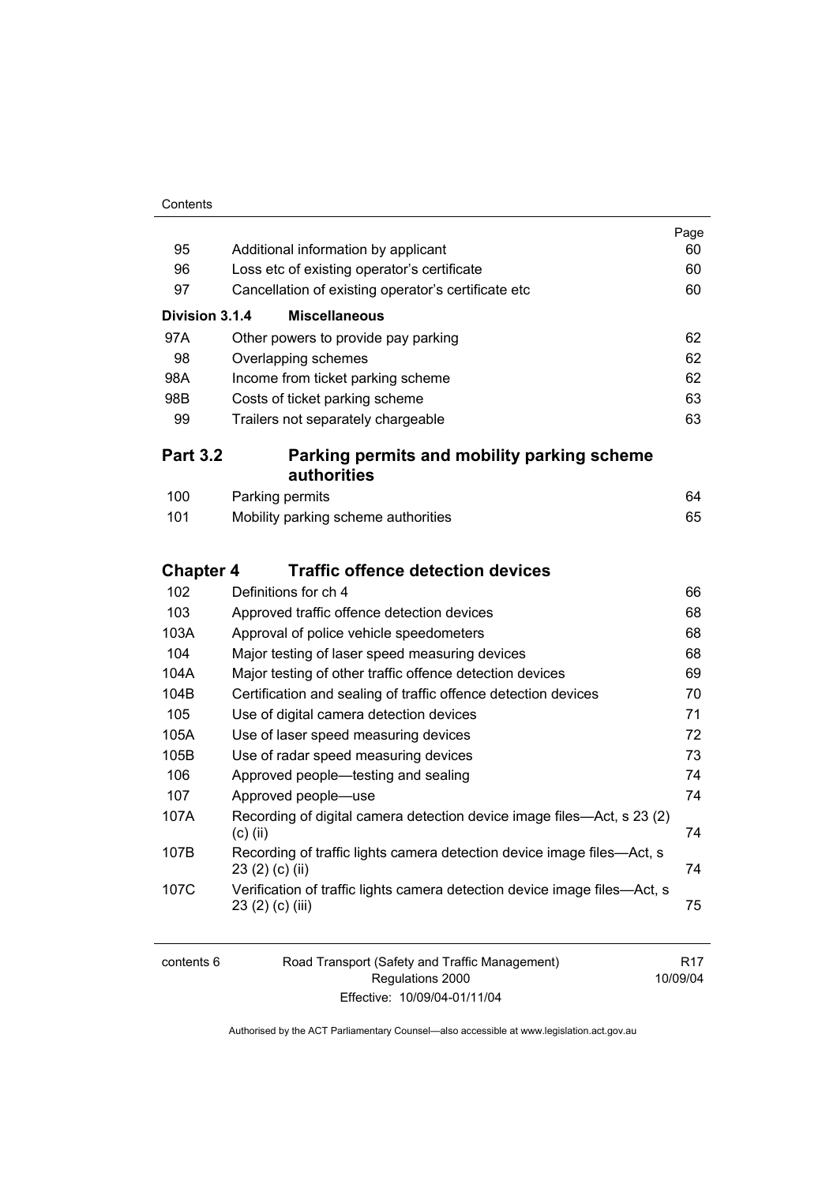| | | Page |
|---|---|---|
| 95 | Additional information by applicant | 60 |
| 96 | Loss etc of existing operator's certificate | 60 |
| 97 | Cancellation of existing operator's certificate etc | 60 |
| **Division 3.1.4** | **Miscellaneous** | |
| 97A | Other powers to provide pay parking | 62 |
| 98 | Overlapping schemes | 62 |
| 98A | Income from ticket parking scheme | 62 |
| 98B | Costs of ticket parking scheme | 63 |
| 99 | Trailers not separately chargeable | 63 |
| **Part 3.2** | **Parking permits and mobility parking scheme authorities** | |
| 100 | Parking permits | 64 |
| 101 | Mobility parking scheme authorities | 65 |
| **Chapter 4** | **Traffic offence detection devices** | |
| 102 | Definitions for ch 4 | 66 |
| 103 | Approved traffic offence detection devices | 68 |
| 103A | Approval of police vehicle speedometers | 68 |
| 104 | Major testing of laser speed measuring devices | 68 |
| 104A | Major testing of other traffic offence detection devices | 69 |
| 104B | Certification and sealing of traffic offence detection devices | 70 |
| 105 | Use of digital camera detection devices | 71 |
| 105A | Use of laser speed measuring devices | 72 |
| 105B | Use of radar speed measuring devices | 73 |
| 106 | Approved people—testing and sealing | 74 |
| 107 | Approved people—use | 74 |
| 107A | Recording of digital camera detection device image files—Act, s 23 (2) (c) (ii) | 74 |
| 107B | Recording of traffic lights camera detection device image files—Act, s 23 (2) (c) (ii) | 74 |
| 107C | Verification of traffic lights camera detection device image files—Act, s 23 (2) (c) (iii) | 75 |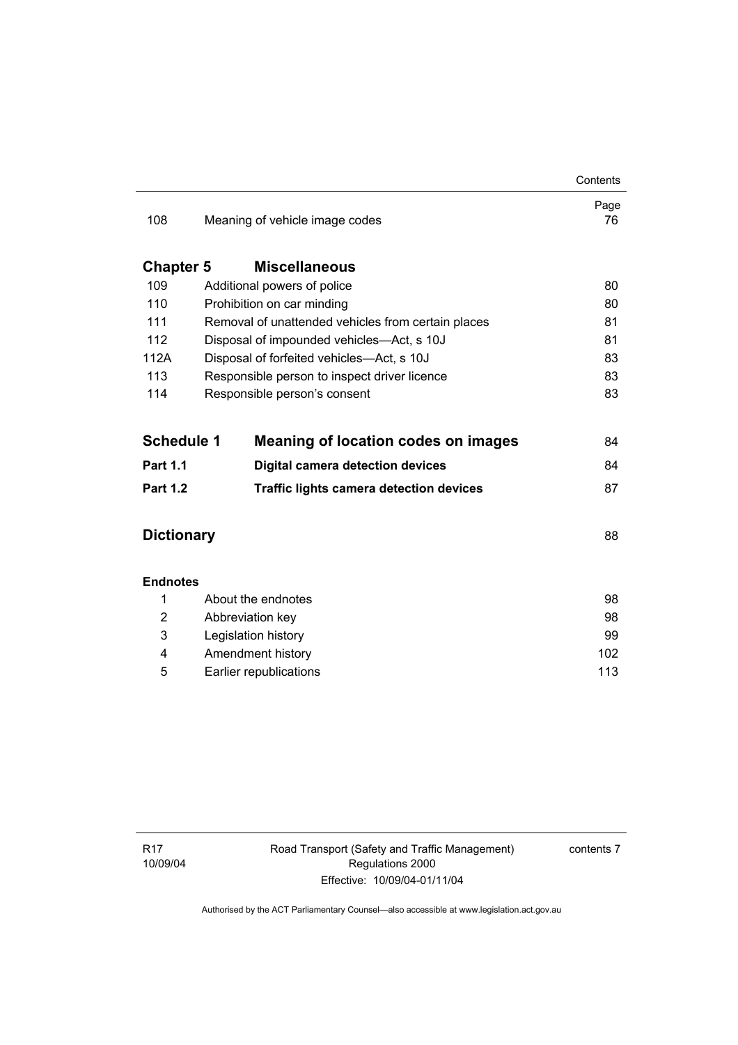| | | Page |
|---|---|---|
| 108 | Meaning of vehicle image codes | 76 |

**Chapter 5 Miscellaneous**

| | | |
|---|---|---|
| 109 | Additional powers of police | 80 |
| 110 | Prohibition on car minding | 80 |
| 111 | Removal of unattended vehicles from certain places | 81 |
| 112 | Disposal of impounded vehicles—Act, s 10J | 81 |
| 112A | Disposal of forfeited vehicles—Act, s 10J | 83 |
| 113 | Responsible person to inspect driver licence | 83 |
| 114 | Responsible person's consent | 83 |

| | | |
|---|---|---|
| **Schedule 1** | **Meaning of location codes on images** | 84 |
| **Part 1.1** | **Digital camera detection devices** | 84 |
| **Part 1.2** | **Traffic lights camera detection devices** | 87 |

| | |
|---|---|
| **Dictionary** | 88 |

**Endnotes**

| | | |
|---|---|---|
| 1 | About the endnotes | 98 |
| 2 | Abbreviation key | 98 |
| 3 | Legislation history | 99 |
| 4 | Amendment history | 102 |
| 5 | Earlier republications | 113 |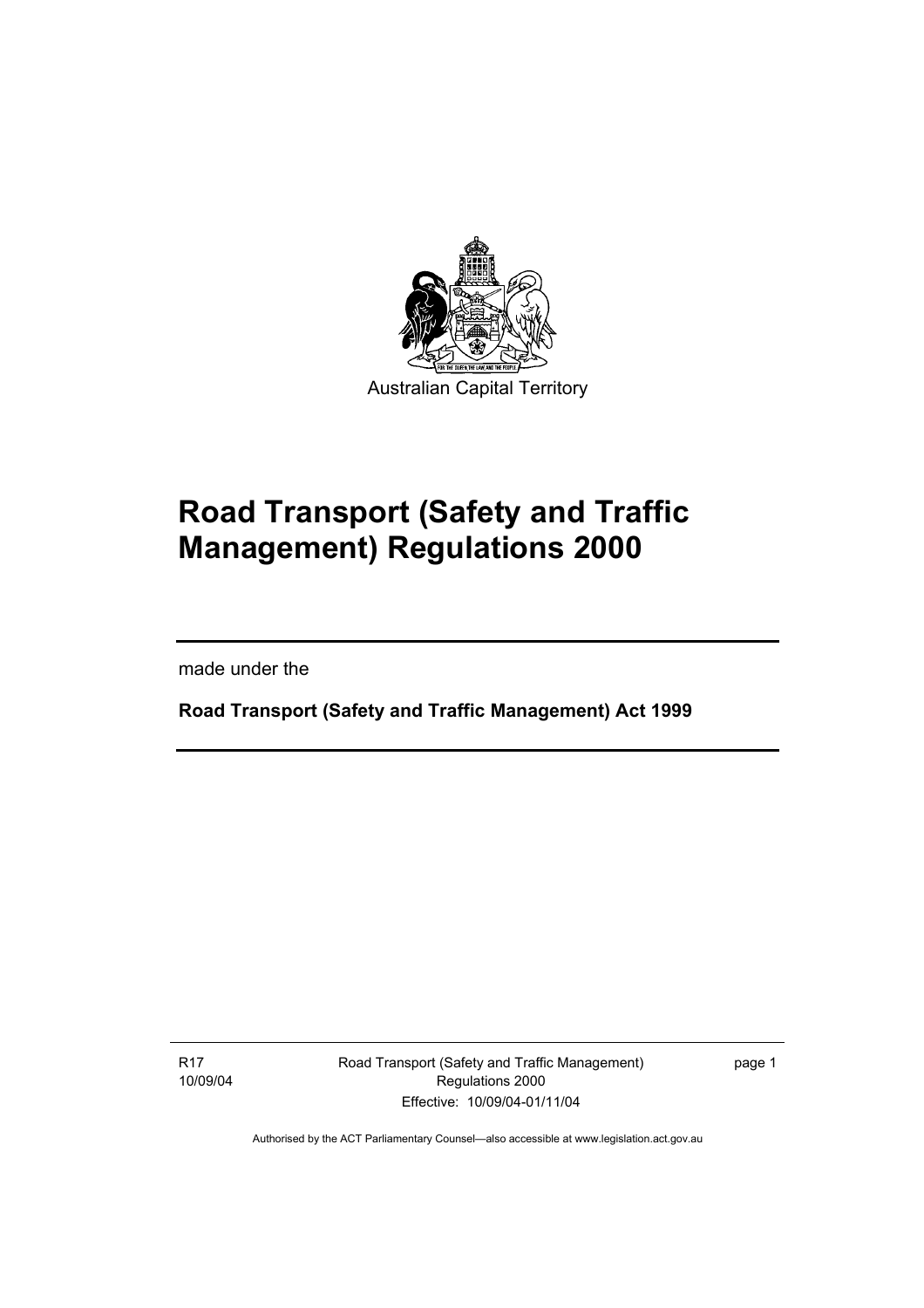Australian Capital Territory

# Road Transport (Safety and Traffic Management) Regulations 2000

made under the

**Road Transport (Safety and Traffic Management) Act 1999**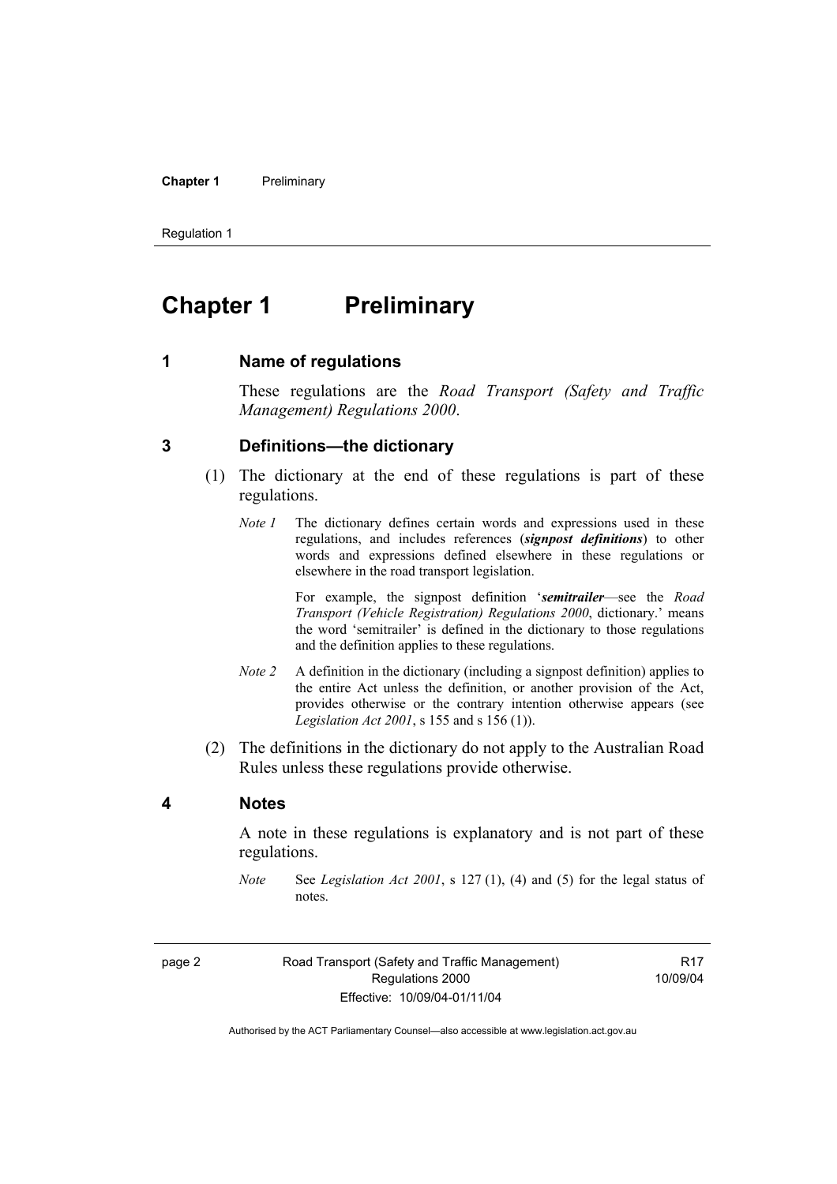# Chapter 1 Preliminary

## 1 Name of regulations

These regulations are the *Road Transport (Safety and Traffic Management) Regulations 2000*.

## 3 Definitions—the dictionary

(1) The dictionary at the end of these regulations is part of these regulations.

*Note 1* The dictionary defines certain words and expressions used in these regulations, and includes references (***signpost definitions***) to other words and expressions defined elsewhere in these regulations or elsewhere in the road transport legislation.

For example, the signpost definition '***semitrailer***—see the *Road Transport (Vehicle Registration) Regulations 2000*, dictionary.' means the word 'semitrailer' is defined in the dictionary to those regulations and the definition applies to these regulations.

*Note 2* A definition in the dictionary (including a signpost definition) applies to the entire Act unless the definition, or another provision of the Act, provides otherwise or the contrary intention otherwise appears (see *Legislation Act 2001*, s 155 and s 156 (1)).

(2) The definitions in the dictionary do not apply to the Australian Road Rules unless these regulations provide otherwise.

## 4 Notes

A note in these regulations is explanatory and is not part of these regulations.

*Note* See *Legislation Act 2001*, s 127 (1), (4) and (5) for the legal status of notes.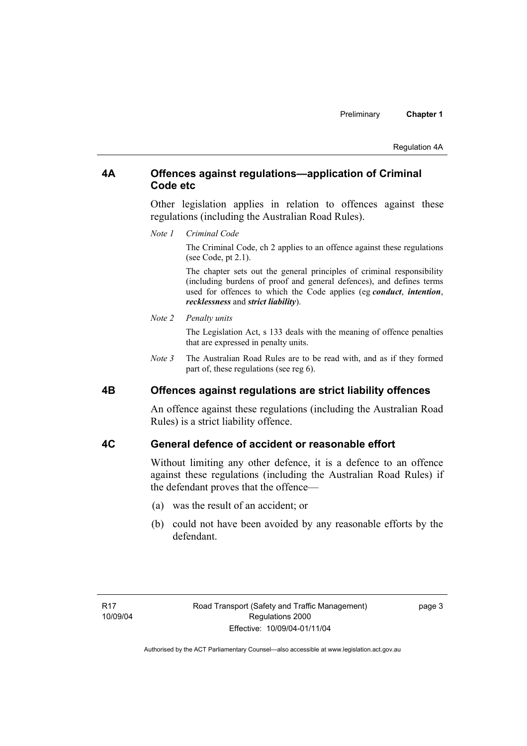## 4A Offences against regulations—application of Criminal Code etc

Other legislation applies in relation to offences against these regulations (including the Australian Road Rules).

*Note 1 Criminal Code*

The Criminal Code, ch 2 applies to an offence against these regulations (see Code, pt 2.1).

The chapter sets out the general principles of criminal responsibility (including burdens of proof and general defences), and defines terms used for offences to which the Code applies (eg ***conduct***, ***intention***, ***recklessness*** and ***strict liability***).

*Note 2 Penalty units*

The Legislation Act, s 133 deals with the meaning of offence penalties that are expressed in penalty units.

*Note 3* The Australian Road Rules are to be read with, and as if they formed part of, these regulations (see reg 6).

## 4B Offences against regulations are strict liability offences

An offence against these regulations (including the Australian Road Rules) is a strict liability offence.

## 4C General defence of accident or reasonable effort

Without limiting any other defence, it is a defence to an offence against these regulations (including the Australian Road Rules) if the defendant proves that the offence—

(a) was the result of an accident; or

(b) could not have been avoided by any reasonable efforts by the defendant.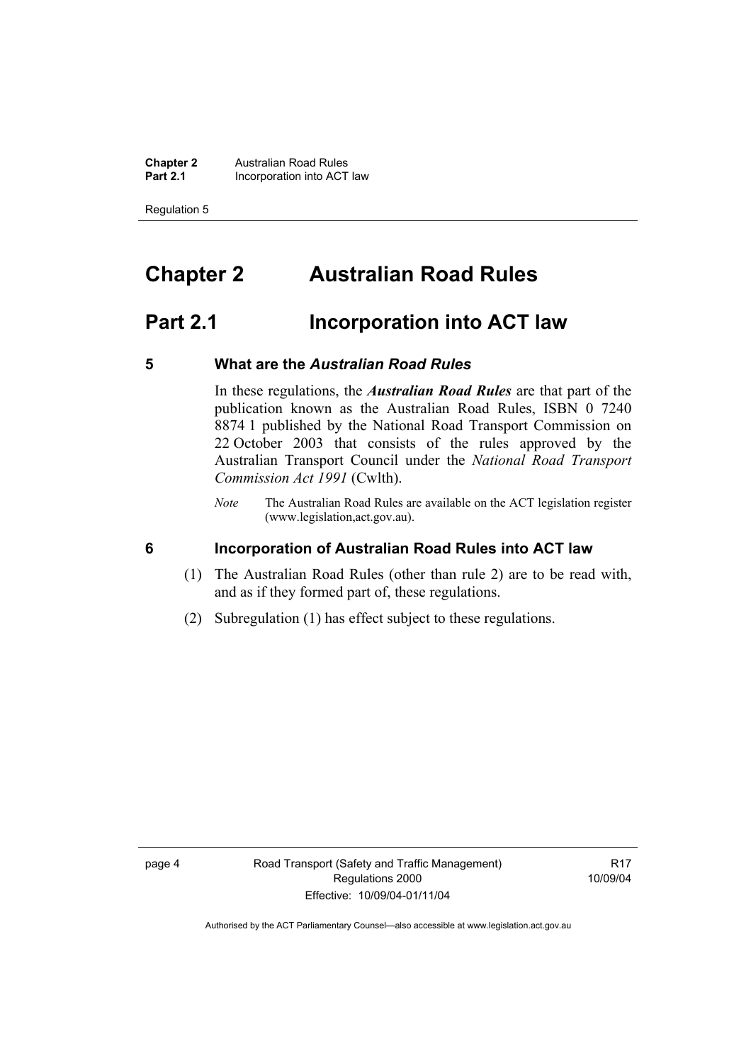# Chapter 2 Australian Road Rules

## Part 2.1 Incorporation into ACT law

### 5 What are the *Australian Road Rules*

In these regulations, the ***Australian Road Rules*** are that part of the publication known as the Australian Road Rules, ISBN 0 7240 8874 1 published by the National Road Transport Commission on 22 October 2003 that consists of the rules approved by the Australian Transport Council under the *National Road Transport Commission Act 1991* (Cwlth).

*Note* The Australian Road Rules are available on the ACT legislation register (www.legislation,act.gov.au).

### 6 Incorporation of Australian Road Rules into ACT law

(1) The Australian Road Rules (other than rule 2) are to be read with, and as if they formed part of, these regulations.

(2) Subregulation (1) has effect subject to these regulations.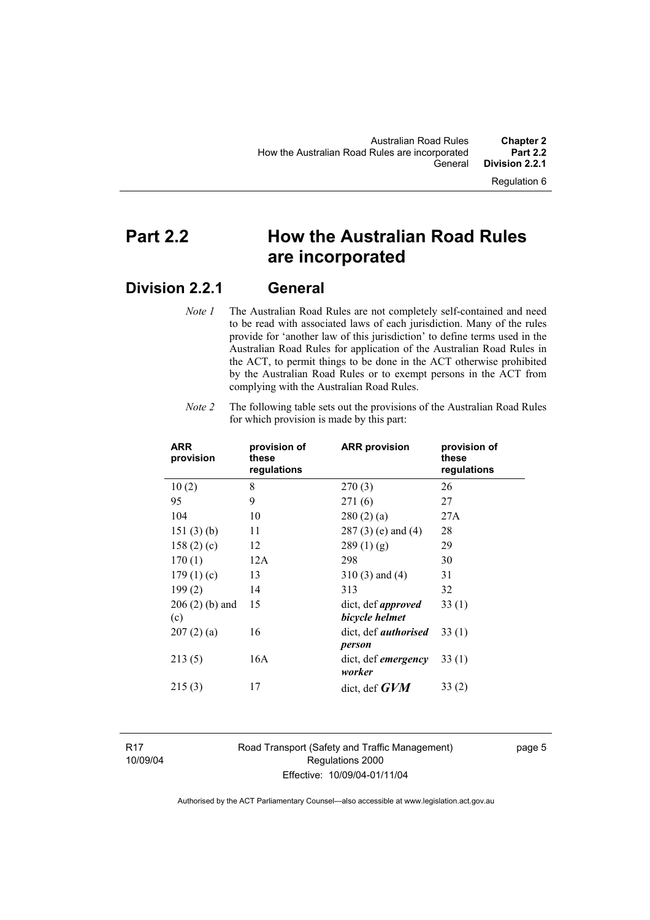# Part 2.2 How the Australian Road Rules are incorporated

## Division 2.2.1 General

*Note 1* The Australian Road Rules are not completely self-contained and need to be read with associated laws of each jurisdiction. Many of the rules provide for 'another law of this jurisdiction' to define terms used in the Australian Road Rules for application of the Australian Road Rules in the ACT, to permit things to be done in the ACT otherwise prohibited by the Australian Road Rules or to exempt persons in the ACT from complying with the Australian Road Rules.

*Note 2* The following table sets out the provisions of the Australian Road Rules for which provision is made by this part:

| ARR provision | provision of these regulations | ARR provision | provision of these regulations |
|---|---|---|---|
| 10 (2) | 8 | 270 (3) | 26 |
| 95 | 9 | 271 (6) | 27 |
| 104 | 10 | 280 (2) (a) | 27A |
| 151 (3) (b) | 11 | 287 (3) (e) and (4) | 28 |
| 158 (2) (c) | 12 | 289 (1) (g) | 29 |
| 170 (1) | 12A | 298 | 30 |
| 179 (1) (c) | 13 | 310 (3) and (4) | 31 |
| 199 (2) | 14 | 313 | 32 |
| 206 (2) (b) and (c) | 15 | dict, def ***approved bicycle helmet*** | 33 (1) |
| 207 (2) (a) | 16 | dict, def ***authorised person*** | 33 (1) |
| 213 (5) | 16A | dict, def ***emergency worker*** | 33 (1) |
| 215 (3) | 17 | dict, def ***GVM*** | 33 (2) |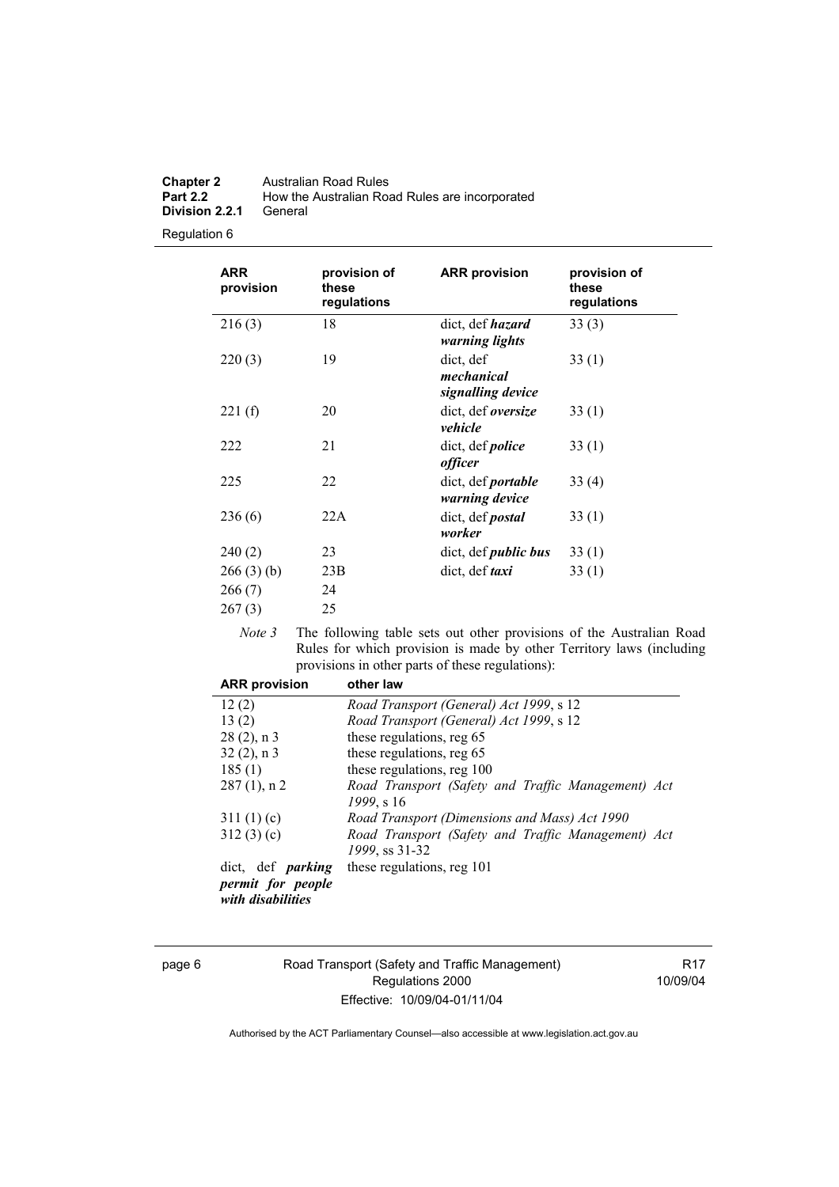| ARR provision | provision of these regulations | ARR provision | provision of these regulations |
| --- | --- | --- | --- |
| 216 (3) | 18 | dict, def ***hazard warning lights*** | 33 (3) |
| 220 (3) | 19 | dict, def ***mechanical signalling device*** | 33 (1) |
| 221 (f) | 20 | dict, def ***oversize vehicle*** | 33 (1) |
| 222 | 21 | dict, def ***police officer*** | 33 (1) |
| 225 | 22 | dict, def ***portable warning device*** | 33 (4) |
| 236 (6) | 22A | dict, def ***postal worker*** | 33 (1) |
| 240 (2) | 23 | dict, def ***public bus*** | 33 (1) |
| 266 (3) (b) | 23B | dict, def ***taxi*** | 33 (1) |
| 266 (7) | 24 | | |
| 267 (3) | 25 | | |

*Note 3* The following table sets out other provisions of the Australian Road Rules for which provision is made by other Territory laws (including provisions in other parts of these regulations):

| ARR provision | other law |
| --- | --- |
| 12 (2) | *Road Transport (General) Act 1999*, s 12 |
| 13 (2) | *Road Transport (General) Act 1999*, s 12 |
| 28 (2), n 3 | these regulations, reg 65 |
| 32 (2), n 3 | these regulations, reg 65 |
| 185 (1) | these regulations, reg 100 |
| 287 (1), n 2 | *Road Transport (Safety and Traffic Management) Act 1999*, s 16 |
| 311 (1) (c) | *Road Transport (Dimensions and Mass) Act 1990* |
| 312 (3) (c) | *Road Transport (Safety and Traffic Management) Act 1999*, ss 31-32 |
| dict, def ***parking permit for people with disabilities*** | these regulations, reg 101 |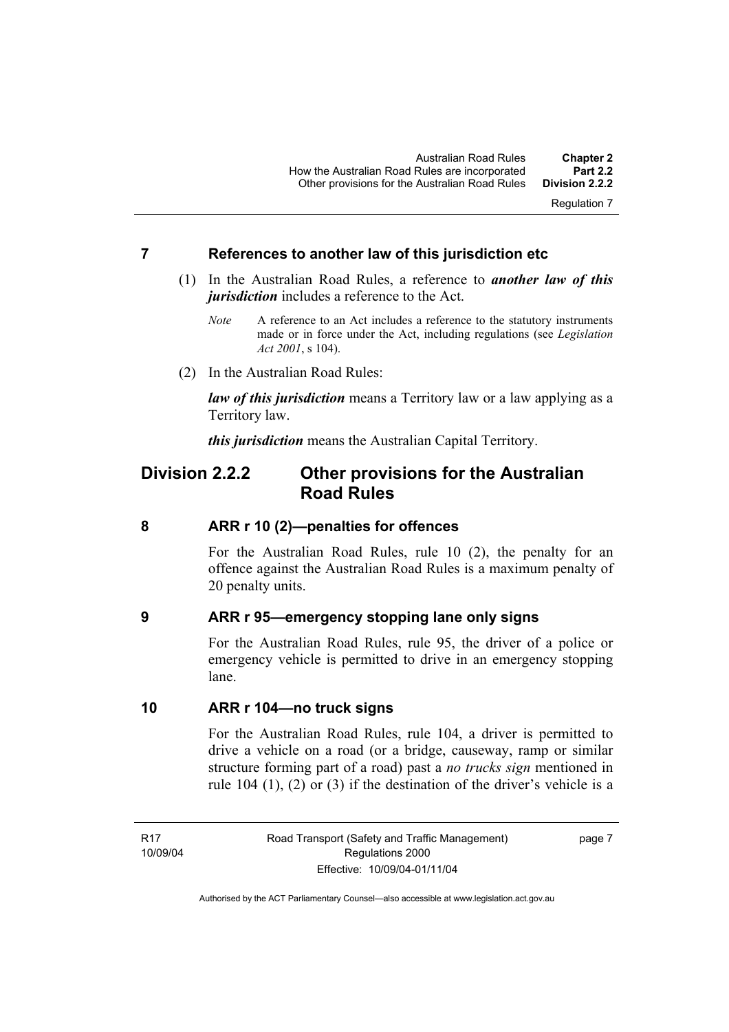### 7 References to another law of this jurisdiction etc

(1) In the Australian Road Rules, a reference to ***another law of this jurisdiction*** includes a reference to the Act.

*Note* A reference to an Act includes a reference to the statutory instruments made or in force under the Act, including regulations (see *Legislation Act 2001*, s 104).

(2) In the Australian Road Rules:

***law of this jurisdiction*** means a Territory law or a law applying as a Territory law.

***this jurisdiction*** means the Australian Capital Territory.

## Division 2.2.2 Other provisions for the Australian Road Rules

### 8 ARR r 10 (2)—penalties for offences

For the Australian Road Rules, rule 10 (2), the penalty for an offence against the Australian Road Rules is a maximum penalty of 20 penalty units.

### 9 ARR r 95—emergency stopping lane only signs

For the Australian Road Rules, rule 95, the driver of a police or emergency vehicle is permitted to drive in an emergency stopping lane.

### 10 ARR r 104—no truck signs

For the Australian Road Rules, rule 104, a driver is permitted to drive a vehicle on a road (or a bridge, causeway, ramp or similar structure forming part of a road) past a *no trucks sign* mentioned in rule 104 (1), (2) or (3) if the destination of the driver's vehicle is a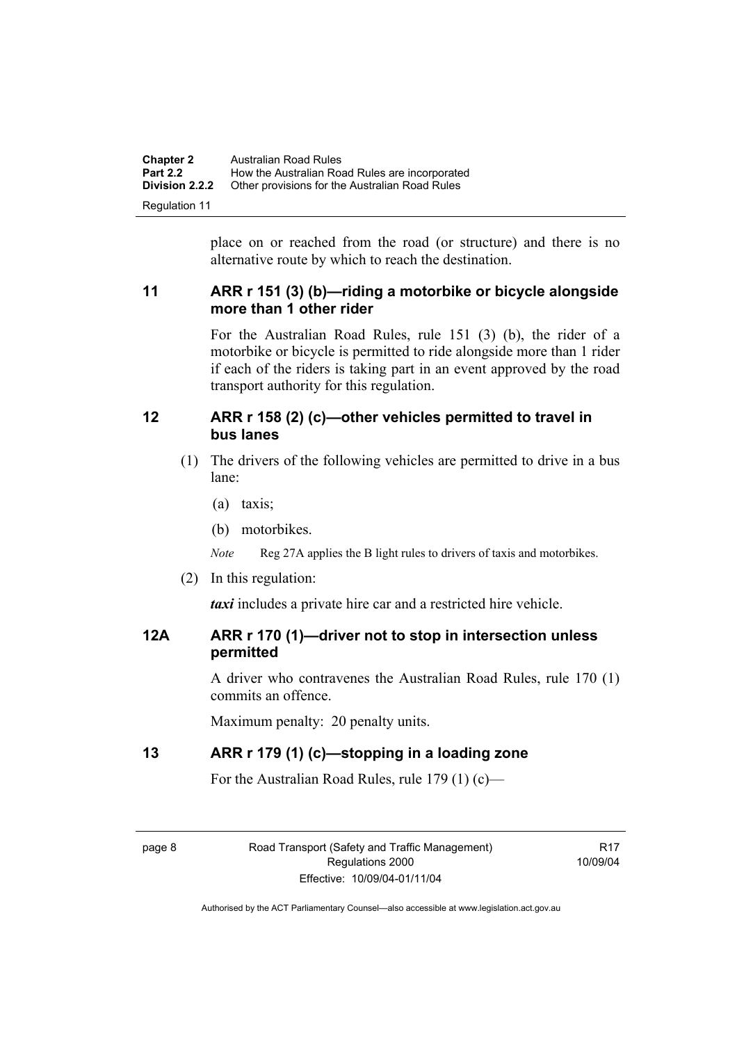place on or reached from the road (or structure) and there is no alternative route by which to reach the destination.

## 11 ARR r 151 (3) (b)—riding a motorbike or bicycle alongside more than 1 other rider

For the Australian Road Rules, rule 151 (3) (b), the rider of a motorbike or bicycle is permitted to ride alongside more than 1 rider if each of the riders is taking part in an event approved by the road transport authority for this regulation.

## 12 ARR r 158 (2) (c)—other vehicles permitted to travel in bus lanes

(1) The drivers of the following vehicles are permitted to drive in a bus lane:

(a) taxis;

(b) motorbikes.

*Note* Reg 27A applies the B light rules to drivers of taxis and motorbikes.

(2) In this regulation:

***taxi*** includes a private hire car and a restricted hire vehicle.

## 12A ARR r 170 (1)—driver not to stop in intersection unless permitted

A driver who contravenes the Australian Road Rules, rule 170 (1) commits an offence.

Maximum penalty: 20 penalty units.

## 13 ARR r 179 (1) (c)—stopping in a loading zone

For the Australian Road Rules, rule 179 (1) (c)—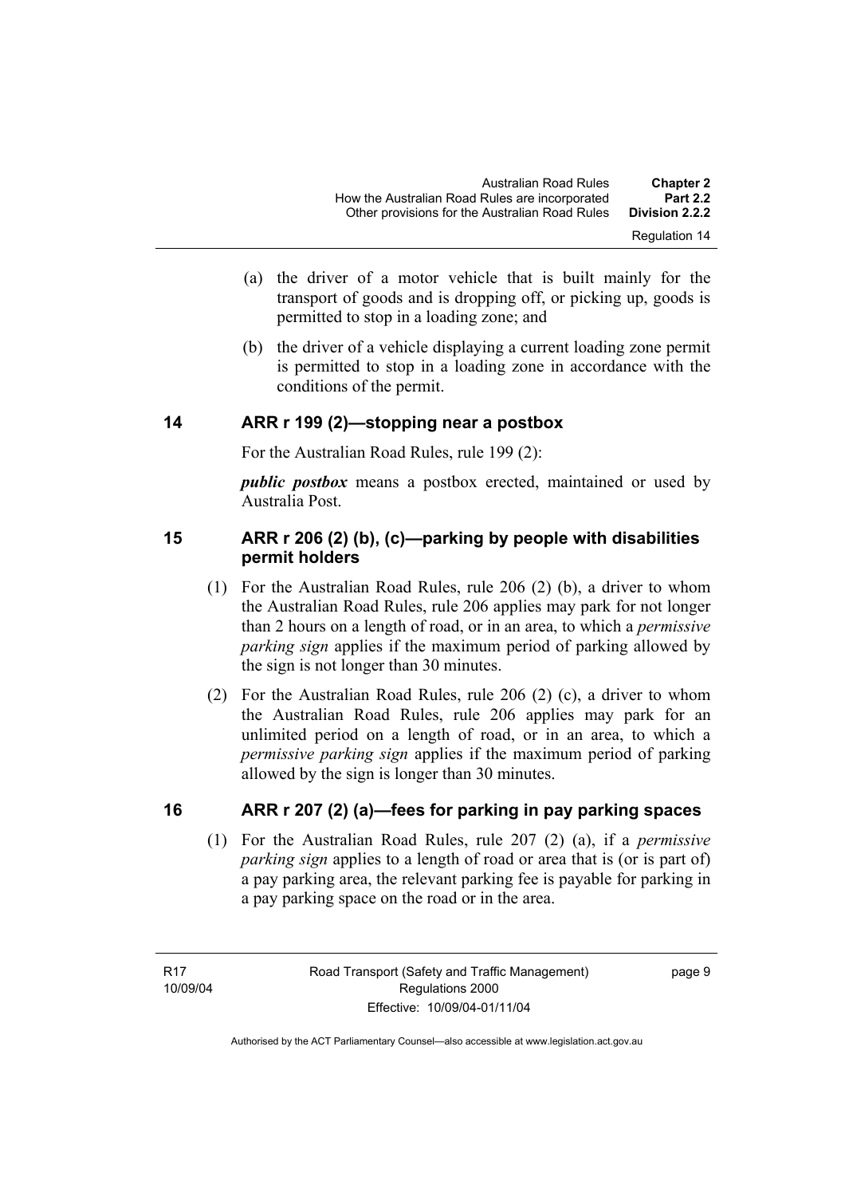(a) the driver of a motor vehicle that is built mainly for the transport of goods and is dropping off, or picking up, goods is permitted to stop in a loading zone; and

(b) the driver of a vehicle displaying a current loading zone permit is permitted to stop in a loading zone in accordance with the conditions of the permit.

## 14 ARR r 199 (2)—stopping near a postbox

For the Australian Road Rules, rule 199 (2):

***public postbox*** means a postbox erected, maintained or used by Australia Post.

## 15 ARR r 206 (2) (b), (c)—parking by people with disabilities permit holders

(1) For the Australian Road Rules, rule 206 (2) (b), a driver to whom the Australian Road Rules, rule 206 applies may park for not longer than 2 hours on a length of road, or in an area, to which a *permissive parking sign* applies if the maximum period of parking allowed by the sign is not longer than 30 minutes.

(2) For the Australian Road Rules, rule 206 (2) (c), a driver to whom the Australian Road Rules, rule 206 applies may park for an unlimited period on a length of road, or in an area, to which a *permissive parking sign* applies if the maximum period of parking allowed by the sign is longer than 30 minutes.

## 16 ARR r 207 (2) (a)—fees for parking in pay parking spaces

(1) For the Australian Road Rules, rule 207 (2) (a), if a *permissive parking sign* applies to a length of road or area that is (or is part of) a pay parking area, the relevant parking fee is payable for parking in a pay parking space on the road or in the area.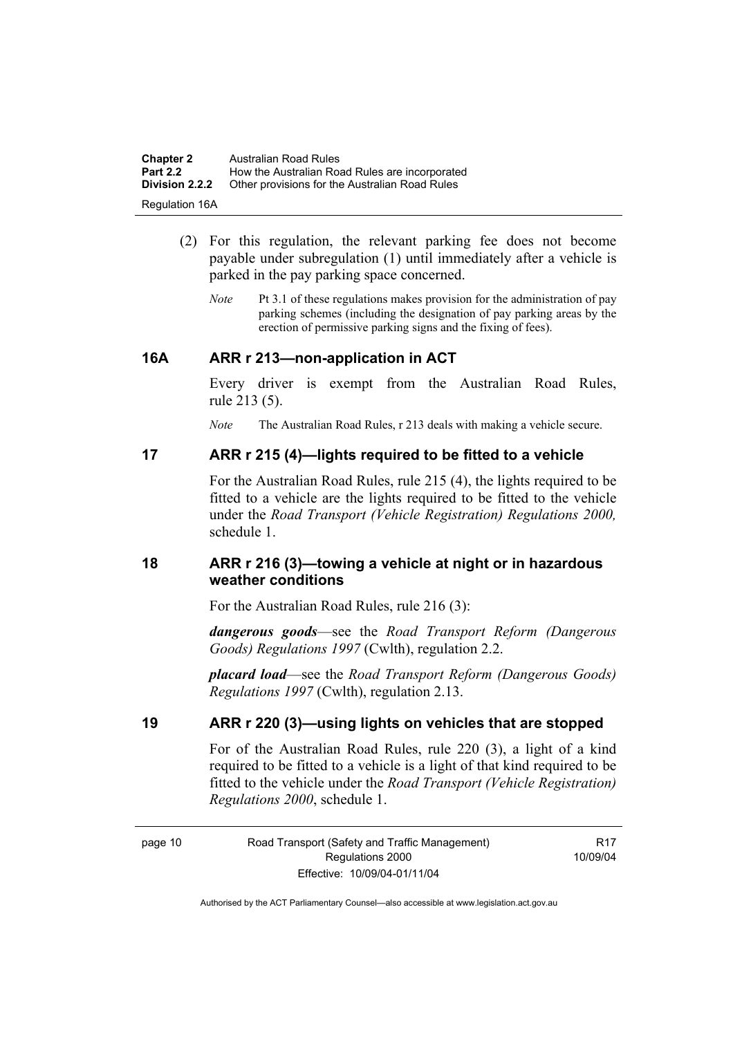(2) For this regulation, the relevant parking fee does not become payable under subregulation (1) until immediately after a vehicle is parked in the pay parking space concerned.

*Note* Pt 3.1 of these regulations makes provision for the administration of pay parking schemes (including the designation of pay parking areas by the erection of permissive parking signs and the fixing of fees).

## 16A ARR r 213—non-application in ACT

Every driver is exempt from the Australian Road Rules, rule 213 (5).

*Note* The Australian Road Rules, r 213 deals with making a vehicle secure.

## 17 ARR r 215 (4)—lights required to be fitted to a vehicle

For the Australian Road Rules, rule 215 (4), the lights required to be fitted to a vehicle are the lights required to be fitted to the vehicle under the *Road Transport (Vehicle Registration) Regulations 2000,* schedule 1.

## 18 ARR r 216 (3)—towing a vehicle at night or in hazardous weather conditions

For the Australian Road Rules, rule 216 (3):

***dangerous goods***—see the *Road Transport Reform (Dangerous Goods) Regulations 1997* (Cwlth), regulation 2.2.

***placard load***—see the *Road Transport Reform (Dangerous Goods) Regulations 1997* (Cwlth), regulation 2.13.

## 19 ARR r 220 (3)—using lights on vehicles that are stopped

For of the Australian Road Rules, rule 220 (3), a light of a kind required to be fitted to a vehicle is a light of that kind required to be fitted to the vehicle under the *Road Transport (Vehicle Registration) Regulations 2000*, schedule 1.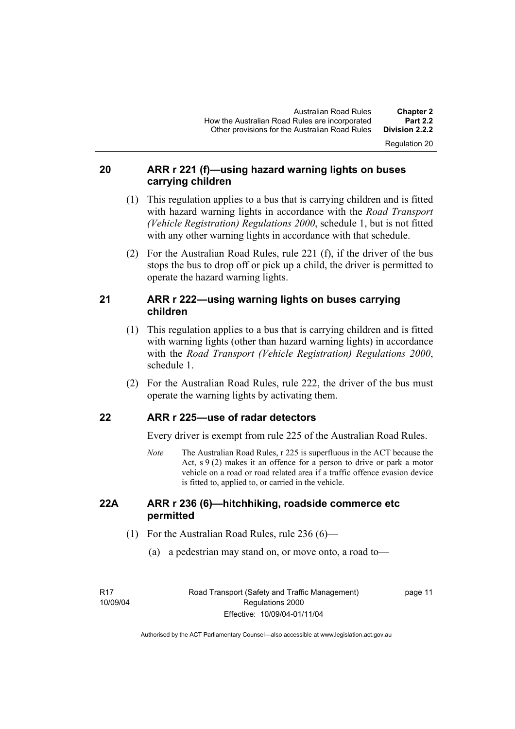## 20 ARR r 221 (f)—using hazard warning lights on buses carrying children

(1) This regulation applies to a bus that is carrying children and is fitted with hazard warning lights in accordance with the *Road Transport (Vehicle Registration) Regulations 2000*, schedule 1, but is not fitted with any other warning lights in accordance with that schedule.

(2) For the Australian Road Rules, rule 221 (f), if the driver of the bus stops the bus to drop off or pick up a child, the driver is permitted to operate the hazard warning lights.

## 21 ARR r 222—using warning lights on buses carrying children

(1) This regulation applies to a bus that is carrying children and is fitted with warning lights (other than hazard warning lights) in accordance with the *Road Transport (Vehicle Registration) Regulations 2000*, schedule 1.

(2) For the Australian Road Rules, rule 222, the driver of the bus must operate the warning lights by activating them.

## 22 ARR r 225—use of radar detectors

Every driver is exempt from rule 225 of the Australian Road Rules.

*Note* The Australian Road Rules, r 225 is superfluous in the ACT because the Act, s 9 (2) makes it an offence for a person to drive or park a motor vehicle on a road or road related area if a traffic offence evasion device is fitted to, applied to, or carried in the vehicle.

## 22A ARR r 236 (6)—hitchhiking, roadside commerce etc permitted

(1) For the Australian Road Rules, rule 236 (6)—

(a) a pedestrian may stand on, or move onto, a road to—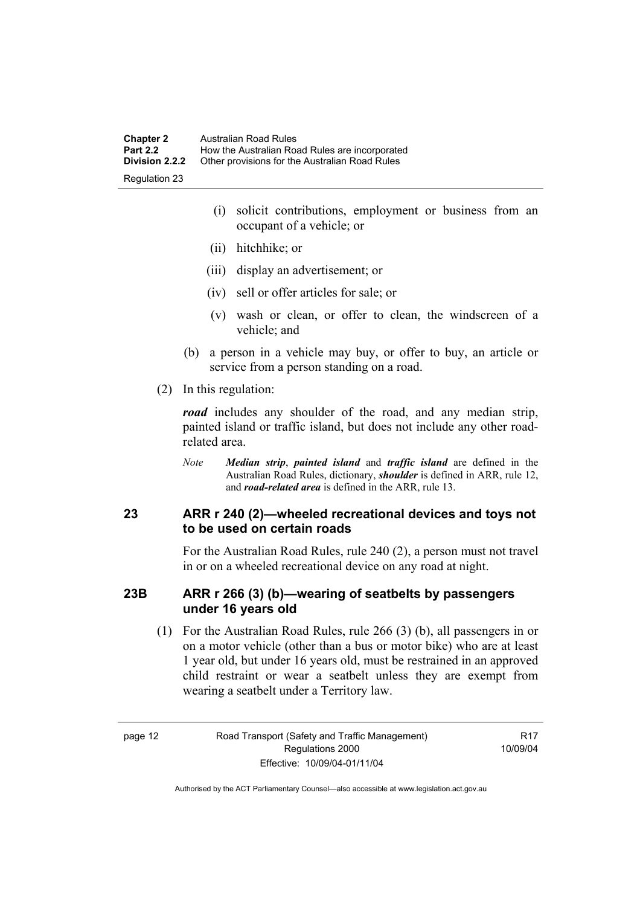- (i) solicit contributions, employment or business from an occupant of a vehicle; or
- (ii) hitchhike; or
- (iii) display an advertisement; or
- (iv) sell or offer articles for sale; or
- (v) wash or clean, or offer to clean, the windscreen of a vehicle; and

(b) a person in a vehicle may buy, or offer to buy, an article or service from a person standing on a road.

(2) In this regulation:

***road*** includes any shoulder of the road, and any median strip, painted island or traffic island, but does not include any other road-related area.

*Note* ***Median strip***, ***painted island*** and ***traffic island*** are defined in the Australian Road Rules, dictionary, ***shoulder*** is defined in ARR, rule 12, and ***road-related area*** is defined in the ARR, rule 13.

## 23 ARR r 240 (2)—wheeled recreational devices and toys not to be used on certain roads

For the Australian Road Rules, rule 240 (2), a person must not travel in or on a wheeled recreational device on any road at night.

## 23B ARR r 266 (3) (b)—wearing of seatbelts by passengers under 16 years old

(1) For the Australian Road Rules, rule 266 (3) (b), all passengers in or on a motor vehicle (other than a bus or motor bike) who are at least 1 year old, but under 16 years old, must be restrained in an approved child restraint or wear a seatbelt unless they are exempt from wearing a seatbelt under a Territory law.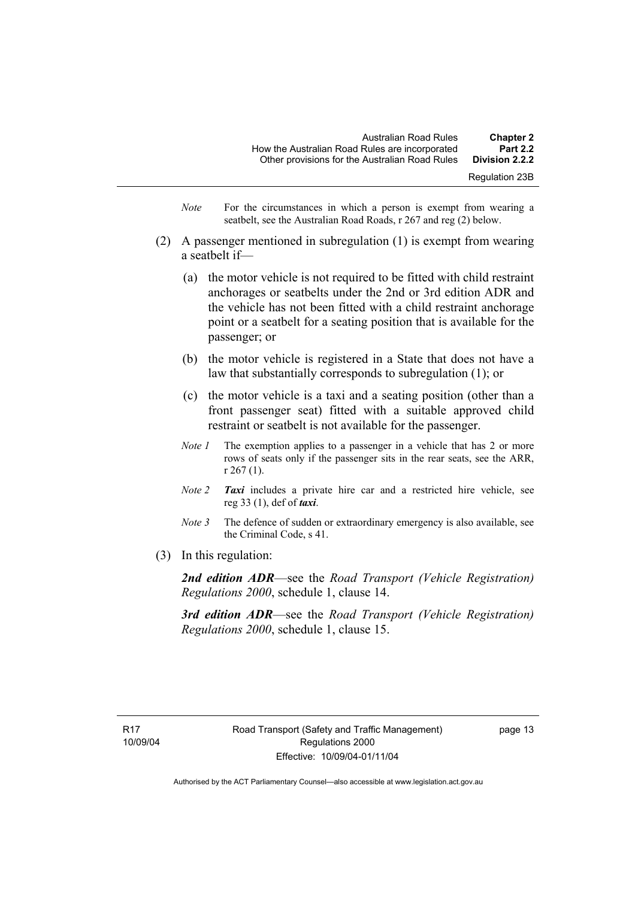*Note* For the circumstances in which a person is exempt from wearing a seatbelt, see the Australian Road Roads, r 267 and reg (2) below.

(2) A passenger mentioned in subregulation (1) is exempt from wearing a seatbelt if—

(a) the motor vehicle is not required to be fitted with child restraint anchorages or seatbelts under the 2nd or 3rd edition ADR and the vehicle has not been fitted with a child restraint anchorage point or a seatbelt for a seating position that is available for the passenger; or

(b) the motor vehicle is registered in a State that does not have a law that substantially corresponds to subregulation (1); or

(c) the motor vehicle is a taxi and a seating position (other than a front passenger seat) fitted with a suitable approved child restraint or seatbelt is not available for the passenger.

*Note 1* The exemption applies to a passenger in a vehicle that has 2 or more rows of seats only if the passenger sits in the rear seats, see the ARR, r 267 (1).

*Note 2* ***Taxi*** includes a private hire car and a restricted hire vehicle, see reg 33 (1), def of ***taxi***.

*Note 3* The defence of sudden or extraordinary emergency is also available, see the Criminal Code, s 41.

(3) In this regulation:

***2nd edition ADR***—see the *Road Transport (Vehicle Registration) Regulations 2000*, schedule 1, clause 14.

***3rd edition ADR***—see the *Road Transport (Vehicle Registration) Regulations 2000*, schedule 1, clause 15.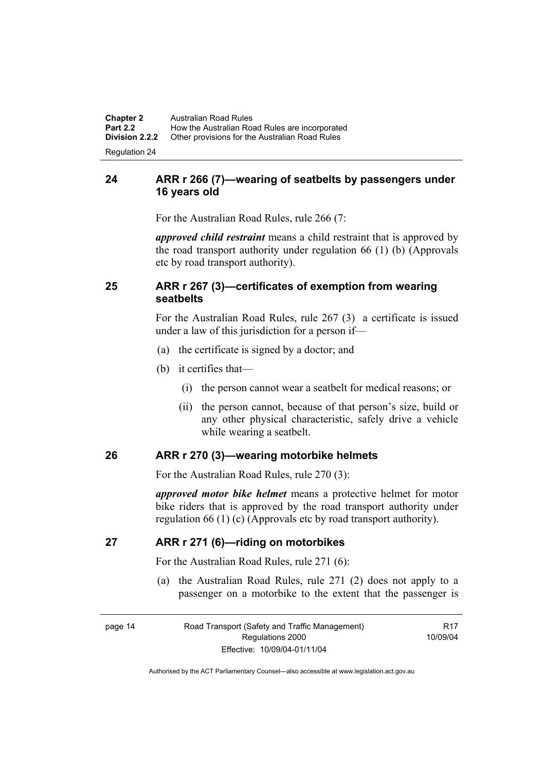## 24 ARR r 266 (7)—wearing of seatbelts by passengers under 16 years old

For the Australian Road Rules, rule 266 (7:

***approved child restraint*** means a child restraint that is approved by the road transport authority under regulation 66 (1) (b) (Approvals etc by road transport authority).

## 25 ARR r 267 (3)—certificates of exemption from wearing seatbelts

For the Australian Road Rules, rule 267 (3) a certificate is issued under a law of this jurisdiction for a person if—

(a) the certificate is signed by a doctor; and

(b) it certifies that—

  (i) the person cannot wear a seatbelt for medical reasons; or

  (ii) the person cannot, because of that person's size, build or any other physical characteristic, safely drive a vehicle while wearing a seatbelt.

## 26 ARR r 270 (3)—wearing motorbike helmets

For the Australian Road Rules, rule 270 (3):

***approved motor bike helmet*** means a protective helmet for motor bike riders that is approved by the road transport authority under regulation 66 (1) (c) (Approvals etc by road transport authority).

## 27 ARR r 271 (6)—riding on motorbikes

For the Australian Road Rules, rule 271 (6):

(a) the Australian Road Rules, rule 271 (2) does not apply to a passenger on a motorbike to the extent that the passenger is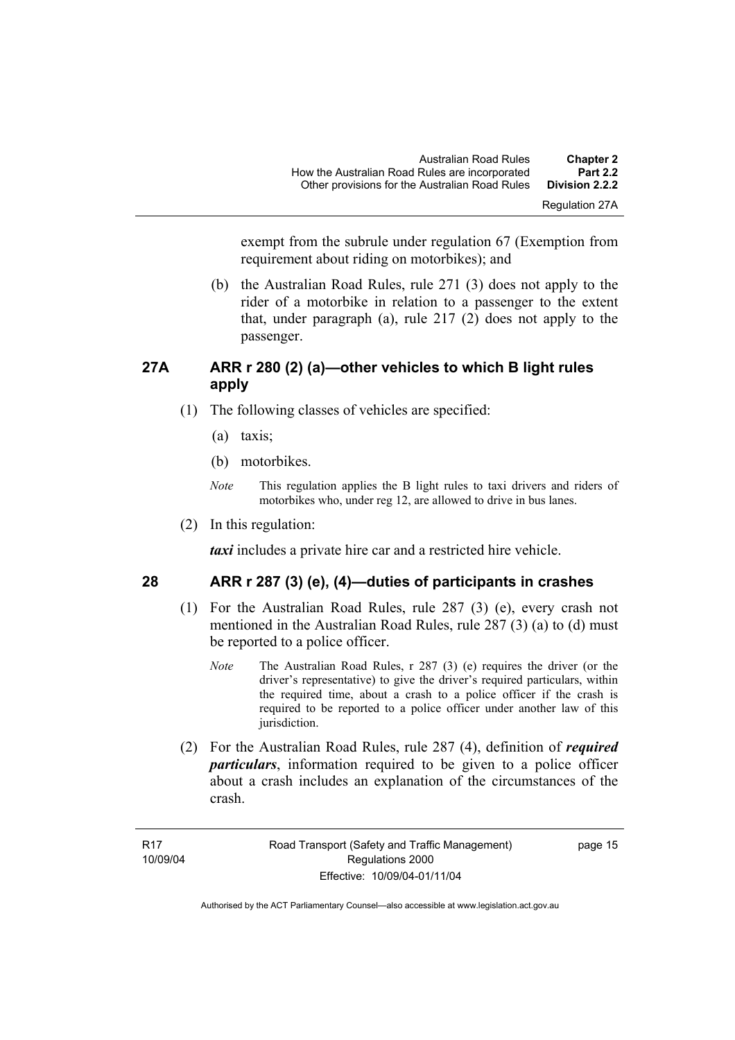exempt from the subrule under regulation 67 (Exemption from requirement about riding on motorbikes); and

(b) the Australian Road Rules, rule 271 (3) does not apply to the rider of a motorbike in relation to a passenger to the extent that, under paragraph (a), rule 217 (2) does not apply to the passenger.

## 27A ARR r 280 (2) (a)—other vehicles to which B light rules apply

(1) The following classes of vehicles are specified:

(a) taxis;

(b) motorbikes.

*Note* This regulation applies the B light rules to taxi drivers and riders of motorbikes who, under reg 12, are allowed to drive in bus lanes.

(2) In this regulation:

***taxi*** includes a private hire car and a restricted hire vehicle.

## 28 ARR r 287 (3) (e), (4)—duties of participants in crashes

(1) For the Australian Road Rules, rule 287 (3) (e), every crash not mentioned in the Australian Road Rules, rule 287 (3) (a) to (d) must be reported to a police officer.

*Note* The Australian Road Rules, r 287 (3) (e) requires the driver (or the driver's representative) to give the driver's required particulars, within the required time, about a crash to a police officer if the crash is required to be reported to a police officer under another law of this jurisdiction.

(2) For the Australian Road Rules, rule 287 (4), definition of ***required particulars***, information required to be given to a police officer about a crash includes an explanation of the circumstances of the crash.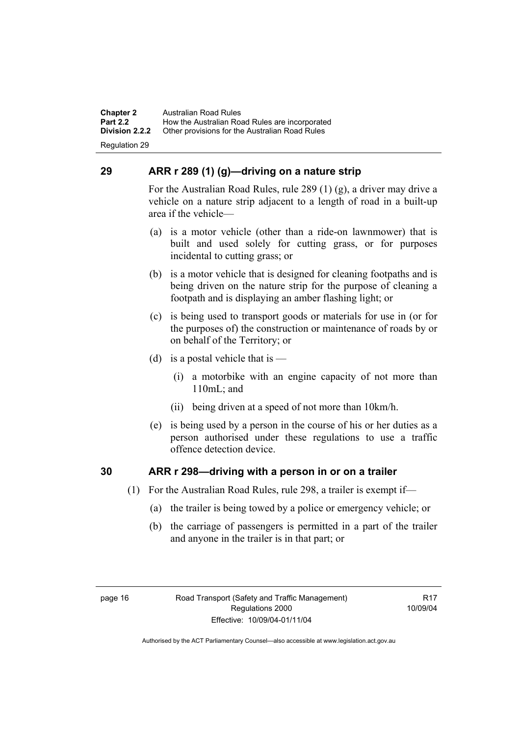## 29 ARR r 289 (1) (g)—driving on a nature strip

For the Australian Road Rules, rule 289 (1) (g), a driver may drive a vehicle on a nature strip adjacent to a length of road in a built-up area if the vehicle—

(a) is a motor vehicle (other than a ride-on lawnmower) that is built and used solely for cutting grass, or for purposes incidental to cutting grass; or

(b) is a motor vehicle that is designed for cleaning footpaths and is being driven on the nature strip for the purpose of cleaning a footpath and is displaying an amber flashing light; or

(c) is being used to transport goods or materials for use in (or for the purposes of) the construction or maintenance of roads by or on behalf of the Territory; or

(d) is a postal vehicle that is —

(i) a motorbike with an engine capacity of not more than 110mL; and

(ii) being driven at a speed of not more than 10km/h.

(e) is being used by a person in the course of his or her duties as a person authorised under these regulations to use a traffic offence detection device.

## 30 ARR r 298—driving with a person in or on a trailer

(1) For the Australian Road Rules, rule 298, a trailer is exempt if—

(a) the trailer is being towed by a police or emergency vehicle; or

(b) the carriage of passengers is permitted in a part of the trailer and anyone in the trailer is in that part; or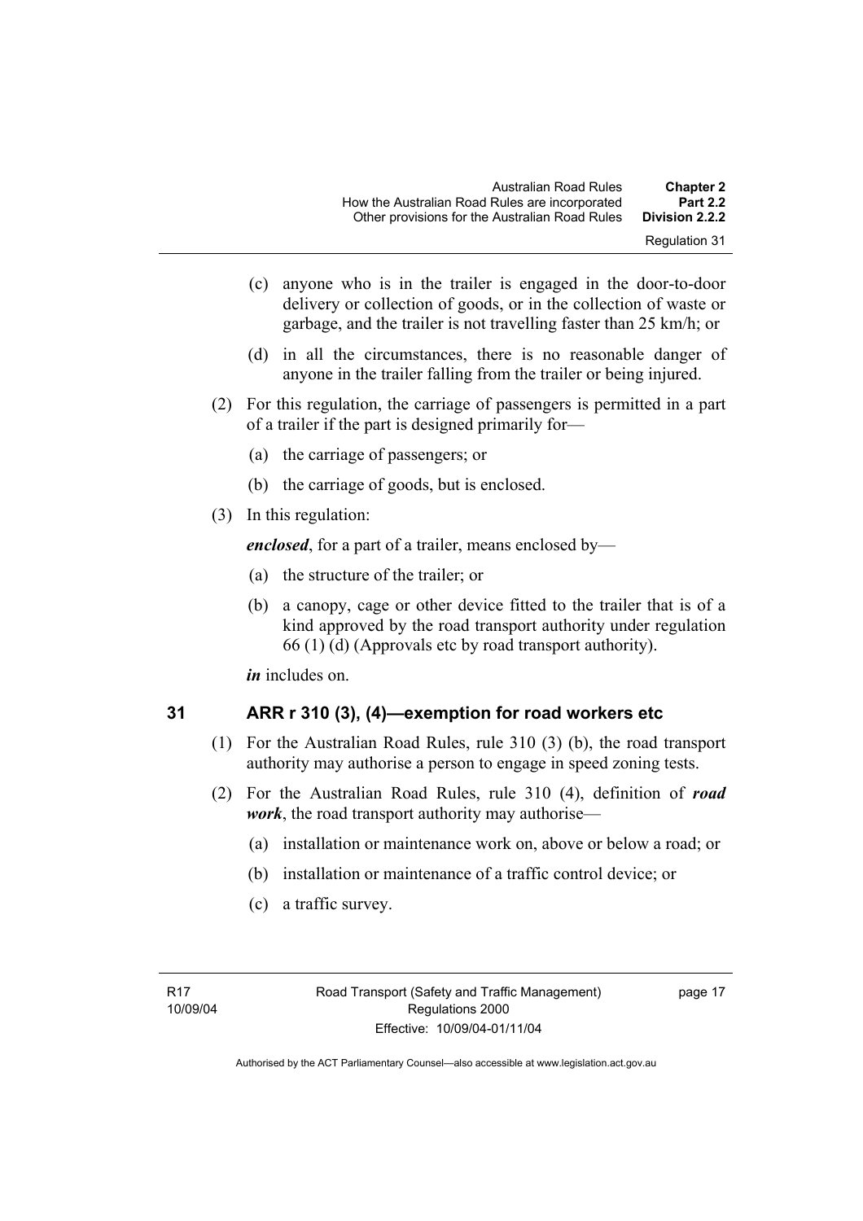(c) anyone who is in the trailer is engaged in the door-to-door delivery or collection of goods, or in the collection of waste or garbage, and the trailer is not travelling faster than 25 km/h; or

(d) in all the circumstances, there is no reasonable danger of anyone in the trailer falling from the trailer or being injured.

(2) For this regulation, the carriage of passengers is permitted in a part of a trailer if the part is designed primarily for—

(a) the carriage of passengers; or

(b) the carriage of goods, but is enclosed.

(3) In this regulation:

***enclosed***, for a part of a trailer, means enclosed by—

(a) the structure of the trailer; or

(b) a canopy, cage or other device fitted to the trailer that is of a kind approved by the road transport authority under regulation 66 (1) (d) (Approvals etc by road transport authority).

***in*** includes on.

## 31 ARR r 310 (3), (4)—exemption for road workers etc

(1) For the Australian Road Rules, rule 310 (3) (b), the road transport authority may authorise a person to engage in speed zoning tests.

(2) For the Australian Road Rules, rule 310 (4), definition of ***road work***, the road transport authority may authorise—

(a) installation or maintenance work on, above or below a road; or

(b) installation or maintenance of a traffic control device; or

(c) a traffic survey.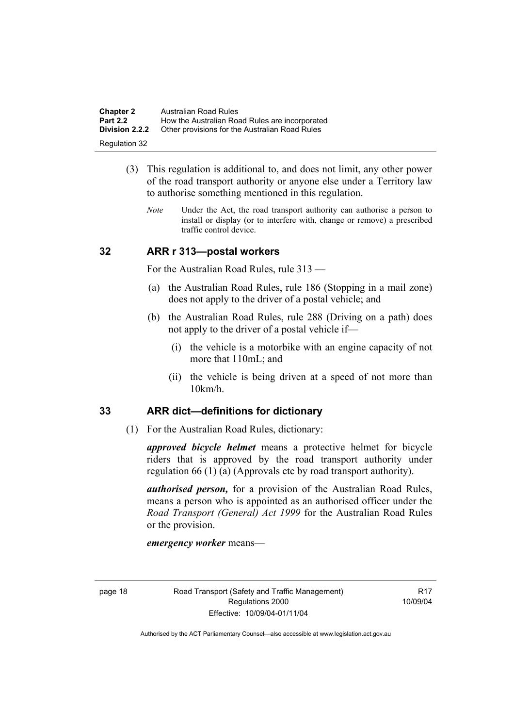(3) This regulation is additional to, and does not limit, any other power of the road transport authority or anyone else under a Territory law to authorise something mentioned in this regulation.

*Note* Under the Act, the road transport authority can authorise a person to install or display (or to interfere with, change or remove) a prescribed traffic control device.

## 32 ARR r 313—postal workers

For the Australian Road Rules, rule 313 —

(a) the Australian Road Rules, rule 186 (Stopping in a mail zone) does not apply to the driver of a postal vehicle; and

(b) the Australian Road Rules, rule 288 (Driving on a path) does not apply to the driver of a postal vehicle if—

(i) the vehicle is a motorbike with an engine capacity of not more that 110mL; and

(ii) the vehicle is being driven at a speed of not more than 10km/h.

## 33 ARR dict—definitions for dictionary

(1) For the Australian Road Rules, dictionary:

***approved bicycle helmet*** means a protective helmet for bicycle riders that is approved by the road transport authority under regulation 66 (1) (a) (Approvals etc by road transport authority).

***authorised person,*** for a provision of the Australian Road Rules, means a person who is appointed as an authorised officer under the *Road Transport (General) Act 1999* for the Australian Road Rules or the provision.

***emergency worker*** means—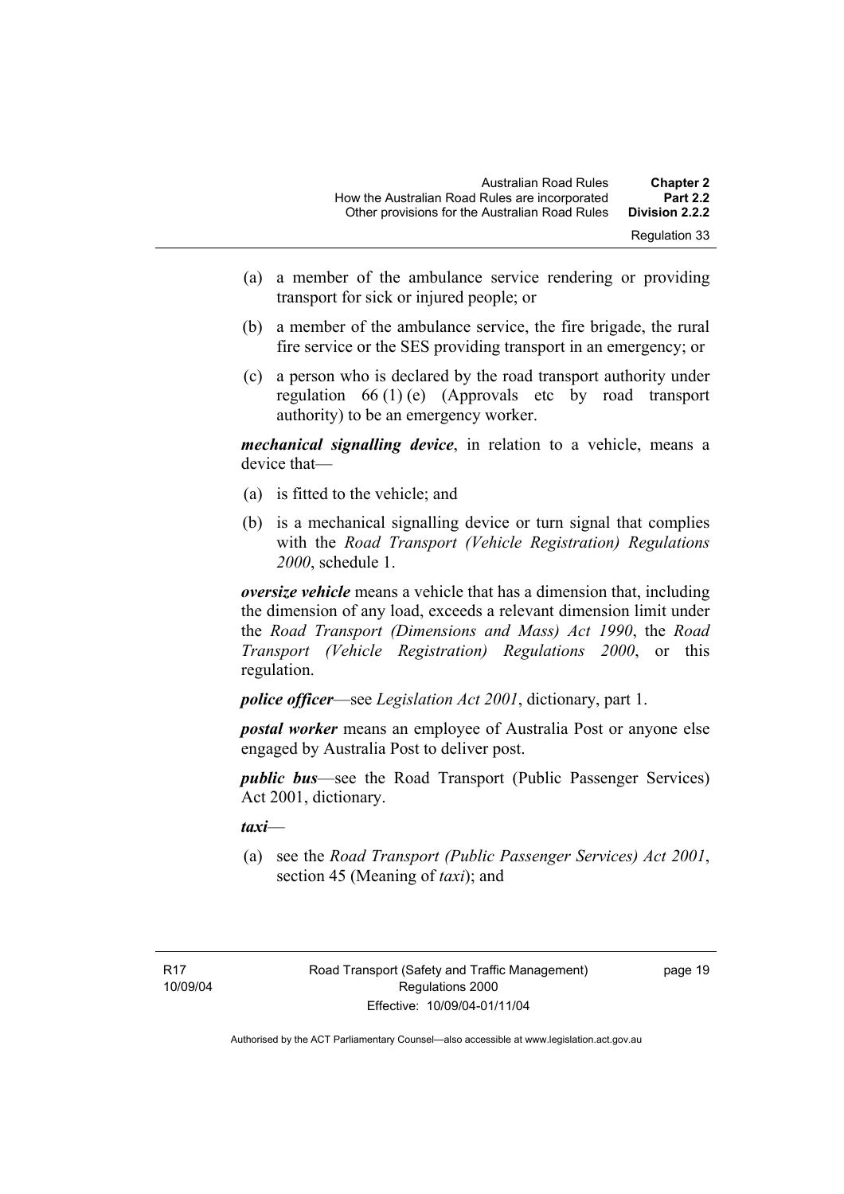(a) a member of the ambulance service rendering or providing transport for sick or injured people; or

(b) a member of the ambulance service, the fire brigade, the rural fire service or the SES providing transport in an emergency; or

(c) a person who is declared by the road transport authority under regulation 66 (1) (e) (Approvals etc by road transport authority) to be an emergency worker.

***mechanical signalling device***, in relation to a vehicle, means a device that—

(a) is fitted to the vehicle; and

(b) is a mechanical signalling device or turn signal that complies with the *Road Transport (Vehicle Registration) Regulations 2000*, schedule 1.

***oversize vehicle*** means a vehicle that has a dimension that, including the dimension of any load, exceeds a relevant dimension limit under the *Road Transport (Dimensions and Mass) Act 1990*, the *Road Transport (Vehicle Registration) Regulations 2000*, or this regulation.

***police officer***—see *Legislation Act 2001*, dictionary, part 1.

***postal worker*** means an employee of Australia Post or anyone else engaged by Australia Post to deliver post.

***public bus***—see the Road Transport (Public Passenger Services) Act 2001, dictionary.

***taxi***—

(a) see the *Road Transport (Public Passenger Services) Act 2001*, section 45 (Meaning of *taxi*); and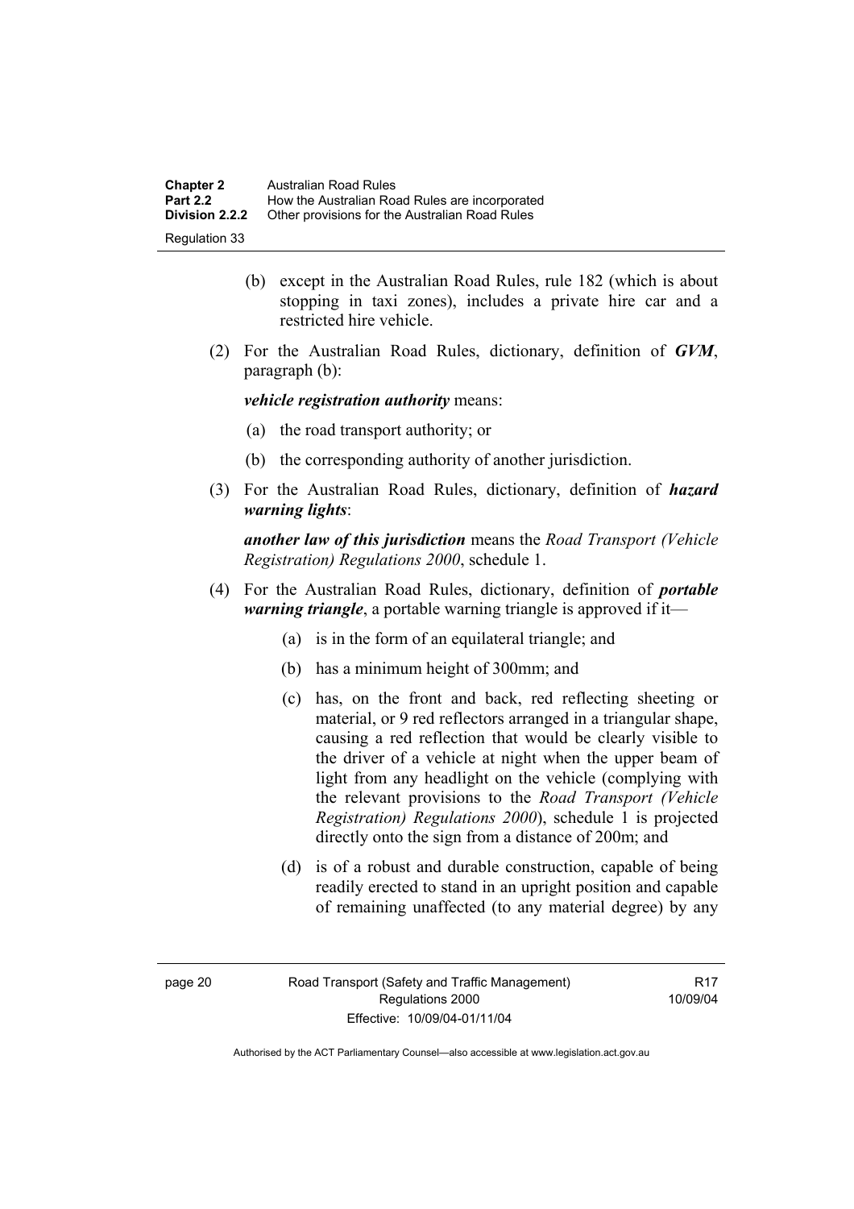(b) except in the Australian Road Rules, rule 182 (which is about stopping in taxi zones), includes a private hire car and a restricted hire vehicle.

(2) For the Australian Road Rules, dictionary, definition of ***GVM***, paragraph (b):

***vehicle registration authority*** means:

(a) the road transport authority; or

(b) the corresponding authority of another jurisdiction.

(3) For the Australian Road Rules, dictionary, definition of ***hazard warning lights***:

***another law of this jurisdiction*** means the *Road Transport (Vehicle Registration) Regulations 2000*, schedule 1.

(4) For the Australian Road Rules, dictionary, definition of ***portable warning triangle***, a portable warning triangle is approved if it—

(a) is in the form of an equilateral triangle; and

(b) has a minimum height of 300mm; and

(c) has, on the front and back, red reflecting sheeting or material, or 9 red reflectors arranged in a triangular shape, causing a red reflection that would be clearly visible to the driver of a vehicle at night when the upper beam of light from any headlight on the vehicle (complying with the relevant provisions to the *Road Transport (Vehicle Registration) Regulations 2000*), schedule 1 is projected directly onto the sign from a distance of 200m; and

(d) is of a robust and durable construction, capable of being readily erected to stand in an upright position and capable of remaining unaffected (to any material degree) by any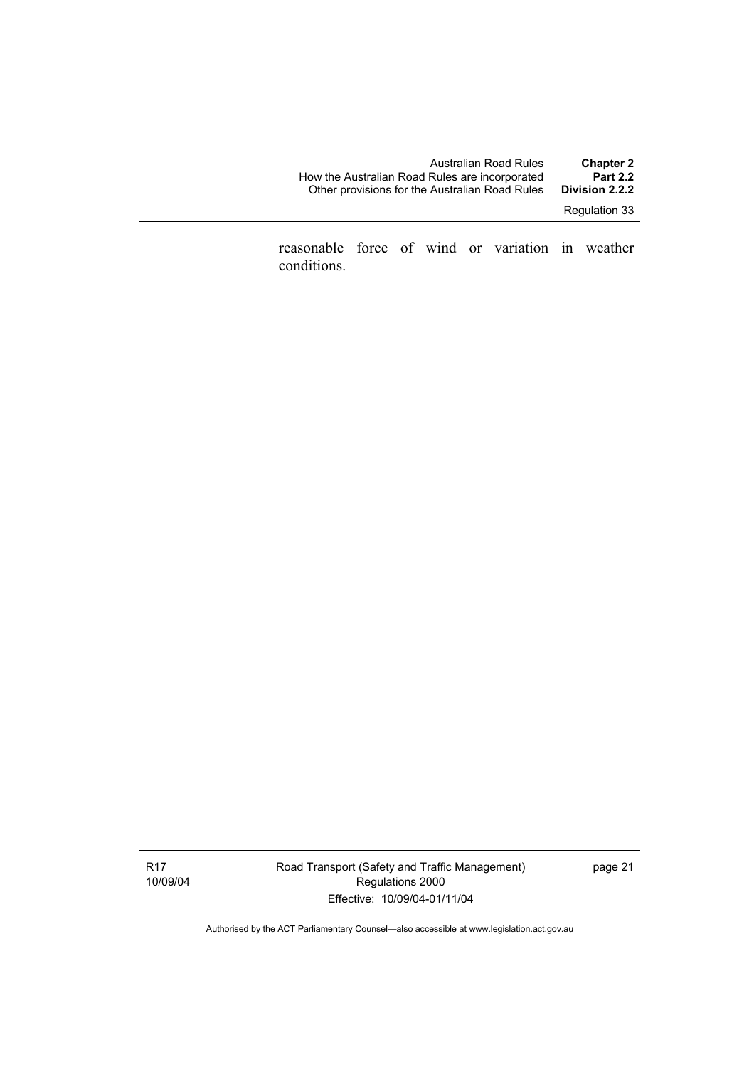reasonable force of wind or variation in weather conditions.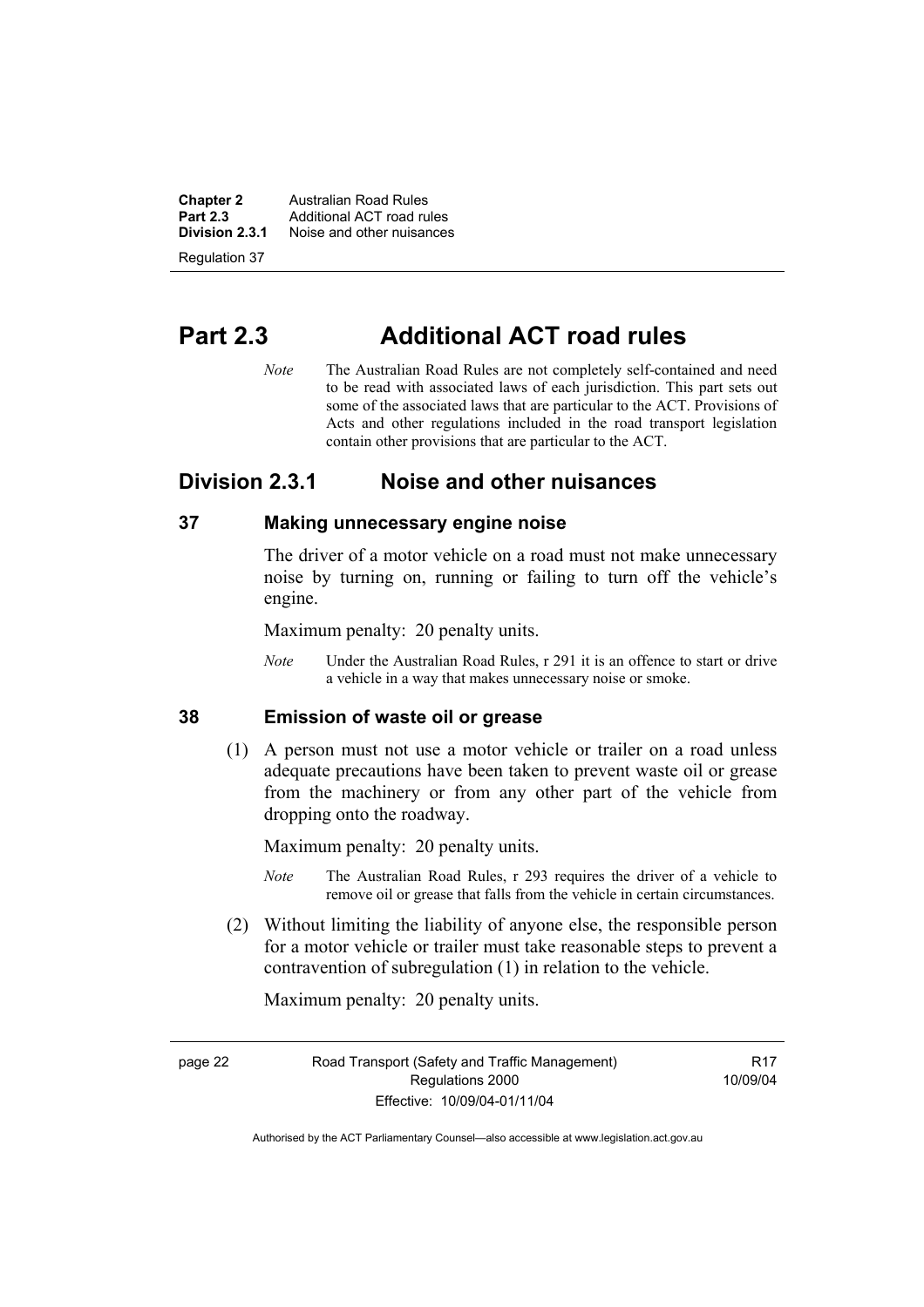# Part 2.3 Additional ACT road rules

*Note* The Australian Road Rules are not completely self-contained and need to be read with associated laws of each jurisdiction. This part sets out some of the associated laws that are particular to the ACT. Provisions of Acts and other regulations included in the road transport legislation contain other provisions that are particular to the ACT.

## Division 2.3.1 Noise and other nuisances

### 37 Making unnecessary engine noise

The driver of a motor vehicle on a road must not make unnecessary noise by turning on, running or failing to turn off the vehicle's engine.

Maximum penalty: 20 penalty units.

*Note* Under the Australian Road Rules, r 291 it is an offence to start or drive a vehicle in a way that makes unnecessary noise or smoke.

### 38 Emission of waste oil or grease

(1) A person must not use a motor vehicle or trailer on a road unless adequate precautions have been taken to prevent waste oil or grease from the machinery or from any other part of the vehicle from dropping onto the roadway.

Maximum penalty: 20 penalty units.

*Note* The Australian Road Rules, r 293 requires the driver of a vehicle to remove oil or grease that falls from the vehicle in certain circumstances.

(2) Without limiting the liability of anyone else, the responsible person for a motor vehicle or trailer must take reasonable steps to prevent a contravention of subregulation (1) in relation to the vehicle.

Maximum penalty: 20 penalty units.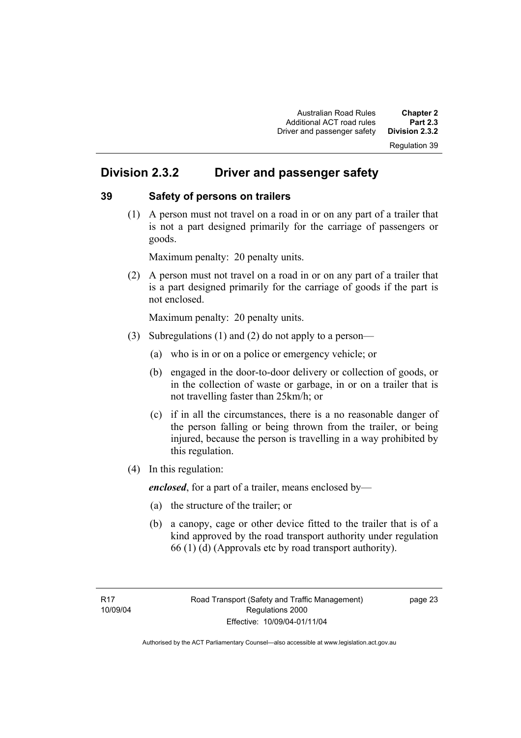## Division 2.3.2 Driver and passenger safety

### 39 Safety of persons on trailers

(1) A person must not travel on a road in or on any part of a trailer that is not a part designed primarily for the carriage of passengers or goods.

Maximum penalty: 20 penalty units.

(2) A person must not travel on a road in or on any part of a trailer that is a part designed primarily for the carriage of goods if the part is not enclosed.

Maximum penalty: 20 penalty units.

(3) Subregulations (1) and (2) do not apply to a person—

(a) who is in or on a police or emergency vehicle; or

(b) engaged in the door-to-door delivery or collection of goods, or in the collection of waste or garbage, in or on a trailer that is not travelling faster than 25km/h; or

(c) if in all the circumstances, there is a no reasonable danger of the person falling or being thrown from the trailer, or being injured, because the person is travelling in a way prohibited by this regulation.

(4) In this regulation:

***enclosed***, for a part of a trailer, means enclosed by—

(a) the structure of the trailer; or

(b) a canopy, cage or other device fitted to the trailer that is of a kind approved by the road transport authority under regulation 66 (1) (d) (Approvals etc by road transport authority).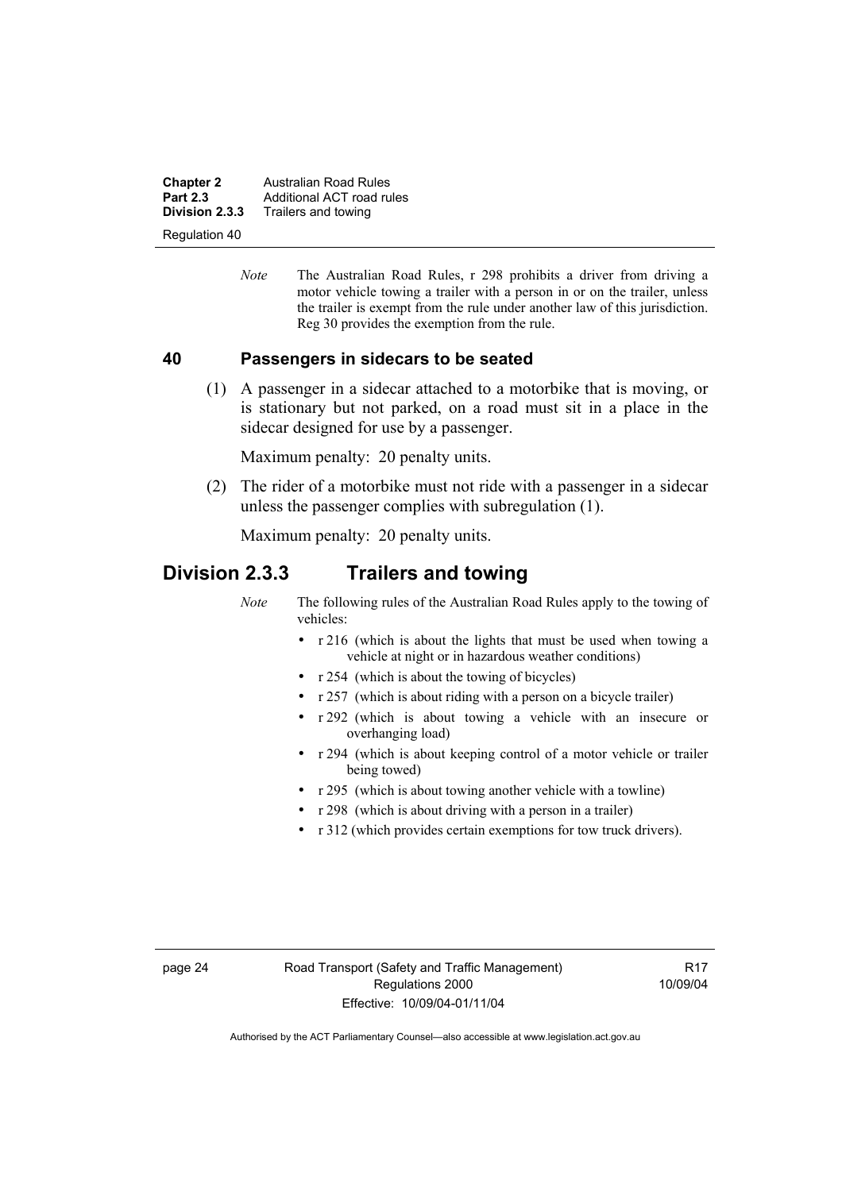*Note* The Australian Road Rules, r 298 prohibits a driver from driving a motor vehicle towing a trailer with a person in or on the trailer, unless the trailer is exempt from the rule under another law of this jurisdiction. Reg 30 provides the exemption from the rule.

### 40 Passengers in sidecars to be seated

(1) A passenger in a sidecar attached to a motorbike that is moving, or is stationary but not parked, on a road must sit in a place in the sidecar designed for use by a passenger.

Maximum penalty: 20 penalty units.

(2) The rider of a motorbike must not ride with a passenger in a sidecar unless the passenger complies with subregulation (1).

Maximum penalty: 20 penalty units.

## Division 2.3.3 Trailers and towing

*Note* The following rules of the Australian Road Rules apply to the towing of vehicles:

- r 216 (which is about the lights that must be used when towing a vehicle at night or in hazardous weather conditions)
- r 254 (which is about the towing of bicycles)
- r 257 (which is about riding with a person on a bicycle trailer)
- r 292 (which is about towing a vehicle with an insecure or overhanging load)
- r 294 (which is about keeping control of a motor vehicle or trailer being towed)
- r 295 (which is about towing another vehicle with a towline)
- r 298 (which is about driving with a person in a trailer)
- r 312 (which provides certain exemptions for tow truck drivers).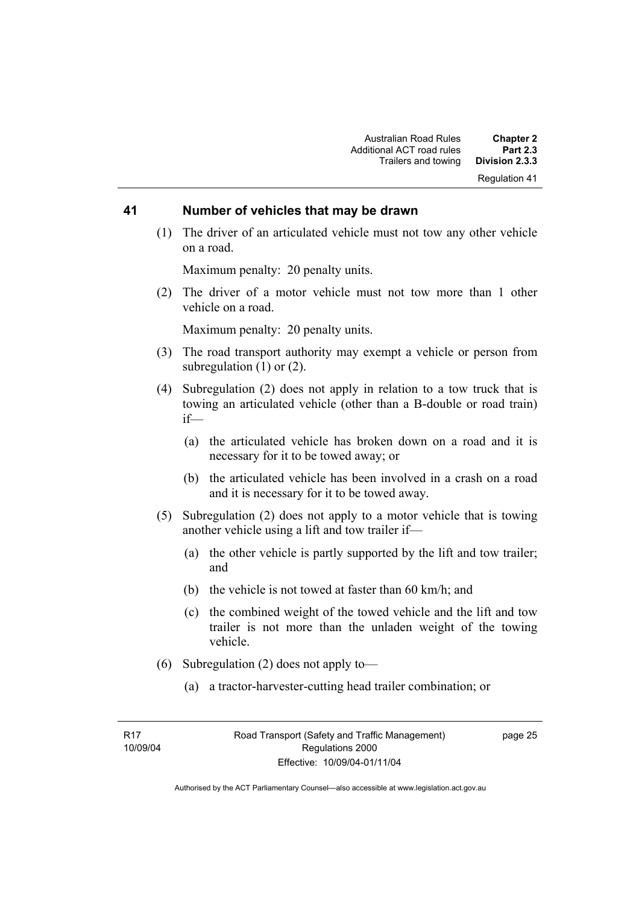## 41 Number of vehicles that may be drawn

(1) The driver of an articulated vehicle must not tow any other vehicle on a road.

Maximum penalty: 20 penalty units.

(2) The driver of a motor vehicle must not tow more than 1 other vehicle on a road.

Maximum penalty: 20 penalty units.

(3) The road transport authority may exempt a vehicle or person from subregulation (1) or (2).

(4) Subregulation (2) does not apply in relation to a tow truck that is towing an articulated vehicle (other than a B-double or road train) if—

(a) the articulated vehicle has broken down on a road and it is necessary for it to be towed away; or

(b) the articulated vehicle has been involved in a crash on a road and it is necessary for it to be towed away.

(5) Subregulation (2) does not apply to a motor vehicle that is towing another vehicle using a lift and tow trailer if—

(a) the other vehicle is partly supported by the lift and tow trailer; and

(b) the vehicle is not towed at faster than 60 km/h; and

(c) the combined weight of the towed vehicle and the lift and tow trailer is not more than the unladen weight of the towing vehicle.

(6) Subregulation (2) does not apply to—

(a) a tractor-harvester-cutting head trailer combination; or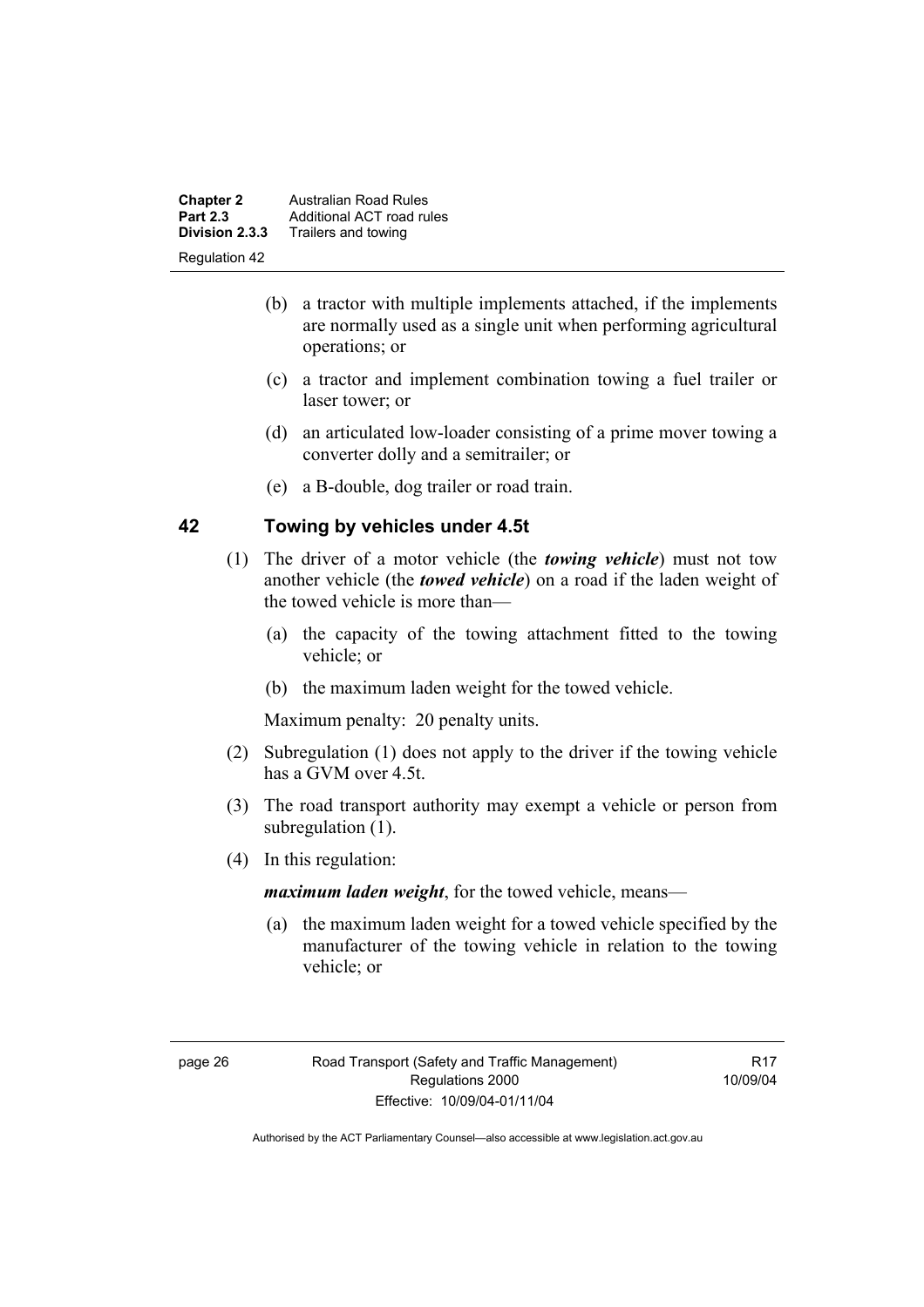(b) a tractor with multiple implements attached, if the implements are normally used as a single unit when performing agricultural operations; or

(c) a tractor and implement combination towing a fuel trailer or laser tower; or

(d) an articulated low-loader consisting of a prime mover towing a converter dolly and a semitrailer; or

(e) a B-double, dog trailer or road train.

## 42 Towing by vehicles under 4.5t

(1) The driver of a motor vehicle (the ***towing vehicle***) must not tow another vehicle (the ***towed vehicle***) on a road if the laden weight of the towed vehicle is more than—

(a) the capacity of the towing attachment fitted to the towing vehicle; or

(b) the maximum laden weight for the towed vehicle.

Maximum penalty: 20 penalty units.

(2) Subregulation (1) does not apply to the driver if the towing vehicle has a GVM over 4.5t.

(3) The road transport authority may exempt a vehicle or person from subregulation (1).

(4) In this regulation:

***maximum laden weight***, for the towed vehicle, means—

(a) the maximum laden weight for a towed vehicle specified by the manufacturer of the towing vehicle in relation to the towing vehicle; or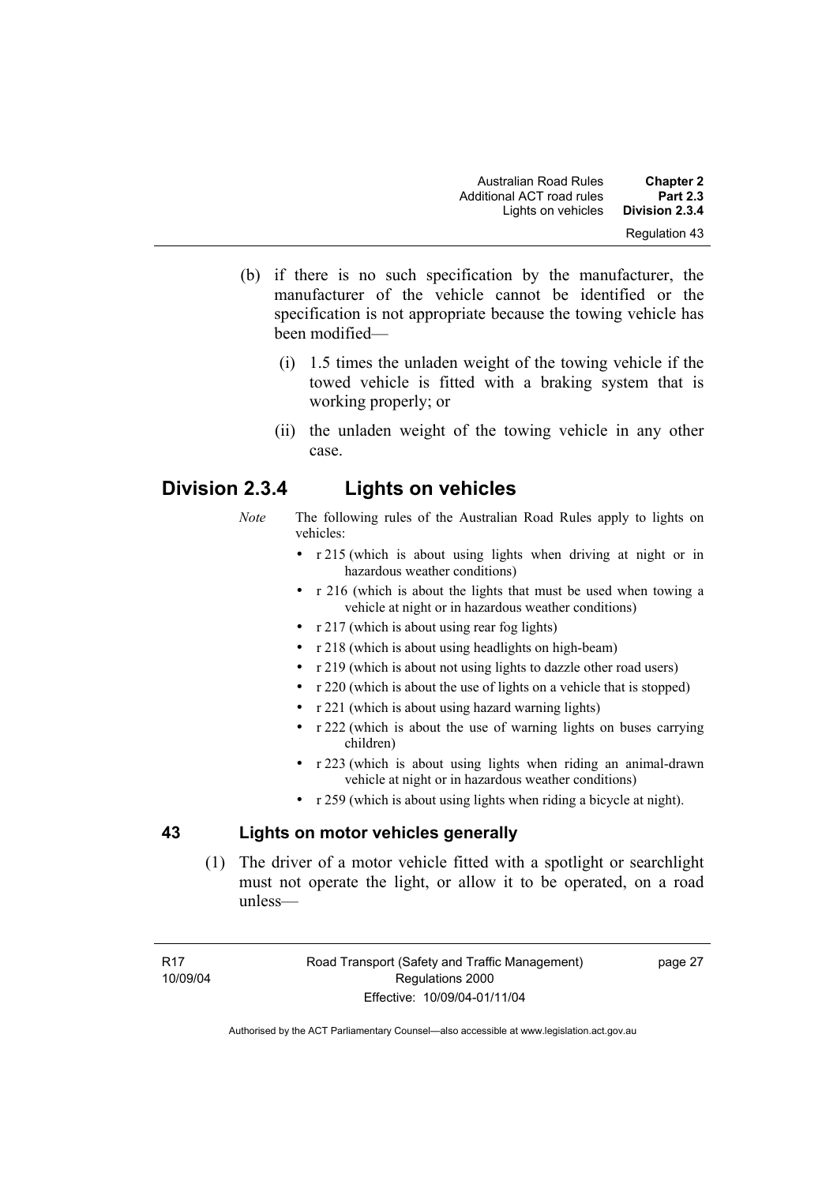(b) if there is no such specification by the manufacturer, the manufacturer of the vehicle cannot be identified or the specification is not appropriate because the towing vehicle has been modified—

(i) 1.5 times the unladen weight of the towing vehicle if the towed vehicle is fitted with a braking system that is working properly; or

(ii) the unladen weight of the towing vehicle in any other case.

## Division 2.3.4 Lights on vehicles

*Note* The following rules of the Australian Road Rules apply to lights on vehicles:

- r 215 (which is about using lights when driving at night or in hazardous weather conditions)
- r 216 (which is about the lights that must be used when towing a vehicle at night or in hazardous weather conditions)
- r 217 (which is about using rear fog lights)
- r 218 (which is about using headlights on high-beam)
- r 219 (which is about not using lights to dazzle other road users)
- r 220 (which is about the use of lights on a vehicle that is stopped)
- r 221 (which is about using hazard warning lights)
- r 222 (which is about the use of warning lights on buses carrying children)
- r 223 (which is about using lights when riding an animal-drawn vehicle at night or in hazardous weather conditions)
- r 259 (which is about using lights when riding a bicycle at night).

### 43 Lights on motor vehicles generally

(1) The driver of a motor vehicle fitted with a spotlight or searchlight must not operate the light, or allow it to be operated, on a road unless—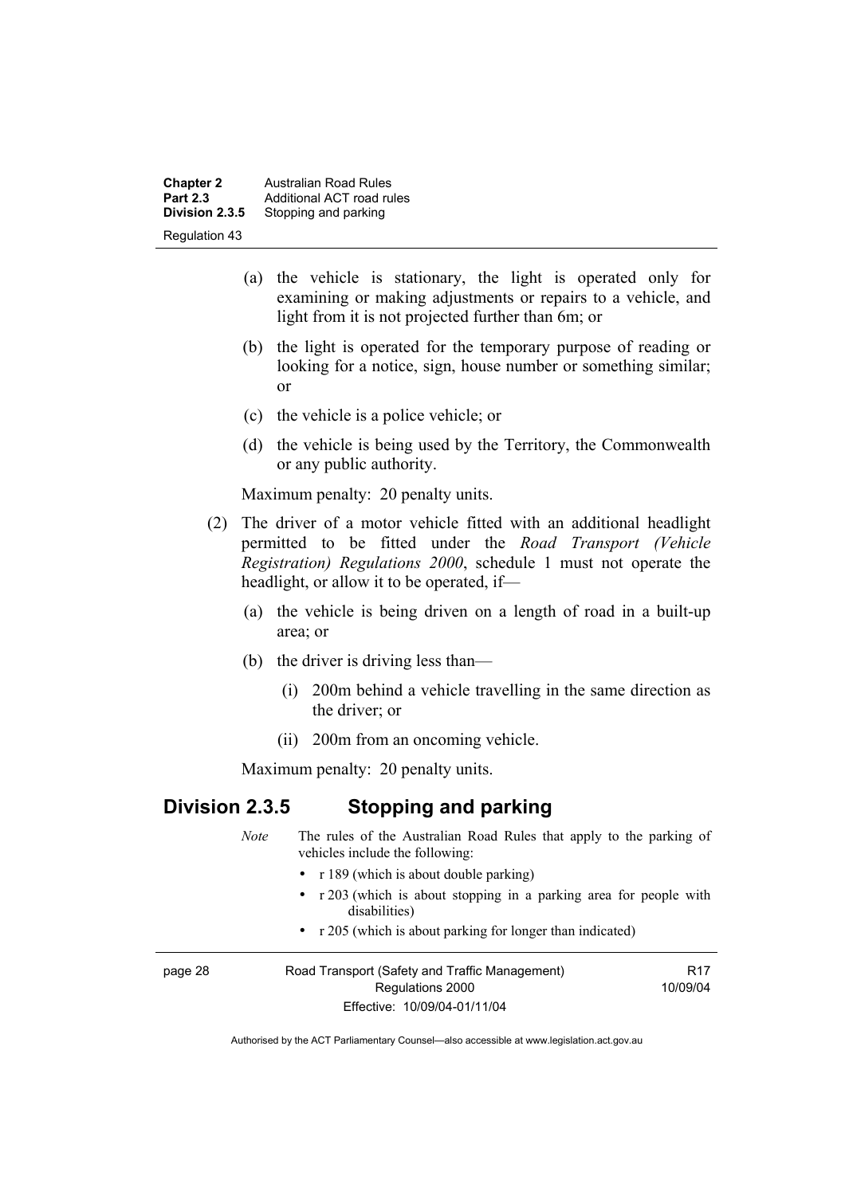(a) the vehicle is stationary, the light is operated only for examining or making adjustments or repairs to a vehicle, and light from it is not projected further than 6m; or

(b) the light is operated for the temporary purpose of reading or looking for a notice, sign, house number or something similar; or

(c) the vehicle is a police vehicle; or

(d) the vehicle is being used by the Territory, the Commonwealth or any public authority.

Maximum penalty: 20 penalty units.

(2) The driver of a motor vehicle fitted with an additional headlight permitted to be fitted under the *Road Transport (Vehicle Registration) Regulations 2000*, schedule 1 must not operate the headlight, or allow it to be operated, if—

(a) the vehicle is being driven on a length of road in a built-up area; or

(b) the driver is driving less than—

(i) 200m behind a vehicle travelling in the same direction as the driver; or

(ii) 200m from an oncoming vehicle.

Maximum penalty: 20 penalty units.

## Division 2.3.5 Stopping and parking

*Note* The rules of the Australian Road Rules that apply to the parking of vehicles include the following:

- r 189 (which is about double parking)
- r 203 (which is about stopping in a parking area for people with disabilities)
- r 205 (which is about parking for longer than indicated)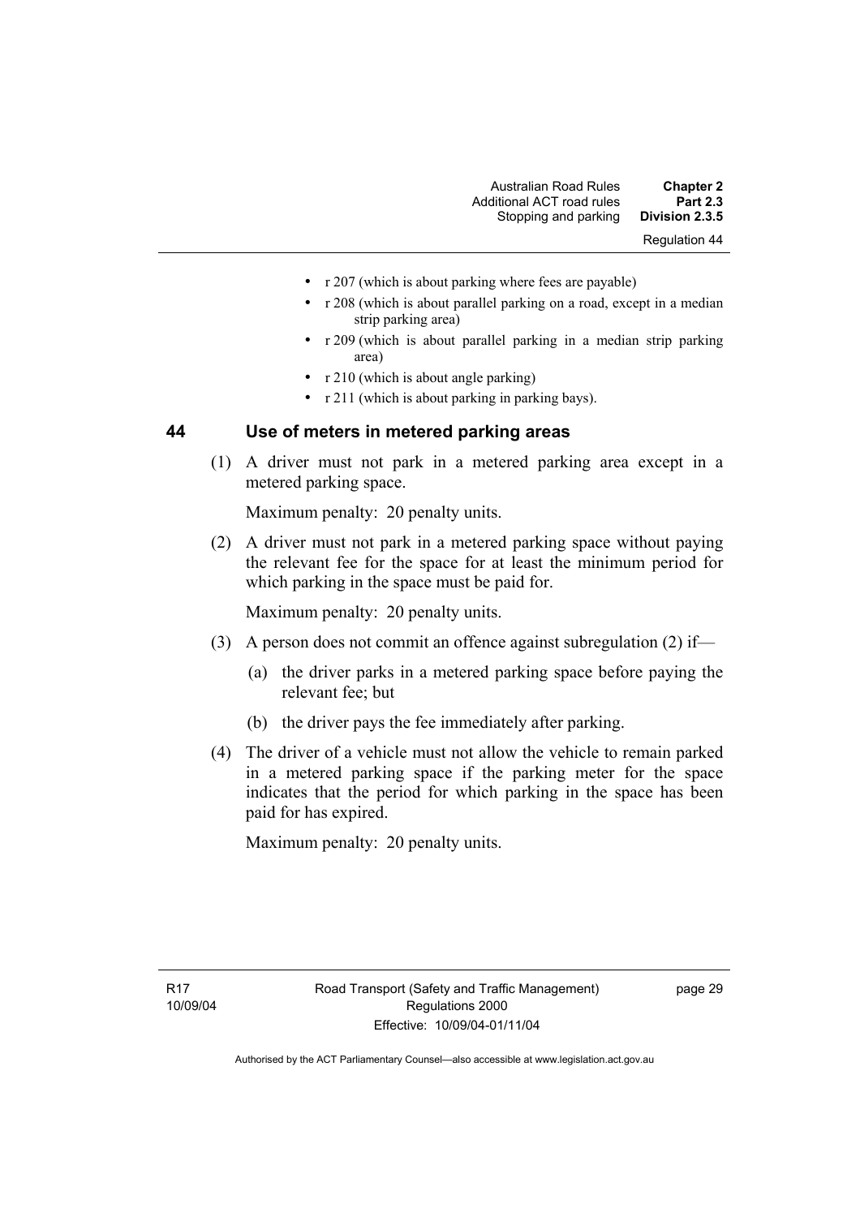- r 207 (which is about parking where fees are payable)
- r 208 (which is about parallel parking on a road, except in a median strip parking area)
- r 209 (which is about parallel parking in a median strip parking area)
- r 210 (which is about angle parking)
- r 211 (which is about parking in parking bays).

## 44 Use of meters in metered parking areas

(1) A driver must not park in a metered parking area except in a metered parking space.

Maximum penalty: 20 penalty units.

(2) A driver must not park in a metered parking space without paying the relevant fee for the space for at least the minimum period for which parking in the space must be paid for.

Maximum penalty: 20 penalty units.

(3) A person does not commit an offence against subregulation (2) if—

(a) the driver parks in a metered parking space before paying the relevant fee; but

(b) the driver pays the fee immediately after parking.

(4) The driver of a vehicle must not allow the vehicle to remain parked in a metered parking space if the parking meter for the space indicates that the period for which parking in the space has been paid for has expired.

Maximum penalty: 20 penalty units.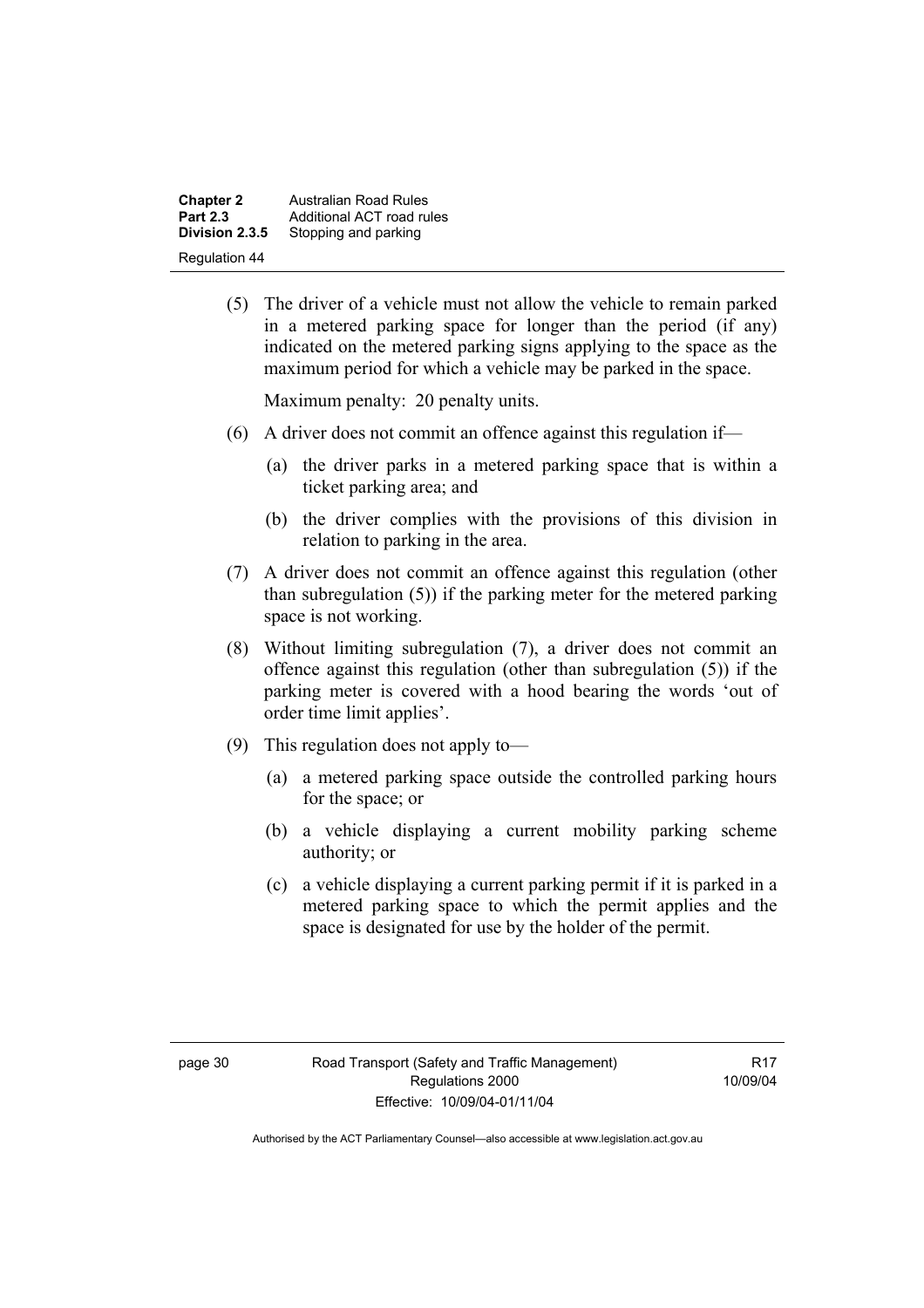(5) The driver of a vehicle must not allow the vehicle to remain parked in a metered parking space for longer than the period (if any) indicated on the metered parking signs applying to the space as the maximum period for which a vehicle may be parked in the space.

Maximum penalty: 20 penalty units.

(6) A driver does not commit an offence against this regulation if—

(a) the driver parks in a metered parking space that is within a ticket parking area; and

(b) the driver complies with the provisions of this division in relation to parking in the area.

(7) A driver does not commit an offence against this regulation (other than subregulation (5)) if the parking meter for the metered parking space is not working.

(8) Without limiting subregulation (7), a driver does not commit an offence against this regulation (other than subregulation (5)) if the parking meter is covered with a hood bearing the words 'out of order time limit applies'.

(9) This regulation does not apply to—

(a) a metered parking space outside the controlled parking hours for the space; or

(b) a vehicle displaying a current mobility parking scheme authority; or

(c) a vehicle displaying a current parking permit if it is parked in a metered parking space to which the permit applies and the space is designated for use by the holder of the permit.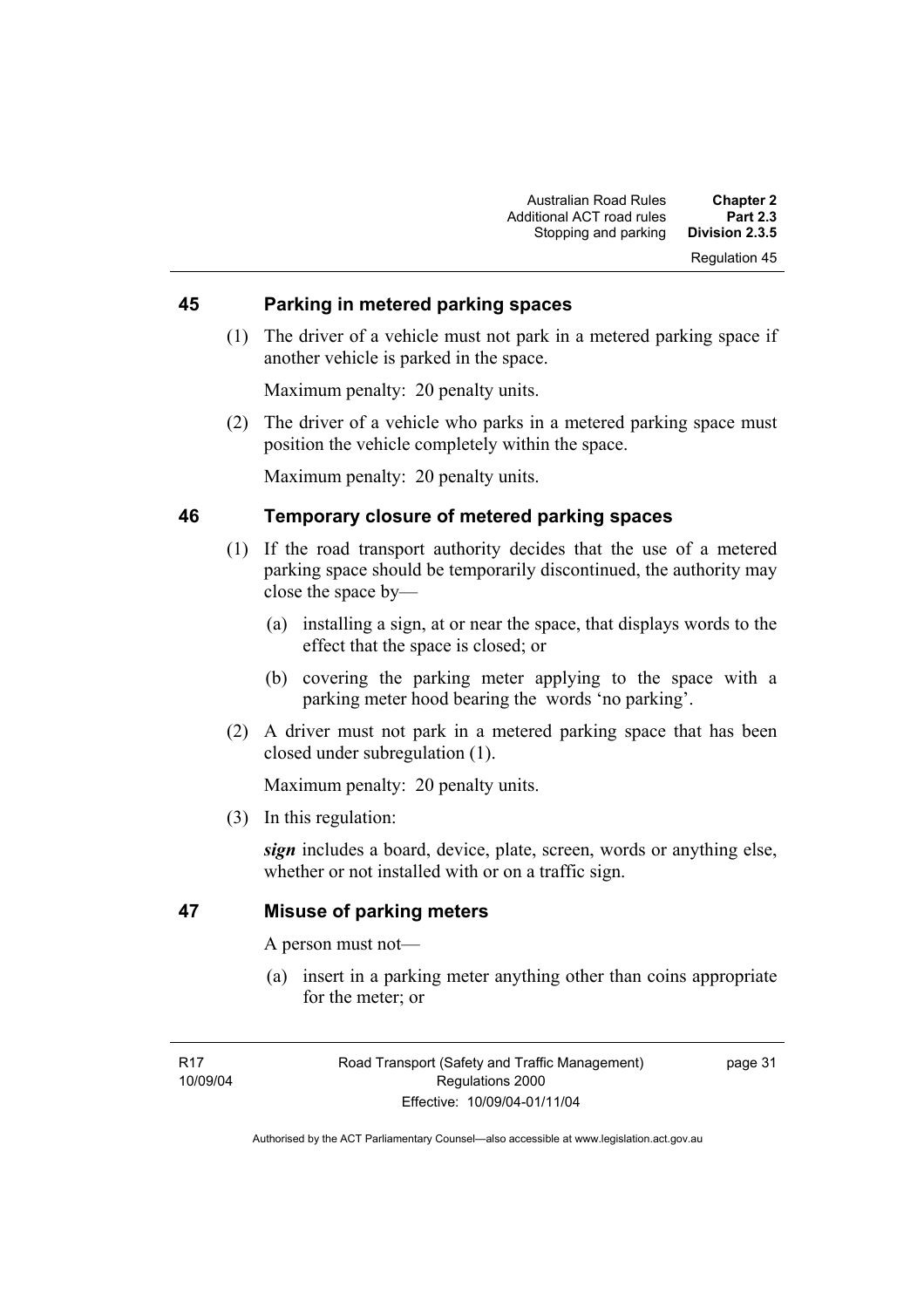## 45 Parking in metered parking spaces

(1) The driver of a vehicle must not park in a metered parking space if another vehicle is parked in the space.

Maximum penalty: 20 penalty units.

(2) The driver of a vehicle who parks in a metered parking space must position the vehicle completely within the space.

Maximum penalty: 20 penalty units.

## 46 Temporary closure of metered parking spaces

(1) If the road transport authority decides that the use of a metered parking space should be temporarily discontinued, the authority may close the space by—

(a) installing a sign, at or near the space, that displays words to the effect that the space is closed; or

(b) covering the parking meter applying to the space with a parking meter hood bearing the words 'no parking'.

(2) A driver must not park in a metered parking space that has been closed under subregulation (1).

Maximum penalty: 20 penalty units.

(3) In this regulation:

***sign*** includes a board, device, plate, screen, words or anything else, whether or not installed with or on a traffic sign.

## 47 Misuse of parking meters

A person must not—

(a) insert in a parking meter anything other than coins appropriate for the meter; or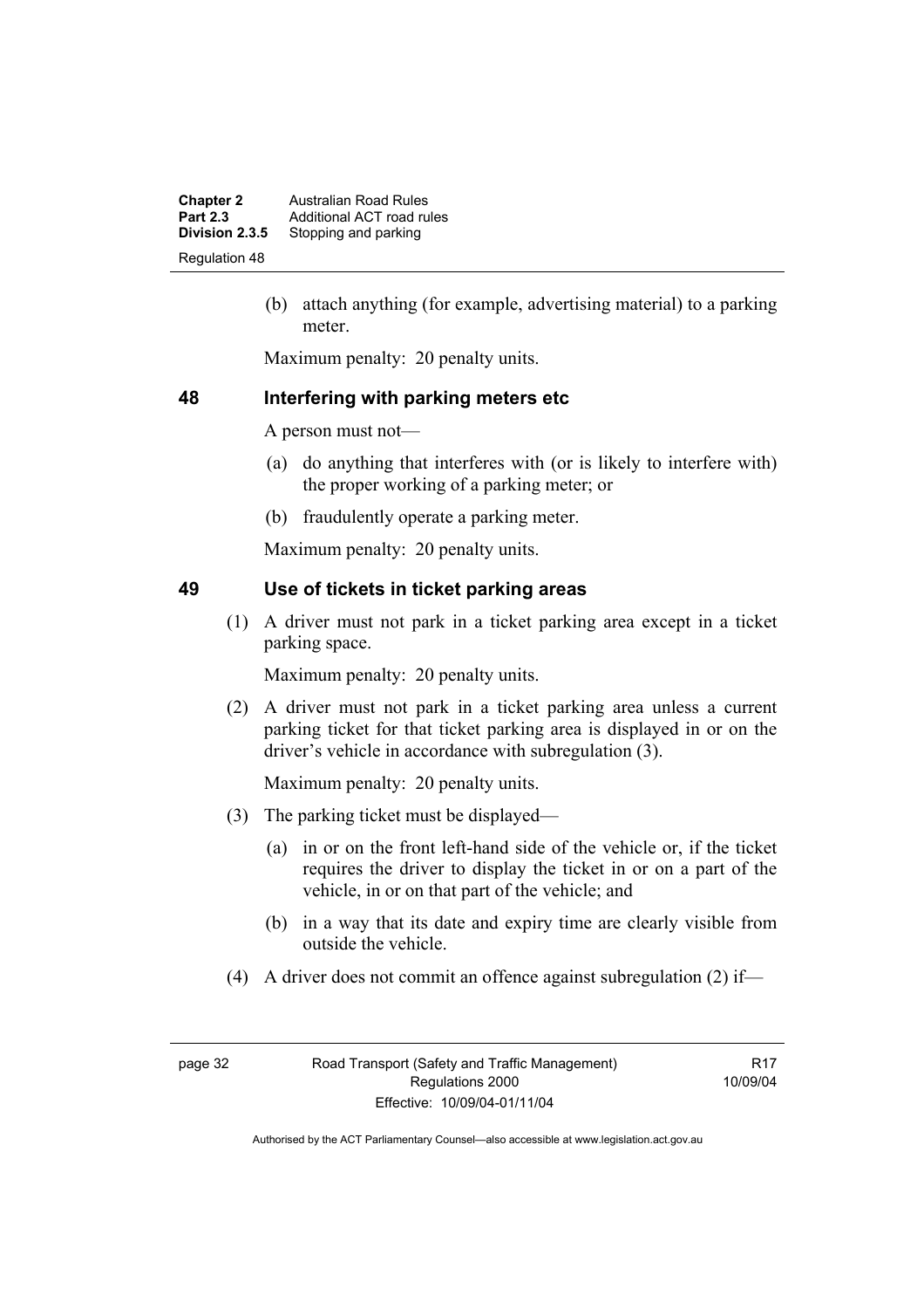(b) attach anything (for example, advertising material) to a parking meter.

Maximum penalty: 20 penalty units.

## 48 Interfering with parking meters etc

A person must not—

(a) do anything that interferes with (or is likely to interfere with) the proper working of a parking meter; or

(b) fraudulently operate a parking meter.

Maximum penalty: 20 penalty units.

## 49 Use of tickets in ticket parking areas

(1) A driver must not park in a ticket parking area except in a ticket parking space.

Maximum penalty: 20 penalty units.

(2) A driver must not park in a ticket parking area unless a current parking ticket for that ticket parking area is displayed in or on the driver's vehicle in accordance with subregulation (3).

Maximum penalty: 20 penalty units.

(3) The parking ticket must be displayed—

(a) in or on the front left-hand side of the vehicle or, if the ticket requires the driver to display the ticket in or on a part of the vehicle, in or on that part of the vehicle; and

(b) in a way that its date and expiry time are clearly visible from outside the vehicle.

(4) A driver does not commit an offence against subregulation (2) if—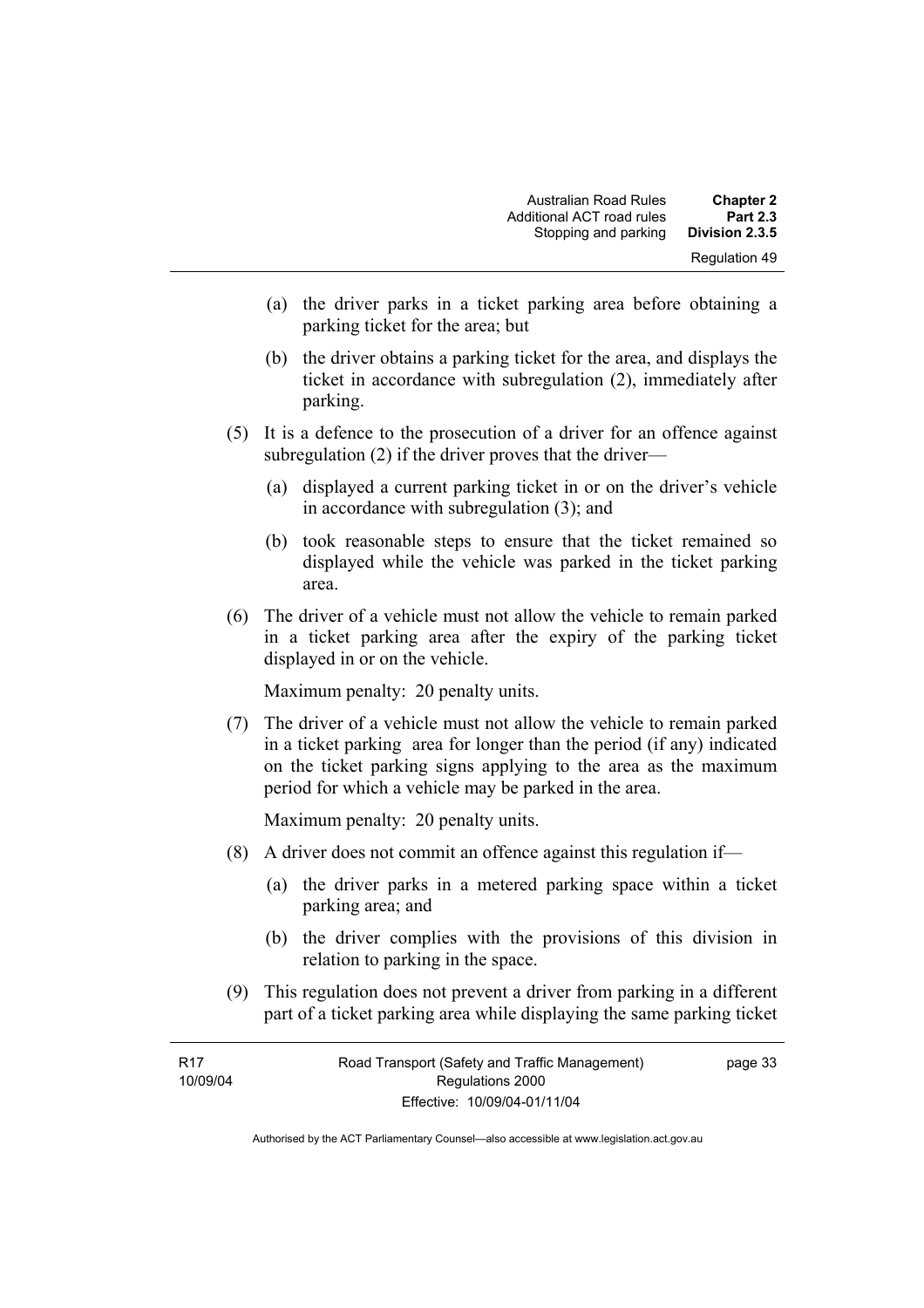(a) the driver parks in a ticket parking area before obtaining a parking ticket for the area; but

(b) the driver obtains a parking ticket for the area, and displays the ticket in accordance with subregulation (2), immediately after parking.

(5) It is a defence to the prosecution of a driver for an offence against subregulation (2) if the driver proves that the driver—

(a) displayed a current parking ticket in or on the driver's vehicle in accordance with subregulation (3); and

(b) took reasonable steps to ensure that the ticket remained so displayed while the vehicle was parked in the ticket parking area.

(6) The driver of a vehicle must not allow the vehicle to remain parked in a ticket parking area after the expiry of the parking ticket displayed in or on the vehicle.

Maximum penalty: 20 penalty units.

(7) The driver of a vehicle must not allow the vehicle to remain parked in a ticket parking area for longer than the period (if any) indicated on the ticket parking signs applying to the area as the maximum period for which a vehicle may be parked in the area.

Maximum penalty: 20 penalty units.

(8) A driver does not commit an offence against this regulation if—

(a) the driver parks in a metered parking space within a ticket parking area; and

(b) the driver complies with the provisions of this division in relation to parking in the space.

(9) This regulation does not prevent a driver from parking in a different part of a ticket parking area while displaying the same parking ticket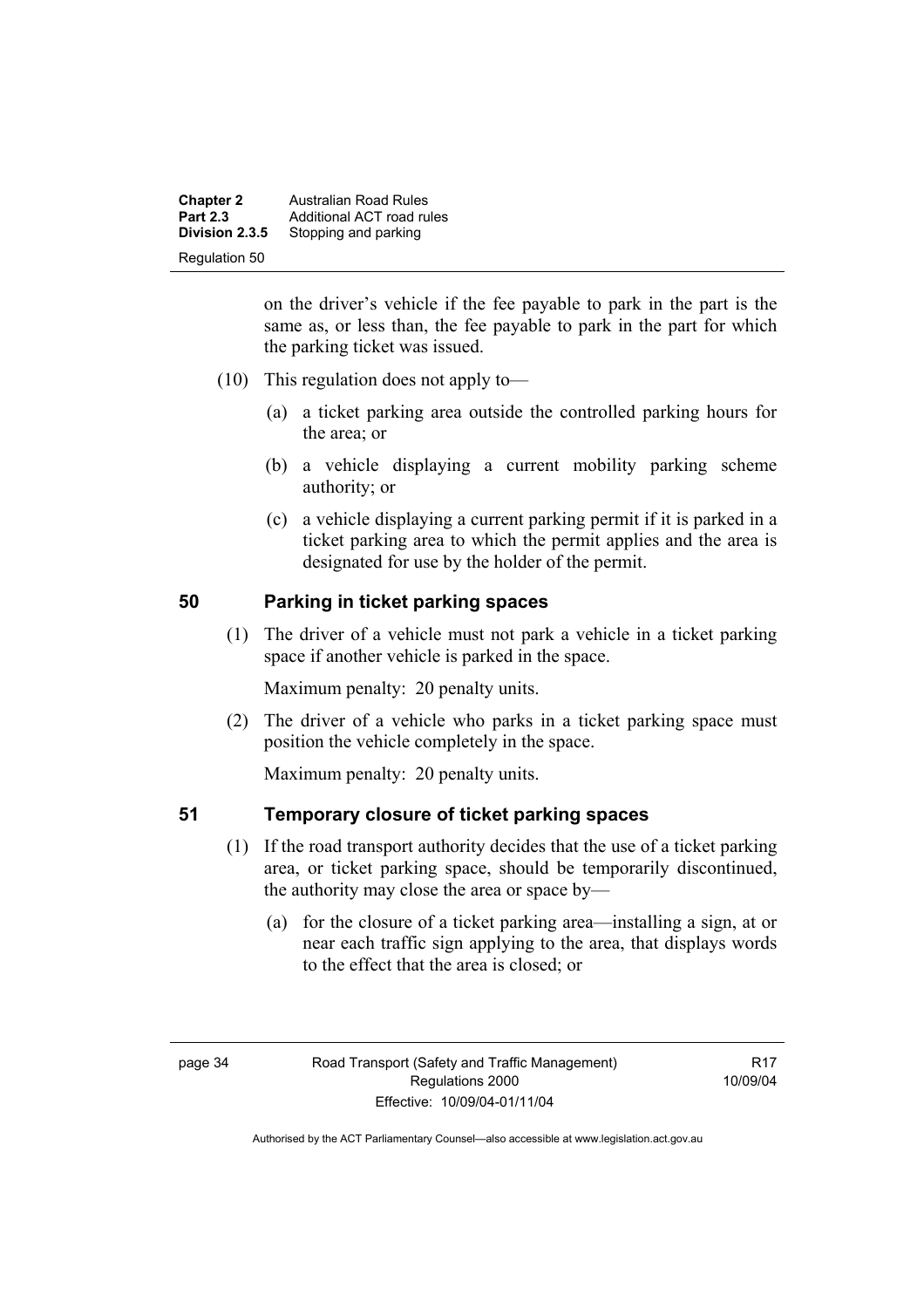on the driver's vehicle if the fee payable to park in the part is the same as, or less than, the fee payable to park in the part for which the parking ticket was issued.

(10) This regulation does not apply to—

(a) a ticket parking area outside the controlled parking hours for the area; or

(b) a vehicle displaying a current mobility parking scheme authority; or

(c) a vehicle displaying a current parking permit if it is parked in a ticket parking area to which the permit applies and the area is designated for use by the holder of the permit.

## 50 Parking in ticket parking spaces

(1) The driver of a vehicle must not park a vehicle in a ticket parking space if another vehicle is parked in the space.

Maximum penalty: 20 penalty units.

(2) The driver of a vehicle who parks in a ticket parking space must position the vehicle completely in the space.

Maximum penalty: 20 penalty units.

## 51 Temporary closure of ticket parking spaces

(1) If the road transport authority decides that the use of a ticket parking area, or ticket parking space, should be temporarily discontinued, the authority may close the area or space by—

(a) for the closure of a ticket parking area—installing a sign, at or near each traffic sign applying to the area, that displays words to the effect that the area is closed; or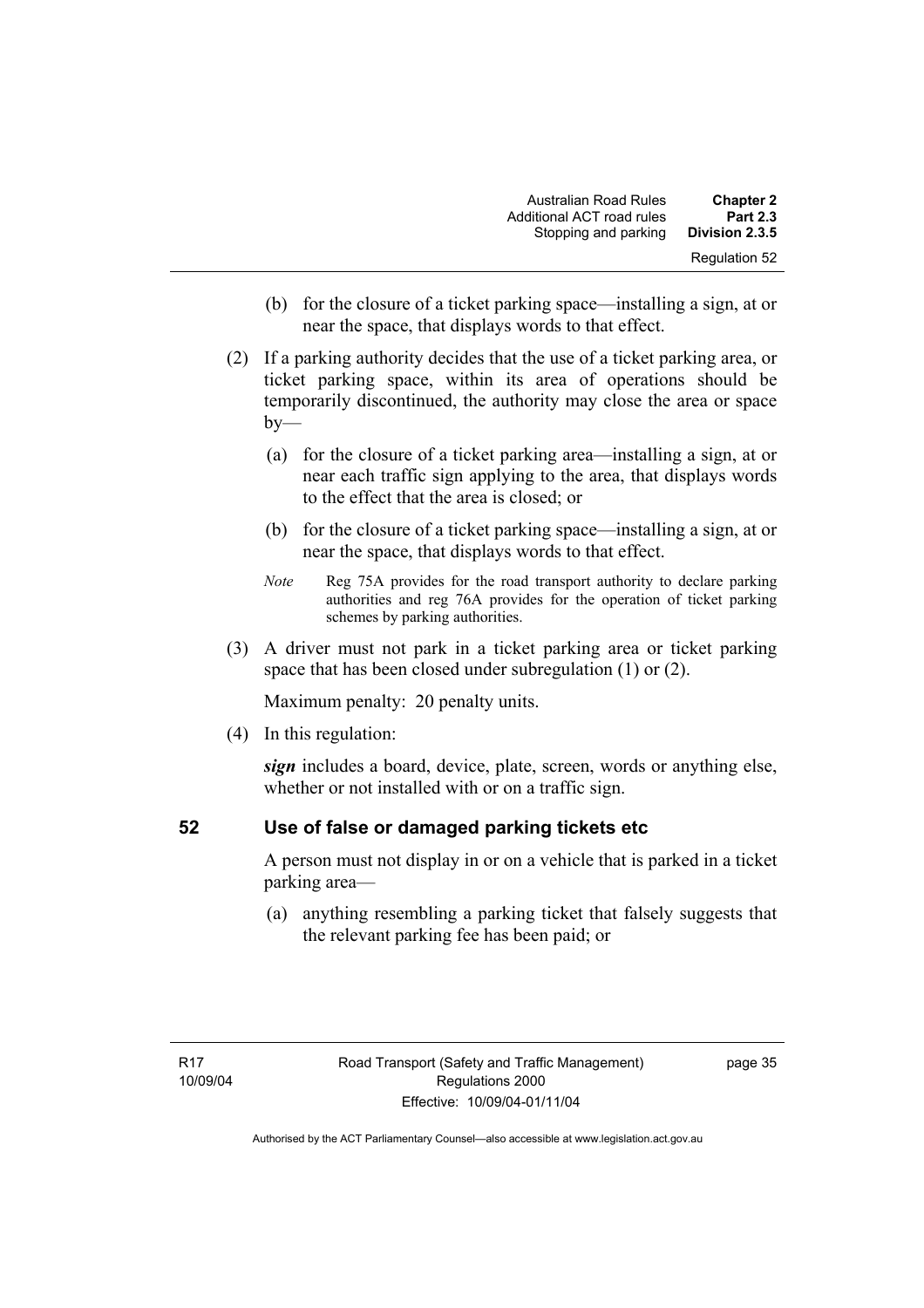(b) for the closure of a ticket parking space—installing a sign, at or near the space, that displays words to that effect.

(2) If a parking authority decides that the use of a ticket parking area, or ticket parking space, within its area of operations should be temporarily discontinued, the authority may close the area or space by—

(a) for the closure of a ticket parking area—installing a sign, at or near each traffic sign applying to the area, that displays words to the effect that the area is closed; or

(b) for the closure of a ticket parking space—installing a sign, at or near the space, that displays words to that effect.

*Note* Reg 75A provides for the road transport authority to declare parking authorities and reg 76A provides for the operation of ticket parking schemes by parking authorities.

(3) A driver must not park in a ticket parking area or ticket parking space that has been closed under subregulation (1) or (2).

Maximum penalty: 20 penalty units.

(4) In this regulation:

***sign*** includes a board, device, plate, screen, words or anything else, whether or not installed with or on a traffic sign.

## 52 Use of false or damaged parking tickets etc

A person must not display in or on a vehicle that is parked in a ticket parking area—

(a) anything resembling a parking ticket that falsely suggests that the relevant parking fee has been paid; or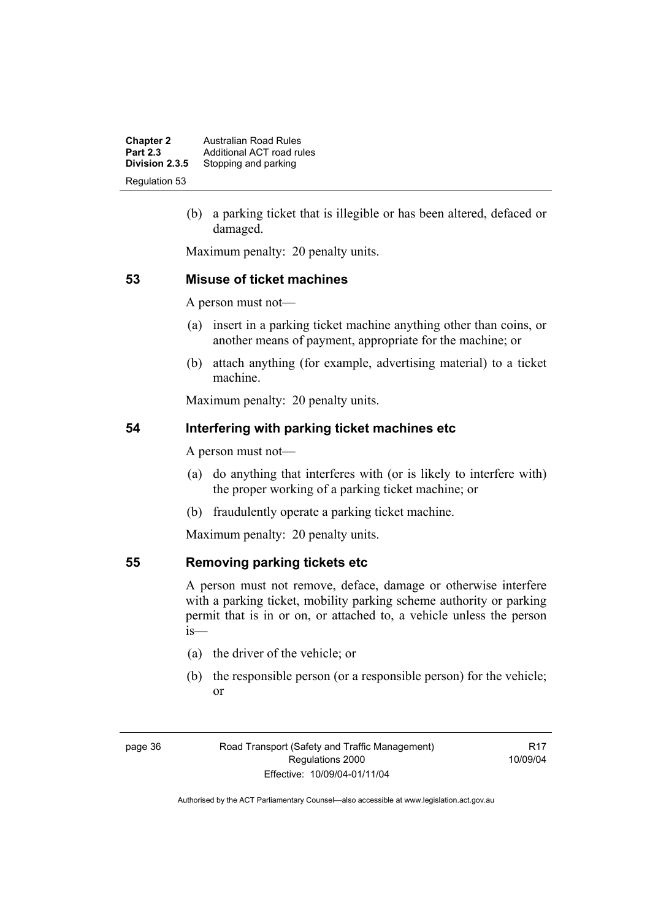(b) a parking ticket that is illegible or has been altered, defaced or damaged.

Maximum penalty: 20 penalty units.

## 53 Misuse of ticket machines

A person must not—

(a) insert in a parking ticket machine anything other than coins, or another means of payment, appropriate for the machine; or

(b) attach anything (for example, advertising material) to a ticket machine.

Maximum penalty: 20 penalty units.

## 54 Interfering with parking ticket machines etc

A person must not—

(a) do anything that interferes with (or is likely to interfere with) the proper working of a parking ticket machine; or

(b) fraudulently operate a parking ticket machine.

Maximum penalty: 20 penalty units.

## 55 Removing parking tickets etc

A person must not remove, deface, damage or otherwise interfere with a parking ticket, mobility parking scheme authority or parking permit that is in or on, or attached to, a vehicle unless the person is—

(a) the driver of the vehicle; or

(b) the responsible person (or a responsible person) for the vehicle; or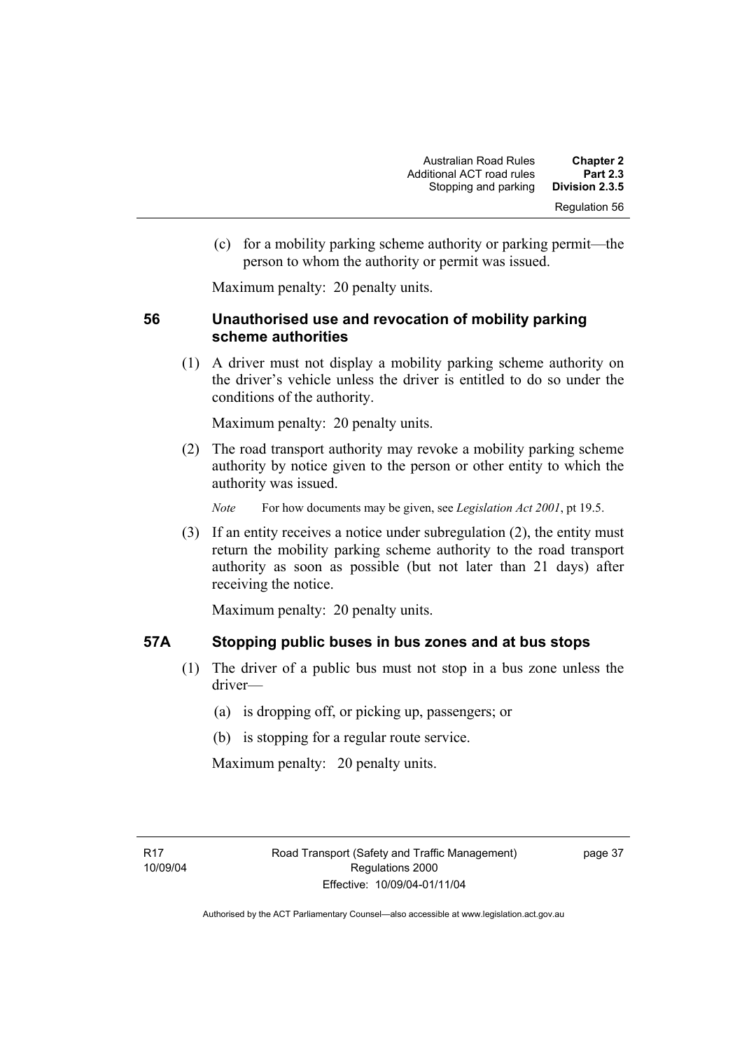(c) for a mobility parking scheme authority or parking permit—the person to whom the authority or permit was issued.

Maximum penalty: 20 penalty units.

## 56 Unauthorised use and revocation of mobility parking scheme authorities

(1) A driver must not display a mobility parking scheme authority on the driver's vehicle unless the driver is entitled to do so under the conditions of the authority.

Maximum penalty: 20 penalty units.

(2) The road transport authority may revoke a mobility parking scheme authority by notice given to the person or other entity to which the authority was issued.

*Note* For how documents may be given, see *Legislation Act 2001*, pt 19.5.

(3) If an entity receives a notice under subregulation (2), the entity must return the mobility parking scheme authority to the road transport authority as soon as possible (but not later than 21 days) after receiving the notice.

Maximum penalty: 20 penalty units.

## 57A Stopping public buses in bus zones and at bus stops

(1) The driver of a public bus must not stop in a bus zone unless the driver—

(a) is dropping off, or picking up, passengers; or

(b) is stopping for a regular route service.

Maximum penalty: 20 penalty units.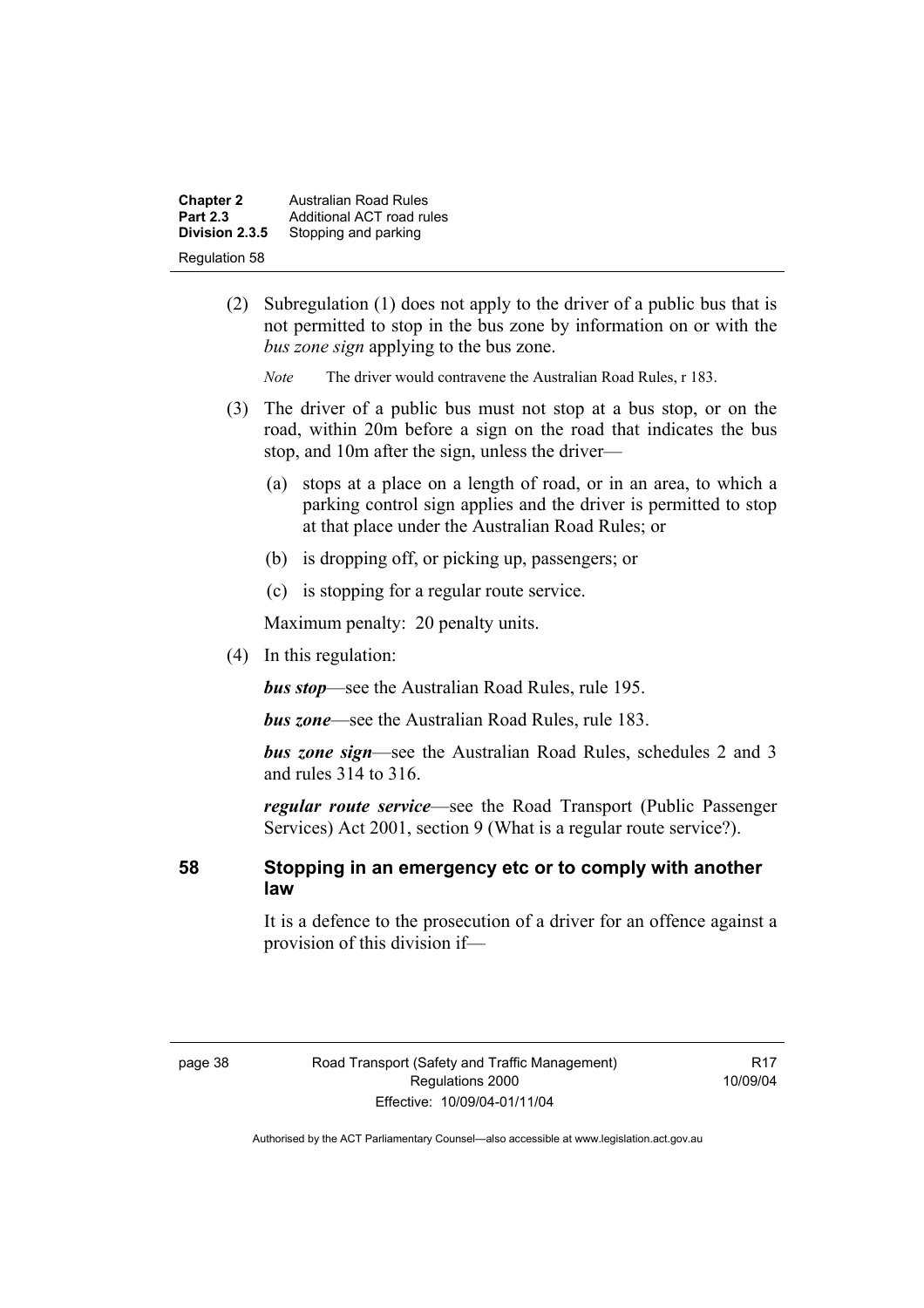(2) Subregulation (1) does not apply to the driver of a public bus that is not permitted to stop in the bus zone by information on or with the *bus zone sign* applying to the bus zone.

*Note* The driver would contravene the Australian Road Rules, r 183.

(3) The driver of a public bus must not stop at a bus stop, or on the road, within 20m before a sign on the road that indicates the bus stop, and 10m after the sign, unless the driver—

(a) stops at a place on a length of road, or in an area, to which a parking control sign applies and the driver is permitted to stop at that place under the Australian Road Rules; or

(b) is dropping off, or picking up, passengers; or

(c) is stopping for a regular route service.

Maximum penalty: 20 penalty units.

(4) In this regulation:

***bus stop***—see the Australian Road Rules, rule 195.

***bus zone***—see the Australian Road Rules, rule 183.

***bus zone sign***—see the Australian Road Rules, schedules 2 and 3 and rules 314 to 316.

***regular route service***—see the Road Transport (Public Passenger Services) Act 2001, section 9 (What is a regular route service?).

## 58 Stopping in an emergency etc or to comply with another law

It is a defence to the prosecution of a driver for an offence against a provision of this division if—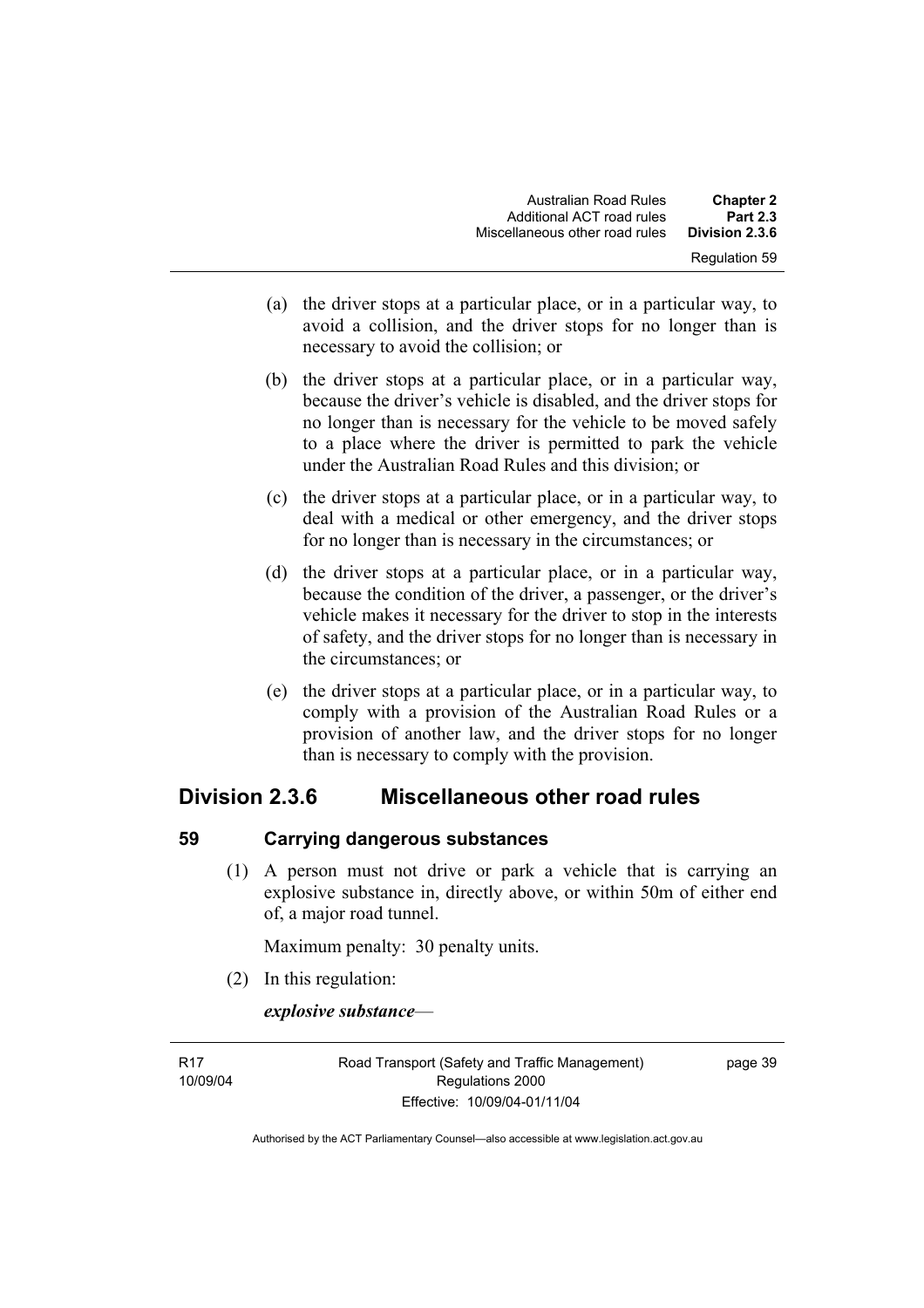(a) the driver stops at a particular place, or in a particular way, to avoid a collision, and the driver stops for no longer than is necessary to avoid the collision; or

(b) the driver stops at a particular place, or in a particular way, because the driver's vehicle is disabled, and the driver stops for no longer than is necessary for the vehicle to be moved safely to a place where the driver is permitted to park the vehicle under the Australian Road Rules and this division; or

(c) the driver stops at a particular place, or in a particular way, to deal with a medical or other emergency, and the driver stops for no longer than is necessary in the circumstances; or

(d) the driver stops at a particular place, or in a particular way, because the condition of the driver, a passenger, or the driver's vehicle makes it necessary for the driver to stop in the interests of safety, and the driver stops for no longer than is necessary in the circumstances; or

(e) the driver stops at a particular place, or in a particular way, to comply with a provision of the Australian Road Rules or a provision of another law, and the driver stops for no longer than is necessary to comply with the provision.

## Division 2.3.6 Miscellaneous other road rules

### 59 Carrying dangerous substances

(1) A person must not drive or park a vehicle that is carrying an explosive substance in, directly above, or within 50m of either end of, a major road tunnel.

Maximum penalty: 30 penalty units.

(2) In this regulation:

***explosive substance***—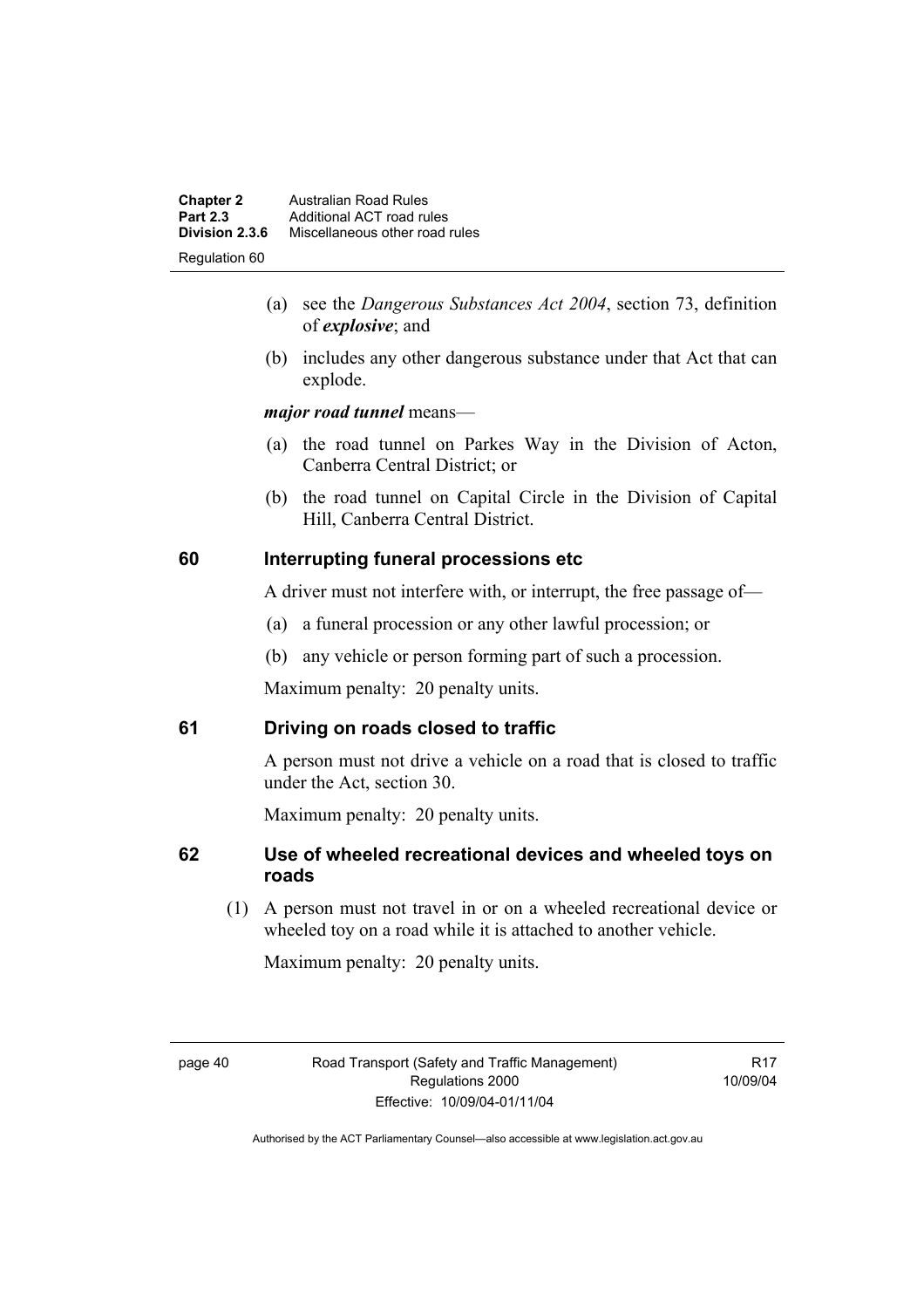(a) see the *Dangerous Substances Act 2004*, section 73, definition of ***explosive***; and

(b) includes any other dangerous substance under that Act that can explode.

***major road tunnel*** means—

(a) the road tunnel on Parkes Way in the Division of Acton, Canberra Central District; or

(b) the road tunnel on Capital Circle in the Division of Capital Hill, Canberra Central District.

## 60 Interrupting funeral processions etc

A driver must not interfere with, or interrupt, the free passage of—

(a) a funeral procession or any other lawful procession; or

(b) any vehicle or person forming part of such a procession.

Maximum penalty: 20 penalty units.

## 61 Driving on roads closed to traffic

A person must not drive a vehicle on a road that is closed to traffic under the Act, section 30.

Maximum penalty: 20 penalty units.

## 62 Use of wheeled recreational devices and wheeled toys on roads

(1) A person must not travel in or on a wheeled recreational device or wheeled toy on a road while it is attached to another vehicle.

Maximum penalty: 20 penalty units.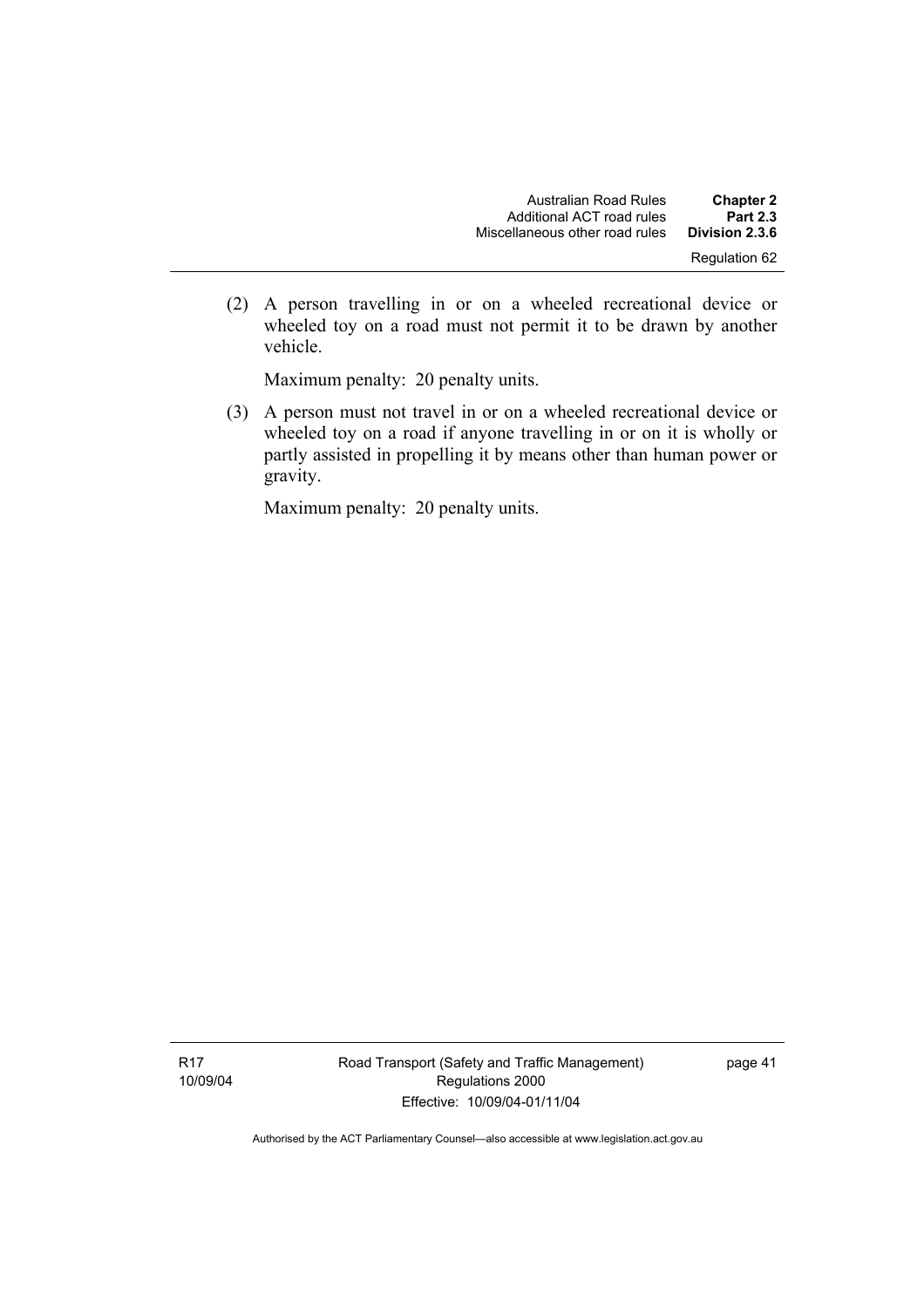(2) A person travelling in or on a wheeled recreational device or wheeled toy on a road must not permit it to be drawn by another vehicle.

Maximum penalty: 20 penalty units.

(3) A person must not travel in or on a wheeled recreational device or wheeled toy on a road if anyone travelling in or on it is wholly or partly assisted in propelling it by means other than human power or gravity.

Maximum penalty: 20 penalty units.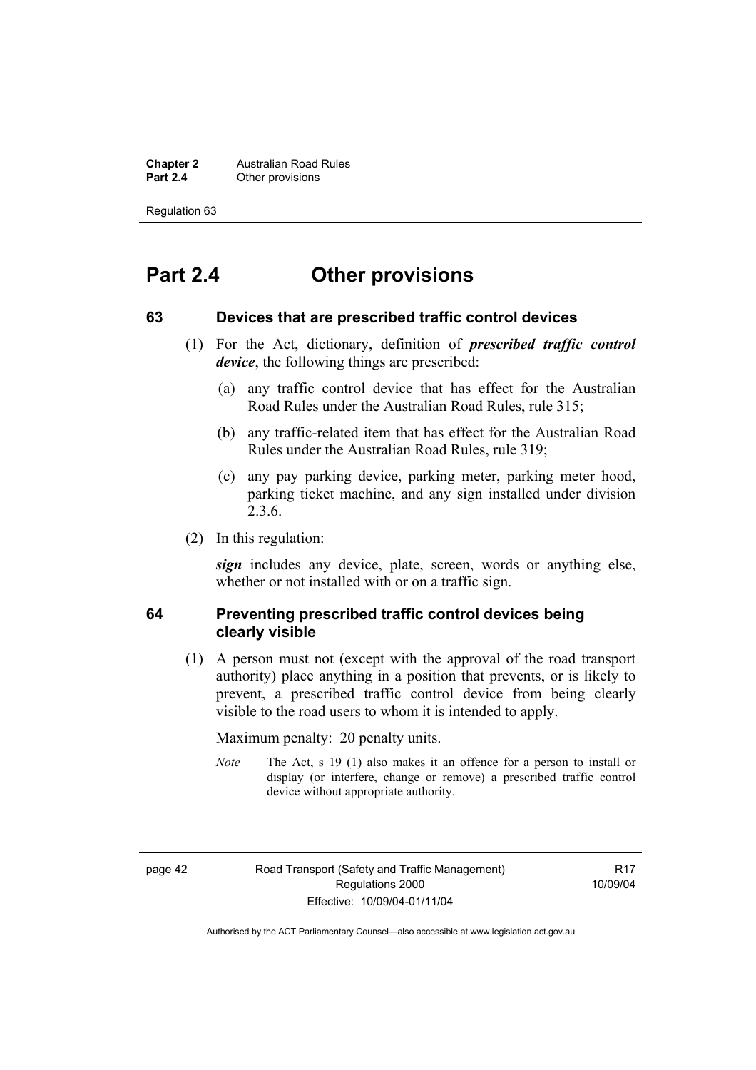# Part 2.4 Other provisions

## 63 Devices that are prescribed traffic control devices

(1) For the Act, dictionary, definition of ***prescribed traffic control device***, the following things are prescribed:

(a) any traffic control device that has effect for the Australian Road Rules under the Australian Road Rules, rule 315;

(b) any traffic-related item that has effect for the Australian Road Rules under the Australian Road Rules, rule 319;

(c) any pay parking device, parking meter, parking meter hood, parking ticket machine, and any sign installed under division 2.3.6.

(2) In this regulation:

***sign*** includes any device, plate, screen, words or anything else, whether or not installed with or on a traffic sign.

## 64 Preventing prescribed traffic control devices being clearly visible

(1) A person must not (except with the approval of the road transport authority) place anything in a position that prevents, or is likely to prevent, a prescribed traffic control device from being clearly visible to the road users to whom it is intended to apply.

Maximum penalty: 20 penalty units.

*Note* The Act, s 19 (1) also makes it an offence for a person to install or display (or interfere, change or remove) a prescribed traffic control device without appropriate authority.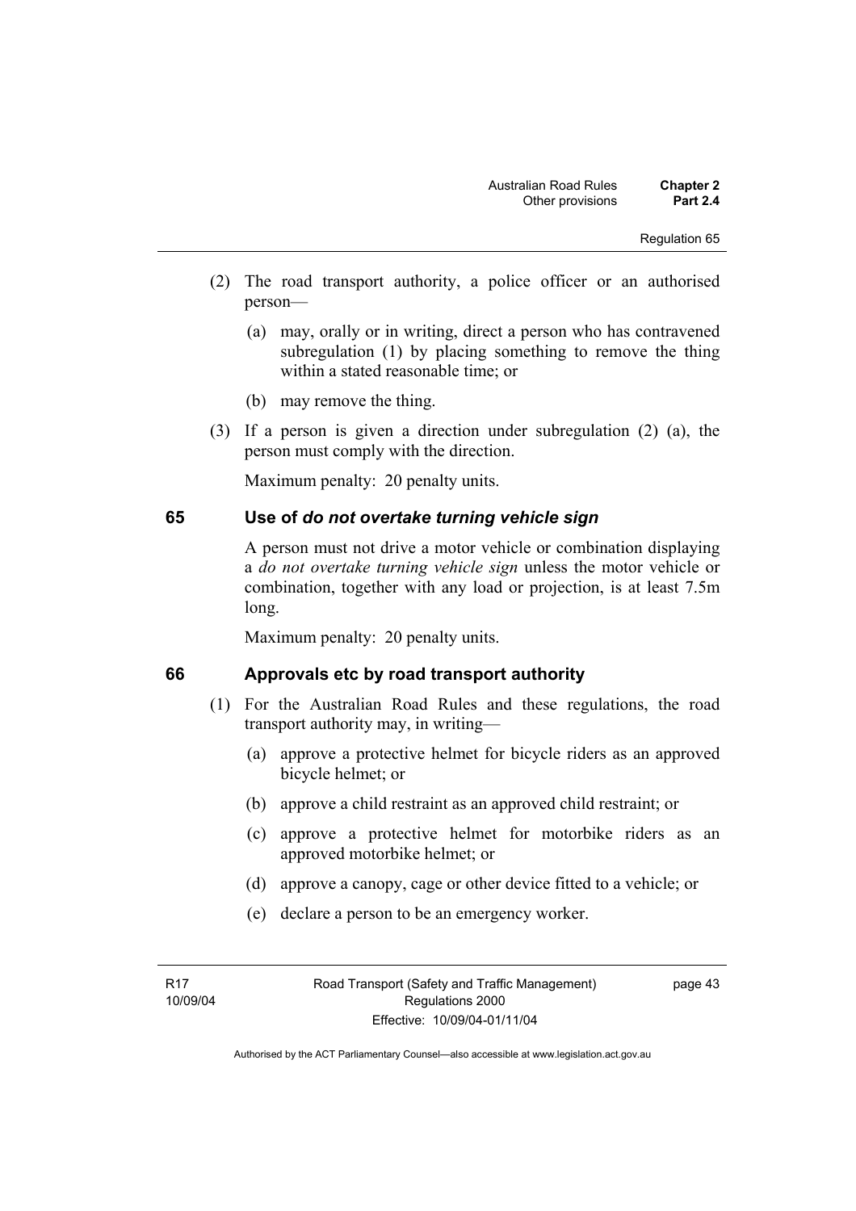(2) The road transport authority, a police officer or an authorised person—

(a) may, orally or in writing, direct a person who has contravened subregulation (1) by placing something to remove the thing within a stated reasonable time; or

(b) may remove the thing.

(3) If a person is given a direction under subregulation (2) (a), the person must comply with the direction.

Maximum penalty: 20 penalty units.

## 65 Use of *do not overtake turning vehicle sign*

A person must not drive a motor vehicle or combination displaying a *do not overtake turning vehicle sign* unless the motor vehicle or combination, together with any load or projection, is at least 7.5m long.

Maximum penalty: 20 penalty units.

## 66 Approvals etc by road transport authority

(1) For the Australian Road Rules and these regulations, the road transport authority may, in writing—

(a) approve a protective helmet for bicycle riders as an approved bicycle helmet; or

(b) approve a child restraint as an approved child restraint; or

(c) approve a protective helmet for motorbike riders as an approved motorbike helmet; or

(d) approve a canopy, cage or other device fitted to a vehicle; or

(e) declare a person to be an emergency worker.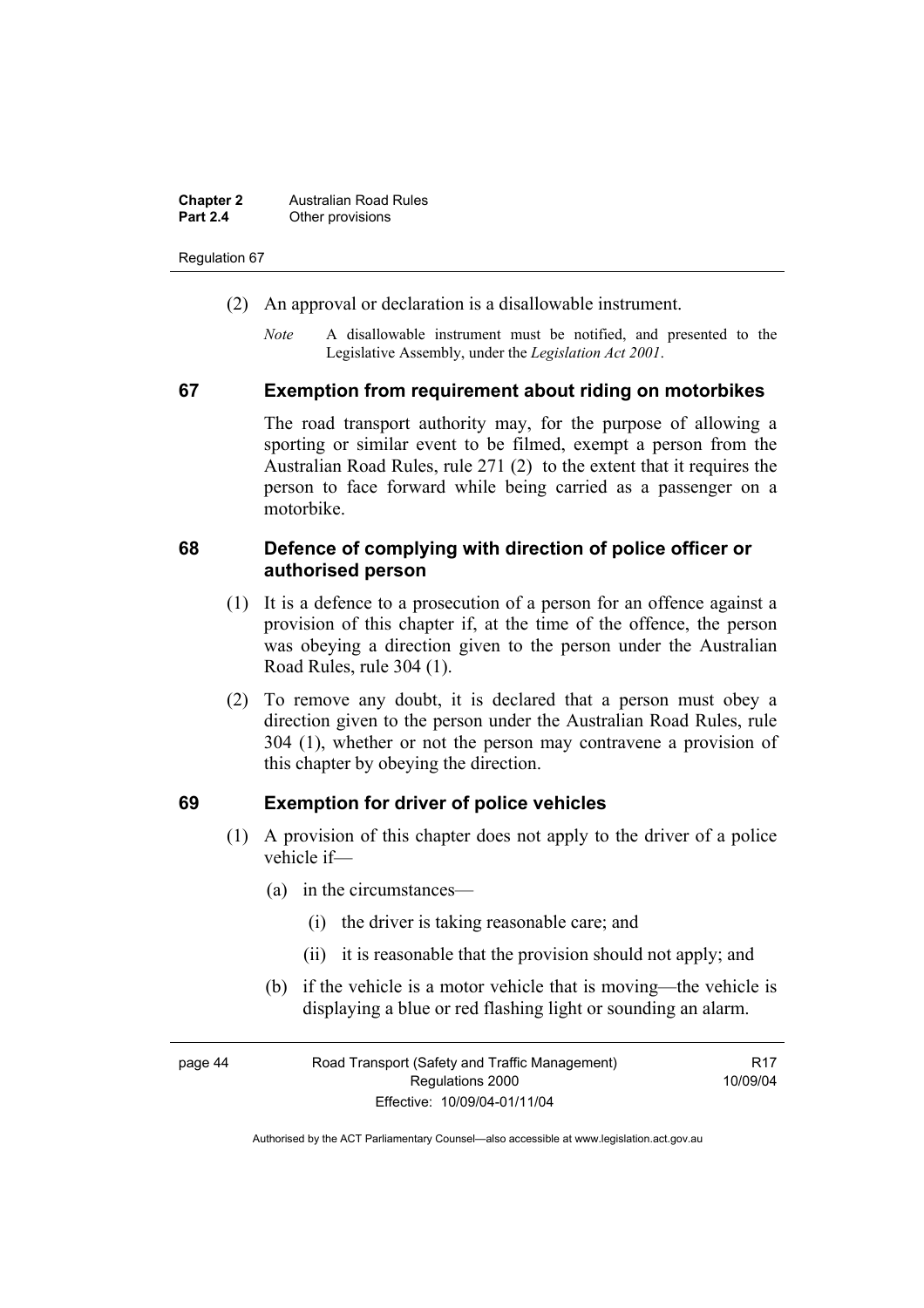(2) An approval or declaration is a disallowable instrument.

*Note* A disallowable instrument must be notified, and presented to the Legislative Assembly, under the *Legislation Act 2001*.

## 67 Exemption from requirement about riding on motorbikes

The road transport authority may, for the purpose of allowing a sporting or similar event to be filmed, exempt a person from the Australian Road Rules, rule 271 (2) to the extent that it requires the person to face forward while being carried as a passenger on a motorbike.

## 68 Defence of complying with direction of police officer or authorised person

(1) It is a defence to a prosecution of a person for an offence against a provision of this chapter if, at the time of the offence, the person was obeying a direction given to the person under the Australian Road Rules, rule 304 (1).

(2) To remove any doubt, it is declared that a person must obey a direction given to the person under the Australian Road Rules, rule 304 (1), whether or not the person may contravene a provision of this chapter by obeying the direction.

## 69 Exemption for driver of police vehicles

(1) A provision of this chapter does not apply to the driver of a police vehicle if—

(a) in the circumstances—

(i) the driver is taking reasonable care; and

(ii) it is reasonable that the provision should not apply; and

(b) if the vehicle is a motor vehicle that is moving—the vehicle is displaying a blue or red flashing light or sounding an alarm.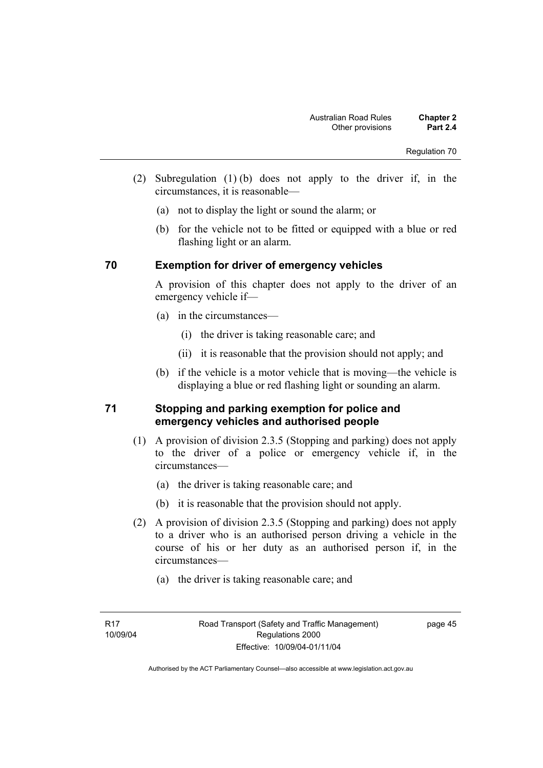(2) Subregulation (1) (b) does not apply to the driver if, in the circumstances, it is reasonable—

(a) not to display the light or sound the alarm; or

(b) for the vehicle not to be fitted or equipped with a blue or red flashing light or an alarm.

## 70 Exemption for driver of emergency vehicles

A provision of this chapter does not apply to the driver of an emergency vehicle if—

(a) in the circumstances—

(i) the driver is taking reasonable care; and

(ii) it is reasonable that the provision should not apply; and

(b) if the vehicle is a motor vehicle that is moving—the vehicle is displaying a blue or red flashing light or sounding an alarm.

## 71 Stopping and parking exemption for police and emergency vehicles and authorised people

(1) A provision of division 2.3.5 (Stopping and parking) does not apply to the driver of a police or emergency vehicle if, in the circumstances—

(a) the driver is taking reasonable care; and

(b) it is reasonable that the provision should not apply.

(2) A provision of division 2.3.5 (Stopping and parking) does not apply to a driver who is an authorised person driving a vehicle in the course of his or her duty as an authorised person if, in the circumstances—

(a) the driver is taking reasonable care; and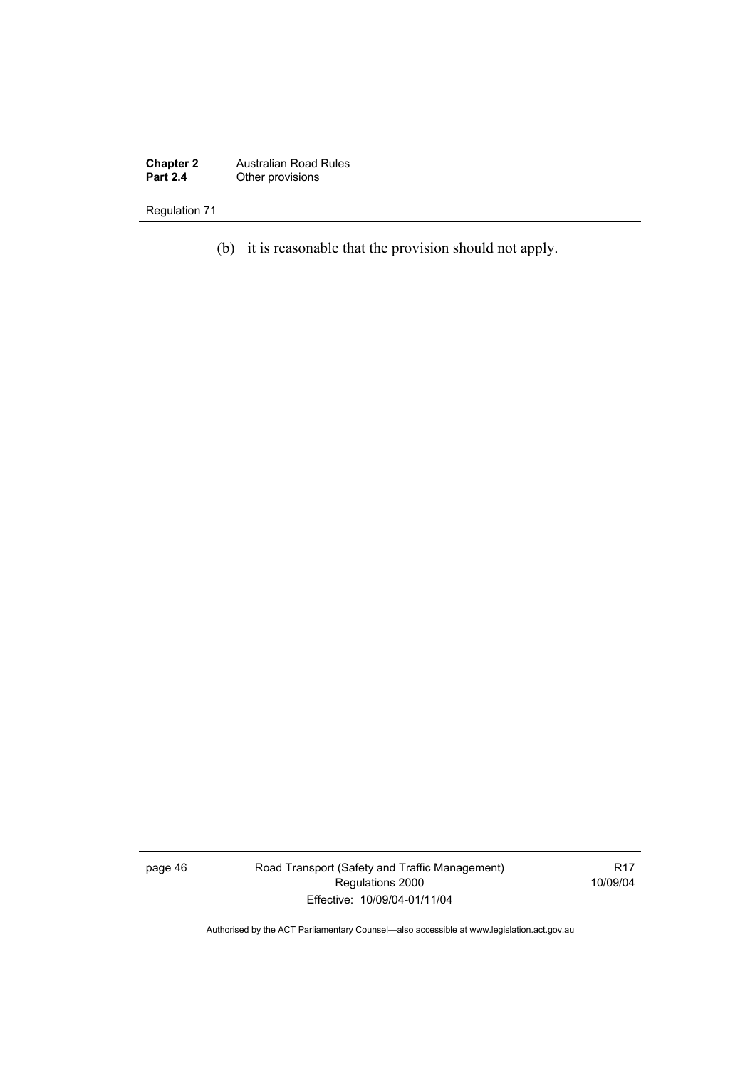(b) it is reasonable that the provision should not apply.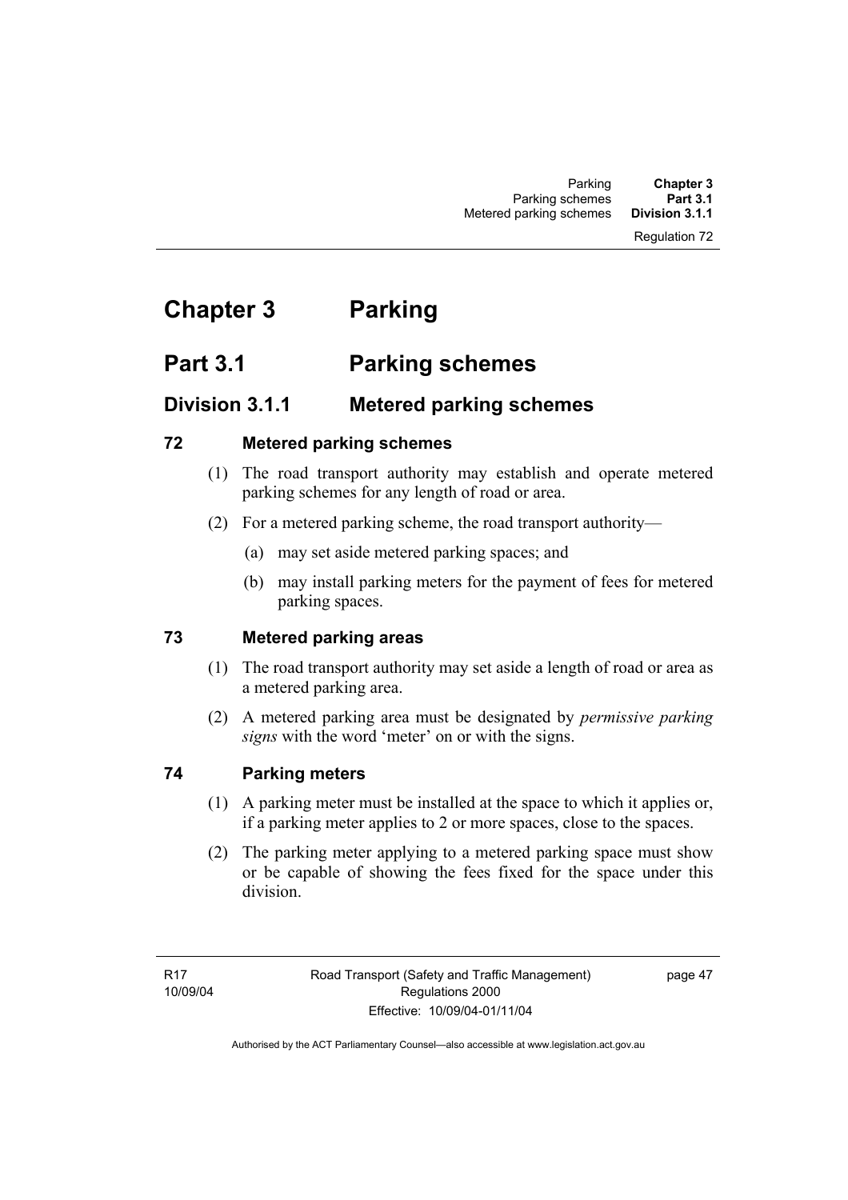# Chapter 3 Parking

## Part 3.1 Parking schemes

### Division 3.1.1 Metered parking schemes

#### 72 Metered parking schemes

(1) The road transport authority may establish and operate metered parking schemes for any length of road or area.

(2) For a metered parking scheme, the road transport authority—

(a) may set aside metered parking spaces; and

(b) may install parking meters for the payment of fees for metered parking spaces.

#### 73 Metered parking areas

(1) The road transport authority may set aside a length of road or area as a metered parking area.

(2) A metered parking area must be designated by ***permissive parking signs*** with the word 'meter' on or with the signs.

#### 74 Parking meters

(1) A parking meter must be installed at the space to which it applies or, if a parking meter applies to 2 or more spaces, close to the spaces.

(2) The parking meter applying to a metered parking space must show or be capable of showing the fees fixed for the space under this division.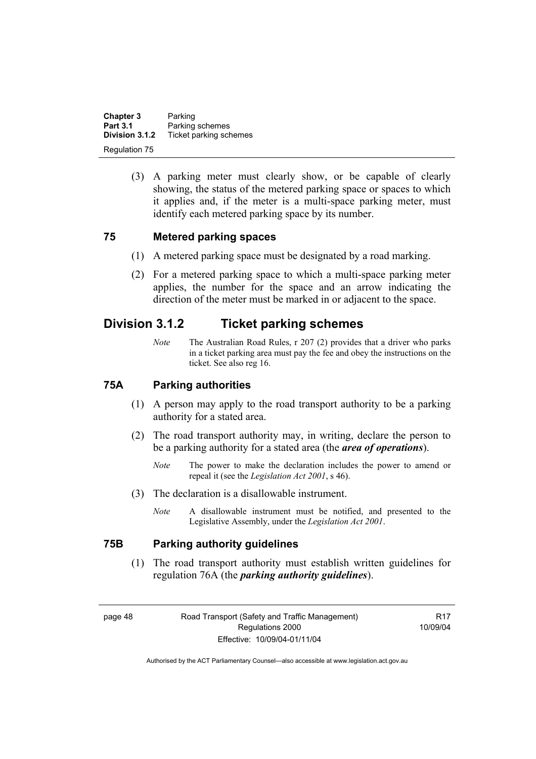(3) A parking meter must clearly show, or be capable of clearly showing, the status of the metered parking space or spaces to which it applies and, if the meter is a multi-space parking meter, must identify each metered parking space by its number.

### 75 Metered parking spaces

(1) A metered parking space must be designated by a road marking.

(2) For a metered parking space to which a multi-space parking meter applies, the number for the space and an arrow indicating the direction of the meter must be marked in or adjacent to the space.

## Division 3.1.2 Ticket parking schemes

*Note* The Australian Road Rules, r 207 (2) provides that a driver who parks in a ticket parking area must pay the fee and obey the instructions on the ticket. See also reg 16.

### 75A Parking authorities

(1) A person may apply to the road transport authority to be a parking authority for a stated area.

(2) The road transport authority may, in writing, declare the person to be a parking authority for a stated area (the ***area of operations***).

*Note* The power to make the declaration includes the power to amend or repeal it (see the *Legislation Act 2001*, s 46).

(3) The declaration is a disallowable instrument.

*Note* A disallowable instrument must be notified, and presented to the Legislative Assembly, under the *Legislation Act 2001*.

### 75B Parking authority guidelines

(1) The road transport authority must establish written guidelines for regulation 76A (the ***parking authority guidelines***).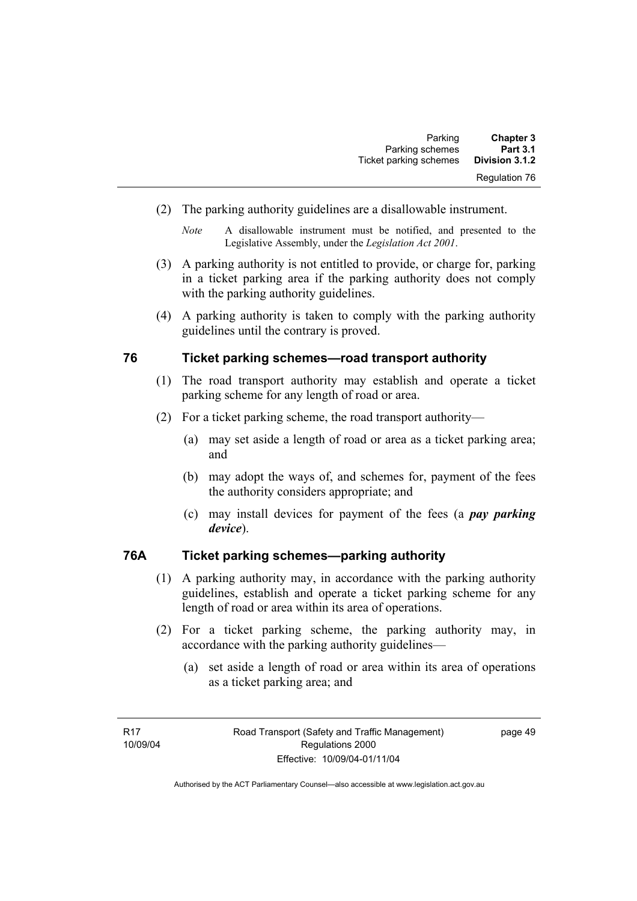(2) The parking authority guidelines are a disallowable instrument.

*Note* A disallowable instrument must be notified, and presented to the Legislative Assembly, under the *Legislation Act 2001*.

(3) A parking authority is not entitled to provide, or charge for, parking in a ticket parking area if the parking authority does not comply with the parking authority guidelines.

(4) A parking authority is taken to comply with the parking authority guidelines until the contrary is proved.

## 76 Ticket parking schemes—road transport authority

(1) The road transport authority may establish and operate a ticket parking scheme for any length of road or area.

(2) For a ticket parking scheme, the road transport authority—

(a) may set aside a length of road or area as a ticket parking area; and

(b) may adopt the ways of, and schemes for, payment of the fees the authority considers appropriate; and

(c) may install devices for payment of the fees (a ***pay parking device***).

## 76A Ticket parking schemes—parking authority

(1) A parking authority may, in accordance with the parking authority guidelines, establish and operate a ticket parking scheme for any length of road or area within its area of operations.

(2) For a ticket parking scheme, the parking authority may, in accordance with the parking authority guidelines—

(a) set aside a length of road or area within its area of operations as a ticket parking area; and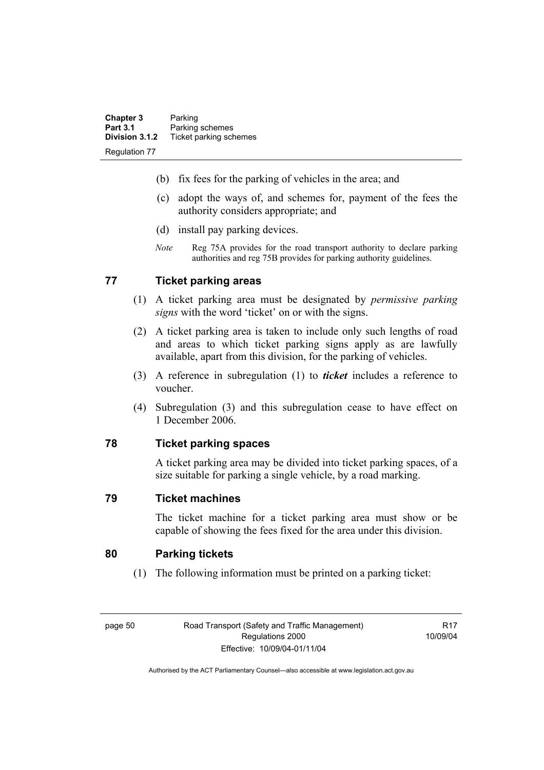(b) fix fees for the parking of vehicles in the area; and

(c) adopt the ways of, and schemes for, payment of the fees the authority considers appropriate; and

(d) install pay parking devices.

*Note* Reg 75A provides for the road transport authority to declare parking authorities and reg 75B provides for parking authority guidelines.

## 77 Ticket parking areas

(1) A ticket parking area must be designated by *permissive parking signs* with the word 'ticket' on or with the signs.

(2) A ticket parking area is taken to include only such lengths of road and areas to which ticket parking signs apply as are lawfully available, apart from this division, for the parking of vehicles.

(3) A reference in subregulation (1) to ***ticket*** includes a reference to voucher.

(4) Subregulation (3) and this subregulation cease to have effect on 1 December 2006.

## 78 Ticket parking spaces

A ticket parking area may be divided into ticket parking spaces, of a size suitable for parking a single vehicle, by a road marking.

## 79 Ticket machines

The ticket machine for a ticket parking area must show or be capable of showing the fees fixed for the area under this division.

## 80 Parking tickets

(1) The following information must be printed on a parking ticket: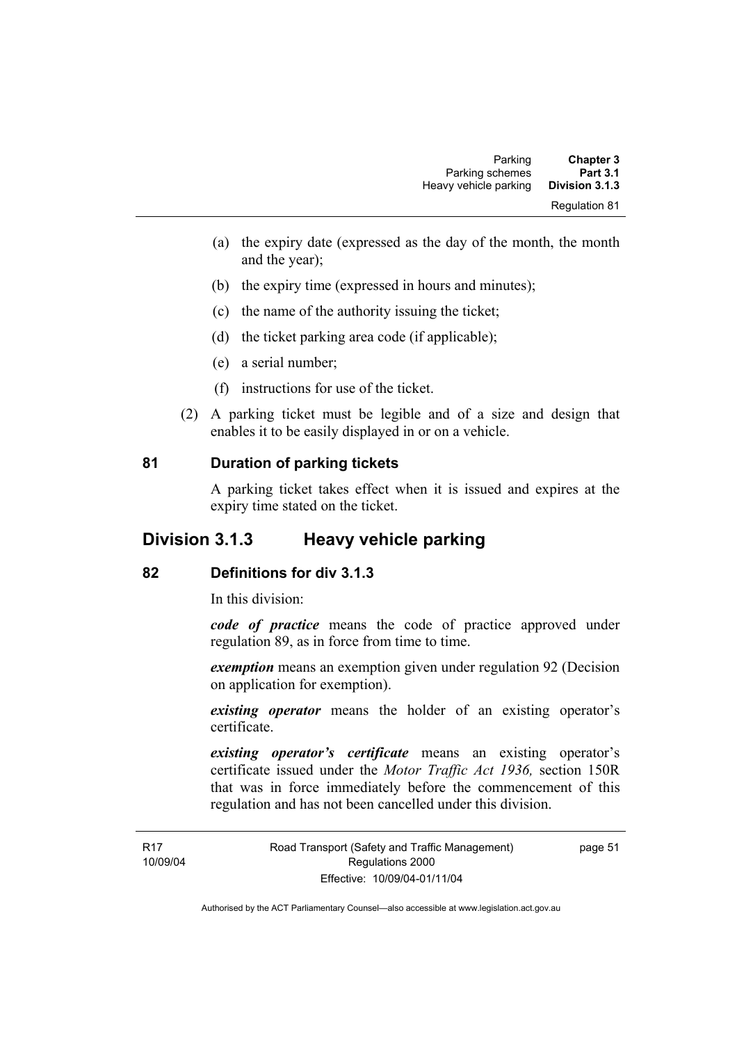(a) the expiry date (expressed as the day of the month, the month and the year);

(b) the expiry time (expressed in hours and minutes);

(c) the name of the authority issuing the ticket;

(d) the ticket parking area code (if applicable);

(e) a serial number;

(f) instructions for use of the ticket.

(2) A parking ticket must be legible and of a size and design that enables it to be easily displayed in or on a vehicle.

### 81 Duration of parking tickets

A parking ticket takes effect when it is issued and expires at the expiry time stated on the ticket.

## Division 3.1.3 Heavy vehicle parking

### 82 Definitions for div 3.1.3

In this division:

***code of practice*** means the code of practice approved under regulation 89, as in force from time to time.

***exemption*** means an exemption given under regulation 92 (Decision on application for exemption).

***existing operator*** means the holder of an existing operator's certificate.

***existing operator's certificate*** means an existing operator's certificate issued under the *Motor Traffic Act 1936,* section 150R that was in force immediately before the commencement of this regulation and has not been cancelled under this division.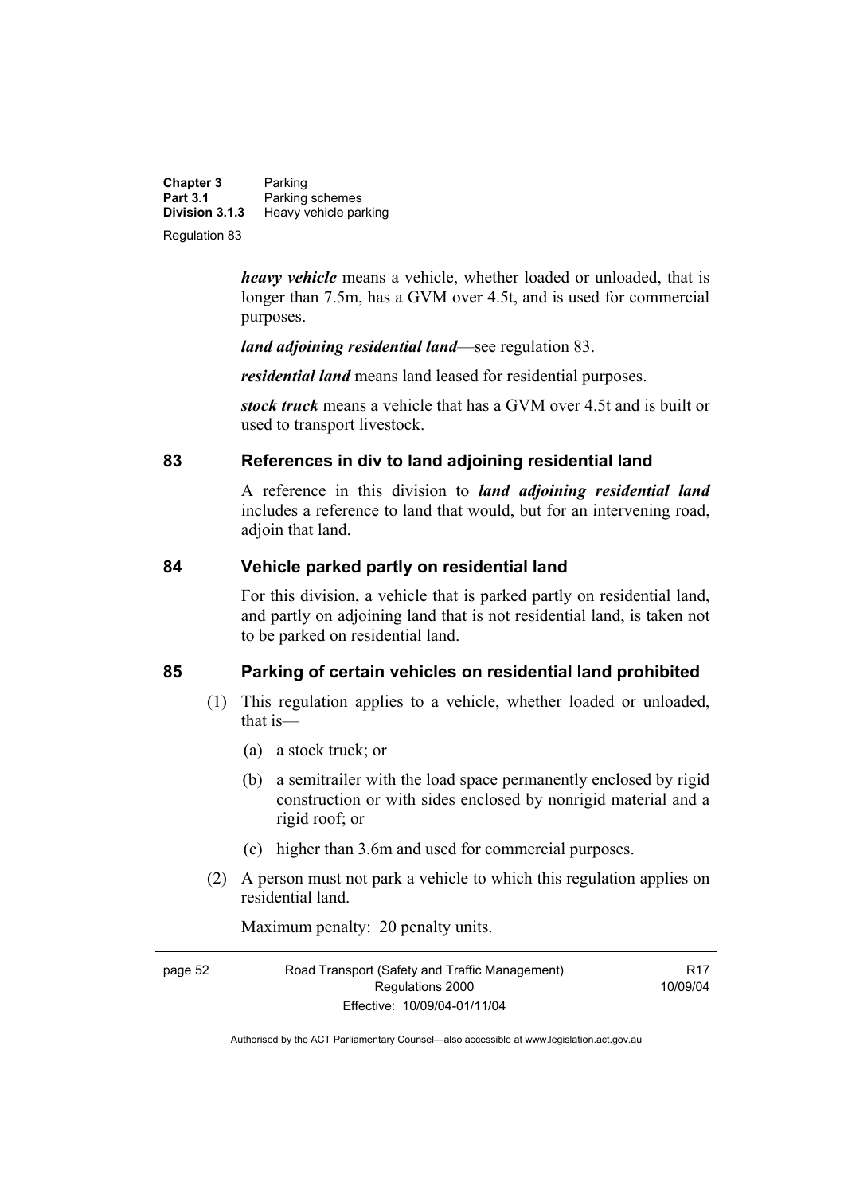***heavy vehicle*** means a vehicle, whether loaded or unloaded, that is longer than 7.5m, has a GVM over 4.5t, and is used for commercial purposes.

***land adjoining residential land***—see regulation 83.

***residential land*** means land leased for residential purposes.

***stock truck*** means a vehicle that has a GVM over 4.5t and is built or used to transport livestock.

## 83 References in div to land adjoining residential land

A reference in this division to ***land adjoining residential land*** includes a reference to land that would, but for an intervening road, adjoin that land.

## 84 Vehicle parked partly on residential land

For this division, a vehicle that is parked partly on residential land, and partly on adjoining land that is not residential land, is taken not to be parked on residential land.

## 85 Parking of certain vehicles on residential land prohibited

(1) This regulation applies to a vehicle, whether loaded or unloaded, that is—

(a) a stock truck; or

(b) a semitrailer with the load space permanently enclosed by rigid construction or with sides enclosed by nonrigid material and a rigid roof; or

(c) higher than 3.6m and used for commercial purposes.

(2) A person must not park a vehicle to which this regulation applies on residential land.

Maximum penalty: 20 penalty units.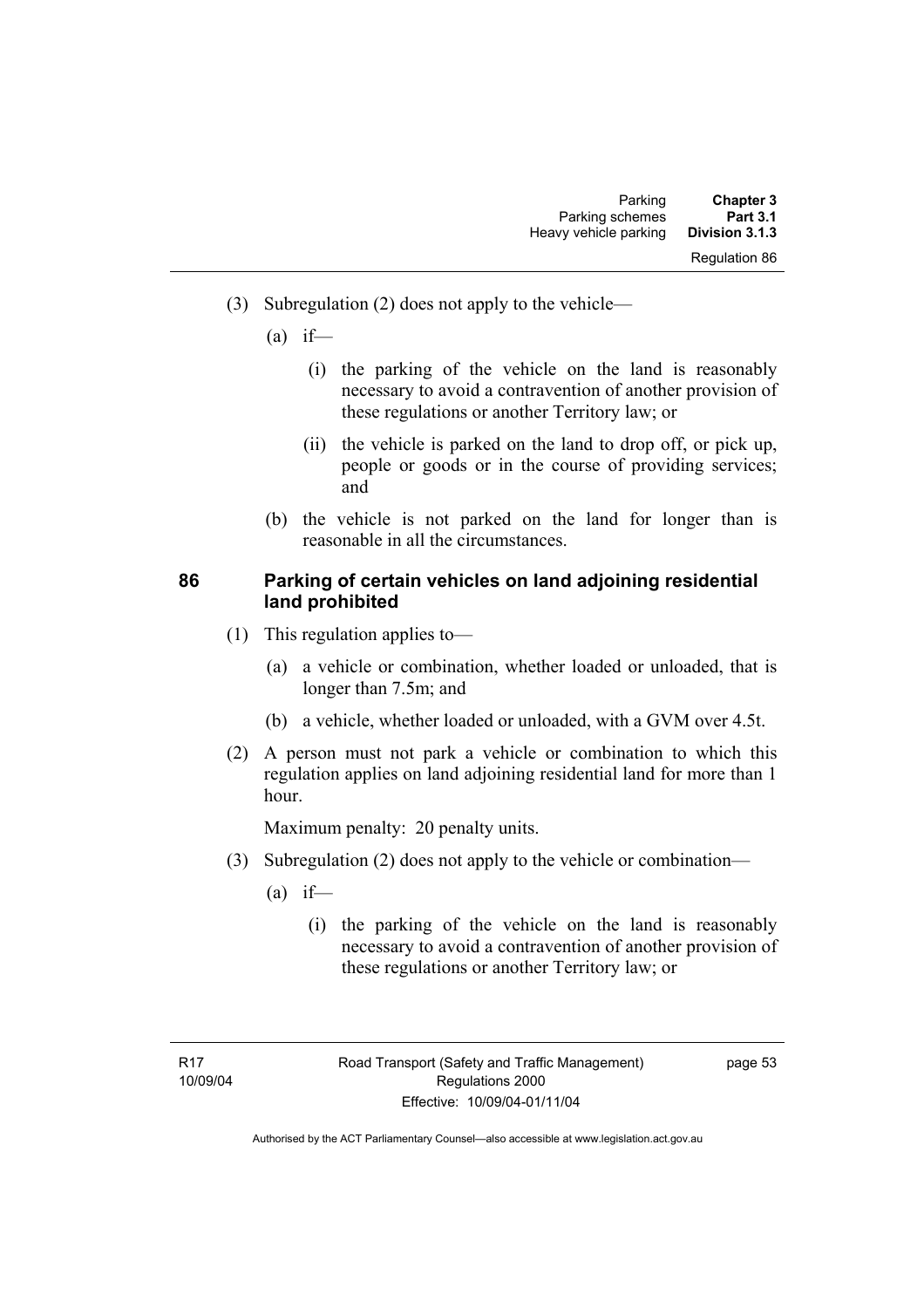(3) Subregulation (2) does not apply to the vehicle—

(a) if—

(i) the parking of the vehicle on the land is reasonably necessary to avoid a contravention of another provision of these regulations or another Territory law; or

(ii) the vehicle is parked on the land to drop off, or pick up, people or goods or in the course of providing services; and

(b) the vehicle is not parked on the land for longer than is reasonable in all the circumstances.

### 86 Parking of certain vehicles on land adjoining residential land prohibited

(1) This regulation applies to—

(a) a vehicle or combination, whether loaded or unloaded, that is longer than 7.5m; and

(b) a vehicle, whether loaded or unloaded, with a GVM over 4.5t.

(2) A person must not park a vehicle or combination to which this regulation applies on land adjoining residential land for more than 1 hour.

Maximum penalty: 20 penalty units.

(3) Subregulation (2) does not apply to the vehicle or combination—

(a) if—

(i) the parking of the vehicle on the land is reasonably necessary to avoid a contravention of another provision of these regulations or another Territory law; or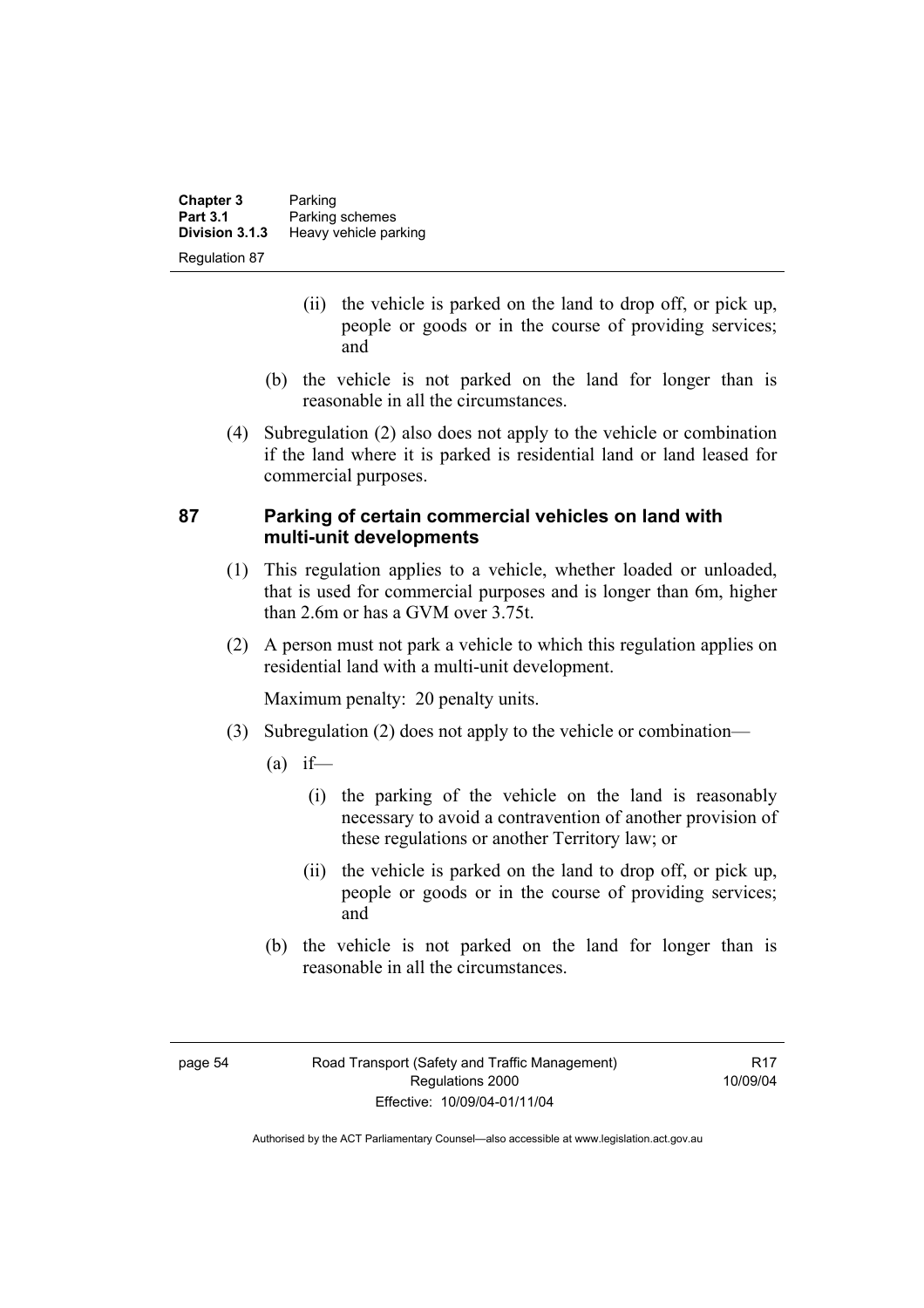(ii) the vehicle is parked on the land to drop off, or pick up, people or goods or in the course of providing services; and

(b) the vehicle is not parked on the land for longer than is reasonable in all the circumstances.

(4) Subregulation (2) also does not apply to the vehicle or combination if the land where it is parked is residential land or land leased for commercial purposes.

### 87 Parking of certain commercial vehicles on land with multi-unit developments

(1) This regulation applies to a vehicle, whether loaded or unloaded, that is used for commercial purposes and is longer than 6m, higher than 2.6m or has a GVM over 3.75t.

(2) A person must not park a vehicle to which this regulation applies on residential land with a multi-unit development.

Maximum penalty: 20 penalty units.

(3) Subregulation (2) does not apply to the vehicle or combination—

(a) if—

(i) the parking of the vehicle on the land is reasonably necessary to avoid a contravention of another provision of these regulations or another Territory law; or

(ii) the vehicle is parked on the land to drop off, or pick up, people or goods or in the course of providing services; and

(b) the vehicle is not parked on the land for longer than is reasonable in all the circumstances.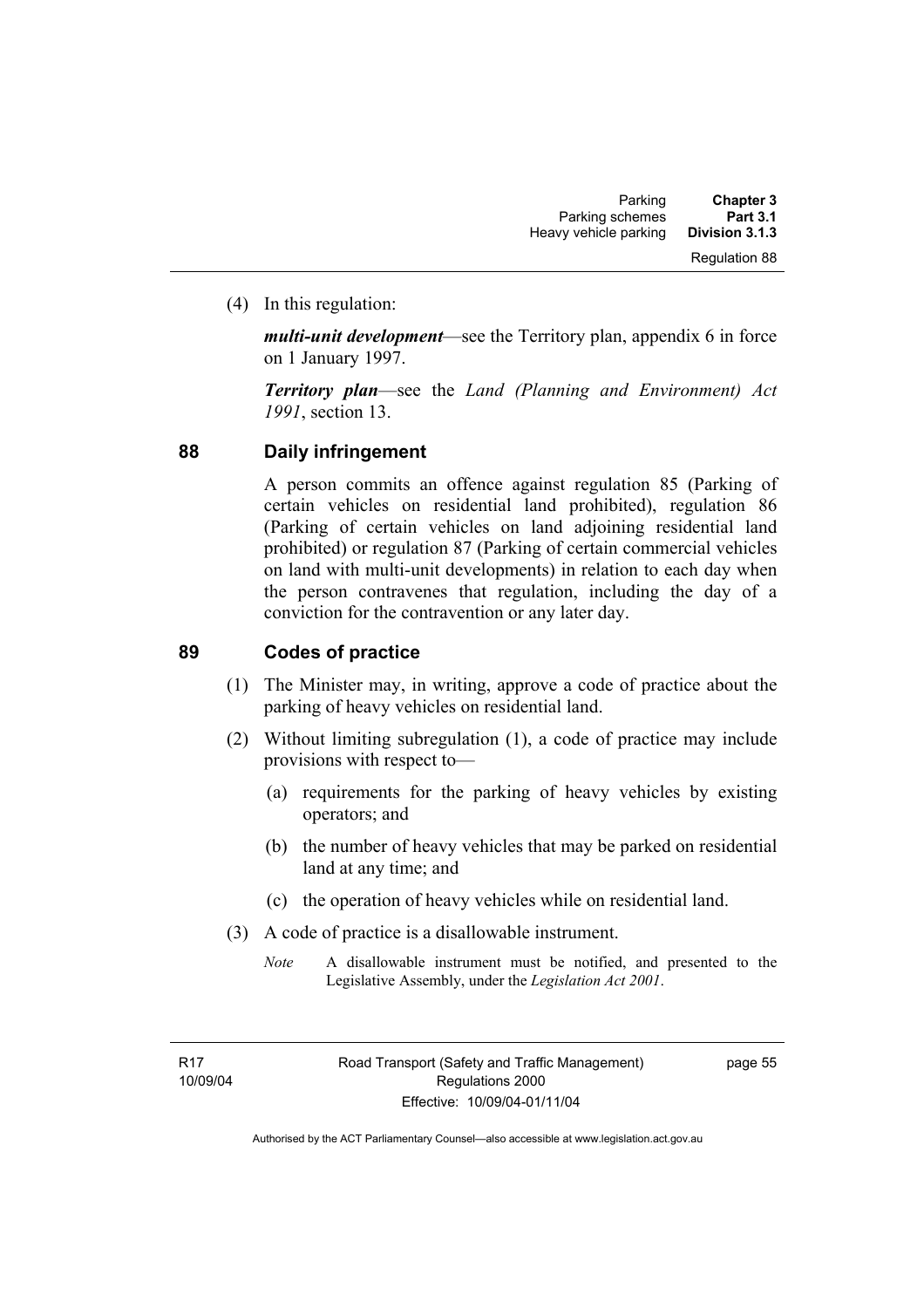(4) In this regulation:

***multi-unit development***—see the Territory plan, appendix 6 in force on 1 January 1997.

***Territory plan***—see the *Land (Planning and Environment) Act 1991*, section 13.

## 88 Daily infringement

A person commits an offence against regulation 85 (Parking of certain vehicles on residential land prohibited), regulation 86 (Parking of certain vehicles on land adjoining residential land prohibited) or regulation 87 (Parking of certain commercial vehicles on land with multi-unit developments) in relation to each day when the person contravenes that regulation, including the day of a conviction for the contravention or any later day.

## 89 Codes of practice

(1) The Minister may, in writing, approve a code of practice about the parking of heavy vehicles on residential land.

(2) Without limiting subregulation (1), a code of practice may include provisions with respect to—

(a) requirements for the parking of heavy vehicles by existing operators; and

(b) the number of heavy vehicles that may be parked on residential land at any time; and

(c) the operation of heavy vehicles while on residential land.

(3) A code of practice is a disallowable instrument.

*Note* A disallowable instrument must be notified, and presented to the Legislative Assembly, under the *Legislation Act 2001*.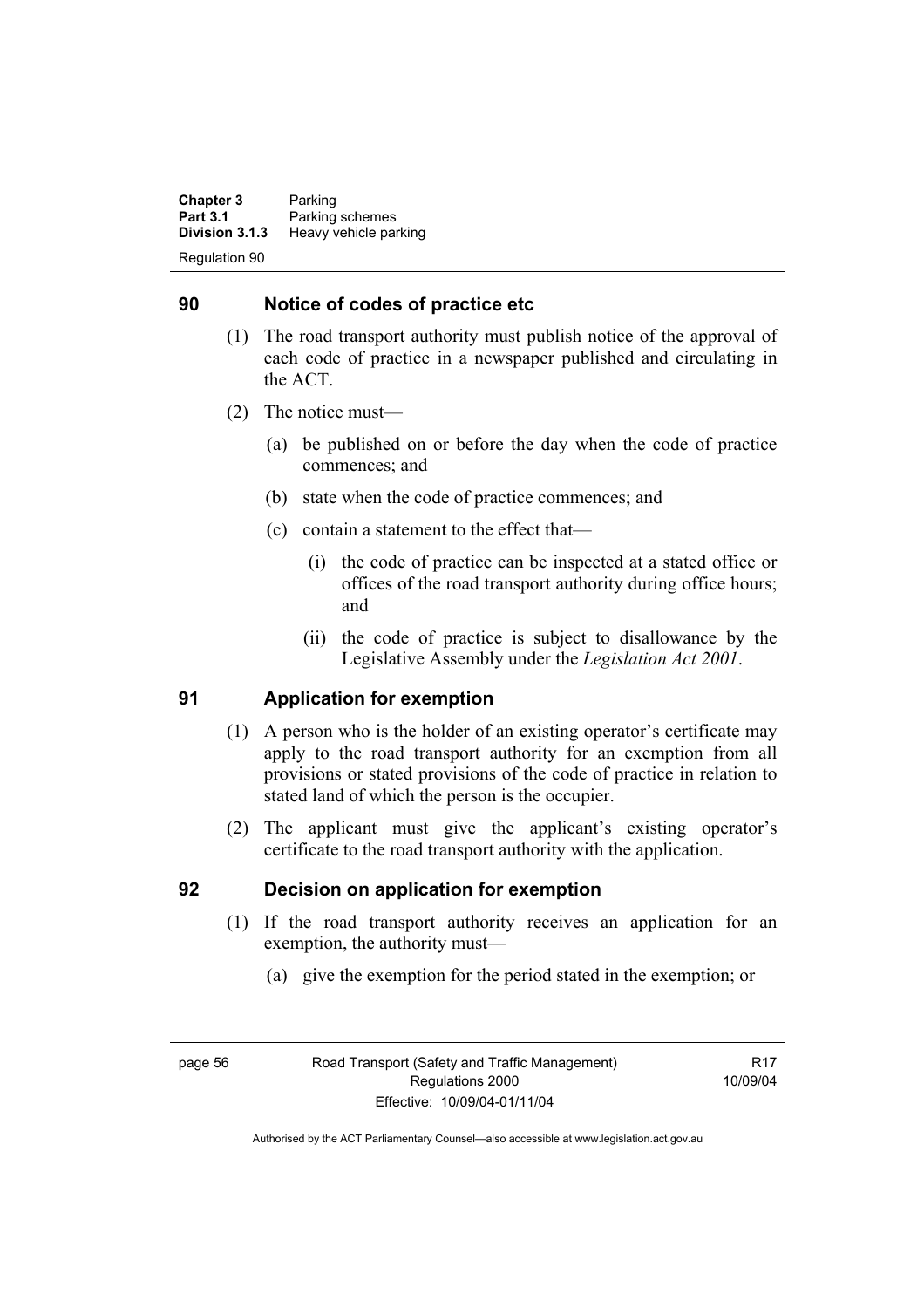## 90 Notice of codes of practice etc

(1) The road transport authority must publish notice of the approval of each code of practice in a newspaper published and circulating in the ACT.

(2) The notice must—

(a) be published on or before the day when the code of practice commences; and

(b) state when the code of practice commences; and

(c) contain a statement to the effect that—

(i) the code of practice can be inspected at a stated office or offices of the road transport authority during office hours; and

(ii) the code of practice is subject to disallowance by the Legislative Assembly under the *Legislation Act 2001*.

## 91 Application for exemption

(1) A person who is the holder of an existing operator's certificate may apply to the road transport authority for an exemption from all provisions or stated provisions of the code of practice in relation to stated land of which the person is the occupier.

(2) The applicant must give the applicant's existing operator's certificate to the road transport authority with the application.

## 92 Decision on application for exemption

(1) If the road transport authority receives an application for an exemption, the authority must—

(a) give the exemption for the period stated in the exemption; or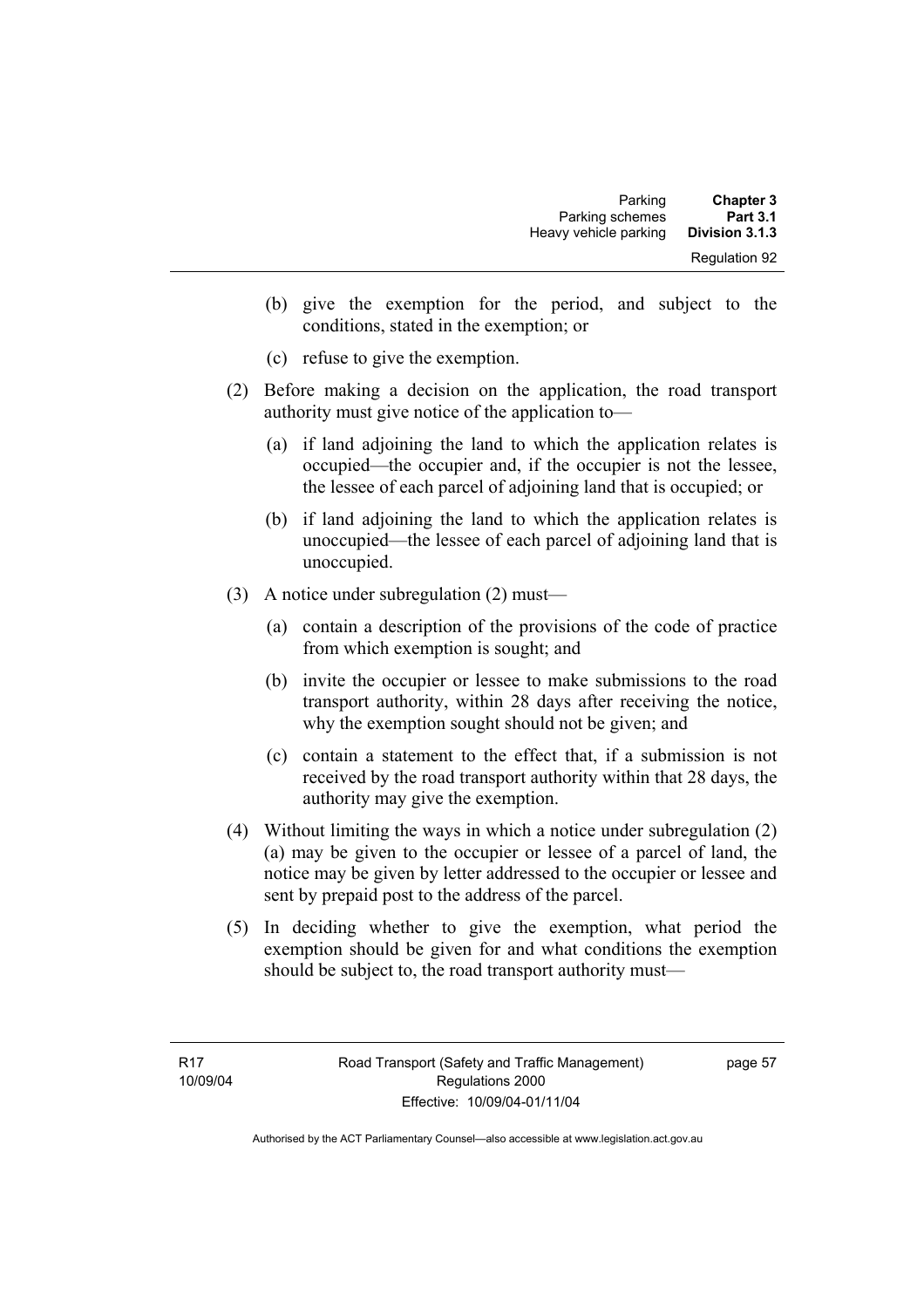(b) give the exemption for the period, and subject to the conditions, stated in the exemption; or

(c) refuse to give the exemption.

(2) Before making a decision on the application, the road transport authority must give notice of the application to—

(a) if land adjoining the land to which the application relates is occupied—the occupier and, if the occupier is not the lessee, the lessee of each parcel of adjoining land that is occupied; or

(b) if land adjoining the land to which the application relates is unoccupied—the lessee of each parcel of adjoining land that is unoccupied.

(3) A notice under subregulation (2) must—

(a) contain a description of the provisions of the code of practice from which exemption is sought; and

(b) invite the occupier or lessee to make submissions to the road transport authority, within 28 days after receiving the notice, why the exemption sought should not be given; and

(c) contain a statement to the effect that, if a submission is not received by the road transport authority within that 28 days, the authority may give the exemption.

(4) Without limiting the ways in which a notice under subregulation (2) (a) may be given to the occupier or lessee of a parcel of land, the notice may be given by letter addressed to the occupier or lessee and sent by prepaid post to the address of the parcel.

(5) In deciding whether to give the exemption, what period the exemption should be given for and what conditions the exemption should be subject to, the road transport authority must—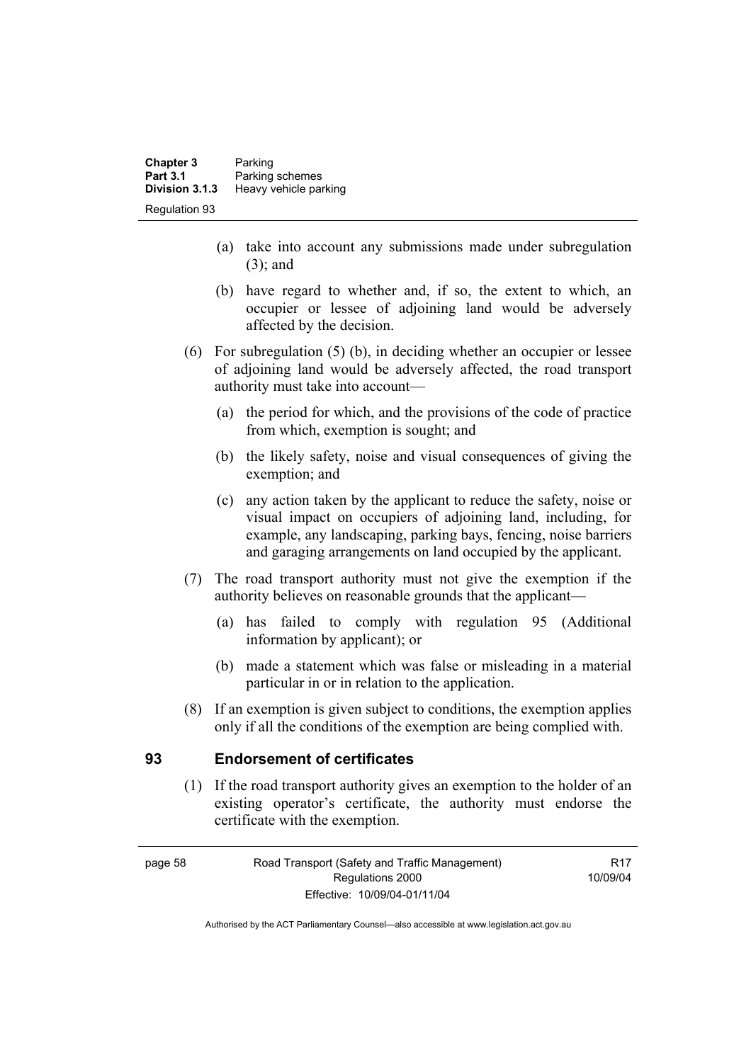- (a) take into account any submissions made under subregulation (3); and
- (b) have regard to whether and, if so, the extent to which, an occupier or lessee of adjoining land would be adversely affected by the decision.

(6) For subregulation (5) (b), in deciding whether an occupier or lessee of adjoining land would be adversely affected, the road transport authority must take into account—

- (a) the period for which, and the provisions of the code of practice from which, exemption is sought; and
- (b) the likely safety, noise and visual consequences of giving the exemption; and
- (c) any action taken by the applicant to reduce the safety, noise or visual impact on occupiers of adjoining land, including, for example, any landscaping, parking bays, fencing, noise barriers and garaging arrangements on land occupied by the applicant.

(7) The road transport authority must not give the exemption if the authority believes on reasonable grounds that the applicant—

- (a) has failed to comply with regulation 95 (Additional information by applicant); or
- (b) made a statement which was false or misleading in a material particular in or in relation to the application.

(8) If an exemption is given subject to conditions, the exemption applies only if all the conditions of the exemption are being complied with.

## 93 Endorsement of certificates

(1) If the road transport authority gives an exemption to the holder of an existing operator's certificate, the authority must endorse the certificate with the exemption.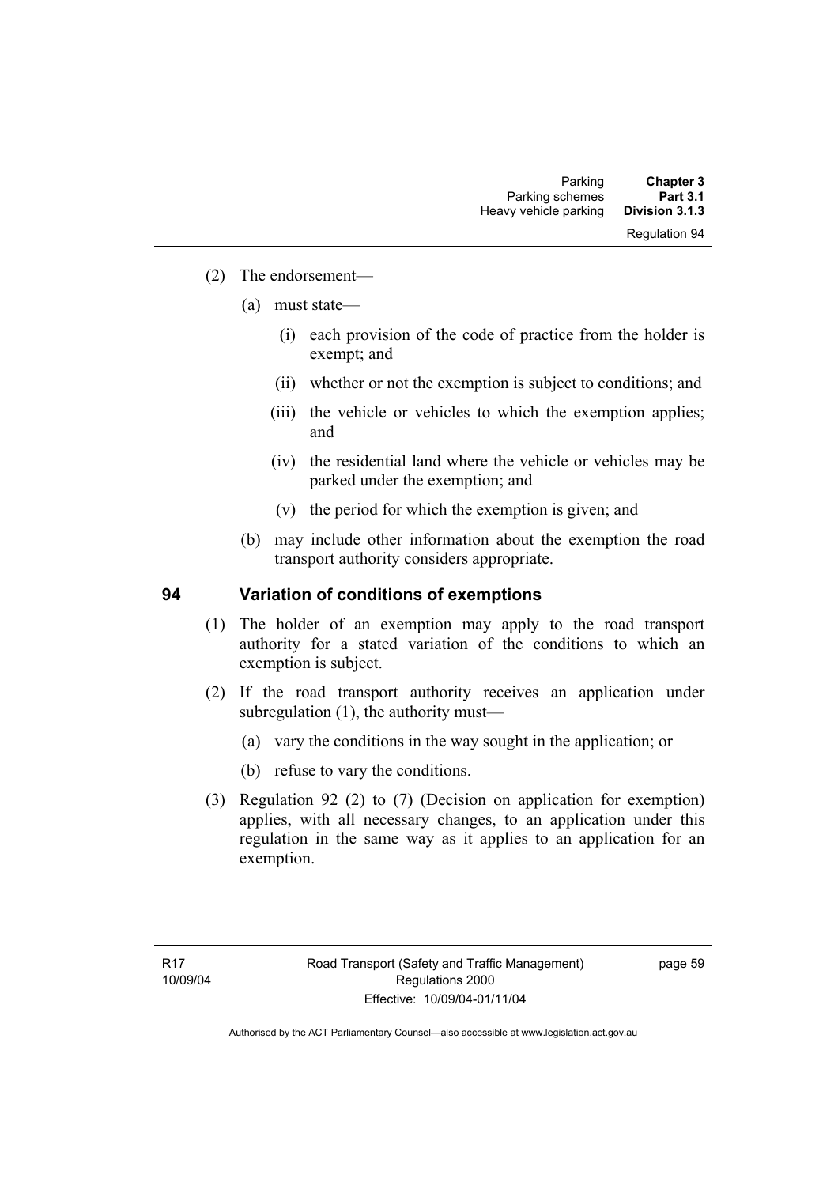(2) The endorsement—

(a) must state—

(i) each provision of the code of practice from the holder is exempt; and

(ii) whether or not the exemption is subject to conditions; and

(iii) the vehicle or vehicles to which the exemption applies; and

(iv) the residential land where the vehicle or vehicles may be parked under the exemption; and

(v) the period for which the exemption is given; and

(b) may include other information about the exemption the road transport authority considers appropriate.

## 94 Variation of conditions of exemptions

(1) The holder of an exemption may apply to the road transport authority for a stated variation of the conditions to which an exemption is subject.

(2) If the road transport authority receives an application under subregulation (1), the authority must—

(a) vary the conditions in the way sought in the application; or

(b) refuse to vary the conditions.

(3) Regulation 92 (2) to (7) (Decision on application for exemption) applies, with all necessary changes, to an application under this regulation in the same way as it applies to an application for an exemption.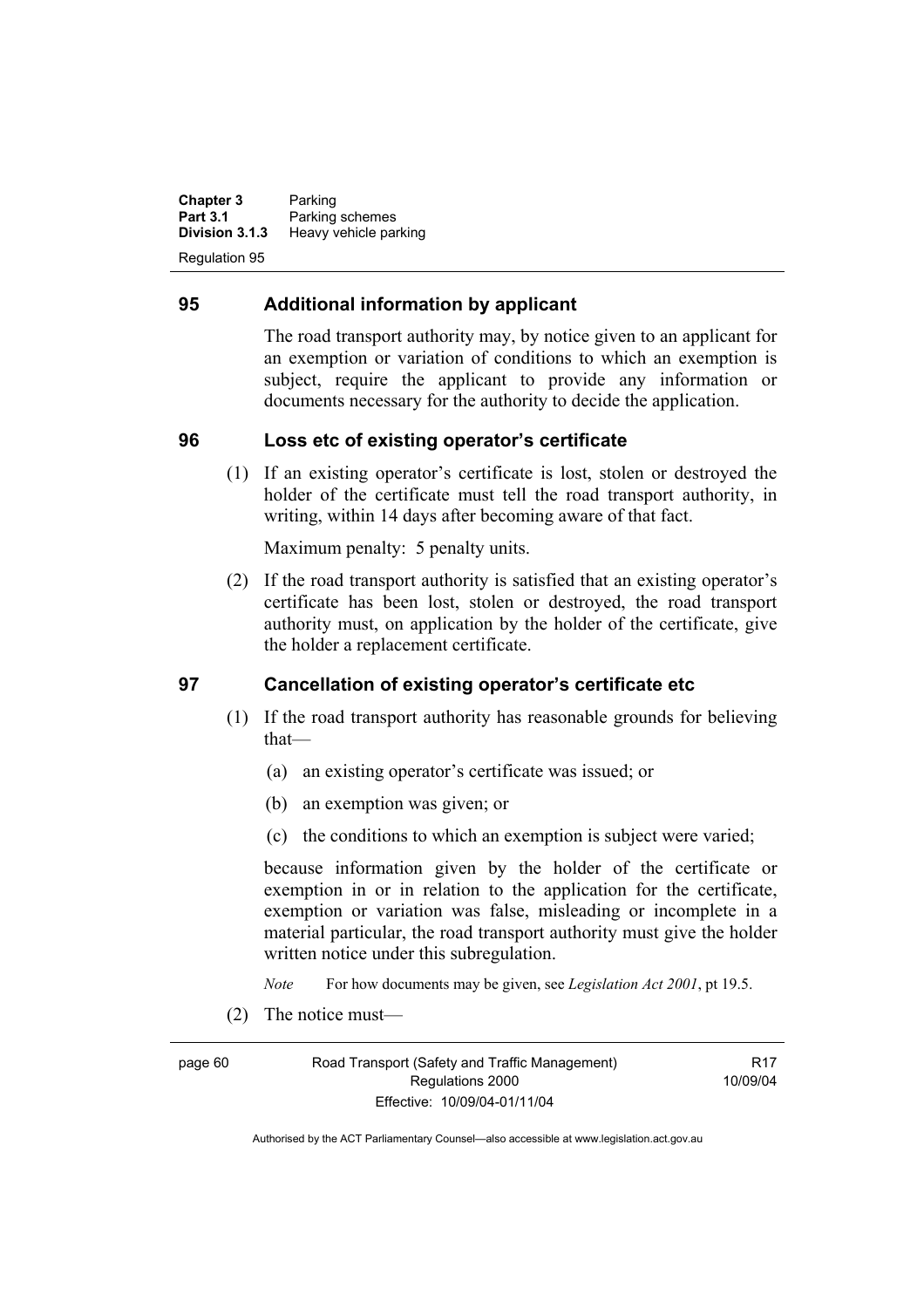## 95 Additional information by applicant

The road transport authority may, by notice given to an applicant for an exemption or variation of conditions to which an exemption is subject, require the applicant to provide any information or documents necessary for the authority to decide the application.

## 96 Loss etc of existing operator's certificate

(1) If an existing operator's certificate is lost, stolen or destroyed the holder of the certificate must tell the road transport authority, in writing, within 14 days after becoming aware of that fact.

Maximum penalty: 5 penalty units.

(2) If the road transport authority is satisfied that an existing operator's certificate has been lost, stolen or destroyed, the road transport authority must, on application by the holder of the certificate, give the holder a replacement certificate.

## 97 Cancellation of existing operator's certificate etc

(1) If the road transport authority has reasonable grounds for believing that—

(a) an existing operator's certificate was issued; or

(b) an exemption was given; or

(c) the conditions to which an exemption is subject were varied;

because information given by the holder of the certificate or exemption in or in relation to the application for the certificate, exemption or variation was false, misleading or incomplete in a material particular, the road transport authority must give the holder written notice under this subregulation.

*Note* For how documents may be given, see *Legislation Act 2001*, pt 19.5.

(2) The notice must—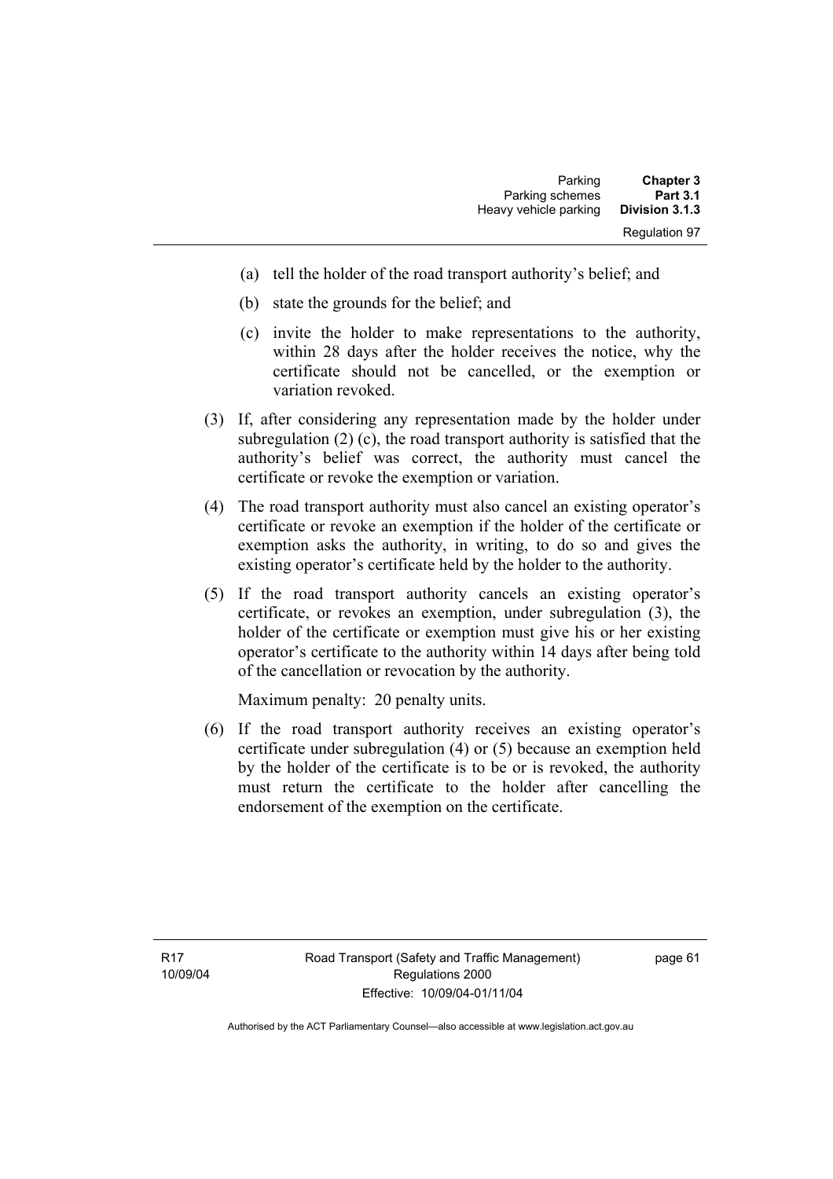(a) tell the holder of the road transport authority's belief; and

(b) state the grounds for the belief; and

(c) invite the holder to make representations to the authority, within 28 days after the holder receives the notice, why the certificate should not be cancelled, or the exemption or variation revoked.

(3) If, after considering any representation made by the holder under subregulation (2) (c), the road transport authority is satisfied that the authority's belief was correct, the authority must cancel the certificate or revoke the exemption or variation.

(4) The road transport authority must also cancel an existing operator's certificate or revoke an exemption if the holder of the certificate or exemption asks the authority, in writing, to do so and gives the existing operator's certificate held by the holder to the authority.

(5) If the road transport authority cancels an existing operator's certificate, or revokes an exemption, under subregulation (3), the holder of the certificate or exemption must give his or her existing operator's certificate to the authority within 14 days after being told of the cancellation or revocation by the authority.

Maximum penalty: 20 penalty units.

(6) If the road transport authority receives an existing operator's certificate under subregulation (4) or (5) because an exemption held by the holder of the certificate is to be or is revoked, the authority must return the certificate to the holder after cancelling the endorsement of the exemption on the certificate.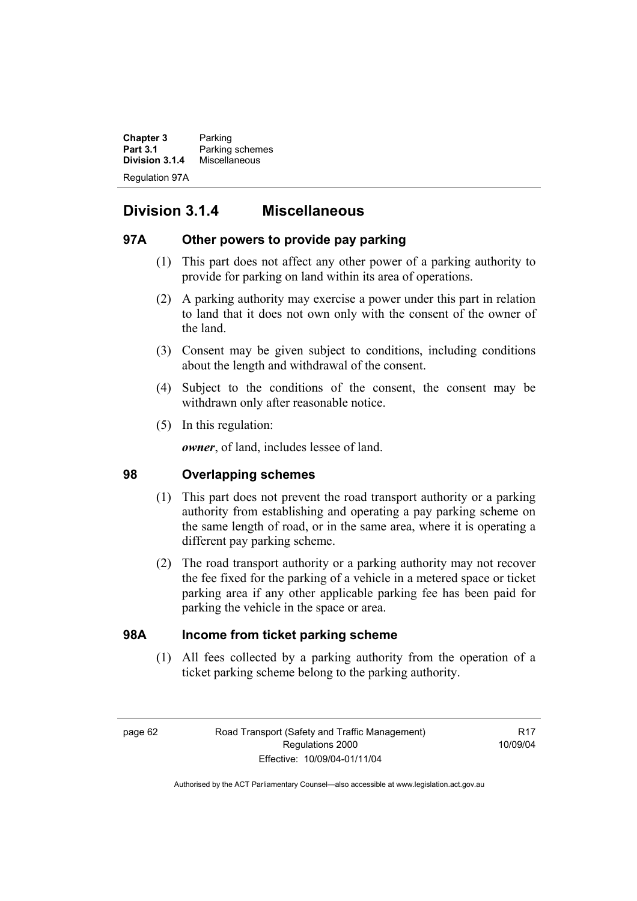## Division 3.1.4 Miscellaneous

### 97A Other powers to provide pay parking

(1) This part does not affect any other power of a parking authority to provide for parking on land within its area of operations.

(2) A parking authority may exercise a power under this part in relation to land that it does not own only with the consent of the owner of the land.

(3) Consent may be given subject to conditions, including conditions about the length and withdrawal of the consent.

(4) Subject to the conditions of the consent, the consent may be withdrawn only after reasonable notice.

(5) In this regulation:

***owner***, of land, includes lessee of land.

### 98 Overlapping schemes

(1) This part does not prevent the road transport authority or a parking authority from establishing and operating a pay parking scheme on the same length of road, or in the same area, where it is operating a different pay parking scheme.

(2) The road transport authority or a parking authority may not recover the fee fixed for the parking of a vehicle in a metered space or ticket parking area if any other applicable parking fee has been paid for parking the vehicle in the space or area.

### 98A Income from ticket parking scheme

(1) All fees collected by a parking authority from the operation of a ticket parking scheme belong to the parking authority.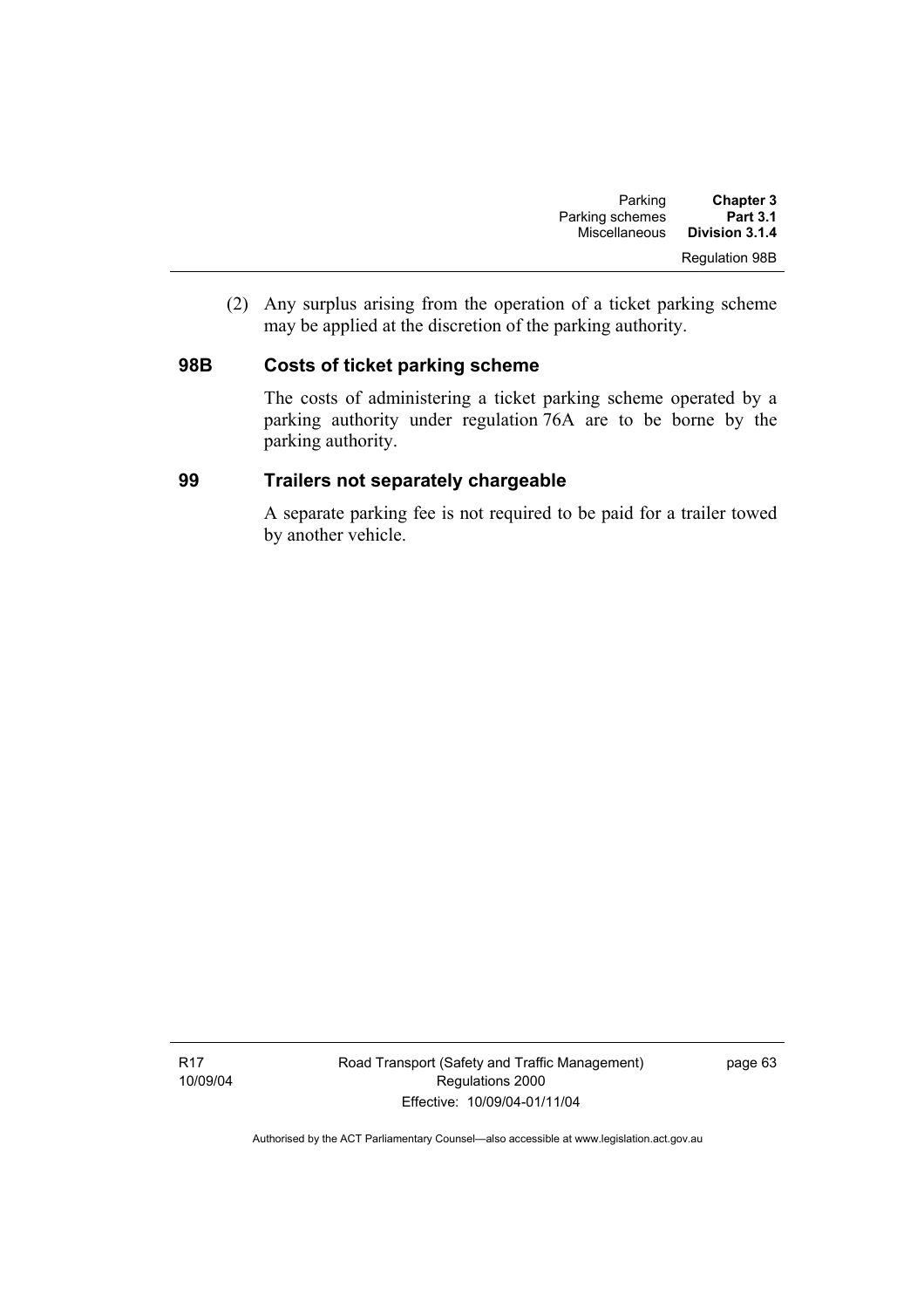(2) Any surplus arising from the operation of a ticket parking scheme may be applied at the discretion of the parking authority.

### 98B Costs of ticket parking scheme

The costs of administering a ticket parking scheme operated by a parking authority under regulation 76A are to be borne by the parking authority.

### 99 Trailers not separately chargeable

A separate parking fee is not required to be paid for a trailer towed by another vehicle.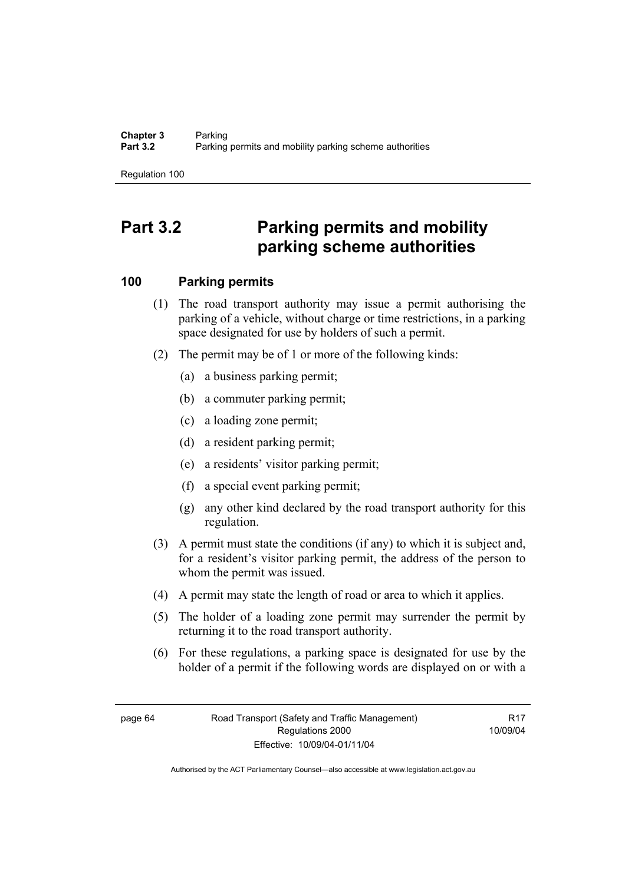# Part 3.2 Parking permits and mobility parking scheme authorities

## 100 Parking permits

(1) The road transport authority may issue a permit authorising the parking of a vehicle, without charge or time restrictions, in a parking space designated for use by holders of such a permit.

(2) The permit may be of 1 or more of the following kinds:

(a) a business parking permit;

(b) a commuter parking permit;

(c) a loading zone permit;

(d) a resident parking permit;

(e) a residents' visitor parking permit;

(f) a special event parking permit;

(g) any other kind declared by the road transport authority for this regulation.

(3) A permit must state the conditions (if any) to which it is subject and, for a resident's visitor parking permit, the address of the person to whom the permit was issued.

(4) A permit may state the length of road or area to which it applies.

(5) The holder of a loading zone permit may surrender the permit by returning it to the road transport authority.

(6) For these regulations, a parking space is designated for use by the holder of a permit if the following words are displayed on or with a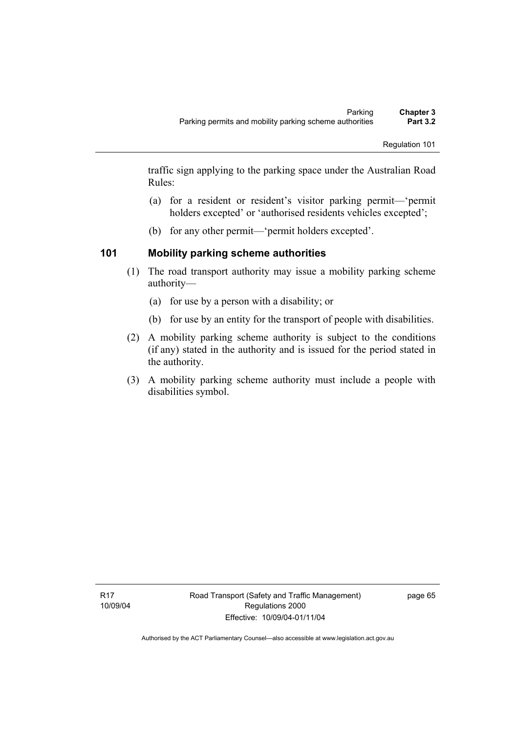traffic sign applying to the parking space under the Australian Road Rules:

(a) for a resident or resident's visitor parking permit—'permit holders excepted' or 'authorised residents vehicles excepted';

(b) for any other permit—'permit holders excepted'.

### 101 Mobility parking scheme authorities

(1) The road transport authority may issue a mobility parking scheme authority—

(a) for use by a person with a disability; or

(b) for use by an entity for the transport of people with disabilities.

(2) A mobility parking scheme authority is subject to the conditions (if any) stated in the authority and is issued for the period stated in the authority.

(3) A mobility parking scheme authority must include a people with disabilities symbol.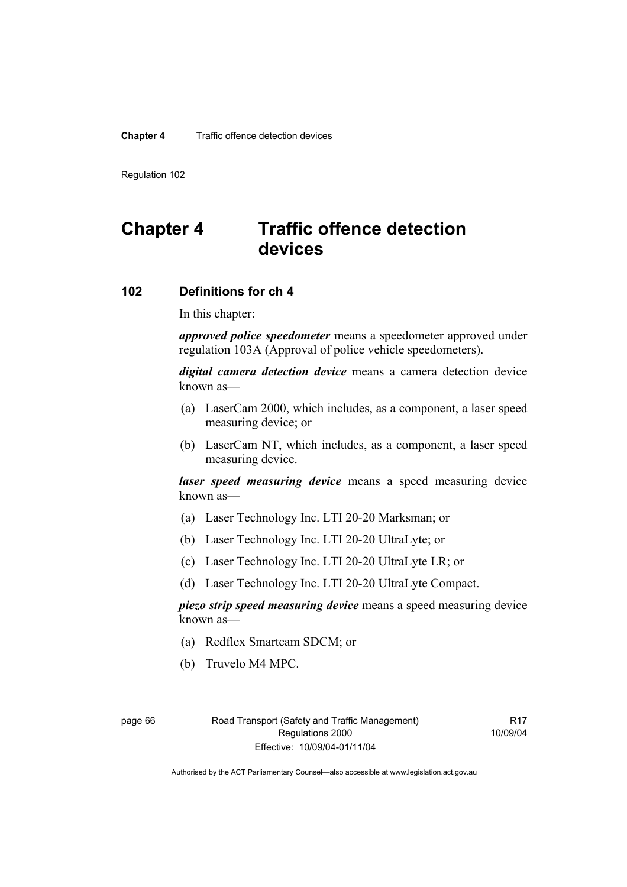# Chapter 4 Traffic offence detection devices

## 102 Definitions for ch 4

In this chapter:

***approved police speedometer*** means a speedometer approved under regulation 103A (Approval of police vehicle speedometers).

***digital camera detection device*** means a camera detection device known as—

(a) LaserCam 2000, which includes, as a component, a laser speed measuring device; or

(b) LaserCam NT, which includes, as a component, a laser speed measuring device.

***laser speed measuring device*** means a speed measuring device known as—

(a) Laser Technology Inc. LTI 20-20 Marksman; or

(b) Laser Technology Inc. LTI 20-20 UltraLyte; or

(c) Laser Technology Inc. LTI 20-20 UltraLyte LR; or

(d) Laser Technology Inc. LTI 20-20 UltraLyte Compact.

***piezo strip speed measuring device*** means a speed measuring device known as—

(a) Redflex Smartcam SDCM; or

(b) Truvelo M4 MPC.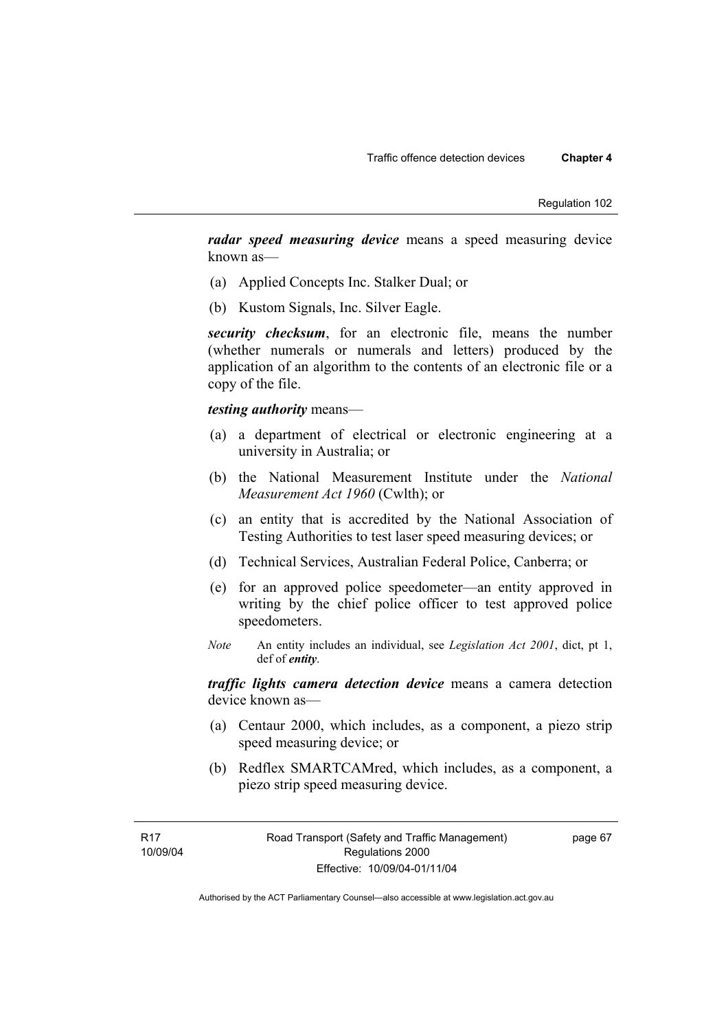***radar speed measuring device*** means a speed measuring device known as—

(a) Applied Concepts Inc. Stalker Dual; or

(b) Kustom Signals, Inc. Silver Eagle.

***security checksum***, for an electronic file, means the number (whether numerals or numerals and letters) produced by the application of an algorithm to the contents of an electronic file or a copy of the file.

***testing authority*** means—

(a) a department of electrical or electronic engineering at a university in Australia; or

(b) the National Measurement Institute under the *National Measurement Act 1960* (Cwlth); or

(c) an entity that is accredited by the National Association of Testing Authorities to test laser speed measuring devices; or

(d) Technical Services, Australian Federal Police, Canberra; or

(e) for an approved police speedometer—an entity approved in writing by the chief police officer to test approved police speedometers.

*Note* An entity includes an individual, see *Legislation Act 2001*, dict, pt 1, def of ***entity***.

***traffic lights camera detection device*** means a camera detection device known as—

(a) Centaur 2000, which includes, as a component, a piezo strip speed measuring device; or

(b) Redflex SMARTCAMred, which includes, as a component, a piezo strip speed measuring device.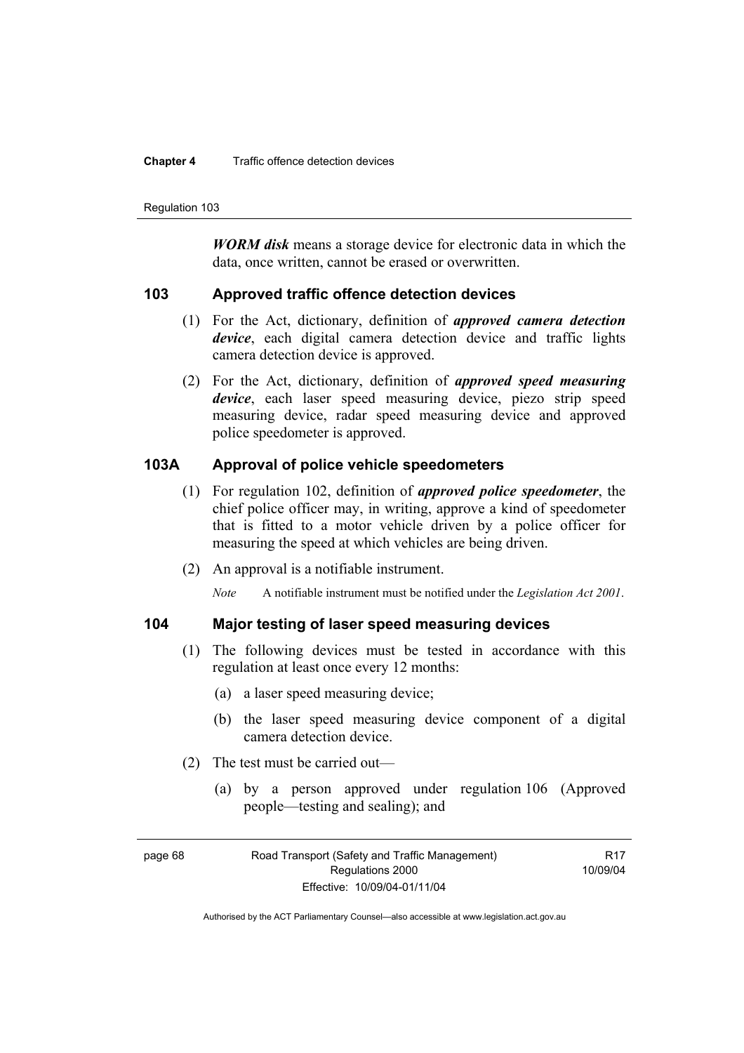***WORM disk*** means a storage device for electronic data in which the data, once written, cannot be erased or overwritten.

## 103 Approved traffic offence detection devices

(1) For the Act, dictionary, definition of ***approved camera detection device***, each digital camera detection device and traffic lights camera detection device is approved.

(2) For the Act, dictionary, definition of ***approved speed measuring device***, each laser speed measuring device, piezo strip speed measuring device, radar speed measuring device and approved police speedometer is approved.

## 103A Approval of police vehicle speedometers

(1) For regulation 102, definition of ***approved police speedometer***, the chief police officer may, in writing, approve a kind of speedometer that is fitted to a motor vehicle driven by a police officer for measuring the speed at which vehicles are being driven.

(2) An approval is a notifiable instrument.

*Note* A notifiable instrument must be notified under the *Legislation Act 2001*.

## 104 Major testing of laser speed measuring devices

(1) The following devices must be tested in accordance with this regulation at least once every 12 months:

(a) a laser speed measuring device;

(b) the laser speed measuring device component of a digital camera detection device.

(2) The test must be carried out—

(a) by a person approved under regulation 106 (Approved people—testing and sealing); and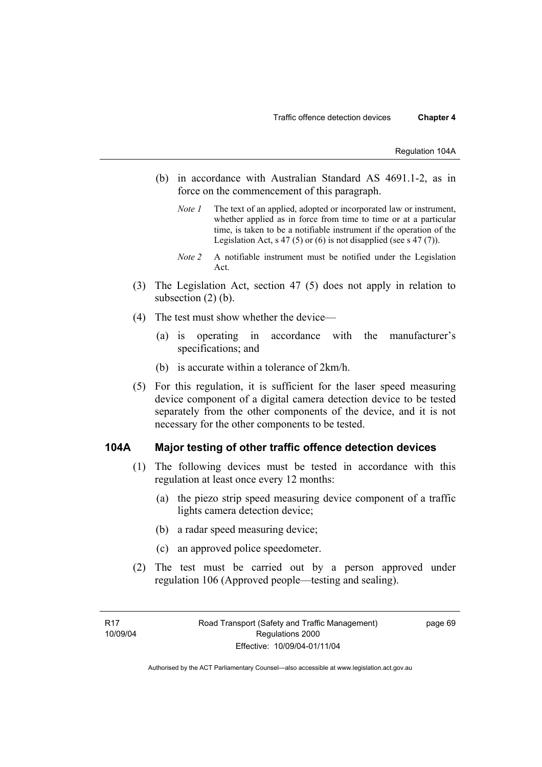(b) in accordance with Australian Standard AS 4691.1-2, as in force on the commencement of this paragraph.

*Note 1* The text of an applied, adopted or incorporated law or instrument, whether applied as in force from time to time or at a particular time, is taken to be a notifiable instrument if the operation of the Legislation Act, s 47 (5) or (6) is not disapplied (see s 47 (7)).

*Note 2* A notifiable instrument must be notified under the Legislation Act.

(3) The Legislation Act, section 47 (5) does not apply in relation to subsection (2) (b).

(4) The test must show whether the device—

(a) is operating in accordance with the manufacturer's specifications; and

(b) is accurate within a tolerance of 2km/h.

(5) For this regulation, it is sufficient for the laser speed measuring device component of a digital camera detection device to be tested separately from the other components of the device, and it is not necessary for the other components to be tested.

## 104A Major testing of other traffic offence detection devices

(1) The following devices must be tested in accordance with this regulation at least once every 12 months:

(a) the piezo strip speed measuring device component of a traffic lights camera detection device;

(b) a radar speed measuring device;

(c) an approved police speedometer.

(2) The test must be carried out by a person approved under regulation 106 (Approved people—testing and sealing).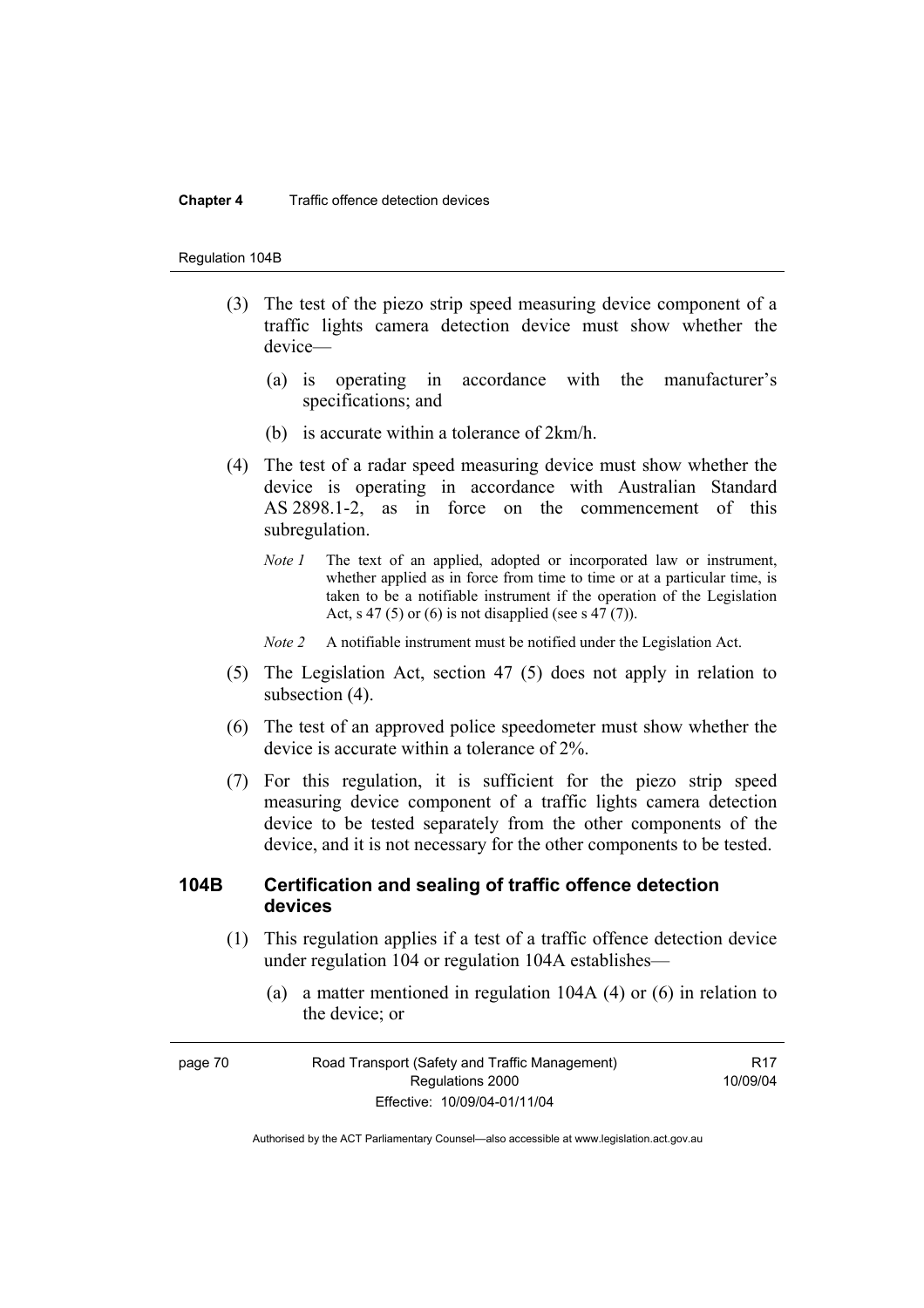(3) The test of the piezo strip speed measuring device component of a traffic lights camera detection device must show whether the device—

(a) is operating in accordance with the manufacturer's specifications; and

(b) is accurate within a tolerance of 2km/h.

(4) The test of a radar speed measuring device must show whether the device is operating in accordance with Australian Standard AS 2898.1-2, as in force on the commencement of this subregulation.

*Note 1* The text of an applied, adopted or incorporated law or instrument, whether applied as in force from time to time or at a particular time, is taken to be a notifiable instrument if the operation of the Legislation Act, s 47 (5) or (6) is not disapplied (see s 47 (7)).

*Note 2* A notifiable instrument must be notified under the Legislation Act.

(5) The Legislation Act, section 47 (5) does not apply in relation to subsection (4).

(6) The test of an approved police speedometer must show whether the device is accurate within a tolerance of 2%.

(7) For this regulation, it is sufficient for the piezo strip speed measuring device component of a traffic lights camera detection device to be tested separately from the other components of the device, and it is not necessary for the other components to be tested.

### 104B Certification and sealing of traffic offence detection devices

(1) This regulation applies if a test of a traffic offence detection device under regulation 104 or regulation 104A establishes—

(a) a matter mentioned in regulation 104A (4) or (6) in relation to the device; or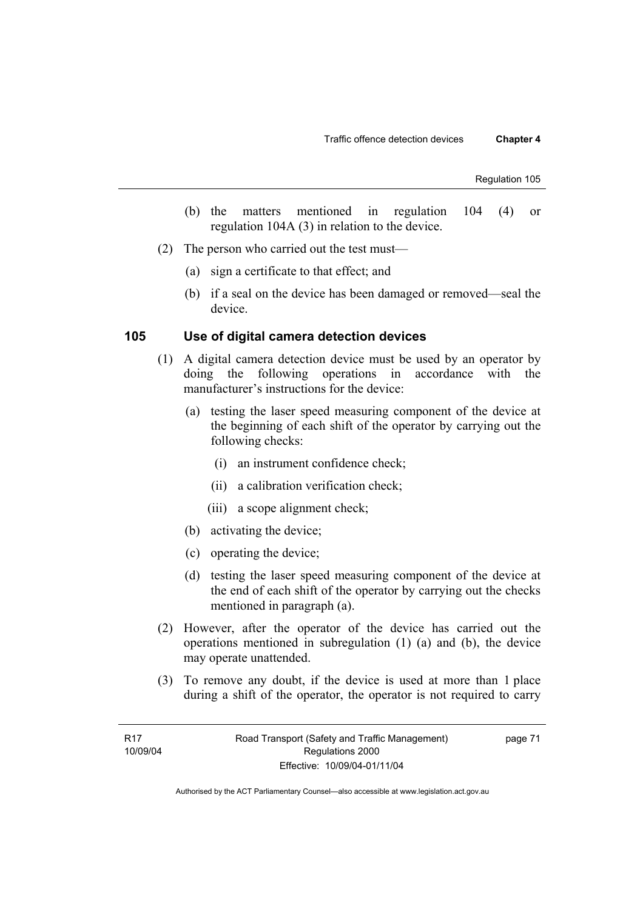(b) the matters mentioned in regulation 104 (4) or regulation 104A (3) in relation to the device.

(2) The person who carried out the test must—

(a) sign a certificate to that effect; and

(b) if a seal on the device has been damaged or removed—seal the device.

### 105 Use of digital camera detection devices

(1) A digital camera detection device must be used by an operator by doing the following operations in accordance with the manufacturer's instructions for the device:

(a) testing the laser speed measuring component of the device at the beginning of each shift of the operator by carrying out the following checks:

(i) an instrument confidence check;

(ii) a calibration verification check;

(iii) a scope alignment check;

(b) activating the device;

(c) operating the device;

(d) testing the laser speed measuring component of the device at the end of each shift of the operator by carrying out the checks mentioned in paragraph (a).

(2) However, after the operator of the device has carried out the operations mentioned in subregulation (1) (a) and (b), the device may operate unattended.

(3) To remove any doubt, if the device is used at more than 1 place during a shift of the operator, the operator is not required to carry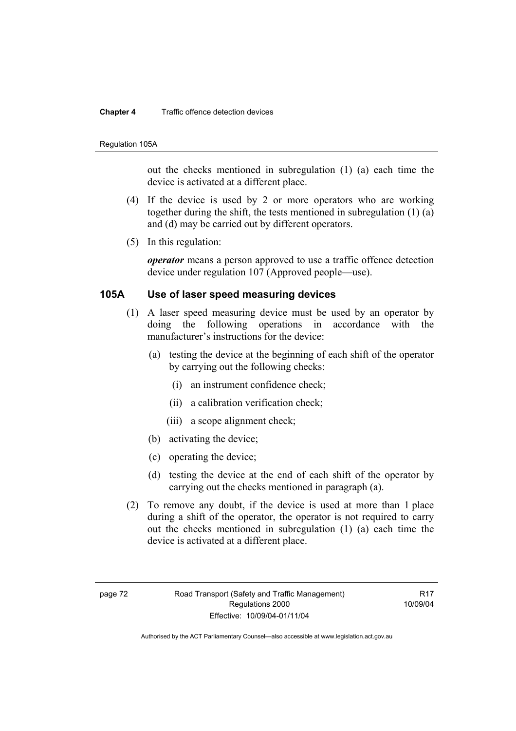out the checks mentioned in subregulation (1) (a) each time the device is activated at a different place.

(4) If the device is used by 2 or more operators who are working together during the shift, the tests mentioned in subregulation (1) (a) and (d) may be carried out by different operators.

(5) In this regulation:

***operator*** means a person approved to use a traffic offence detection device under regulation 107 (Approved people—use).

### 105A Use of laser speed measuring devices

(1) A laser speed measuring device must be used by an operator by doing the following operations in accordance with the manufacturer's instructions for the device:

- (a) testing the device at the beginning of each shift of the operator by carrying out the following checks:
  - (i) an instrument confidence check;
  - (ii) a calibration verification check;
  - (iii) a scope alignment check;
- (b) activating the device;
- (c) operating the device;
- (d) testing the device at the end of each shift of the operator by carrying out the checks mentioned in paragraph (a).

(2) To remove any doubt, if the device is used at more than 1 place during a shift of the operator, the operator is not required to carry out the checks mentioned in subregulation (1) (a) each time the device is activated at a different place.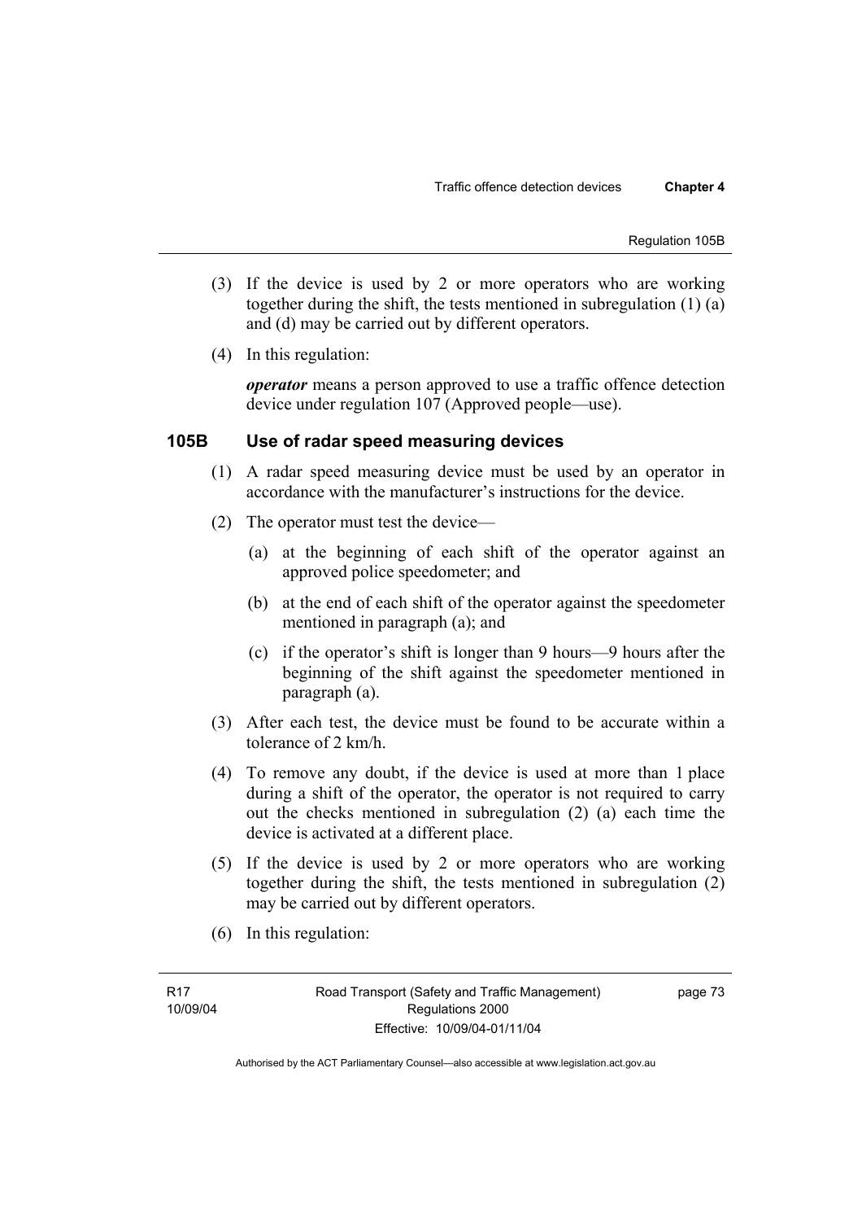(3) If the device is used by 2 or more operators who are working together during the shift, the tests mentioned in subregulation (1) (a) and (d) may be carried out by different operators.

(4) In this regulation:

***operator*** means a person approved to use a traffic offence detection device under regulation 107 (Approved people—use).

### 105B Use of radar speed measuring devices

(1) A radar speed measuring device must be used by an operator in accordance with the manufacturer's instructions for the device.

(2) The operator must test the device—

(a) at the beginning of each shift of the operator against an approved police speedometer; and

(b) at the end of each shift of the operator against the speedometer mentioned in paragraph (a); and

(c) if the operator's shift is longer than 9 hours—9 hours after the beginning of the shift against the speedometer mentioned in paragraph (a).

(3) After each test, the device must be found to be accurate within a tolerance of 2 km/h.

(4) To remove any doubt, if the device is used at more than 1 place during a shift of the operator, the operator is not required to carry out the checks mentioned in subregulation (2) (a) each time the device is activated at a different place.

(5) If the device is used by 2 or more operators who are working together during the shift, the tests mentioned in subregulation (2) may be carried out by different operators.

(6) In this regulation: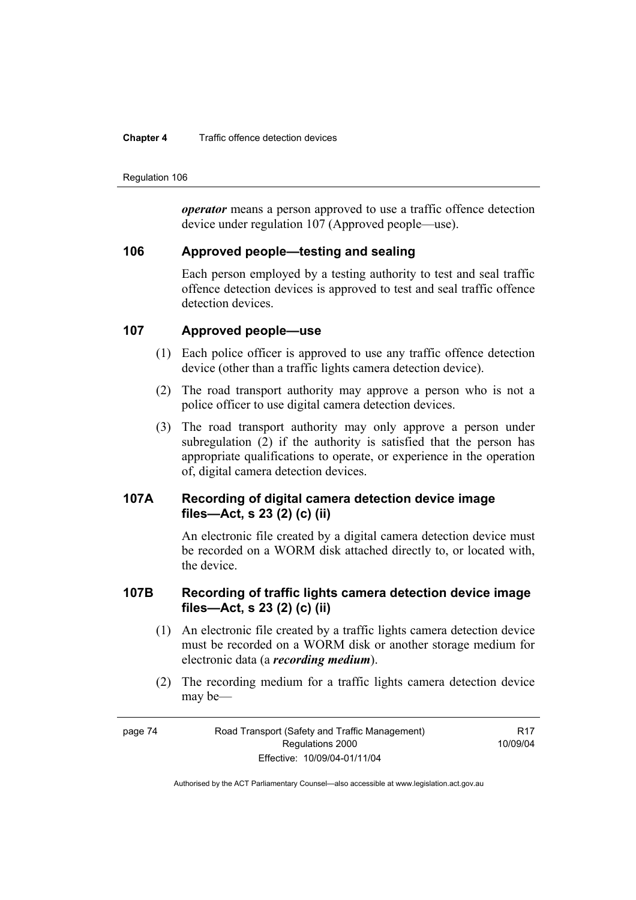***operator*** means a person approved to use a traffic offence detection device under regulation 107 (Approved people—use).

### 106 Approved people—testing and sealing

Each person employed by a testing authority to test and seal traffic offence detection devices is approved to test and seal traffic offence detection devices.

### 107 Approved people—use

(1) Each police officer is approved to use any traffic offence detection device (other than a traffic lights camera detection device).

(2) The road transport authority may approve a person who is not a police officer to use digital camera detection devices.

(3) The road transport authority may only approve a person under subregulation (2) if the authority is satisfied that the person has appropriate qualifications to operate, or experience in the operation of, digital camera detection devices.

### 107A Recording of digital camera detection device image files—Act, s 23 (2) (c) (ii)

An electronic file created by a digital camera detection device must be recorded on a WORM disk attached directly to, or located with, the device.

### 107B Recording of traffic lights camera detection device image files—Act, s 23 (2) (c) (ii)

(1) An electronic file created by a traffic lights camera detection device must be recorded on a WORM disk or another storage medium for electronic data (a ***recording medium***).

(2) The recording medium for a traffic lights camera detection device may be—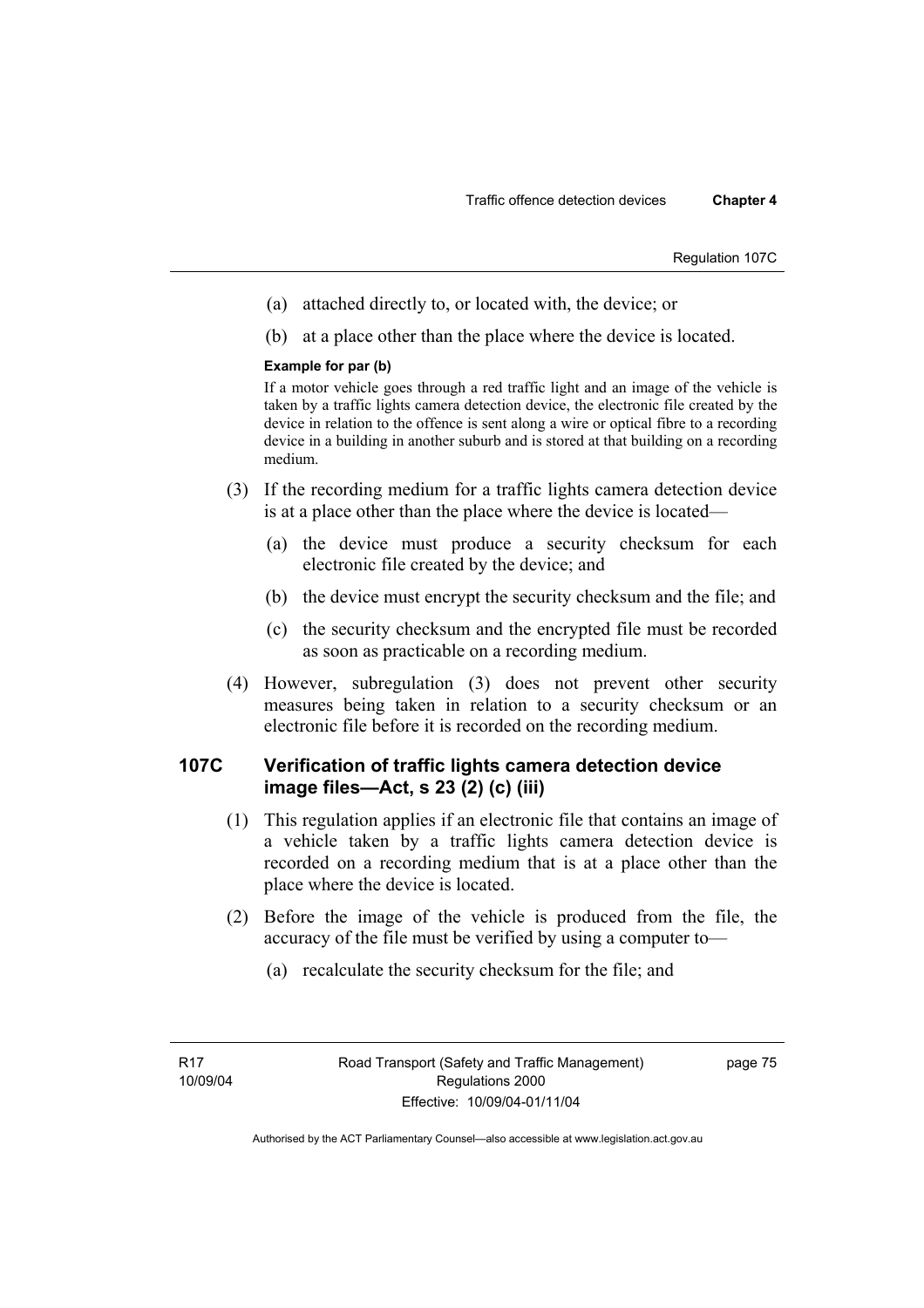(a) attached directly to, or located with, the device; or

(b) at a place other than the place where the device is located.

**Example for par (b)**

If a motor vehicle goes through a red traffic light and an image of the vehicle is taken by a traffic lights camera detection device, the electronic file created by the device in relation to the offence is sent along a wire or optical fibre to a recording device in a building in another suburb and is stored at that building on a recording medium.

(3) If the recording medium for a traffic lights camera detection device is at a place other than the place where the device is located—

(a) the device must produce a security checksum for each electronic file created by the device; and

(b) the device must encrypt the security checksum and the file; and

(c) the security checksum and the encrypted file must be recorded as soon as practicable on a recording medium.

(4) However, subregulation (3) does not prevent other security measures being taken in relation to a security checksum or an electronic file before it is recorded on the recording medium.

## 107C Verification of traffic lights camera detection device image files—Act, s 23 (2) (c) (iii)

(1) This regulation applies if an electronic file that contains an image of a vehicle taken by a traffic lights camera detection device is recorded on a recording medium that is at a place other than the place where the device is located.

(2) Before the image of the vehicle is produced from the file, the accuracy of the file must be verified by using a computer to—

(a) recalculate the security checksum for the file; and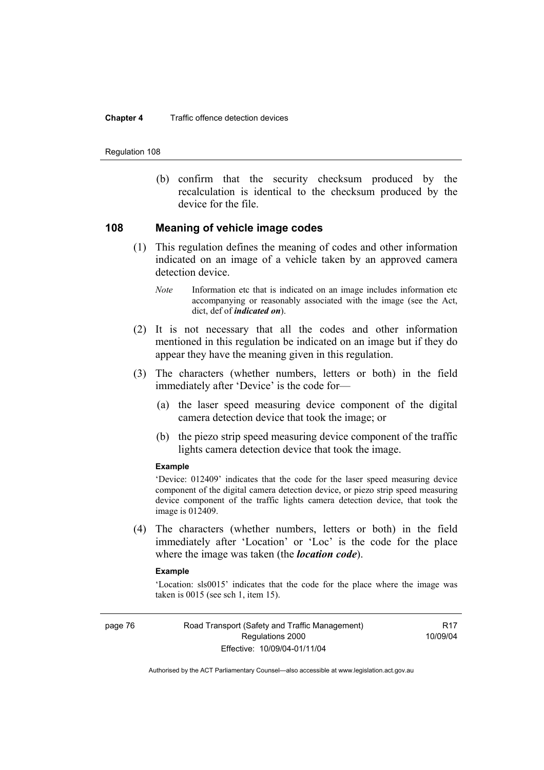(b) confirm that the security checksum produced by the recalculation is identical to the checksum produced by the device for the file.

## 108 Meaning of vehicle image codes

(1) This regulation defines the meaning of codes and other information indicated on an image of a vehicle taken by an approved camera detection device.

*Note* Information etc that is indicated on an image includes information etc accompanying or reasonably associated with the image (see the Act, dict, def of ***indicated on***).

(2) It is not necessary that all the codes and other information mentioned in this regulation be indicated on an image but if they do appear they have the meaning given in this regulation.

(3) The characters (whether numbers, letters or both) in the field immediately after 'Device' is the code for—

(a) the laser speed measuring device component of the digital camera detection device that took the image; or

(b) the piezo strip speed measuring device component of the traffic lights camera detection device that took the image.

**Example**

'Device: 012409' indicates that the code for the laser speed measuring device component of the digital camera detection device, or piezo strip speed measuring device component of the traffic lights camera detection device, that took the image is 012409.

(4) The characters (whether numbers, letters or both) in the field immediately after 'Location' or 'Loc' is the code for the place where the image was taken (the ***location code***).

**Example**

'Location: sls0015' indicates that the code for the place where the image was taken is 0015 (see sch 1, item 15).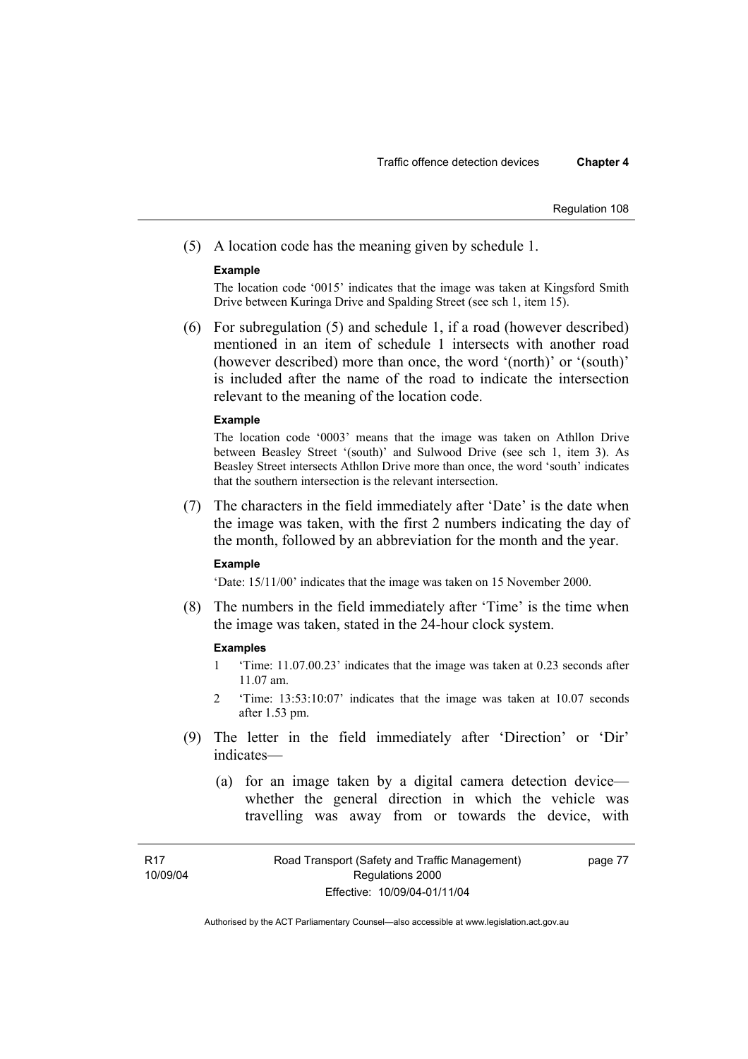(5) A location code has the meaning given by schedule 1.

**Example**

The location code '0015' indicates that the image was taken at Kingsford Smith Drive between Kuringa Drive and Spalding Street (see sch 1, item 15).

(6) For subregulation (5) and schedule 1, if a road (however described) mentioned in an item of schedule 1 intersects with another road (however described) more than once, the word '(north)' or '(south)' is included after the name of the road to indicate the intersection relevant to the meaning of the location code.

**Example**

The location code '0003' means that the image was taken on Athllon Drive between Beasley Street '(south)' and Sulwood Drive (see sch 1, item 3). As Beasley Street intersects Athllon Drive more than once, the word 'south' indicates that the southern intersection is the relevant intersection.

(7) The characters in the field immediately after 'Date' is the date when the image was taken, with the first 2 numbers indicating the day of the month, followed by an abbreviation for the month and the year.

**Example**

'Date: 15/11/00' indicates that the image was taken on 15 November 2000.

(8) The numbers in the field immediately after 'Time' is the time when the image was taken, stated in the 24-hour clock system.

**Examples**

1 'Time: 11.07.00.23' indicates that the image was taken at 0.23 seconds after 11.07 am.

2 'Time: 13:53:10:07' indicates that the image was taken at 10.07 seconds after 1.53 pm.

(9) The letter in the field immediately after 'Direction' or 'Dir' indicates—

(a) for an image taken by a digital camera detection device—whether the general direction in which the vehicle was travelling was away from or towards the device, with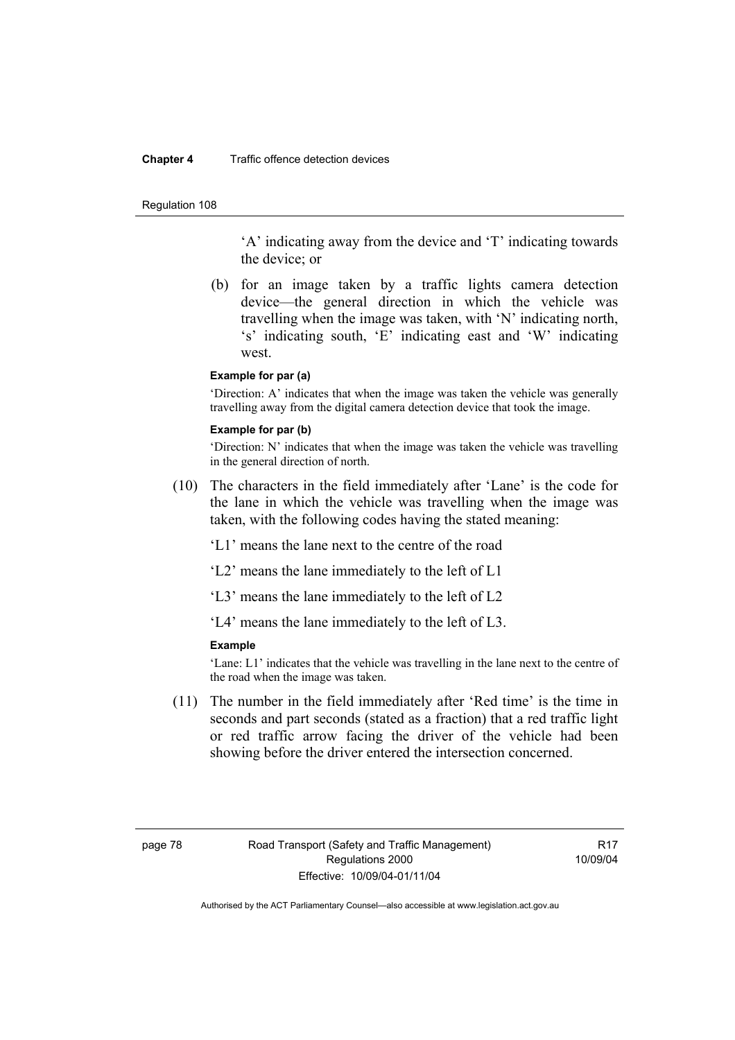'A' indicating away from the device and 'T' indicating towards the device; or

(b) for an image taken by a traffic lights camera detection device—the general direction in which the vehicle was travelling when the image was taken, with 'N' indicating north, 's' indicating south, 'E' indicating east and 'W' indicating west.

**Example for par (a)**

'Direction: A' indicates that when the image was taken the vehicle was generally travelling away from the digital camera detection device that took the image.

**Example for par (b)**

'Direction: N' indicates that when the image was taken the vehicle was travelling in the general direction of north.

(10) The characters in the field immediately after 'Lane' is the code for the lane in which the vehicle was travelling when the image was taken, with the following codes having the stated meaning:

'L1' means the lane next to the centre of the road

'L2' means the lane immediately to the left of L1

'L3' means the lane immediately to the left of L2

'L4' means the lane immediately to the left of L3.

**Example**

'Lane: L1' indicates that the vehicle was travelling in the lane next to the centre of the road when the image was taken.

(11) The number in the field immediately after 'Red time' is the time in seconds and part seconds (stated as a fraction) that a red traffic light or red traffic arrow facing the driver of the vehicle had been showing before the driver entered the intersection concerned.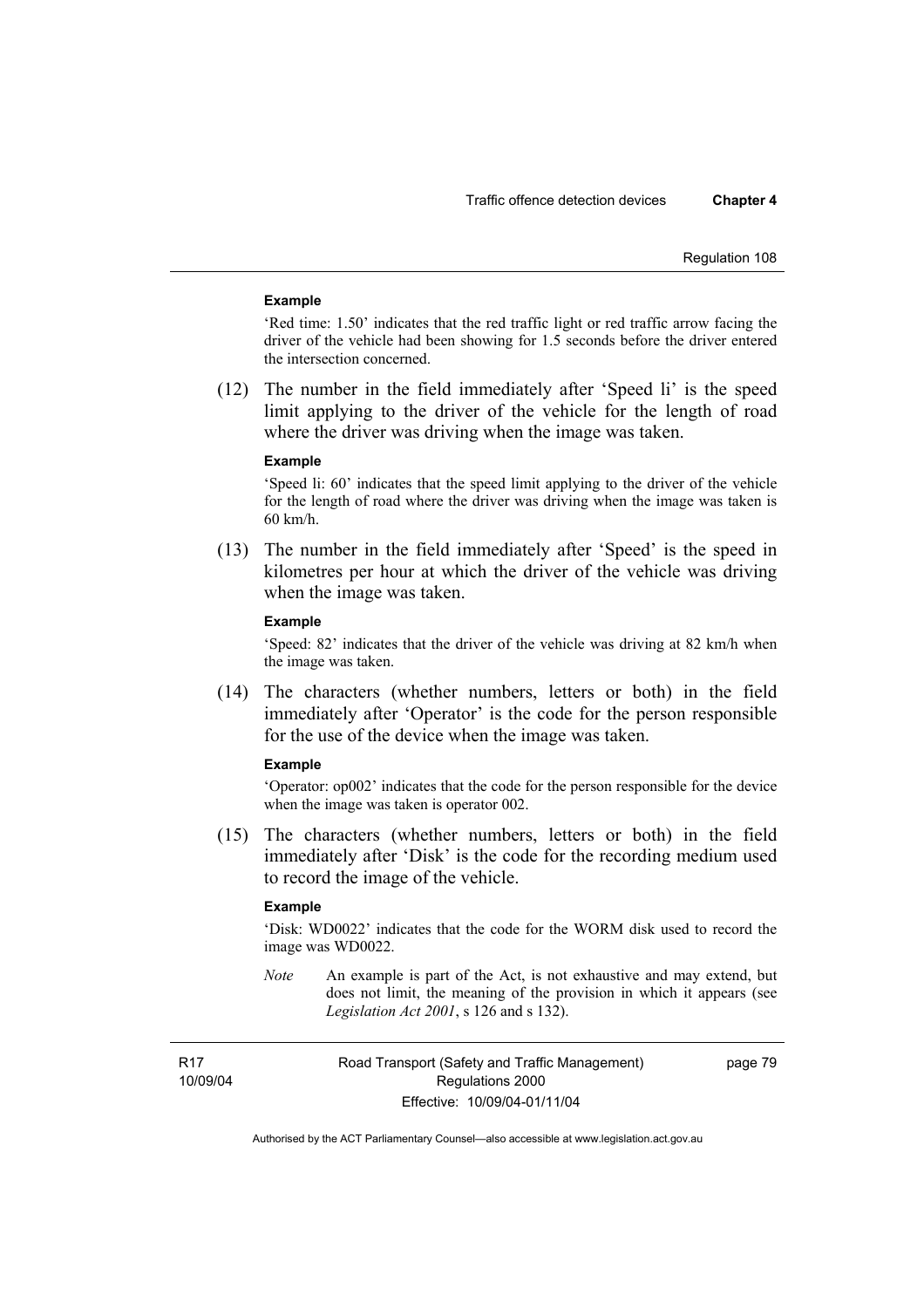**Example**

'Red time: 1.50' indicates that the red traffic light or red traffic arrow facing the driver of the vehicle had been showing for 1.5 seconds before the driver entered the intersection concerned.

(12) The number in the field immediately after 'Speed li' is the speed limit applying to the driver of the vehicle for the length of road where the driver was driving when the image was taken.

**Example**

'Speed li: 60' indicates that the speed limit applying to the driver of the vehicle for the length of road where the driver was driving when the image was taken is 60 km/h.

(13) The number in the field immediately after 'Speed' is the speed in kilometres per hour at which the driver of the vehicle was driving when the image was taken.

**Example**

'Speed: 82' indicates that the driver of the vehicle was driving at 82 km/h when the image was taken.

(14) The characters (whether numbers, letters or both) in the field immediately after 'Operator' is the code for the person responsible for the use of the device when the image was taken.

**Example**

'Operator: op002' indicates that the code for the person responsible for the device when the image was taken is operator 002.

(15) The characters (whether numbers, letters or both) in the field immediately after 'Disk' is the code for the recording medium used to record the image of the vehicle.

**Example**

'Disk: WD0022' indicates that the code for the WORM disk used to record the image was WD0022.

*Note* An example is part of the Act, is not exhaustive and may extend, but does not limit, the meaning of the provision in which it appears (see *Legislation Act 2001*, s 126 and s 132).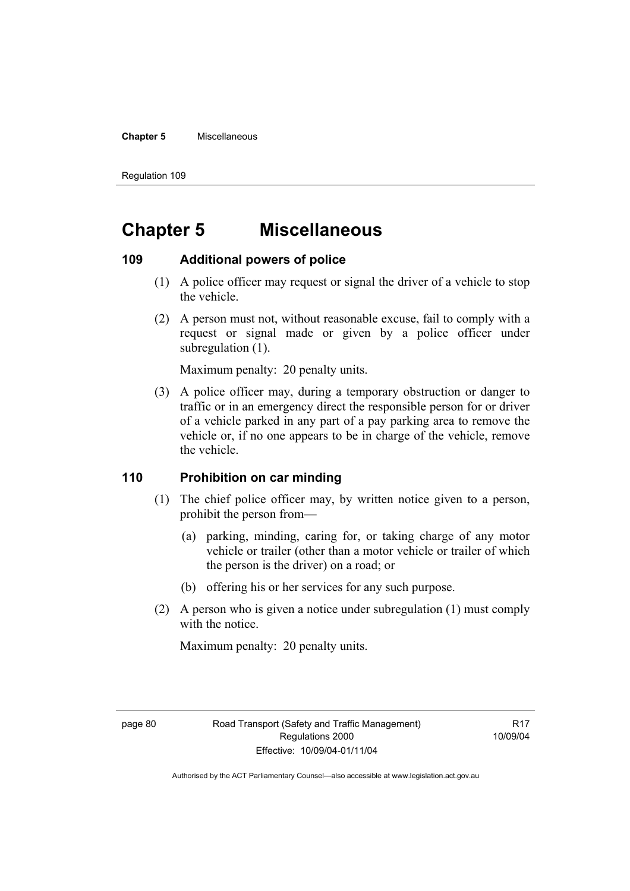# Chapter 5 Miscellaneous

### 109 Additional powers of police

(1) A police officer may request or signal the driver of a vehicle to stop the vehicle.

(2) A person must not, without reasonable excuse, fail to comply with a request or signal made or given by a police officer under subregulation (1).

Maximum penalty: 20 penalty units.

(3) A police officer may, during a temporary obstruction or danger to traffic or in an emergency direct the responsible person for or driver of a vehicle parked in any part of a pay parking area to remove the vehicle or, if no one appears to be in charge of the vehicle, remove the vehicle.

### 110 Prohibition on car minding

(1) The chief police officer may, by written notice given to a person, prohibit the person from—

(a) parking, minding, caring for, or taking charge of any motor vehicle or trailer (other than a motor vehicle or trailer of which the person is the driver) on a road; or

(b) offering his or her services for any such purpose.

(2) A person who is given a notice under subregulation (1) must comply with the notice.

Maximum penalty: 20 penalty units.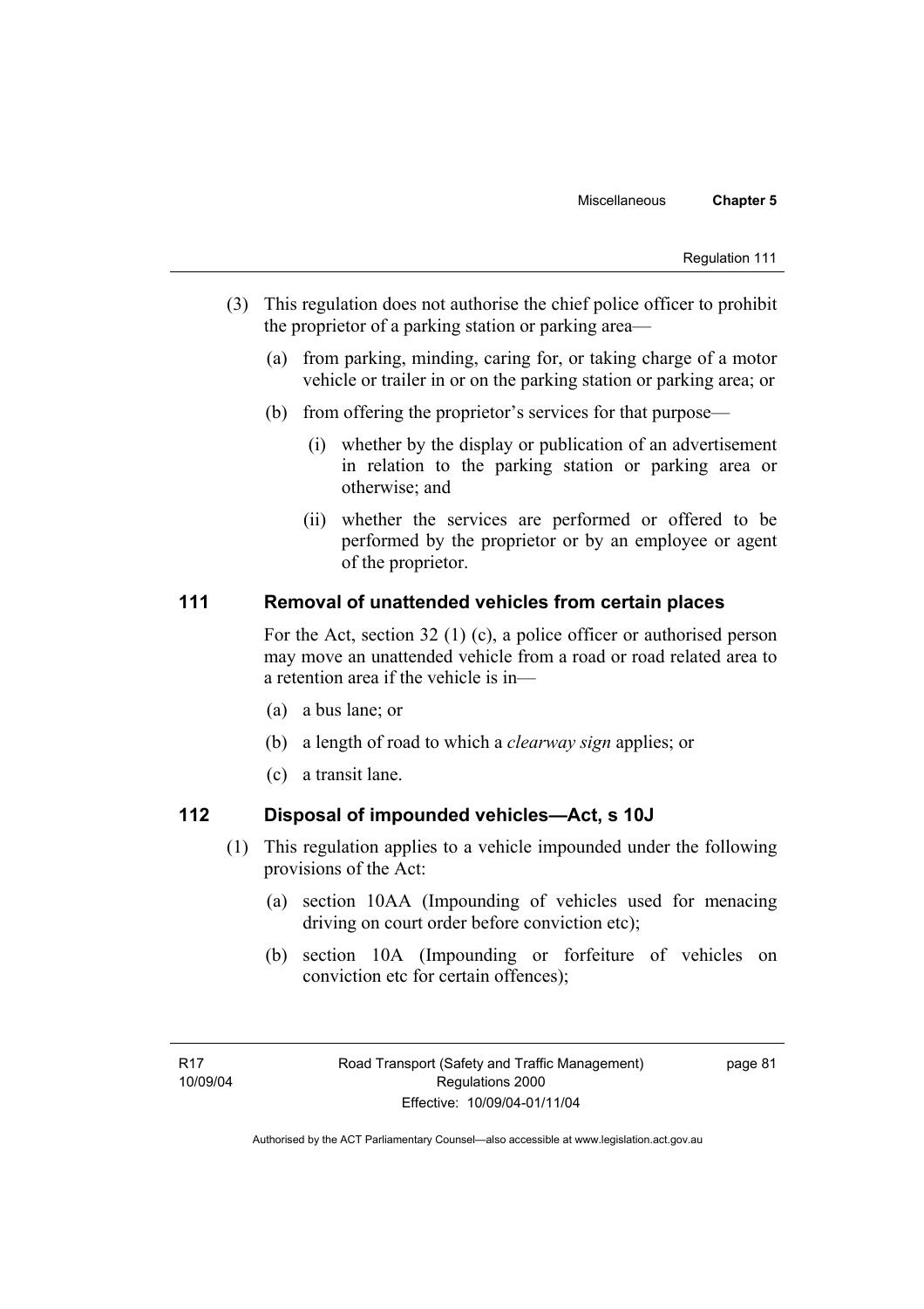(3) This regulation does not authorise the chief police officer to prohibit the proprietor of a parking station or parking area—

(a) from parking, minding, caring for, or taking charge of a motor vehicle or trailer in or on the parking station or parking area; or

(b) from offering the proprietor's services for that purpose—

(i) whether by the display or publication of an advertisement in relation to the parking station or parking area or otherwise; and

(ii) whether the services are performed or offered to be performed by the proprietor or by an employee or agent of the proprietor.

### 111 Removal of unattended vehicles from certain places

For the Act, section 32 (1) (c), a police officer or authorised person may move an unattended vehicle from a road or road related area to a retention area if the vehicle is in—

(a) a bus lane; or

(b) a length of road to which a *clearway sign* applies; or

(c) a transit lane.

### 112 Disposal of impounded vehicles—Act, s 10J

(1) This regulation applies to a vehicle impounded under the following provisions of the Act:

(a) section 10AA (Impounding of vehicles used for menacing driving on court order before conviction etc);

(b) section 10A (Impounding or forfeiture of vehicles on conviction etc for certain offences);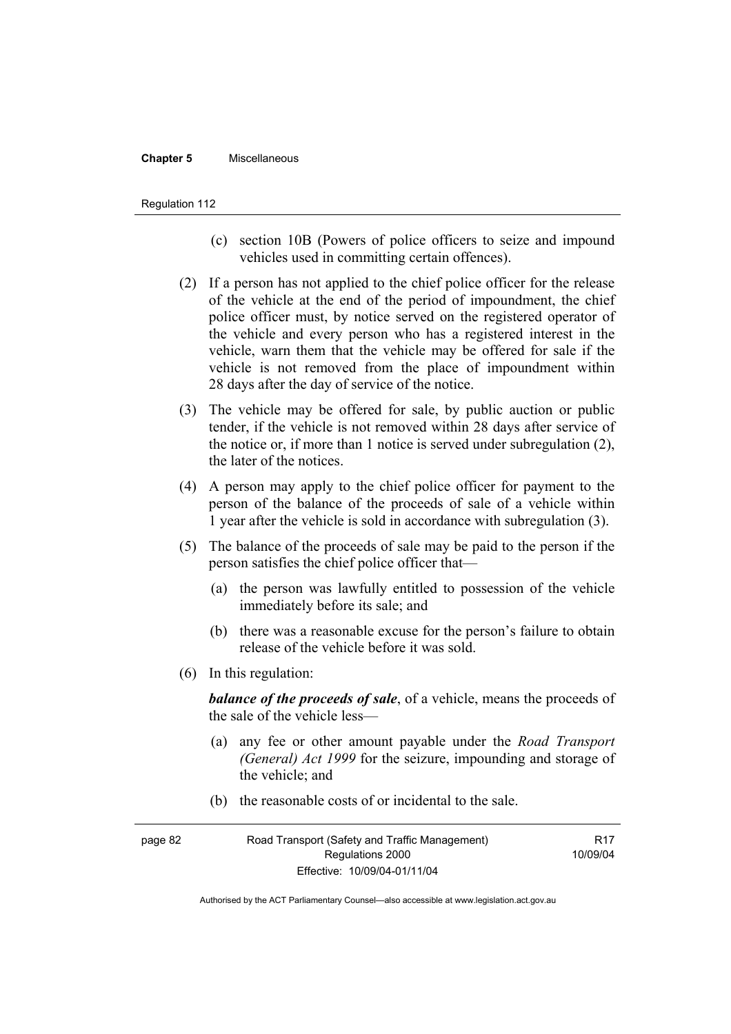(c) section 10B (Powers of police officers to seize and impound vehicles used in committing certain offences).

(2) If a person has not applied to the chief police officer for the release of the vehicle at the end of the period of impoundment, the chief police officer must, by notice served on the registered operator of the vehicle and every person who has a registered interest in the vehicle, warn them that the vehicle may be offered for sale if the vehicle is not removed from the place of impoundment within 28 days after the day of service of the notice.

(3) The vehicle may be offered for sale, by public auction or public tender, if the vehicle is not removed within 28 days after service of the notice or, if more than 1 notice is served under subregulation (2), the later of the notices.

(4) A person may apply to the chief police officer for payment to the person of the balance of the proceeds of sale of a vehicle within 1 year after the vehicle is sold in accordance with subregulation (3).

(5) The balance of the proceeds of sale may be paid to the person if the person satisfies the chief police officer that—

(a) the person was lawfully entitled to possession of the vehicle immediately before its sale; and

(b) there was a reasonable excuse for the person's failure to obtain release of the vehicle before it was sold.

(6) In this regulation:

***balance of the proceeds of sale***, of a vehicle, means the proceeds of the sale of the vehicle less—

(a) any fee or other amount payable under the *Road Transport (General) Act 1999* for the seizure, impounding and storage of the vehicle; and

(b) the reasonable costs of or incidental to the sale.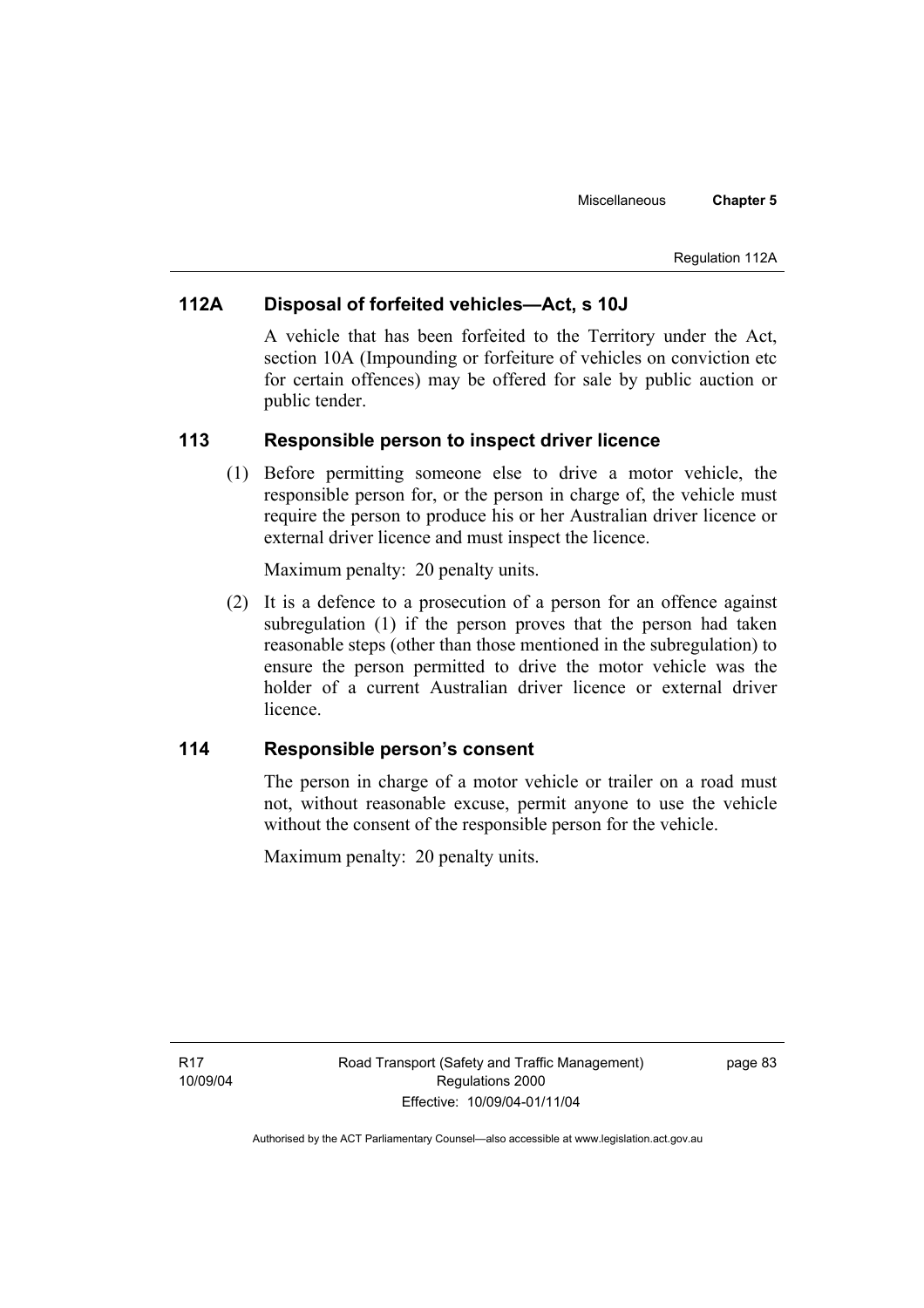## 112A Disposal of forfeited vehicles—Act, s 10J

A vehicle that has been forfeited to the Territory under the Act, section 10A (Impounding or forfeiture of vehicles on conviction etc for certain offences) may be offered for sale by public auction or public tender.

## 113 Responsible person to inspect driver licence

(1) Before permitting someone else to drive a motor vehicle, the responsible person for, or the person in charge of, the vehicle must require the person to produce his or her Australian driver licence or external driver licence and must inspect the licence.

Maximum penalty: 20 penalty units.

(2) It is a defence to a prosecution of a person for an offence against subregulation (1) if the person proves that the person had taken reasonable steps (other than those mentioned in the subregulation) to ensure the person permitted to drive the motor vehicle was the holder of a current Australian driver licence or external driver licence.

## 114 Responsible person's consent

The person in charge of a motor vehicle or trailer on a road must not, without reasonable excuse, permit anyone to use the vehicle without the consent of the responsible person for the vehicle.

Maximum penalty: 20 penalty units.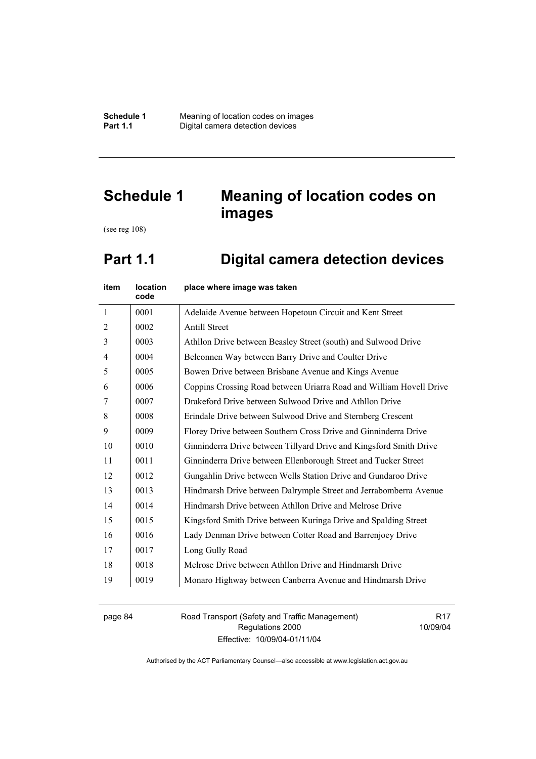# Schedule 1 Meaning of location codes on images

(see reg 108)

## Part 1.1 Digital camera detection devices

| item | location code | place where image was taken |
|---|---|---|
| 1 | 0001 | Adelaide Avenue between Hopetoun Circuit and Kent Street |
| 2 | 0002 | Antill Street |
| 3 | 0003 | Athllon Drive between Beasley Street (south) and Sulwood Drive |
| 4 | 0004 | Belconnen Way between Barry Drive and Coulter Drive |
| 5 | 0005 | Bowen Drive between Brisbane Avenue and Kings Avenue |
| 6 | 0006 | Coppins Crossing Road between Uriarra Road and William Hovell Drive |
| 7 | 0007 | Drakeford Drive between Sulwood Drive and Athllon Drive |
| 8 | 0008 | Erindale Drive between Sulwood Drive and Sternberg Crescent |
| 9 | 0009 | Florey Drive between Southern Cross Drive and Ginninderra Drive |
| 10 | 0010 | Ginninderra Drive between Tillyard Drive and Kingsford Smith Drive |
| 11 | 0011 | Ginninderra Drive between Ellenborough Street and Tucker Street |
| 12 | 0012 | Gungahlin Drive between Wells Station Drive and Gundaroo Drive |
| 13 | 0013 | Hindmarsh Drive between Dalrymple Street and Jerrabomberra Avenue |
| 14 | 0014 | Hindmarsh Drive between Athllon Drive and Melrose Drive |
| 15 | 0015 | Kingsford Smith Drive between Kuringa Drive and Spalding Street |
| 16 | 0016 | Lady Denman Drive between Cotter Road and Barrenjoey Drive |
| 17 | 0017 | Long Gully Road |
| 18 | 0018 | Melrose Drive between Athllon Drive and Hindmarsh Drive |
| 19 | 0019 | Monaro Highway between Canberra Avenue and Hindmarsh Drive |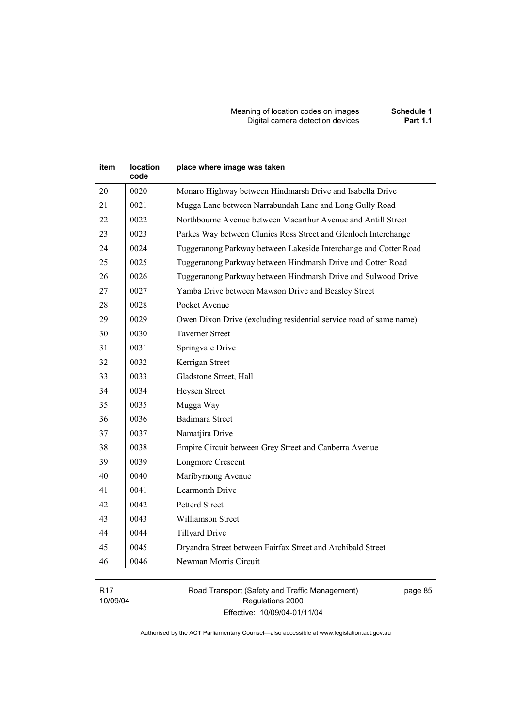| item | location code | place where image was taken |
| --- | --- | --- |
| 20 | 0020 | Monaro Highway between Hindmarsh Drive and Isabella Drive |
| 21 | 0021 | Mugga Lane between Narrabundah Lane and Long Gully Road |
| 22 | 0022 | Northbourne Avenue between Macarthur Avenue and Antill Street |
| 23 | 0023 | Parkes Way between Clunies Ross Street and Glenloch Interchange |
| 24 | 0024 | Tuggeranong Parkway between Lakeside Interchange and Cotter Road |
| 25 | 0025 | Tuggeranong Parkway between Hindmarsh Drive and Cotter Road |
| 26 | 0026 | Tuggeranong Parkway between Hindmarsh Drive and Sulwood Drive |
| 27 | 0027 | Yamba Drive between Mawson Drive and Beasley Street |
| 28 | 0028 | Pocket Avenue |
| 29 | 0029 | Owen Dixon Drive (excluding residential service road of same name) |
| 30 | 0030 | Taverner Street |
| 31 | 0031 | Springvale Drive |
| 32 | 0032 | Kerrigan Street |
| 33 | 0033 | Gladstone Street, Hall |
| 34 | 0034 | Heysen Street |
| 35 | 0035 | Mugga Way |
| 36 | 0036 | Badimara Street |
| 37 | 0037 | Namatjira Drive |
| 38 | 0038 | Empire Circuit between Grey Street and Canberra Avenue |
| 39 | 0039 | Longmore Crescent |
| 40 | 0040 | Maribyrnong Avenue |
| 41 | 0041 | Learmonth Drive |
| 42 | 0042 | Petterd Street |
| 43 | 0043 | Williamson Street |
| 44 | 0044 | Tillyard Drive |
| 45 | 0045 | Dryandra Street between Fairfax Street and Archibald Street |
| 46 | 0046 | Newman Morris Circuit |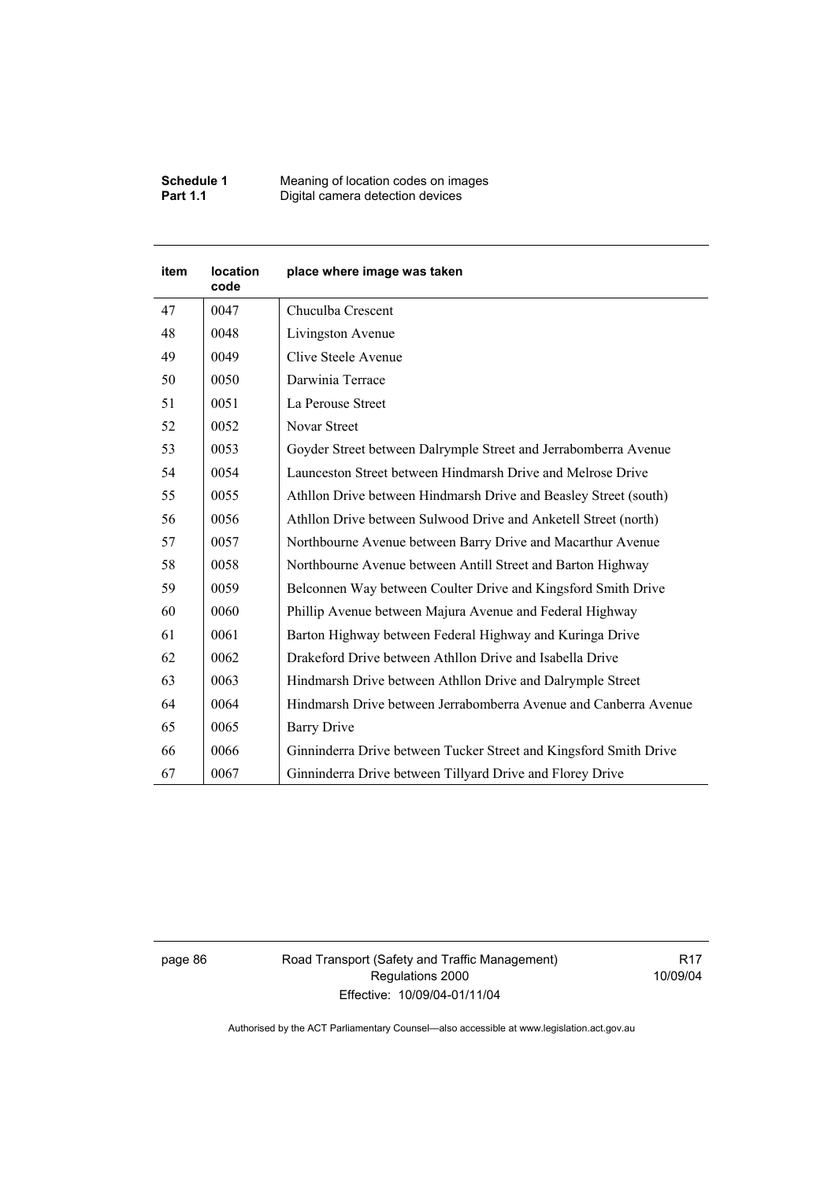| item | location code | place where image was taken |
|---|---|---|
| 47 | 0047 | Chuculba Crescent |
| 48 | 0048 | Livingston Avenue |
| 49 | 0049 | Clive Steele Avenue |
| 50 | 0050 | Darwinia Terrace |
| 51 | 0051 | La Perouse Street |
| 52 | 0052 | Novar Street |
| 53 | 0053 | Goyder Street between Dalrymple Street and Jerrabomberra Avenue |
| 54 | 0054 | Launceston Street between Hindmarsh Drive and Melrose Drive |
| 55 | 0055 | Athllon Drive between Hindmarsh Drive and Beasley Street (south) |
| 56 | 0056 | Athllon Drive between Sulwood Drive and Anketell Street (north) |
| 57 | 0057 | Northbourne Avenue between Barry Drive and Macarthur Avenue |
| 58 | 0058 | Northbourne Avenue between Antill Street and Barton Highway |
| 59 | 0059 | Belconnen Way between Coulter Drive and Kingsford Smith Drive |
| 60 | 0060 | Phillip Avenue between Majura Avenue and Federal Highway |
| 61 | 0061 | Barton Highway between Federal Highway and Kuringa Drive |
| 62 | 0062 | Drakeford Drive between Athllon Drive and Isabella Drive |
| 63 | 0063 | Hindmarsh Drive between Athllon Drive and Dalrymple Street |
| 64 | 0064 | Hindmarsh Drive between Jerrabomberra Avenue and Canberra Avenue |
| 65 | 0065 | Barry Drive |
| 66 | 0066 | Ginninderra Drive between Tucker Street and Kingsford Smith Drive |
| 67 | 0067 | Ginninderra Drive between Tillyard Drive and Florey Drive |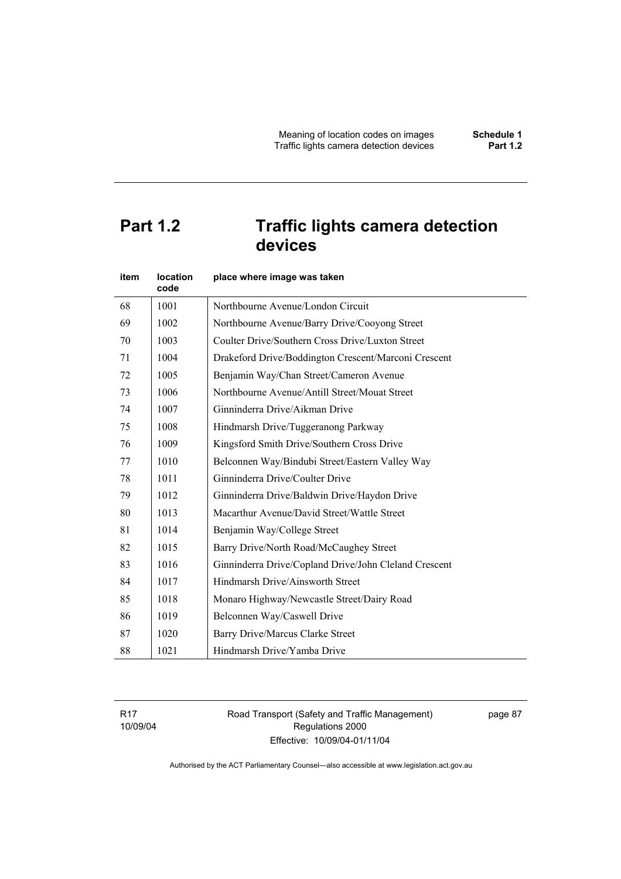# Part 1.2 Traffic lights camera detection devices

| item | location code | place where image was taken |
|---|---|---|
| 68 | 1001 | Northbourne Avenue/London Circuit |
| 69 | 1002 | Northbourne Avenue/Barry Drive/Cooyong Street |
| 70 | 1003 | Coulter Drive/Southern Cross Drive/Luxton Street |
| 71 | 1004 | Drakeford Drive/Boddington Crescent/Marconi Crescent |
| 72 | 1005 | Benjamin Way/Chan Street/Cameron Avenue |
| 73 | 1006 | Northbourne Avenue/Antill Street/Mouat Street |
| 74 | 1007 | Ginninderra Drive/Aikman Drive |
| 75 | 1008 | Hindmarsh Drive/Tuggeranong Parkway |
| 76 | 1009 | Kingsford Smith Drive/Southern Cross Drive |
| 77 | 1010 | Belconnen Way/Bindubi Street/Eastern Valley Way |
| 78 | 1011 | Ginninderra Drive/Coulter Drive |
| 79 | 1012 | Ginninderra Drive/Baldwin Drive/Haydon Drive |
| 80 | 1013 | Macarthur Avenue/David Street/Wattle Street |
| 81 | 1014 | Benjamin Way/College Street |
| 82 | 1015 | Barry Drive/North Road/McCaughey Street |
| 83 | 1016 | Ginninderra Drive/Copland Drive/John Cleland Crescent |
| 84 | 1017 | Hindmarsh Drive/Ainsworth Street |
| 85 | 1018 | Monaro Highway/Newcastle Street/Dairy Road |
| 86 | 1019 | Belconnen Way/Caswell Drive |
| 87 | 1020 | Barry Drive/Marcus Clarke Street |
| 88 | 1021 | Hindmarsh Drive/Yamba Drive |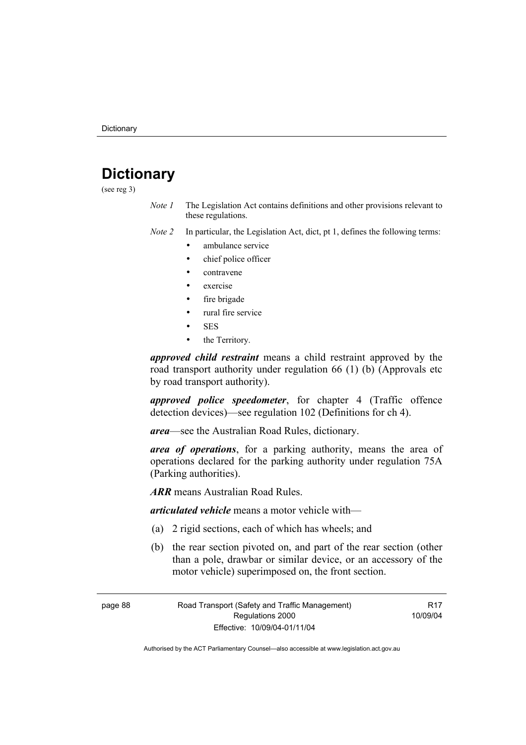# Dictionary

(see reg 3)

*Note 1* The Legislation Act contains definitions and other provisions relevant to these regulations.

*Note 2* In particular, the Legislation Act, dict, pt 1, defines the following terms:

- ambulance service
- chief police officer
- contravene
- exercise
- fire brigade
- rural fire service
- SES
- the Territory.

***approved child restraint*** means a child restraint approved by the road transport authority under regulation 66 (1) (b) (Approvals etc by road transport authority).

***approved police speedometer***, for chapter 4 (Traffic offence detection devices)—see regulation 102 (Definitions for ch 4).

***area***—see the Australian Road Rules, dictionary.

***area of operations***, for a parking authority, means the area of operations declared for the parking authority under regulation 75A (Parking authorities).

***ARR*** means Australian Road Rules.

***articulated vehicle*** means a motor vehicle with—

(a) 2 rigid sections, each of which has wheels; and

(b) the rear section pivoted on, and part of the rear section (other than a pole, drawbar or similar device, or an accessory of the motor vehicle) superimposed on, the front section.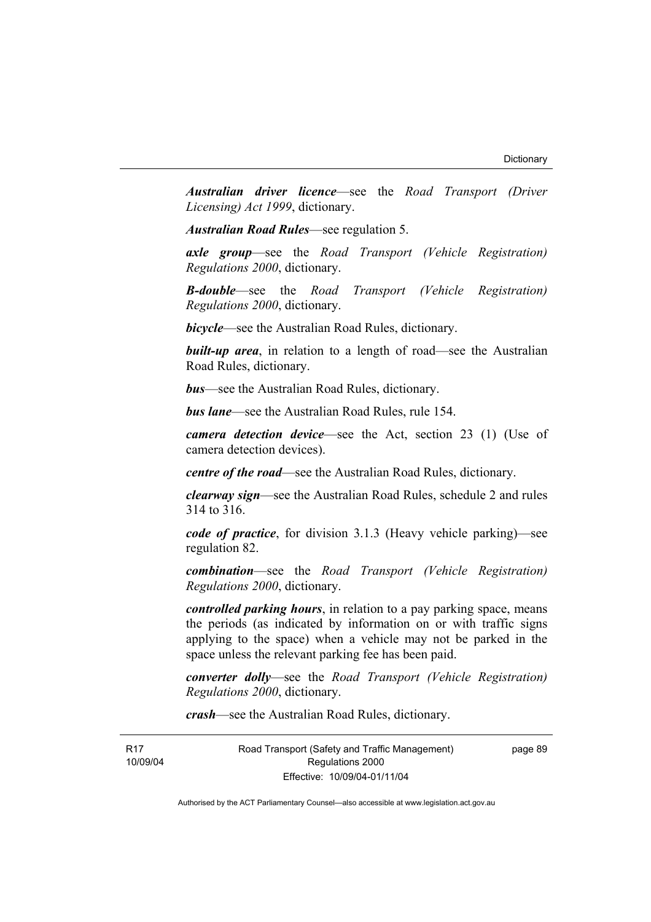***Australian driver licence***—see the *Road Transport (Driver Licensing) Act 1999*, dictionary.

***Australian Road Rules***—see regulation 5.

***axle group***—see the *Road Transport (Vehicle Registration) Regulations 2000*, dictionary.

***B-double***—see the *Road Transport (Vehicle Registration) Regulations 2000*, dictionary.

***bicycle***—see the Australian Road Rules, dictionary.

***built-up area***, in relation to a length of road—see the Australian Road Rules, dictionary.

***bus***—see the Australian Road Rules, dictionary.

***bus lane***—see the Australian Road Rules, rule 154.

***camera detection device***—see the Act, section 23 (1) (Use of camera detection devices).

***centre of the road***—see the Australian Road Rules, dictionary.

***clearway sign***—see the Australian Road Rules, schedule 2 and rules 314 to 316.

***code of practice***, for division 3.1.3 (Heavy vehicle parking)—see regulation 82.

***combination***—see the *Road Transport (Vehicle Registration) Regulations 2000*, dictionary.

***controlled parking hours***, in relation to a pay parking space, means the periods (as indicated by information on or with traffic signs applying to the space) when a vehicle may not be parked in the space unless the relevant parking fee has been paid.

***converter dolly***—see the *Road Transport (Vehicle Registration) Regulations 2000*, dictionary.

***crash***—see the Australian Road Rules, dictionary.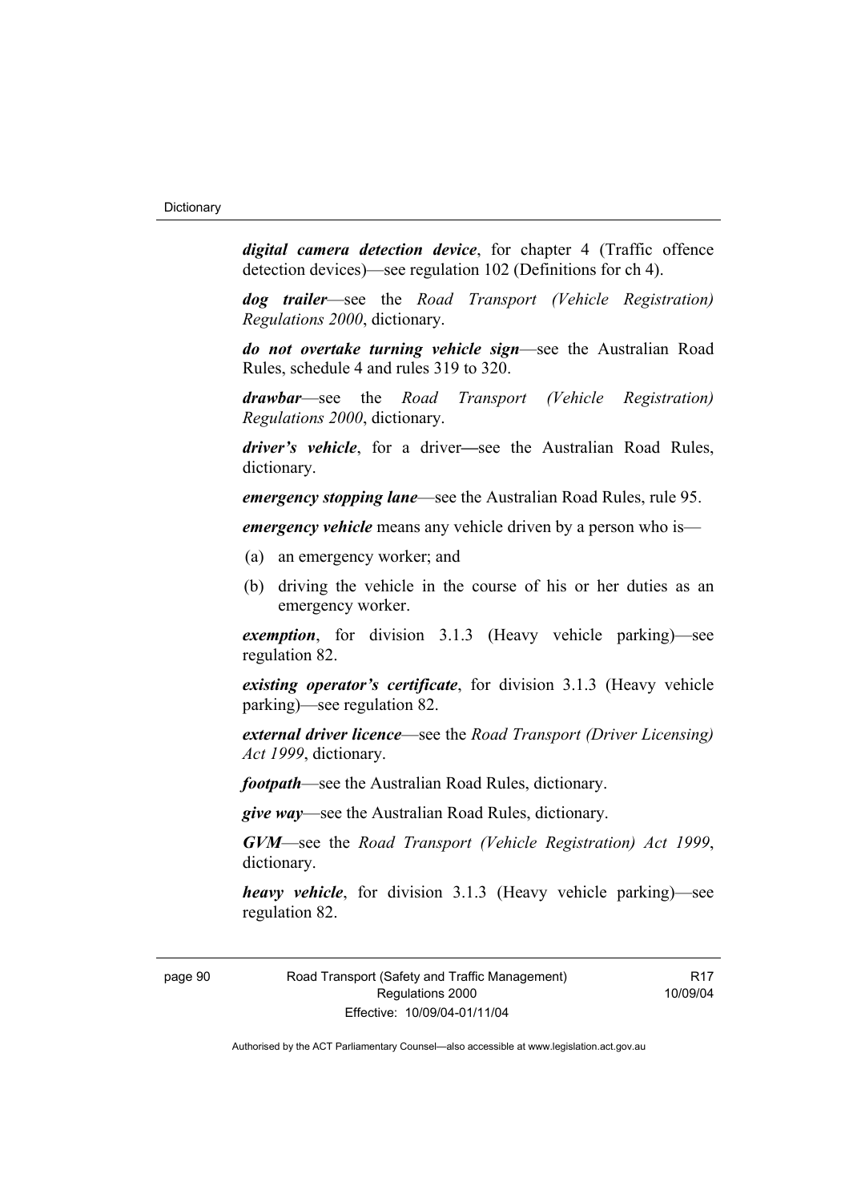***digital camera detection device***, for chapter 4 (Traffic offence detection devices)—see regulation 102 (Definitions for ch 4).

***dog trailer***—see the *Road Transport (Vehicle Registration) Regulations 2000*, dictionary.

***do not overtake turning vehicle sign***—see the Australian Road Rules, schedule 4 and rules 319 to 320.

***drawbar***—see the *Road Transport (Vehicle Registration) Regulations 2000*, dictionary.

***driver's vehicle***, for a driver—see the Australian Road Rules, dictionary.

***emergency stopping lane***—see the Australian Road Rules, rule 95.

***emergency vehicle*** means any vehicle driven by a person who is—

(a) an emergency worker; and

(b) driving the vehicle in the course of his or her duties as an emergency worker.

***exemption***, for division 3.1.3 (Heavy vehicle parking)—see regulation 82.

***existing operator's certificate***, for division 3.1.3 (Heavy vehicle parking)—see regulation 82.

***external driver licence***—see the *Road Transport (Driver Licensing) Act 1999*, dictionary.

***footpath***—see the Australian Road Rules, dictionary.

***give way***—see the Australian Road Rules, dictionary.

***GVM***—see the *Road Transport (Vehicle Registration) Act 1999*, dictionary.

***heavy vehicle***, for division 3.1.3 (Heavy vehicle parking)—see regulation 82.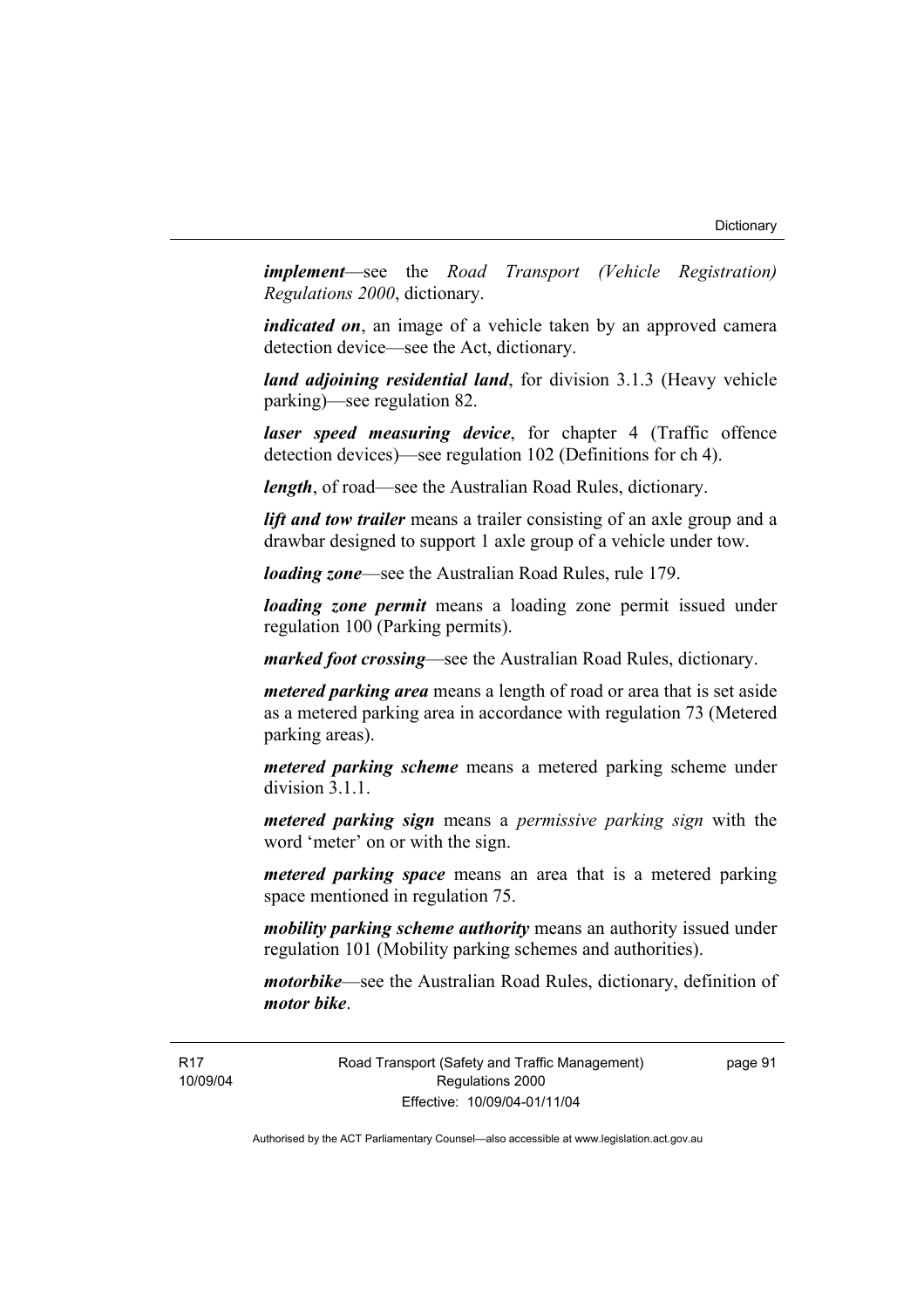***implement***—see the *Road Transport (Vehicle Registration) Regulations 2000*, dictionary.

***indicated on***, an image of a vehicle taken by an approved camera detection device—see the Act, dictionary.

***land adjoining residential land***, for division 3.1.3 (Heavy vehicle parking)—see regulation 82.

***laser speed measuring device***, for chapter 4 (Traffic offence detection devices)—see regulation 102 (Definitions for ch 4).

***length***, of road—see the Australian Road Rules, dictionary.

***lift and tow trailer*** means a trailer consisting of an axle group and a drawbar designed to support 1 axle group of a vehicle under tow.

***loading zone***—see the Australian Road Rules, rule 179.

***loading zone permit*** means a loading zone permit issued under regulation 100 (Parking permits).

***marked foot crossing***—see the Australian Road Rules, dictionary.

***metered parking area*** means a length of road or area that is set aside as a metered parking area in accordance with regulation 73 (Metered parking areas).

***metered parking scheme*** means a metered parking scheme under division 3.1.1.

***metered parking sign*** means a *permissive parking sign* with the word 'meter' on or with the sign.

***metered parking space*** means an area that is a metered parking space mentioned in regulation 75.

***mobility parking scheme authority*** means an authority issued under regulation 101 (Mobility parking schemes and authorities).

***motorbike***—see the Australian Road Rules, dictionary, definition of ***motor bike***.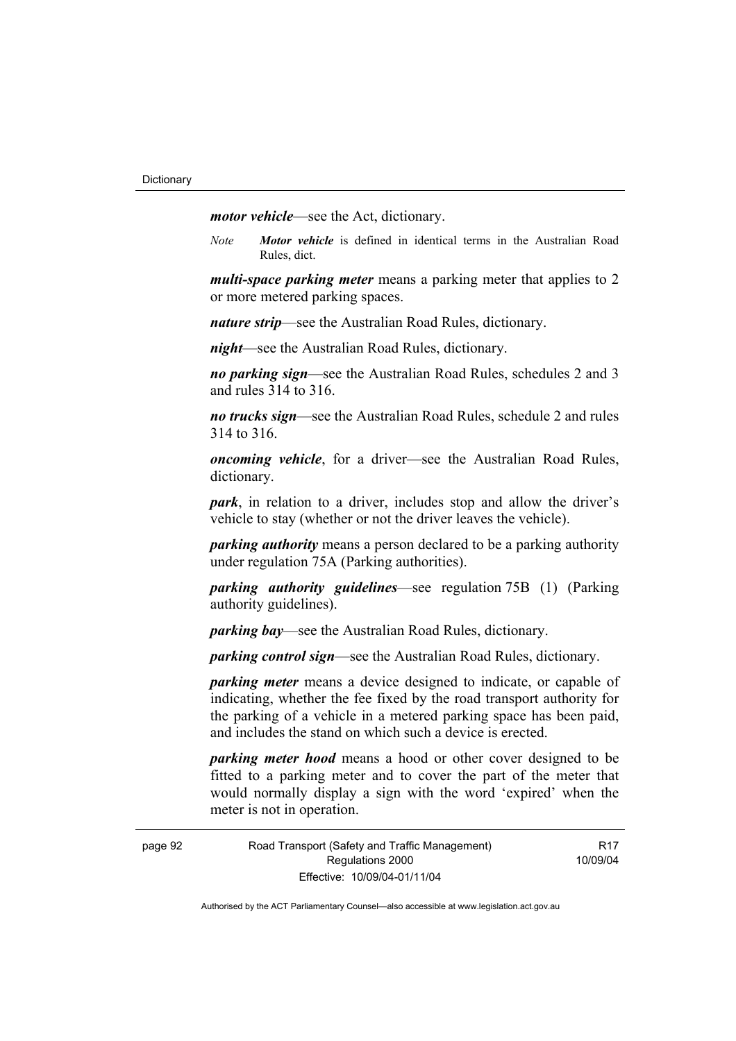***motor vehicle***—see the Act, dictionary.

*Note* ***Motor vehicle*** is defined in identical terms in the Australian Road Rules, dict.

***multi-space parking meter*** means a parking meter that applies to 2 or more metered parking spaces.

***nature strip***—see the Australian Road Rules, dictionary.

***night***—see the Australian Road Rules, dictionary.

***no parking sign***—see the Australian Road Rules, schedules 2 and 3 and rules 314 to 316.

***no trucks sign***—see the Australian Road Rules, schedule 2 and rules 314 to 316.

***oncoming vehicle***, for a driver—see the Australian Road Rules, dictionary.

***park***, in relation to a driver, includes stop and allow the driver's vehicle to stay (whether or not the driver leaves the vehicle).

***parking authority*** means a person declared to be a parking authority under regulation 75A (Parking authorities).

***parking authority guidelines***—see regulation 75B (1) (Parking authority guidelines).

***parking bay***—see the Australian Road Rules, dictionary.

***parking control sign***—see the Australian Road Rules, dictionary.

***parking meter*** means a device designed to indicate, or capable of indicating, whether the fee fixed by the road transport authority for the parking of a vehicle in a metered parking space has been paid, and includes the stand on which such a device is erected.

***parking meter hood*** means a hood or other cover designed to be fitted to a parking meter and to cover the part of the meter that would normally display a sign with the word 'expired' when the meter is not in operation.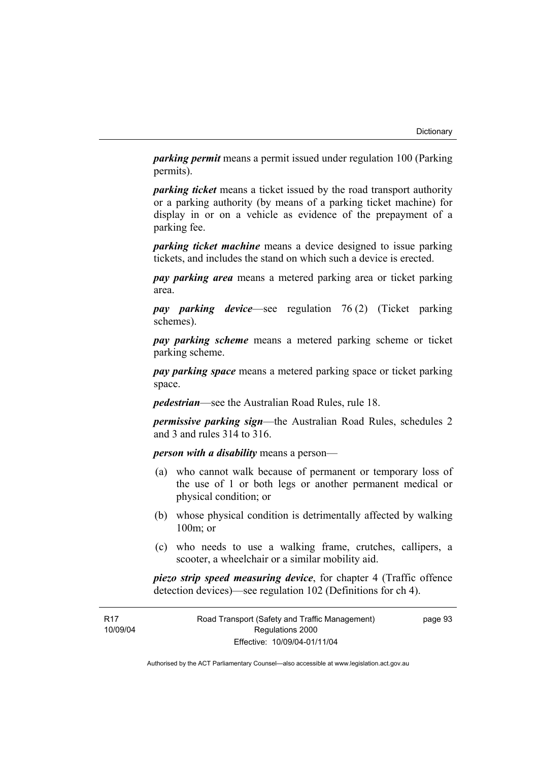***parking permit*** means a permit issued under regulation 100 (Parking permits).

***parking ticket*** means a ticket issued by the road transport authority or a parking authority (by means of a parking ticket machine) for display in or on a vehicle as evidence of the prepayment of a parking fee.

***parking ticket machine*** means a device designed to issue parking tickets, and includes the stand on which such a device is erected.

***pay parking area*** means a metered parking area or ticket parking area.

***pay parking device***—see regulation 76 (2) (Ticket parking schemes).

***pay parking scheme*** means a metered parking scheme or ticket parking scheme.

***pay parking space*** means a metered parking space or ticket parking space.

***pedestrian***—see the Australian Road Rules, rule 18.

***permissive parking sign***—the Australian Road Rules, schedules 2 and 3 and rules 314 to 316.

***person with a disability*** means a person—

(a) who cannot walk because of permanent or temporary loss of the use of 1 or both legs or another permanent medical or physical condition; or

(b) whose physical condition is detrimentally affected by walking 100m; or

(c) who needs to use a walking frame, crutches, callipers, a scooter, a wheelchair or a similar mobility aid.

***piezo strip speed measuring device***, for chapter 4 (Traffic offence detection devices)—see regulation 102 (Definitions for ch 4).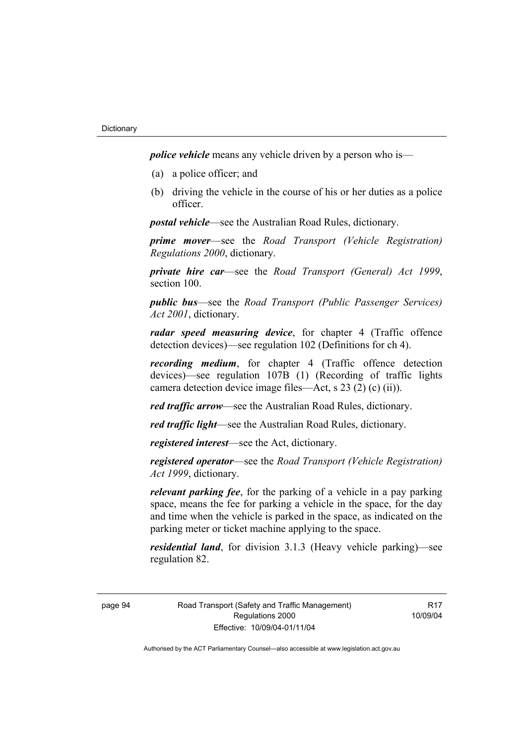***police vehicle*** means any vehicle driven by a person who is—

(a) a police officer; and

(b) driving the vehicle in the course of his or her duties as a police officer.

***postal vehicle***—see the Australian Road Rules, dictionary.

***prime mover***—see the *Road Transport (Vehicle Registration) Regulations 2000*, dictionary.

***private hire car***—see the *Road Transport (General) Act 1999*, section 100.

***public bus***—see the *Road Transport (Public Passenger Services) Act 2001*, dictionary.

***radar speed measuring device***, for chapter 4 (Traffic offence detection devices)—see regulation 102 (Definitions for ch 4).

***recording medium***, for chapter 4 (Traffic offence detection devices)—see regulation 107B (1) (Recording of traffic lights camera detection device image files—Act, s 23 (2) (c) (ii)).

***red traffic arrow***—see the Australian Road Rules, dictionary.

***red traffic light***—see the Australian Road Rules, dictionary.

***registered interest***—see the Act, dictionary.

***registered operator***—see the *Road Transport (Vehicle Registration) Act 1999*, dictionary.

***relevant parking fee***, for the parking of a vehicle in a pay parking space, means the fee for parking a vehicle in the space, for the day and time when the vehicle is parked in the space, as indicated on the parking meter or ticket machine applying to the space.

***residential land***, for division 3.1.3 (Heavy vehicle parking)—see regulation 82.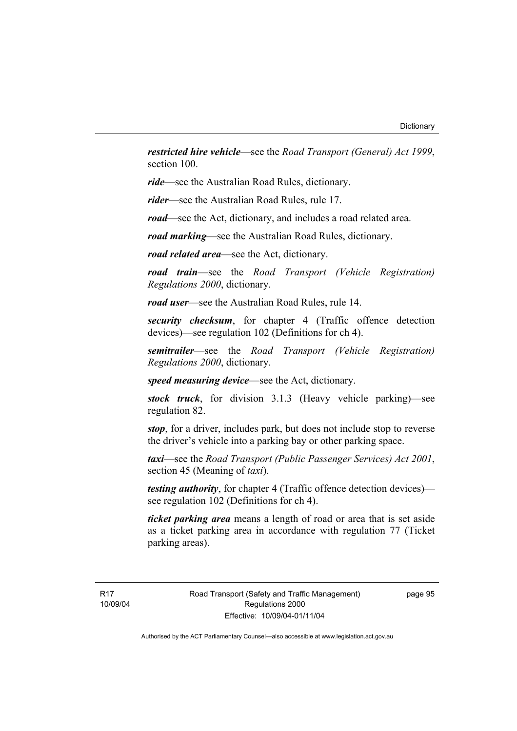***restricted hire vehicle***—see the *Road Transport (General) Act 1999*, section 100.

***ride***—see the Australian Road Rules, dictionary.

***rider***—see the Australian Road Rules, rule 17.

***road***—see the Act, dictionary, and includes a road related area.

***road marking***—see the Australian Road Rules, dictionary.

***road related area***—see the Act, dictionary.

***road train***—see the *Road Transport (Vehicle Registration) Regulations 2000*, dictionary.

***road user***—see the Australian Road Rules, rule 14.

***security checksum***, for chapter 4 (Traffic offence detection devices)—see regulation 102 (Definitions for ch 4).

***semitrailer***—see the *Road Transport (Vehicle Registration) Regulations 2000*, dictionary.

***speed measuring device***—see the Act, dictionary.

***stock truck***, for division 3.1.3 (Heavy vehicle parking)—see regulation 82.

***stop***, for a driver, includes park, but does not include stop to reverse the driver's vehicle into a parking bay or other parking space.

***taxi***—see the *Road Transport (Public Passenger Services) Act 2001*, section 45 (Meaning of *taxi*).

***testing authority***, for chapter 4 (Traffic offence detection devices)—see regulation 102 (Definitions for ch 4).

***ticket parking area*** means a length of road or area that is set aside as a ticket parking area in accordance with regulation 77 (Ticket parking areas).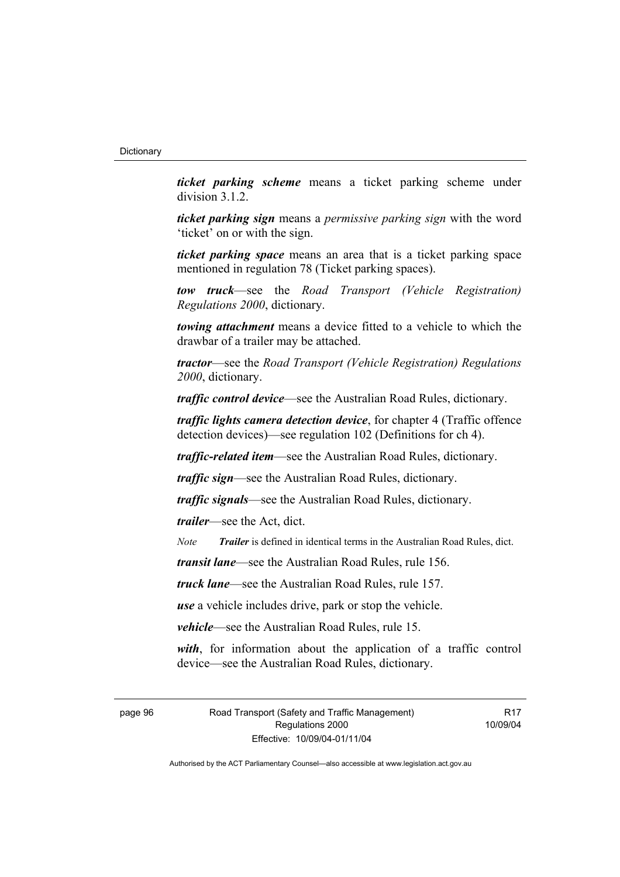***ticket parking scheme*** means a ticket parking scheme under division 3.1.2.

***ticket parking sign*** means a *permissive parking sign* with the word 'ticket' on or with the sign.

***ticket parking space*** means an area that is a ticket parking space mentioned in regulation 78 (Ticket parking spaces).

***tow truck***—see the *Road Transport (Vehicle Registration) Regulations 2000*, dictionary.

***towing attachment*** means a device fitted to a vehicle to which the drawbar of a trailer may be attached.

***tractor***—see the *Road Transport (Vehicle Registration) Regulations 2000*, dictionary.

***traffic control device***—see the Australian Road Rules, dictionary.

***traffic lights camera detection device***, for chapter 4 (Traffic offence detection devices)—see regulation 102 (Definitions for ch 4).

***traffic-related item***—see the Australian Road Rules, dictionary.

***traffic sign***—see the Australian Road Rules, dictionary.

***traffic signals***—see the Australian Road Rules, dictionary.

***trailer***—see the Act, dict.

*Note* ***Trailer*** is defined in identical terms in the Australian Road Rules, dict.

***transit lane***—see the Australian Road Rules, rule 156.

***truck lane***—see the Australian Road Rules, rule 157.

***use*** a vehicle includes drive, park or stop the vehicle.

***vehicle***—see the Australian Road Rules, rule 15.

***with***, for information about the application of a traffic control device—see the Australian Road Rules, dictionary.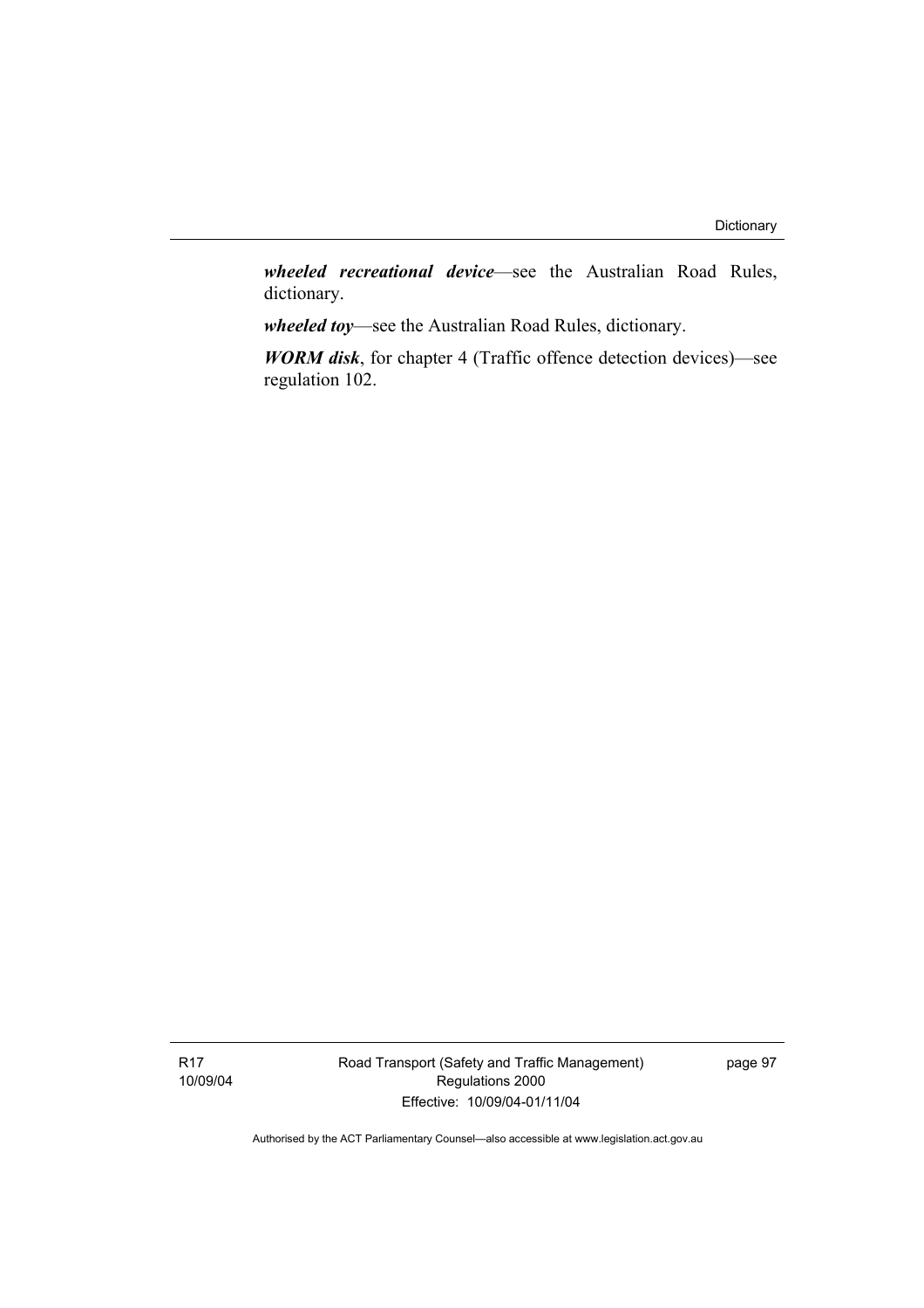***wheeled recreational device***—see the Australian Road Rules, dictionary.

***wheeled toy***—see the Australian Road Rules, dictionary.

***WORM disk***, for chapter 4 (Traffic offence detection devices)—see regulation 102.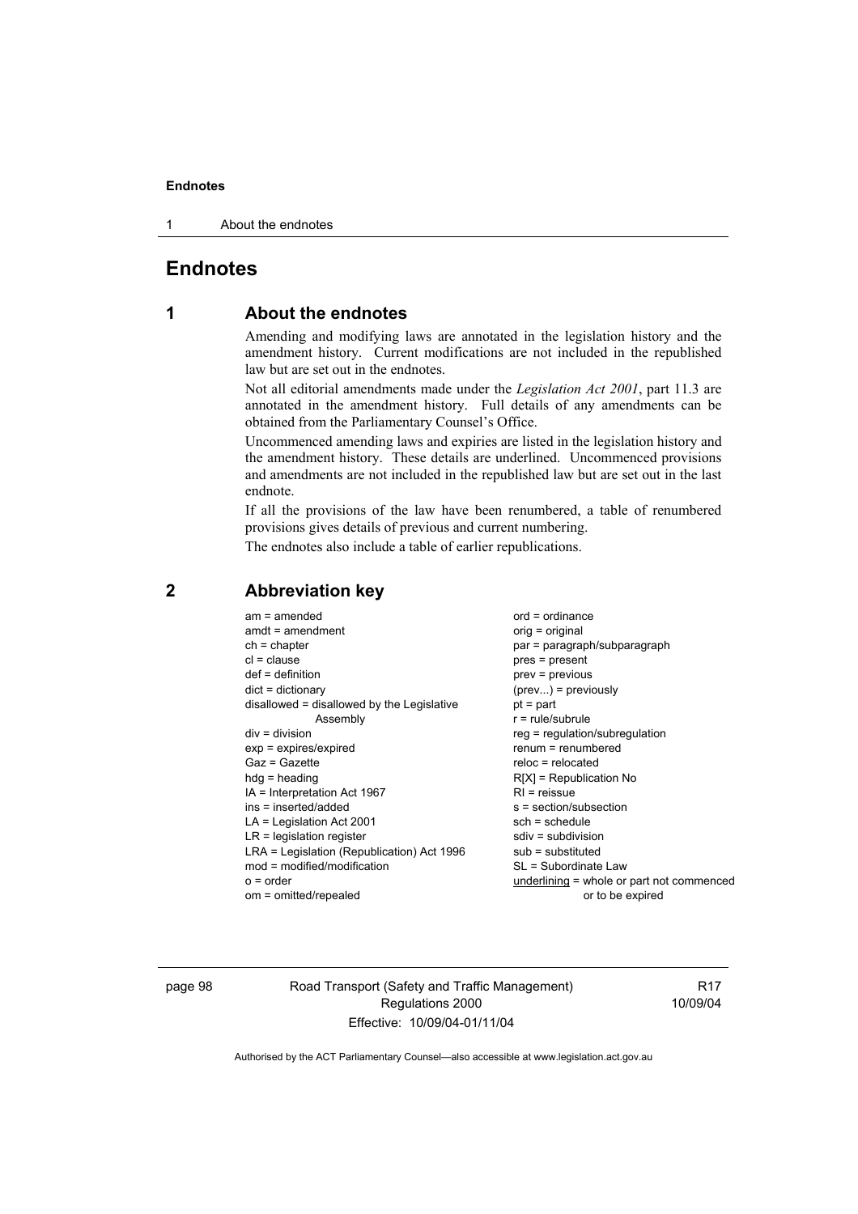# Endnotes

## 1 About the endnotes

Amending and modifying laws are annotated in the legislation history and the amendment history. Current modifications are not included in the republished law but are set out in the endnotes.

Not all editorial amendments made under the *Legislation Act 2001*, part 11.3 are annotated in the amendment history. Full details of any amendments can be obtained from the Parliamentary Counsel's Office.

Uncommenced amending laws and expiries are listed in the legislation history and the amendment history. These details are underlined. Uncommenced provisions and amendments are not included in the republished law but are set out in the last endnote.

If all the provisions of the law have been renumbered, a table of renumbered provisions gives details of previous and current numbering.

The endnotes also include a table of earlier republications.

## 2 Abbreviation key

am = amended
amdt = amendment
ch = chapter
cl = clause
def = definition
dict = dictionary
disallowed = disallowed by the Legislative Assembly
div = division
exp = expires/expired
Gaz = Gazette
hdg = heading
IA = Interpretation Act 1967
ins = inserted/added
LA = Legislation Act 2001
LR = legislation register
LRA = Legislation (Republication) Act 1996
mod = modified/modification
o = order
om = omitted/repealed
ord = ordinance
orig = original
par = paragraph/subparagraph
pres = present
prev = previous
(prev...) = previously
pt = part
r = rule/subrule
reg = regulation/subregulation
renum = renumbered
reloc = relocated
R[X] = Republication No
RI = reissue
s = section/subsection
sch = schedule
sdiv = subdivision
sub = substituted
SL = Subordinate Law
underlining = whole or part not commenced or to be expired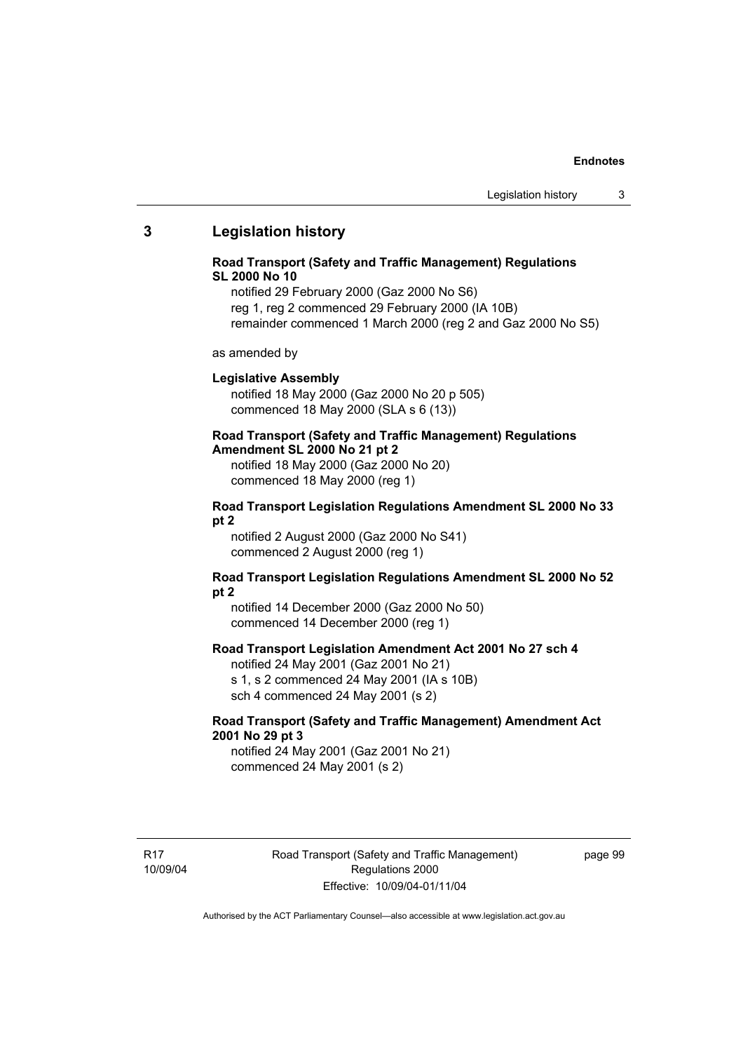## 3 Legislation history

**Road Transport (Safety and Traffic Management) Regulations SL 2000 No 10**

notified 29 February 2000 (Gaz 2000 No S6)
reg 1, reg 2 commenced 29 February 2000 (IA 10B)
remainder commenced 1 March 2000 (reg 2 and Gaz 2000 No S5)

as amended by

**Legislative Assembly**

notified 18 May 2000 (Gaz 2000 No 20 p 505)
commenced 18 May 2000 (SLA s 6 (13))

**Road Transport (Safety and Traffic Management) Regulations Amendment SL 2000 No 21 pt 2**

notified 18 May 2000 (Gaz 2000 No 20)
commenced 18 May 2000 (reg 1)

**Road Transport Legislation Regulations Amendment SL 2000 No 33 pt 2**

notified 2 August 2000 (Gaz 2000 No S41)
commenced 2 August 2000 (reg 1)

**Road Transport Legislation Regulations Amendment SL 2000 No 52 pt 2**

notified 14 December 2000 (Gaz 2000 No 50)
commenced 14 December 2000 (reg 1)

**Road Transport Legislation Amendment Act 2001 No 27 sch 4**

notified 24 May 2001 (Gaz 2001 No 21)
s 1, s 2 commenced 24 May 2001 (IA s 10B)
sch 4 commenced 24 May 2001 (s 2)

**Road Transport (Safety and Traffic Management) Amendment Act 2001 No 29 pt 3**

notified 24 May 2001 (Gaz 2001 No 21)
commenced 24 May 2001 (s 2)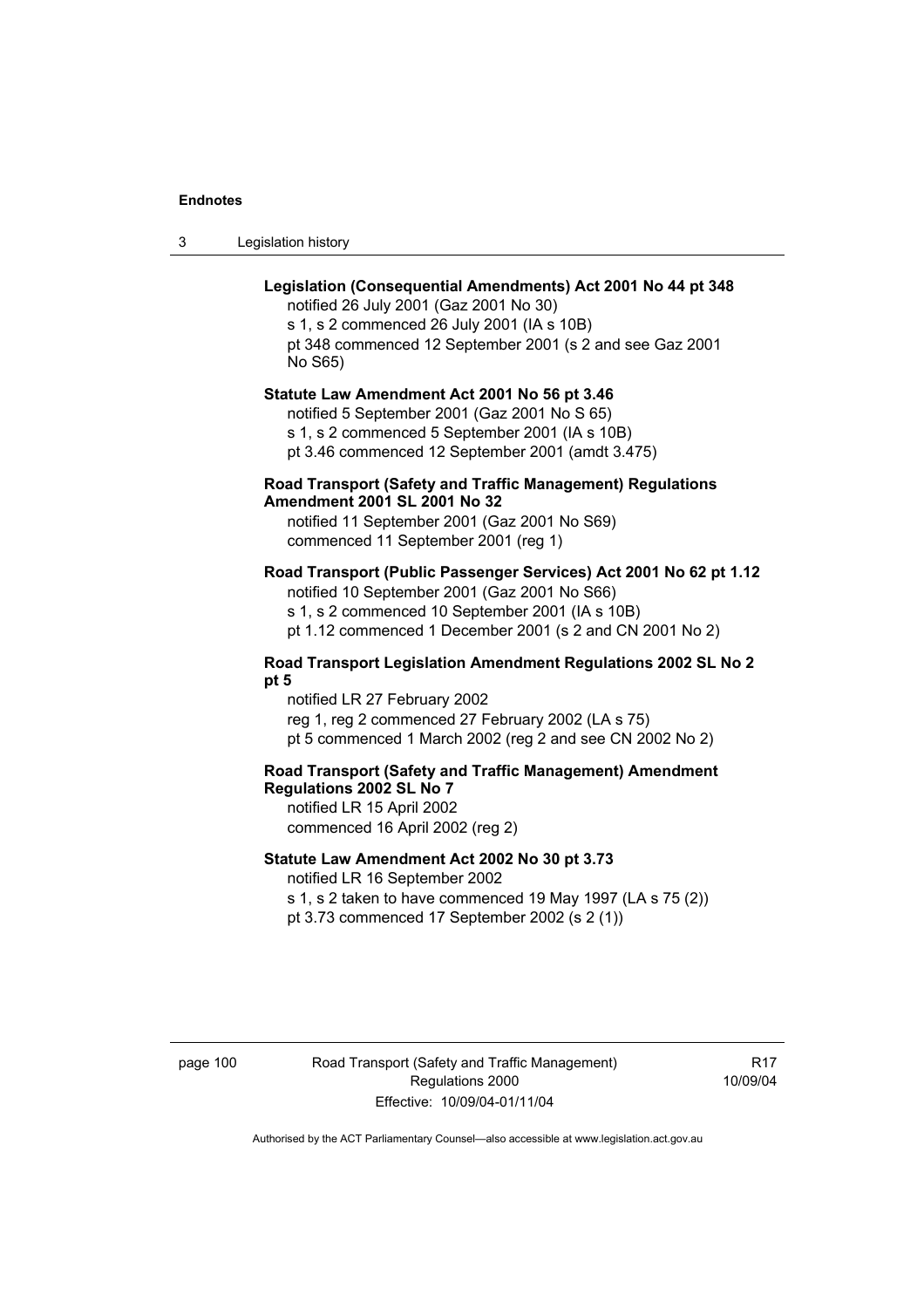**Legislation (Consequential Amendments) Act 2001 No 44 pt 348**

notified 26 July 2001 (Gaz 2001 No 30)
s 1, s 2 commenced 26 July 2001 (IA s 10B)
pt 348 commenced 12 September 2001 (s 2 and see Gaz 2001 No S65)

**Statute Law Amendment Act 2001 No 56 pt 3.46**

notified 5 September 2001 (Gaz 2001 No S 65)
s 1, s 2 commenced 5 September 2001 (IA s 10B)
pt 3.46 commenced 12 September 2001 (amdt 3.475)

**Road Transport (Safety and Traffic Management) Regulations Amendment 2001 SL 2001 No 32**

notified 11 September 2001 (Gaz 2001 No S69)
commenced 11 September 2001 (reg 1)

**Road Transport (Public Passenger Services) Act 2001 No 62 pt 1.12**

notified 10 September 2001 (Gaz 2001 No S66)
s 1, s 2 commenced 10 September 2001 (IA s 10B)
pt 1.12 commenced 1 December 2001 (s 2 and CN 2001 No 2)

**Road Transport Legislation Amendment Regulations 2002 SL No 2 pt 5**

notified LR 27 February 2002
reg 1, reg 2 commenced 27 February 2002 (LA s 75)
pt 5 commenced 1 March 2002 (reg 2 and see CN 2002 No 2)

**Road Transport (Safety and Traffic Management) Amendment Regulations 2002 SL No 7**

notified LR 15 April 2002
commenced 16 April 2002 (reg 2)

**Statute Law Amendment Act 2002 No 30 pt 3.73**

notified LR 16 September 2002
s 1, s 2 taken to have commenced 19 May 1997 (LA s 75 (2))
pt 3.73 commenced 17 September 2002 (s 2 (1))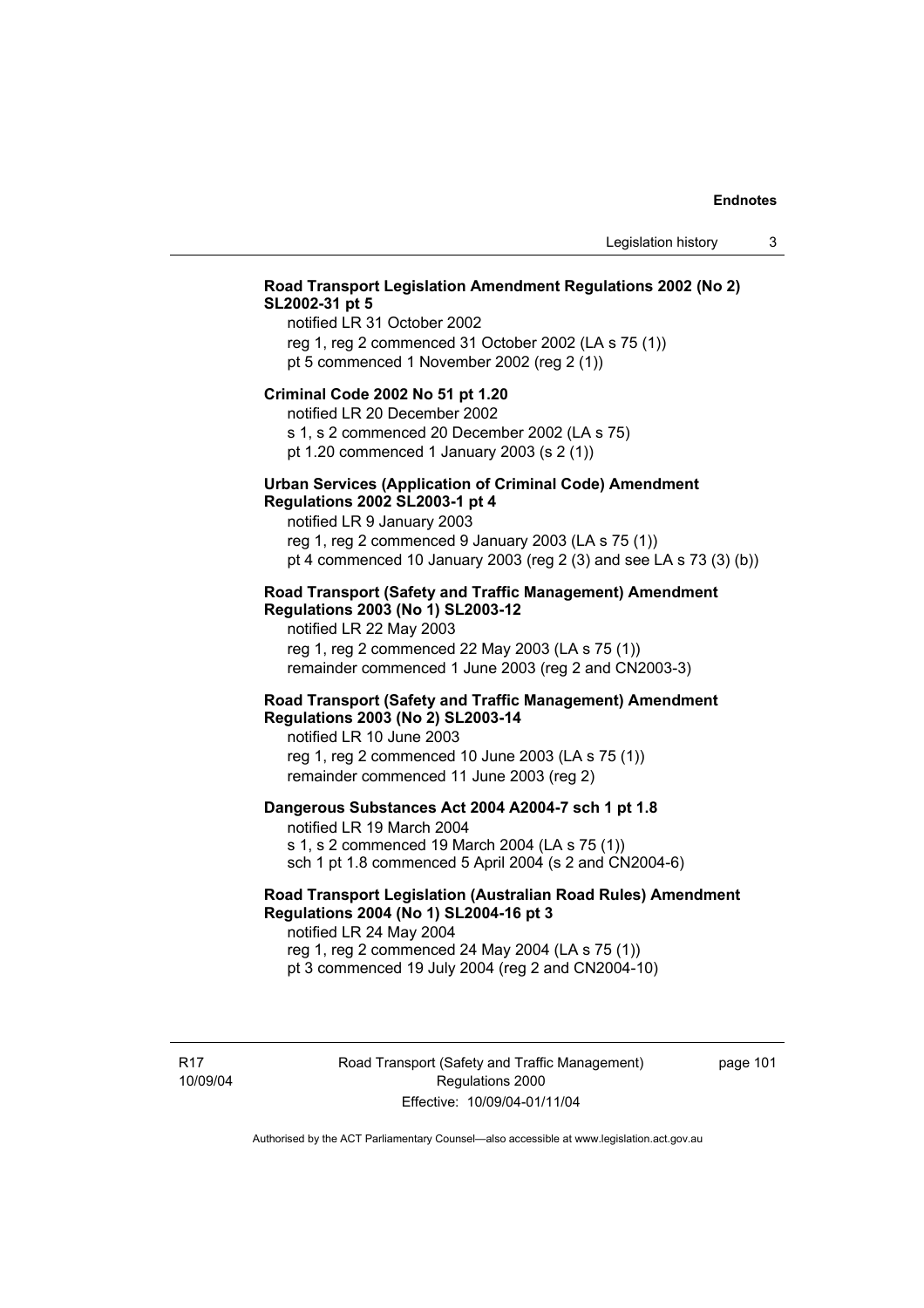**Road Transport Legislation Amendment Regulations 2002 (No 2) SL2002-31 pt 5**

notified LR 31 October 2002
reg 1, reg 2 commenced 31 October 2002 (LA s 75 (1))
pt 5 commenced 1 November 2002 (reg 2 (1))

**Criminal Code 2002 No 51 pt 1.20**

notified LR 20 December 2002
s 1, s 2 commenced 20 December 2002 (LA s 75)
pt 1.20 commenced 1 January 2003 (s 2 (1))

**Urban Services (Application of Criminal Code) Amendment Regulations 2002 SL2003-1 pt 4**

notified LR 9 January 2003
reg 1, reg 2 commenced 9 January 2003 (LA s 75 (1))
pt 4 commenced 10 January 2003 (reg 2 (3) and see LA s 73 (3) (b))

**Road Transport (Safety and Traffic Management) Amendment Regulations 2003 (No 1) SL2003-12**

notified LR 22 May 2003
reg 1, reg 2 commenced 22 May 2003 (LA s 75 (1))
remainder commenced 1 June 2003 (reg 2 and CN2003-3)

**Road Transport (Safety and Traffic Management) Amendment Regulations 2003 (No 2) SL2003-14**

notified LR 10 June 2003
reg 1, reg 2 commenced 10 June 2003 (LA s 75 (1))
remainder commenced 11 June 2003 (reg 2)

**Dangerous Substances Act 2004 A2004-7 sch 1 pt 1.8**

notified LR 19 March 2004
s 1, s 2 commenced 19 March 2004 (LA s 75 (1))
sch 1 pt 1.8 commenced 5 April 2004 (s 2 and CN2004-6)

**Road Transport Legislation (Australian Road Rules) Amendment Regulations 2004 (No 1) SL2004-16 pt 3**

notified LR 24 May 2004
reg 1, reg 2 commenced 24 May 2004 (LA s 75 (1))
pt 3 commenced 19 July 2004 (reg 2 and CN2004-10)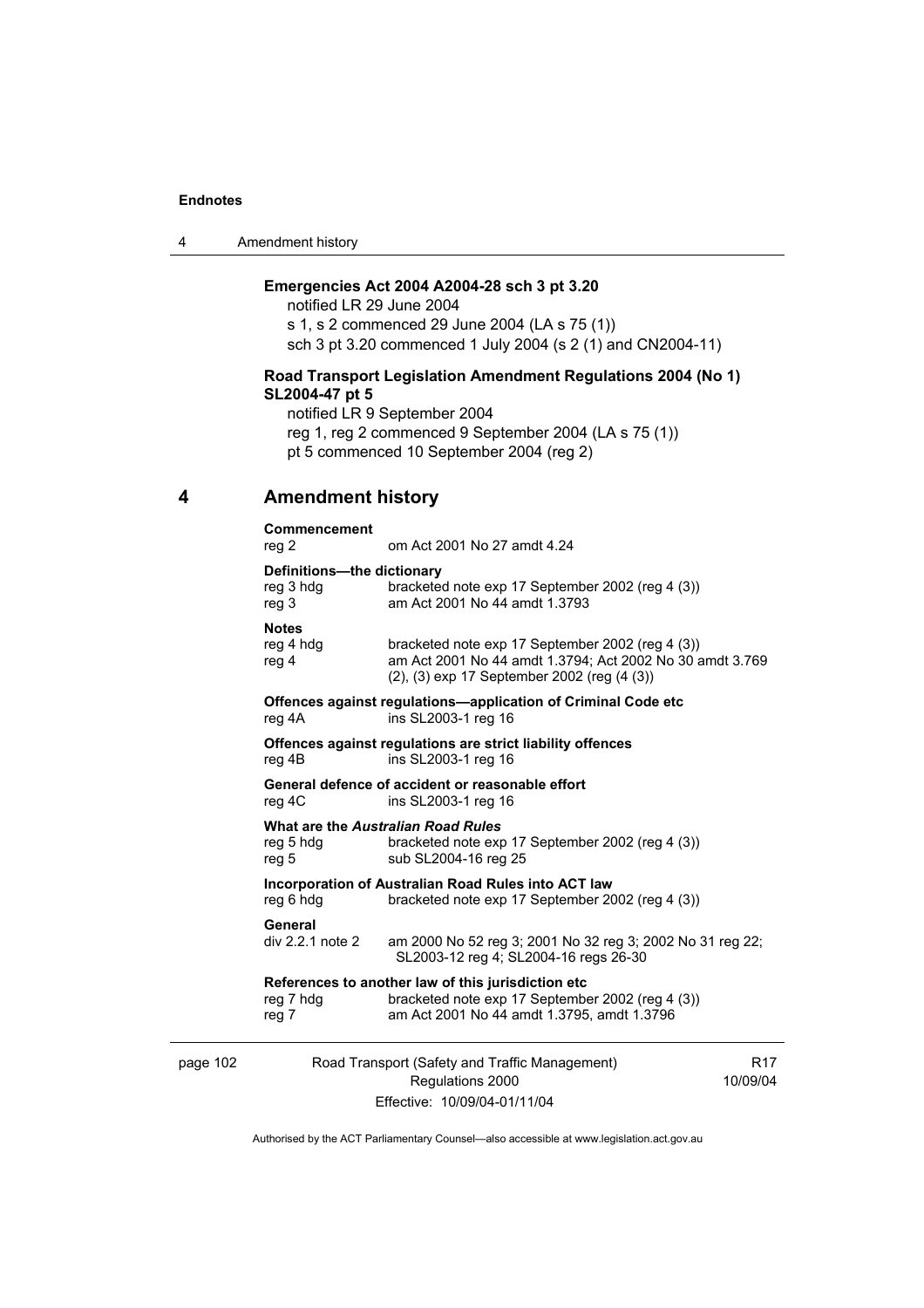**Emergencies Act 2004 A2004-28 sch 3 pt 3.20**

notified LR 29 June 2004

s 1, s 2 commenced 29 June 2004 (LA s 75 (1))

sch 3 pt 3.20 commenced 1 July 2004 (s 2 (1) and CN2004-11)

**Road Transport Legislation Amendment Regulations 2004 (No 1) SL2004-47 pt 5**

notified LR 9 September 2004

reg 1, reg 2 commenced 9 September 2004 (LA s 75 (1))

pt 5 commenced 10 September 2004 (reg 2)

## 4 Amendment history

**Commencement**

reg 2 — om Act 2001 No 27 amdt 4.24

**Definitions—the dictionary**

reg 3 hdg — bracketed note exp 17 September 2002 (reg 4 (3))

reg 3 — am Act 2001 No 44 amdt 1.3793

**Notes**

reg 4 hdg — bracketed note exp 17 September 2002 (reg 4 (3))

reg 4 — am Act 2001 No 44 amdt 1.3794; Act 2002 No 30 amdt 3.769 (2), (3) exp 17 September 2002 (reg (4 (3))

**Offences against regulations—application of Criminal Code etc**

reg 4A — ins SL2003-1 reg 16

**Offences against regulations are strict liability offences**

reg 4B — ins SL2003-1 reg 16

**General defence of accident or reasonable effort**

reg 4C — ins SL2003-1 reg 16

**What are the *Australian Road Rules***

reg 5 hdg — bracketed note exp 17 September 2002 (reg 4 (3))

reg 5 — sub SL2004-16 reg 25

**Incorporation of Australian Road Rules into ACT law**

reg 6 hdg — bracketed note exp 17 September 2002 (reg 4 (3))

**General**

div 2.2.1 note 2 — am 2000 No 52 reg 3; 2001 No 32 reg 3; 2002 No 31 reg 22; SL2003-12 reg 4; SL2004-16 regs 26-30

**References to another law of this jurisdiction etc**

reg 7 hdg — bracketed note exp 17 September 2002 (reg 4 (3))

reg 7 — am Act 2001 No 44 amdt 1.3795, amdt 1.3796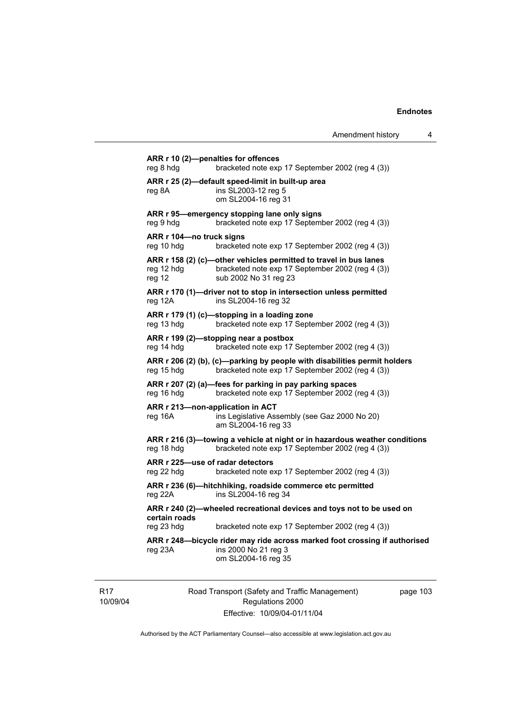**ARR r 10 (2)—penalties for offences**
reg 8 hdg	bracketed note exp 17 September 2002 (reg 4 (3))

**ARR r 25 (2)—default speed-limit in built-up area**
reg 8A	ins SL2003-12 reg 5
	om SL2004-16 reg 31

**ARR r 95—emergency stopping lane only signs**
reg 9 hdg	bracketed note exp 17 September 2002 (reg 4 (3))

**ARR r 104—no truck signs**
reg 10 hdg	bracketed note exp 17 September 2002 (reg 4 (3))

**ARR r 158 (2) (c)—other vehicles permitted to travel in bus lanes**
reg 12 hdg	bracketed note exp 17 September 2002 (reg 4 (3))
reg 12	sub 2002 No 31 reg 23

**ARR r 170 (1)—driver not to stop in intersection unless permitted**
reg 12A	ins SL2004-16 reg 32

**ARR r 179 (1) (c)—stopping in a loading zone**
reg 13 hdg	bracketed note exp 17 September 2002 (reg 4 (3))

**ARR r 199 (2)—stopping near a postbox**
reg 14 hdg	bracketed note exp 17 September 2002 (reg 4 (3))

**ARR r 206 (2) (b), (c)—parking by people with disabilities permit holders**
reg 15 hdg	bracketed note exp 17 September 2002 (reg 4 (3))

**ARR r 207 (2) (a)—fees for parking in pay parking spaces**
reg 16 hdg	bracketed note exp 17 September 2002 (reg 4 (3))

**ARR r 213—non-application in ACT**
reg 16A	ins Legislative Assembly (see Gaz 2000 No 20)
	am SL2004-16 reg 33

**ARR r 216 (3)—towing a vehicle at night or in hazardous weather conditions**
reg 18 hdg	bracketed note exp 17 September 2002 (reg 4 (3))

**ARR r 225—use of radar detectors**
reg 22 hdg	bracketed note exp 17 September 2002 (reg 4 (3))

**ARR r 236 (6)—hitchhiking, roadside commerce etc permitted**
reg 22A	ins SL2004-16 reg 34

**ARR r 240 (2)—wheeled recreational devices and toys not to be used on certain roads**
reg 23 hdg	bracketed note exp 17 September 2002 (reg 4 (3))

**ARR r 248—bicycle rider may ride across marked foot crossing if authorised**
reg 23A	ins 2000 No 21 reg 3
	om SL2004-16 reg 35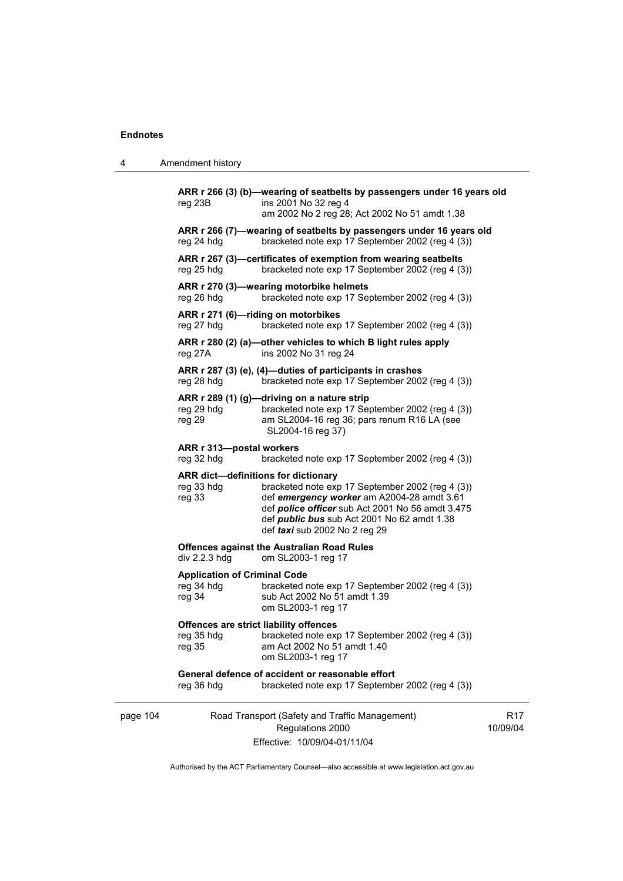**ARR r 266 (3) (b)—wearing of seatbelts by passengers under 16 years old**
reg 23B ins 2001 No 32 reg 4
am 2002 No 2 reg 28; Act 2002 No 51 amdt 1.38

**ARR r 266 (7)—wearing of seatbelts by passengers under 16 years old**
reg 24 hdg bracketed note exp 17 September 2002 (reg 4 (3))

**ARR r 267 (3)—certificates of exemption from wearing seatbelts**
reg 25 hdg bracketed note exp 17 September 2002 (reg 4 (3))

**ARR r 270 (3)—wearing motorbike helmets**
reg 26 hdg bracketed note exp 17 September 2002 (reg 4 (3))

**ARR r 271 (6)—riding on motorbikes**
reg 27 hdg bracketed note exp 17 September 2002 (reg 4 (3))

**ARR r 280 (2) (a)—other vehicles to which B light rules apply**
reg 27A ins 2002 No 31 reg 24

**ARR r 287 (3) (e), (4)—duties of participants in crashes**
reg 28 hdg bracketed note exp 17 September 2002 (reg 4 (3))

**ARR r 289 (1) (g)—driving on a nature strip**
reg 29 hdg bracketed note exp 17 September 2002 (reg 4 (3))
reg 29 am SL2004-16 reg 36; pars renum R16 LA (see SL2004-16 reg 37)

**ARR r 313—postal workers**
reg 32 hdg bracketed note exp 17 September 2002 (reg 4 (3))

**ARR dict—definitions for dictionary**
reg 33 hdg bracketed note exp 17 September 2002 (reg 4 (3))
reg 33 def ***emergency worker*** am A2004-28 amdt 3.61
def ***police officer*** sub Act 2001 No 56 amdt 3.475
def ***public bus*** sub Act 2001 No 62 amdt 1.38
def ***taxi*** sub 2002 No 2 reg 29

**Offences against the Australian Road Rules**
div 2.2.3 hdg om SL2003-1 reg 17

**Application of Criminal Code**
reg 34 hdg bracketed note exp 17 September 2002 (reg 4 (3))
reg 34 sub Act 2002 No 51 amdt 1.39
om SL2003-1 reg 17

**Offences are strict liability offences**
reg 35 hdg bracketed note exp 17 September 2002 (reg 4 (3))
reg 35 am Act 2002 No 51 amdt 1.40
om SL2003-1 reg 17

**General defence of accident or reasonable effort**
reg 36 hdg bracketed note exp 17 September 2002 (reg 4 (3))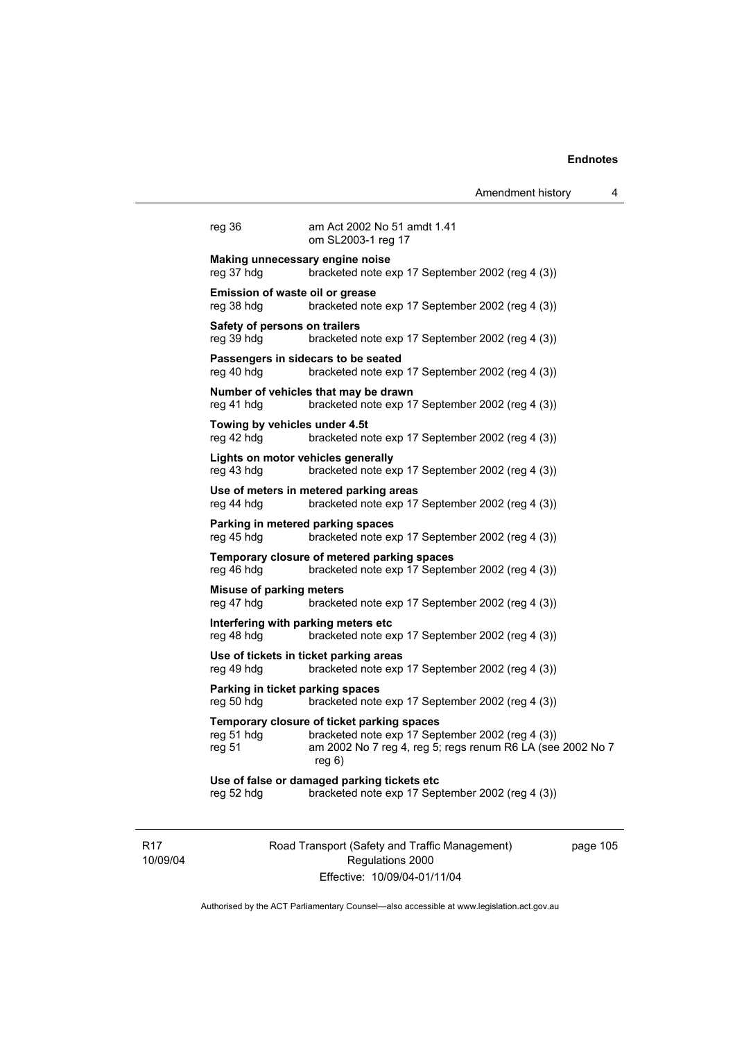reg 36 am Act 2002 No 51 amdt 1.41
om SL2003-1 reg 17

**Making unnecessary engine noise**
reg 37 hdg bracketed note exp 17 September 2002 (reg 4 (3))

**Emission of waste oil or grease**
reg 38 hdg bracketed note exp 17 September 2002 (reg 4 (3))

**Safety of persons on trailers**
reg 39 hdg bracketed note exp 17 September 2002 (reg 4 (3))

**Passengers in sidecars to be seated**
reg 40 hdg bracketed note exp 17 September 2002 (reg 4 (3))

**Number of vehicles that may be drawn**
reg 41 hdg bracketed note exp 17 September 2002 (reg 4 (3))

**Towing by vehicles under 4.5t**
reg 42 hdg bracketed note exp 17 September 2002 (reg 4 (3))

**Lights on motor vehicles generally**
reg 43 hdg bracketed note exp 17 September 2002 (reg 4 (3))

**Use of meters in metered parking areas**
reg 44 hdg bracketed note exp 17 September 2002 (reg 4 (3))

**Parking in metered parking spaces**
reg 45 hdg bracketed note exp 17 September 2002 (reg 4 (3))

**Temporary closure of metered parking spaces**
reg 46 hdg bracketed note exp 17 September 2002 (reg 4 (3))

**Misuse of parking meters**
reg 47 hdg bracketed note exp 17 September 2002 (reg 4 (3))

**Interfering with parking meters etc**
reg 48 hdg bracketed note exp 17 September 2002 (reg 4 (3))

**Use of tickets in ticket parking areas**
reg 49 hdg bracketed note exp 17 September 2002 (reg 4 (3))

**Parking in ticket parking spaces**
reg 50 hdg bracketed note exp 17 September 2002 (reg 4 (3))

**Temporary closure of ticket parking spaces**
reg 51 hdg bracketed note exp 17 September 2002 (reg 4 (3))
reg 51 am 2002 No 7 reg 4, reg 5; regs renum R6 LA (see 2002 No 7 reg 6)

**Use of false or damaged parking tickets etc**
reg 52 hdg bracketed note exp 17 September 2002 (reg 4 (3))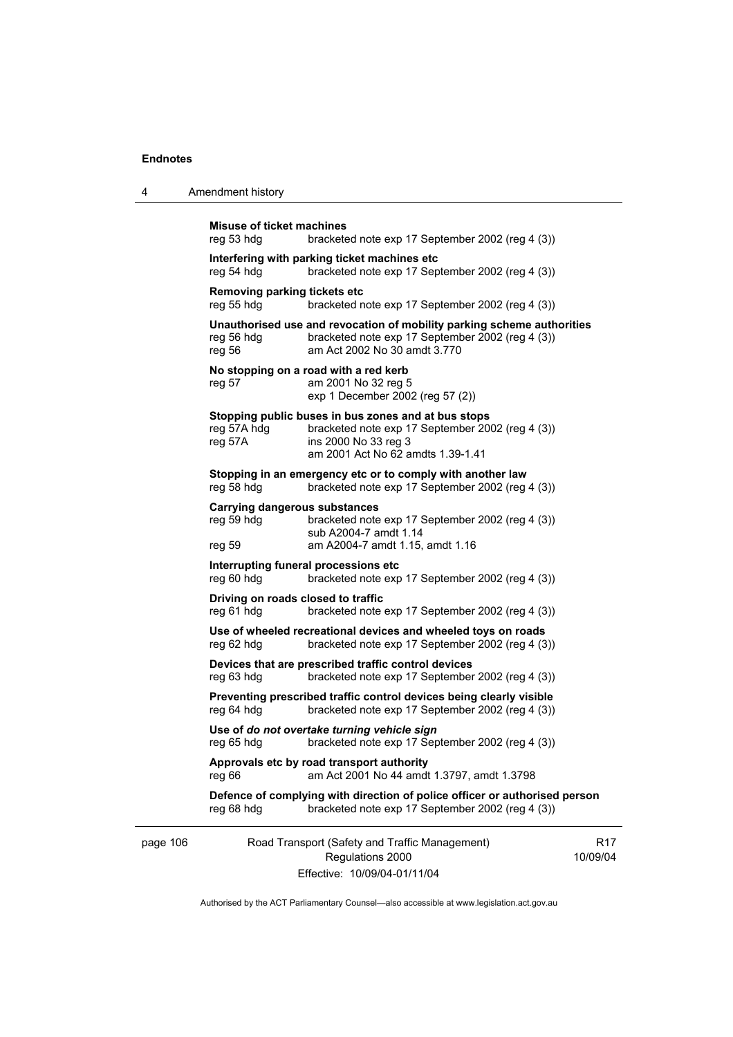**Misuse of ticket machines**
reg 53 hdg bracketed note exp 17 September 2002 (reg 4 (3))

**Interfering with parking ticket machines etc**
reg 54 hdg bracketed note exp 17 September 2002 (reg 4 (3))

**Removing parking tickets etc**
reg 55 hdg bracketed note exp 17 September 2002 (reg 4 (3))

**Unauthorised use and revocation of mobility parking scheme authorities**
reg 56 hdg bracketed note exp 17 September 2002 (reg 4 (3))
reg 56 am Act 2002 No 30 amdt 3.770

**No stopping on a road with a red kerb**
reg 57 am 2001 No 32 reg 5
exp 1 December 2002 (reg 57 (2))

**Stopping public buses in bus zones and at bus stops**
reg 57A hdg bracketed note exp 17 September 2002 (reg 4 (3))
reg 57A ins 2000 No 33 reg 3
am 2001 Act No 62 amdts 1.39-1.41

**Stopping in an emergency etc or to comply with another law**
reg 58 hdg bracketed note exp 17 September 2002 (reg 4 (3))

**Carrying dangerous substances**
reg 59 hdg bracketed note exp 17 September 2002 (reg 4 (3))
sub A2004-7 amdt 1.14
reg 59 am A2004-7 amdt 1.15, amdt 1.16

**Interrupting funeral processions etc**
reg 60 hdg bracketed note exp 17 September 2002 (reg 4 (3))

**Driving on roads closed to traffic**
reg 61 hdg bracketed note exp 17 September 2002 (reg 4 (3))

**Use of wheeled recreational devices and wheeled toys on roads**
reg 62 hdg bracketed note exp 17 September 2002 (reg 4 (3))

**Devices that are prescribed traffic control devices**
reg 63 hdg bracketed note exp 17 September 2002 (reg 4 (3))

**Preventing prescribed traffic control devices being clearly visible**
reg 64 hdg bracketed note exp 17 September 2002 (reg 4 (3))

**Use of *do not overtake turning vehicle sign***
reg 65 hdg bracketed note exp 17 September 2002 (reg 4 (3))

**Approvals etc by road transport authority**
reg 66 am Act 2001 No 44 amdt 1.3797, amdt 1.3798

**Defence of complying with direction of police officer or authorised person**
reg 68 hdg bracketed note exp 17 September 2002 (reg 4 (3))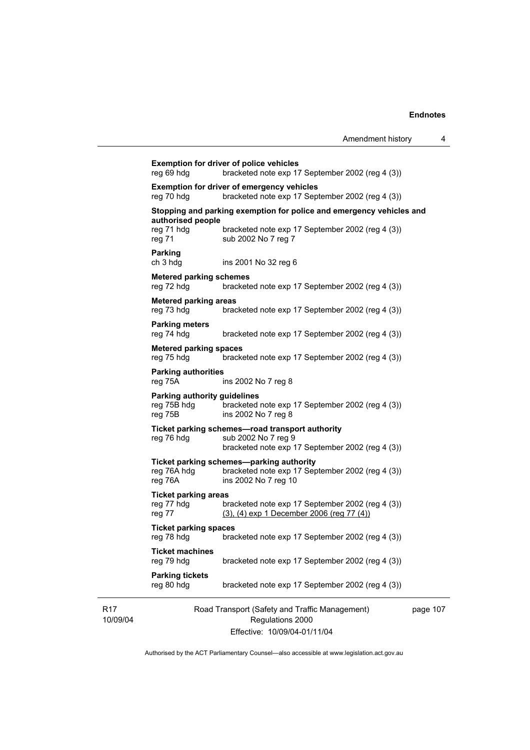**Exemption for driver of police vehicles**
reg 69 hdg bracketed note exp 17 September 2002 (reg 4 (3))

**Exemption for driver of emergency vehicles**
reg 70 hdg bracketed note exp 17 September 2002 (reg 4 (3))

**Stopping and parking exemption for police and emergency vehicles and authorised people**
reg 71 hdg bracketed note exp 17 September 2002 (reg 4 (3))
reg 71 sub 2002 No 7 reg 7

**Parking**
ch 3 hdg ins 2001 No 32 reg 6

**Metered parking schemes**
reg 72 hdg bracketed note exp 17 September 2002 (reg 4 (3))

**Metered parking areas**
reg 73 hdg bracketed note exp 17 September 2002 (reg 4 (3))

**Parking meters**
reg 74 hdg bracketed note exp 17 September 2002 (reg 4 (3))

**Metered parking spaces**
reg 75 hdg bracketed note exp 17 September 2002 (reg 4 (3))

**Parking authorities**
reg 75A ins 2002 No 7 reg 8

**Parking authority guidelines**
reg 75B hdg bracketed note exp 17 September 2002 (reg 4 (3))
reg 75B ins 2002 No 7 reg 8

**Ticket parking schemes—road transport authority**
reg 76 hdg sub 2002 No 7 reg 9
bracketed note exp 17 September 2002 (reg 4 (3))

**Ticket parking schemes—parking authority**
reg 76A hdg bracketed note exp 17 September 2002 (reg 4 (3))
reg 76A ins 2002 No 7 reg 10

**Ticket parking areas**
reg 77 hdg bracketed note exp 17 September 2002 (reg 4 (3))
reg 77 (3), (4) exp 1 December 2006 (reg 77 (4))

**Ticket parking spaces**
reg 78 hdg bracketed note exp 17 September 2002 (reg 4 (3))

**Ticket machines**
reg 79 hdg bracketed note exp 17 September 2002 (reg 4 (3))

**Parking tickets**
reg 80 hdg bracketed note exp 17 September 2002 (reg 4 (3))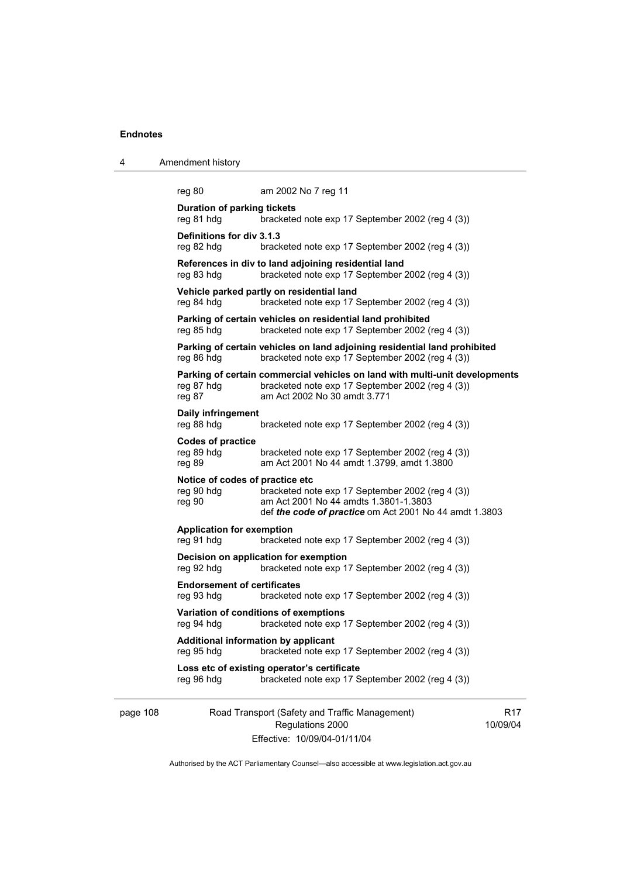reg 80	am 2002 No 7 reg 11

**Duration of parking tickets**
reg 81 hdg	bracketed note exp 17 September 2002 (reg 4 (3))

**Definitions for div 3.1.3**
reg 82 hdg	bracketed note exp 17 September 2002 (reg 4 (3))

**References in div to land adjoining residential land**
reg 83 hdg	bracketed note exp 17 September 2002 (reg 4 (3))

**Vehicle parked partly on residential land**
reg 84 hdg	bracketed note exp 17 September 2002 (reg 4 (3))

**Parking of certain vehicles on residential land prohibited**
reg 85 hdg	bracketed note exp 17 September 2002 (reg 4 (3))

**Parking of certain vehicles on land adjoining residential land prohibited**
reg 86 hdg	bracketed note exp 17 September 2002 (reg 4 (3))

**Parking of certain commercial vehicles on land with multi-unit developments**
reg 87 hdg	bracketed note exp 17 September 2002 (reg 4 (3))
reg 87	am Act 2002 No 30 amdt 3.771

**Daily infringement**
reg 88 hdg	bracketed note exp 17 September 2002 (reg 4 (3))

**Codes of practice**
reg 89 hdg	bracketed note exp 17 September 2002 (reg 4 (3))
reg 89	am Act 2001 No 44 amdt 1.3799, amdt 1.3800

**Notice of codes of practice etc**
reg 90 hdg	bracketed note exp 17 September 2002 (reg 4 (3))
reg 90	am Act 2001 No 44 amdts 1.3801-1.3803
def ***the code of practice*** om Act 2001 No 44 amdt 1.3803

**Application for exemption**
reg 91 hdg	bracketed note exp 17 September 2002 (reg 4 (3))

**Decision on application for exemption**
reg 92 hdg	bracketed note exp 17 September 2002 (reg 4 (3))

**Endorsement of certificates**
reg 93 hdg	bracketed note exp 17 September 2002 (reg 4 (3))

**Variation of conditions of exemptions**
reg 94 hdg	bracketed note exp 17 September 2002 (reg 4 (3))

**Additional information by applicant**
reg 95 hdg	bracketed note exp 17 September 2002 (reg 4 (3))

**Loss etc of existing operator's certificate**
reg 96 hdg	bracketed note exp 17 September 2002 (reg 4 (3))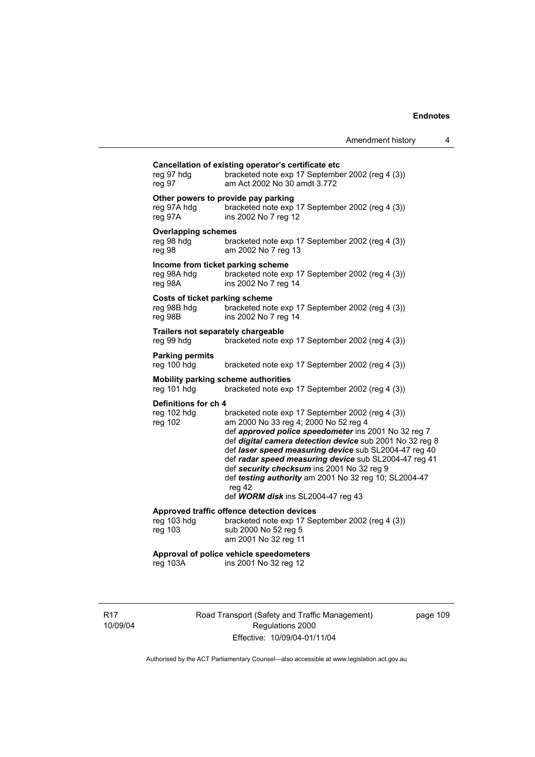**Cancellation of existing operator's certificate etc**

reg 97 hdg bracketed note exp 17 September 2002 (reg 4 (3))
reg 97 am Act 2002 No 30 amdt 3.772

**Other powers to provide pay parking**

reg 97A hdg bracketed note exp 17 September 2002 (reg 4 (3))
reg 97A ins 2002 No 7 reg 12

**Overlapping schemes**

reg 98 hdg bracketed note exp 17 September 2002 (reg 4 (3))
reg 98 am 2002 No 7 reg 13

**Income from ticket parking scheme**

reg 98A hdg bracketed note exp 17 September 2002 (reg 4 (3))
reg 98A ins 2002 No 7 reg 14

**Costs of ticket parking scheme**

reg 98B hdg bracketed note exp 17 September 2002 (reg 4 (3))
reg 98B ins 2002 No 7 reg 14

**Trailers not separately chargeable**

reg 99 hdg bracketed note exp 17 September 2002 (reg 4 (3))

**Parking permits**

reg 100 hdg bracketed note exp 17 September 2002 (reg 4 (3))

**Mobility parking scheme authorities**

reg 101 hdg bracketed note exp 17 September 2002 (reg 4 (3))

**Definitions for ch 4**

reg 102 hdg bracketed note exp 17 September 2002 (reg 4 (3))
reg 102 am 2000 No 33 reg 4; 2000 No 52 reg 4
def ***approved police speedometer*** ins 2001 No 32 reg 7
def ***digital camera detection device*** sub 2001 No 32 reg 8
def ***laser speed measuring device*** sub SL2004-47 reg 40
def ***radar speed measuring device*** sub SL2004-47 reg 41
def ***security checksum*** ins 2001 No 32 reg 9
def ***testing authority*** am 2001 No 32 reg 10; SL2004-47 reg 42
def ***WORM disk*** ins SL2004-47 reg 43

**Approved traffic offence detection devices**

reg 103 hdg bracketed note exp 17 September 2002 (reg 4 (3))
reg 103 sub 2000 No 52 reg 5
am 2001 No 32 reg 11

**Approval of police vehicle speedometers**

reg 103A ins 2001 No 32 reg 12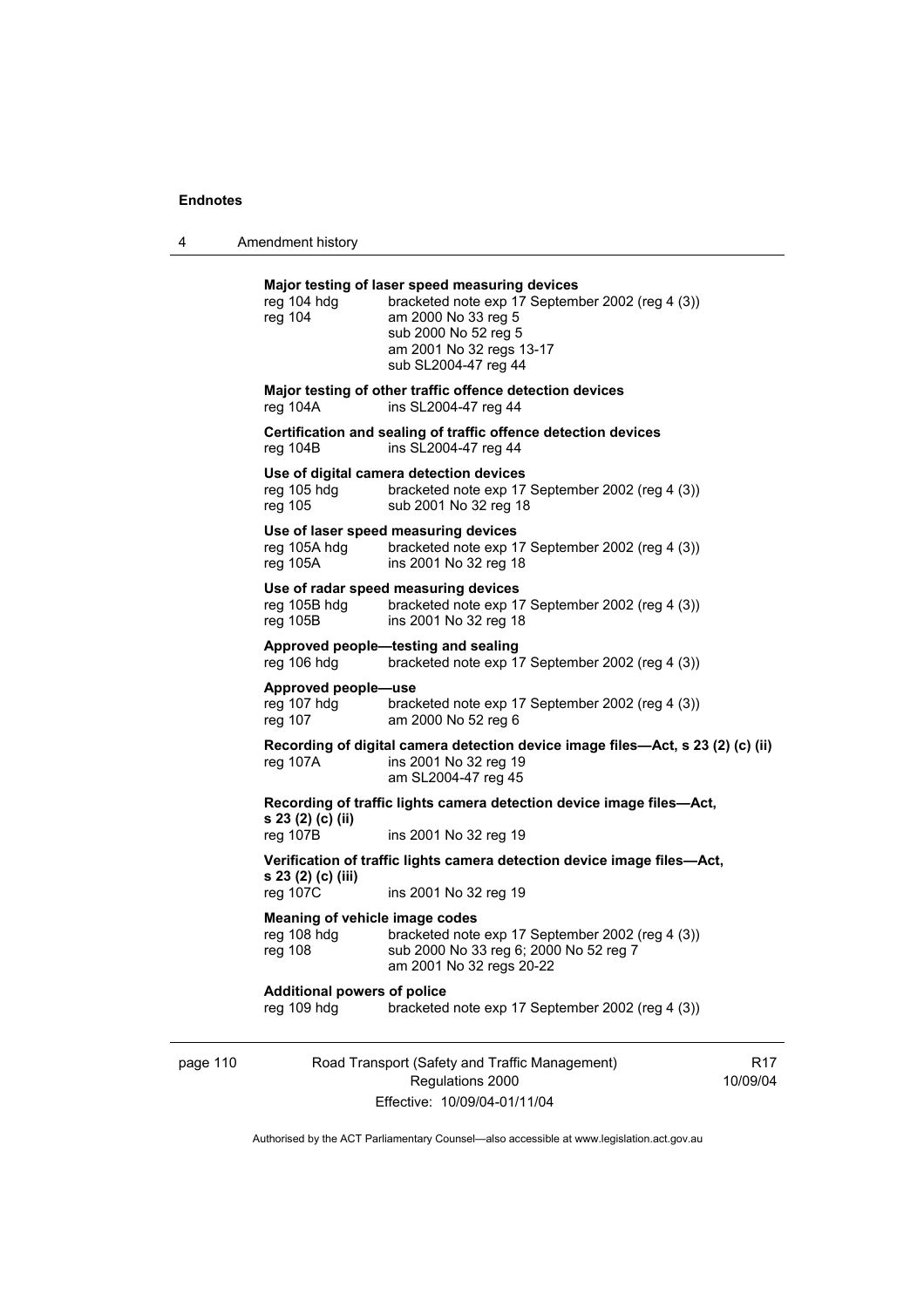**Major testing of laser speed measuring devices**

| | |
|---|---|
| reg 104 hdg | bracketed note exp 17 September 2002 (reg 4 (3)) |
| reg 104 | am 2000 No 33 reg 5<br>sub 2000 No 52 reg 5<br>am 2001 No 32 regs 13-17<br>sub SL2004-47 reg 44 |

**Major testing of other traffic offence detection devices**

| | |
|---|---|
| reg 104A | ins SL2004-47 reg 44 |

**Certification and sealing of traffic offence detection devices**

| | |
|---|---|
| reg 104B | ins SL2004-47 reg 44 |

**Use of digital camera detection devices**

| | |
|---|---|
| reg 105 hdg | bracketed note exp 17 September 2002 (reg 4 (3)) |
| reg 105 | sub 2001 No 32 reg 18 |

**Use of laser speed measuring devices**

| | |
|---|---|
| reg 105A hdg | bracketed note exp 17 September 2002 (reg 4 (3)) |
| reg 105A | ins 2001 No 32 reg 18 |

**Use of radar speed measuring devices**

| | |
|---|---|
| reg 105B hdg | bracketed note exp 17 September 2002 (reg 4 (3)) |
| reg 105B | ins 2001 No 32 reg 18 |

**Approved people—testing and sealing**

| | |
|---|---|
| reg 106 hdg | bracketed note exp 17 September 2002 (reg 4 (3)) |

**Approved people—use**

| | |
|---|---|
| reg 107 hdg | bracketed note exp 17 September 2002 (reg 4 (3)) |
| reg 107 | am 2000 No 52 reg 6 |

**Recording of digital camera detection device image files—Act, s 23 (2) (c) (ii)**

| | |
|---|---|
| reg 107A | ins 2001 No 32 reg 19<br>am SL2004-47 reg 45 |

**Recording of traffic lights camera detection device image files—Act, s 23 (2) (c) (ii)**

| | |
|---|---|
| reg 107B | ins 2001 No 32 reg 19 |

**Verification of traffic lights camera detection device image files—Act, s 23 (2) (c) (iii)**

| | |
|---|---|
| reg 107C | ins 2001 No 32 reg 19 |

**Meaning of vehicle image codes**

| | |
|---|---|
| reg 108 hdg | bracketed note exp 17 September 2002 (reg 4 (3)) |
| reg 108 | sub 2000 No 33 reg 6; 2000 No 52 reg 7<br>am 2001 No 32 regs 20-22 |

**Additional powers of police**

| | |
|---|---|
| reg 109 hdg | bracketed note exp 17 September 2002 (reg 4 (3)) |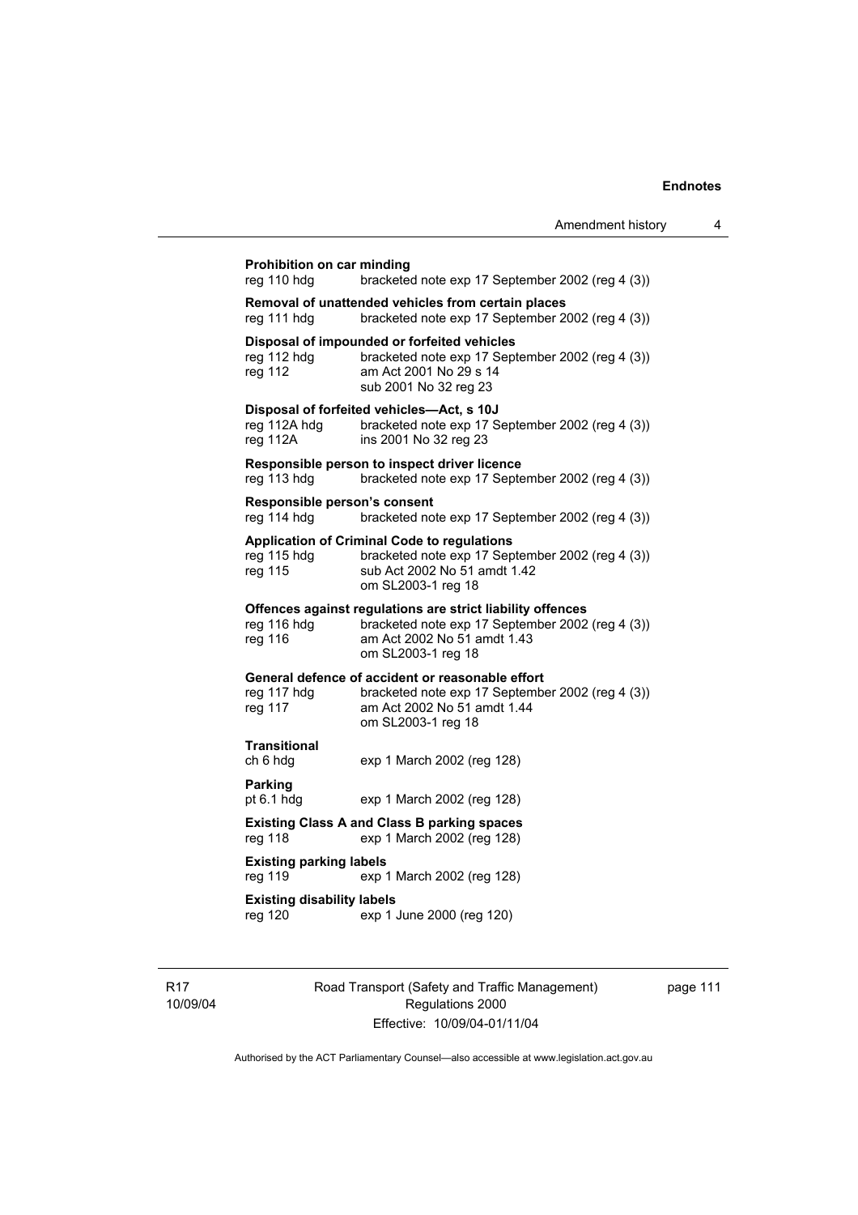**Prohibition on car minding**

reg 110 hdg bracketed note exp 17 September 2002 (reg 4 (3))

**Removal of unattended vehicles from certain places**

reg 111 hdg bracketed note exp 17 September 2002 (reg 4 (3))

**Disposal of impounded or forfeited vehicles**

reg 112 hdg bracketed note exp 17 September 2002 (reg 4 (3))
reg 112 am Act 2001 No 29 s 14
sub 2001 No 32 reg 23

**Disposal of forfeited vehicles—Act, s 10J**

reg 112A hdg bracketed note exp 17 September 2002 (reg 4 (3))
reg 112A ins 2001 No 32 reg 23

**Responsible person to inspect driver licence**

reg 113 hdg bracketed note exp 17 September 2002 (reg 4 (3))

**Responsible person's consent**

reg 114 hdg bracketed note exp 17 September 2002 (reg 4 (3))

**Application of Criminal Code to regulations**

reg 115 hdg bracketed note exp 17 September 2002 (reg 4 (3))
reg 115 sub Act 2002 No 51 amdt 1.42
om SL2003-1 reg 18

**Offences against regulations are strict liability offences**

reg 116 hdg bracketed note exp 17 September 2002 (reg 4 (3))
reg 116 am Act 2002 No 51 amdt 1.43
om SL2003-1 reg 18

**General defence of accident or reasonable effort**

reg 117 hdg bracketed note exp 17 September 2002 (reg 4 (3))
reg 117 am Act 2002 No 51 amdt 1.44
om SL2003-1 reg 18

**Transitional**

ch 6 hdg exp 1 March 2002 (reg 128)

**Parking**

pt 6.1 hdg exp 1 March 2002 (reg 128)

**Existing Class A and Class B parking spaces**

reg 118 exp 1 March 2002 (reg 128)

**Existing parking labels**

reg 119 exp 1 March 2002 (reg 128)

**Existing disability labels**

reg 120 exp 1 June 2000 (reg 120)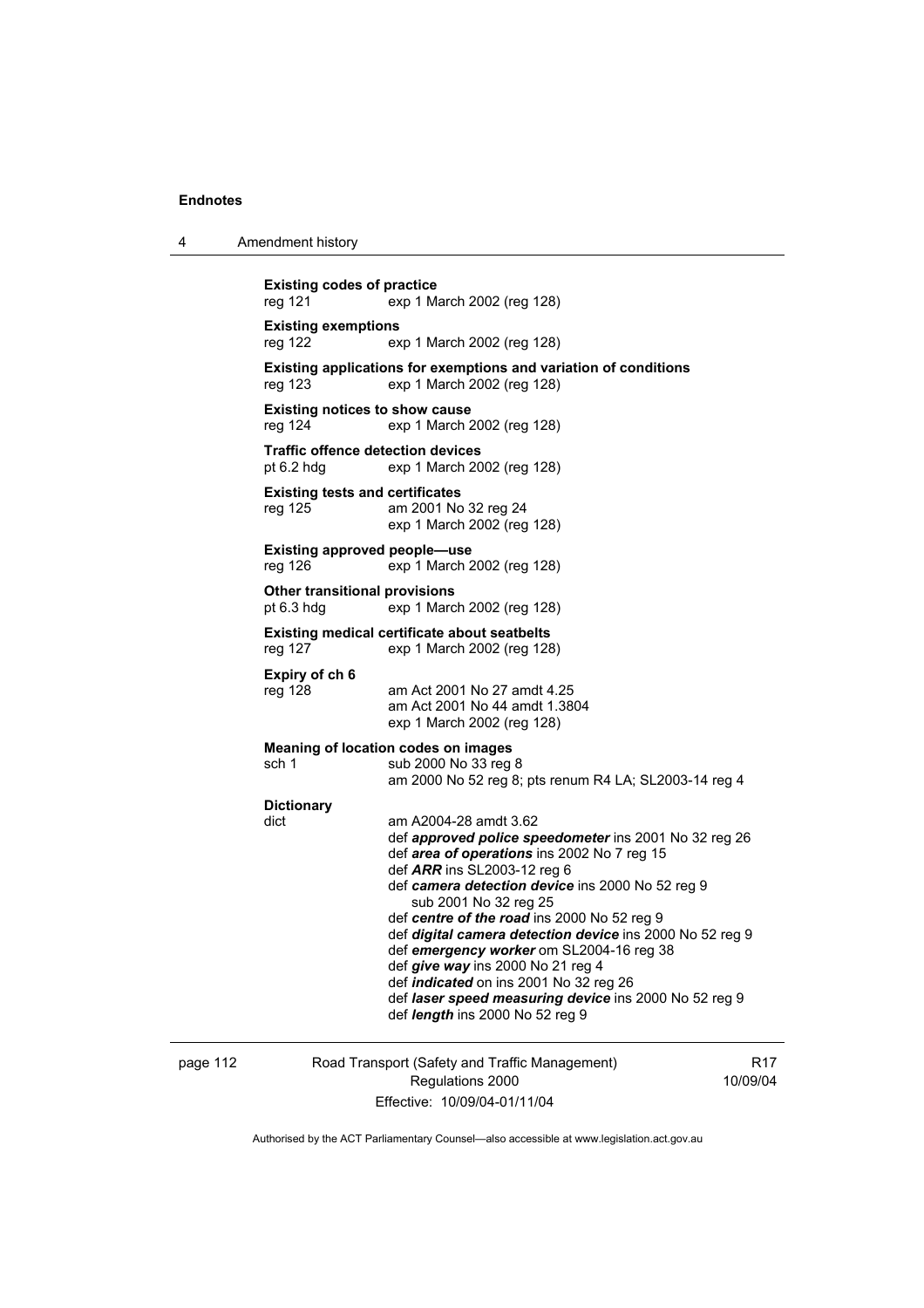**Existing codes of practice**
reg 121 exp 1 March 2002 (reg 128)

**Existing exemptions**
reg 122 exp 1 March 2002 (reg 128)

**Existing applications for exemptions and variation of conditions**
reg 123 exp 1 March 2002 (reg 128)

**Existing notices to show cause**
reg 124 exp 1 March 2002 (reg 128)

**Traffic offence detection devices**
pt 6.2 hdg exp 1 March 2002 (reg 128)

**Existing tests and certificates**
reg 125 am 2001 No 32 reg 24
exp 1 March 2002 (reg 128)

**Existing approved people—use**
reg 126 exp 1 March 2002 (reg 128)

**Other transitional provisions**
pt 6.3 hdg exp 1 March 2002 (reg 128)

**Existing medical certificate about seatbelts**
reg 127 exp 1 March 2002 (reg 128)

**Expiry of ch 6**
reg 128 am Act 2001 No 27 amdt 4.25
am Act 2001 No 44 amdt 1.3804
exp 1 March 2002 (reg 128)

**Meaning of location codes on images**
sch 1 sub 2000 No 33 reg 8
am 2000 No 52 reg 8; pts renum R4 LA; SL2003-14 reg 4

**Dictionary**
dict am A2004-28 amdt 3.62
def ***approved police speedometer*** ins 2001 No 32 reg 26
def ***area of operations*** ins 2002 No 7 reg 15
def ***ARR*** ins SL2003-12 reg 6
def ***camera detection device*** ins 2000 No 52 reg 9
sub 2001 No 32 reg 25
def ***centre of the road*** ins 2000 No 52 reg 9
def ***digital camera detection device*** ins 2000 No 52 reg 9
def ***emergency worker*** om SL2004-16 reg 38
def ***give way*** ins 2000 No 21 reg 4
def ***indicated*** on ins 2001 No 32 reg 26
def ***laser speed measuring device*** ins 2000 No 52 reg 9
def ***length*** ins 2000 No 52 reg 9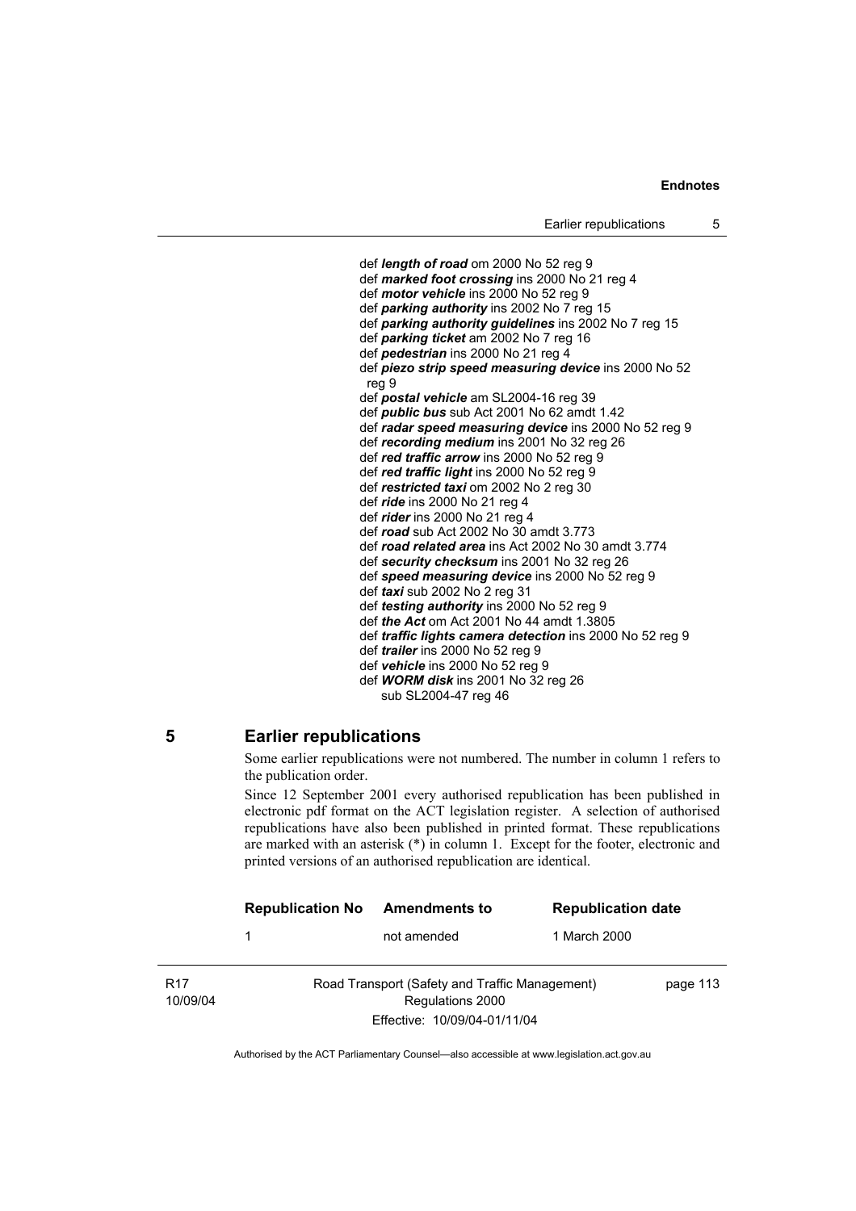def ***length of road*** om 2000 No 52 reg 9
def ***marked foot crossing*** ins 2000 No 21 reg 4
def ***motor vehicle*** ins 2000 No 52 reg 9
def ***parking authority*** ins 2002 No 7 reg 15
def ***parking authority guidelines*** ins 2002 No 7 reg 15
def ***parking ticket*** am 2002 No 7 reg 16
def ***pedestrian*** ins 2000 No 21 reg 4
def ***piezo strip speed measuring device*** ins 2000 No 52 reg 9
def ***postal vehicle*** am SL2004-16 reg 39
def ***public bus*** sub Act 2001 No 62 amdt 1.42
def ***radar speed measuring device*** ins 2000 No 52 reg 9
def ***recording medium*** ins 2001 No 32 reg 26
def ***red traffic arrow*** ins 2000 No 52 reg 9
def ***red traffic light*** ins 2000 No 52 reg 9
def ***restricted taxi*** om 2002 No 2 reg 30
def ***ride*** ins 2000 No 21 reg 4
def ***rider*** ins 2000 No 21 reg 4
def ***road*** sub Act 2002 No 30 amdt 3.773
def ***road related area*** ins Act 2002 No 30 amdt 3.774
def ***security checksum*** ins 2001 No 32 reg 26
def ***speed measuring device*** ins 2000 No 52 reg 9
def ***taxi*** sub 2002 No 2 reg 31
def ***testing authority*** ins 2000 No 52 reg 9
def ***the Act*** om Act 2001 No 44 amdt 1.3805
def ***traffic lights camera detection*** ins 2000 No 52 reg 9
def ***trailer*** ins 2000 No 52 reg 9
def ***vehicle*** ins 2000 No 52 reg 9
def ***WORM disk*** ins 2001 No 32 reg 26
sub SL2004-47 reg 46

## 5 Earlier republications

Some earlier republications were not numbered. The number in column 1 refers to the publication order.

Since 12 September 2001 every authorised republication has been published in electronic pdf format on the ACT legislation register. A selection of authorised republications have also been published in printed format. These republications are marked with an asterisk (*) in column 1. Except for the footer, electronic and printed versions of an authorised republication are identical.

| Republication No | Amendments to | Republication date |
|---|---|---|
| 1 | not amended | 1 March 2000 |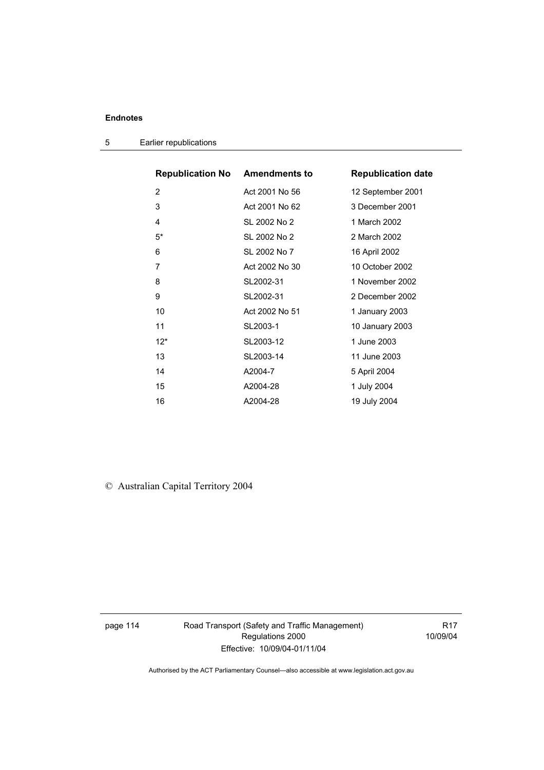## 5 Earlier republications

| Republication No | Amendments to | Republication date |
|---|---|---|
| 2 | Act 2001 No 56 | 12 September 2001 |
| 3 | Act 2001 No 62 | 3 December 2001 |
| 4 | SL 2002 No 2 | 1 March 2002 |
| 5* | SL 2002 No 2 | 2 March 2002 |
| 6 | SL 2002 No 7 | 16 April 2002 |
| 7 | Act 2002 No 30 | 10 October 2002 |
| 8 | SL2002-31 | 1 November 2002 |
| 9 | SL2002-31 | 2 December 2002 |
| 10 | Act 2002 No 51 | 1 January 2003 |
| 11 | SL2003-1 | 10 January 2003 |
| 12* | SL2003-12 | 1 June 2003 |
| 13 | SL2003-14 | 11 June 2003 |
| 14 | A2004-7 | 5 April 2004 |
| 15 | A2004-28 | 1 July 2004 |
| 16 | A2004-28 | 19 July 2004 |

© Australian Capital Territory 2004